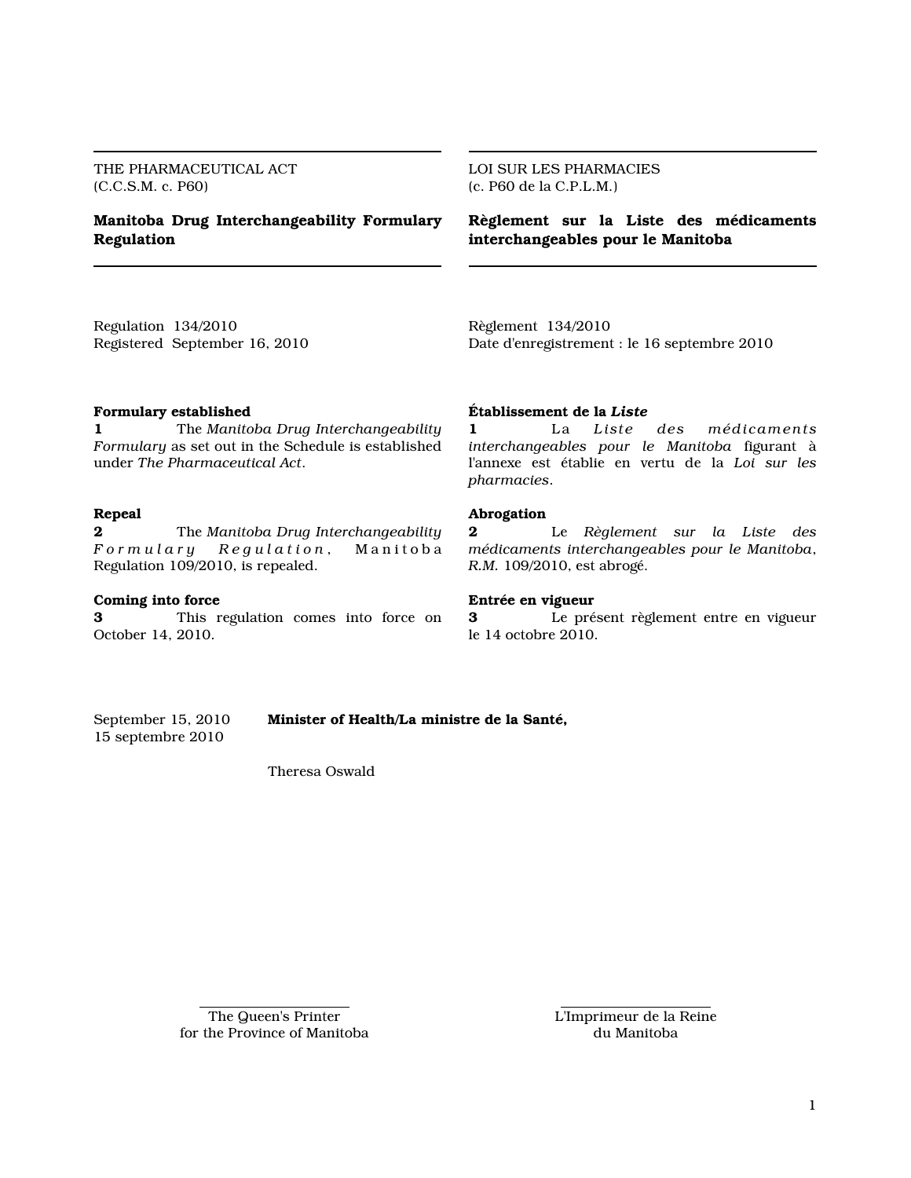THE PHARMACEUTICAL ACT
(C.C.S.M. c. P60)

# Manitoba Drug Interchangeability Formulary Regulation

Regulation 134/2010
Registered September 16, 2010

**Formulary established**

**1** The *Manitoba Drug Interchangeability Formulary* as set out in the Schedule is established under *The Pharmaceutical Act*.

**Repeal**

**2** The *Manitoba Drug Interchangeability Formulary Regulation*, Manitoba Regulation 109/2010, is repealed.

**Coming into force**

**3** This regulation comes into force on October 14, 2010.

LOI SUR LES PHARMACIES
(c. P60 de la C.P.L.M.)

# Règlement sur la Liste des médicaments interchangeables pour le Manitoba

Règlement 134/2010
Date d'enregistrement : le 16 septembre 2010

**Établissement de la *Liste***

**1** La *Liste des médicaments interchangeables pour le Manitoba* figurant à l'annexe est établie en vertu de la *Loi sur les pharmacies*.

**Abrogation**

**2** Le *Règlement sur la Liste des médicaments interchangeables pour le Manitoba*, *R.M.* 109/2010, est abrogé.

**Entrée en vigueur**

**3** Le présent règlement entre en vigueur le 14 octobre 2010.

September 15, 2010
15 septembre 2010

**Minister of Health/La ministre de la Santé,**

Theresa Oswald

The Queen's Printer
for the Province of Manitoba

L'Imprimeur de la Reine
du Manitoba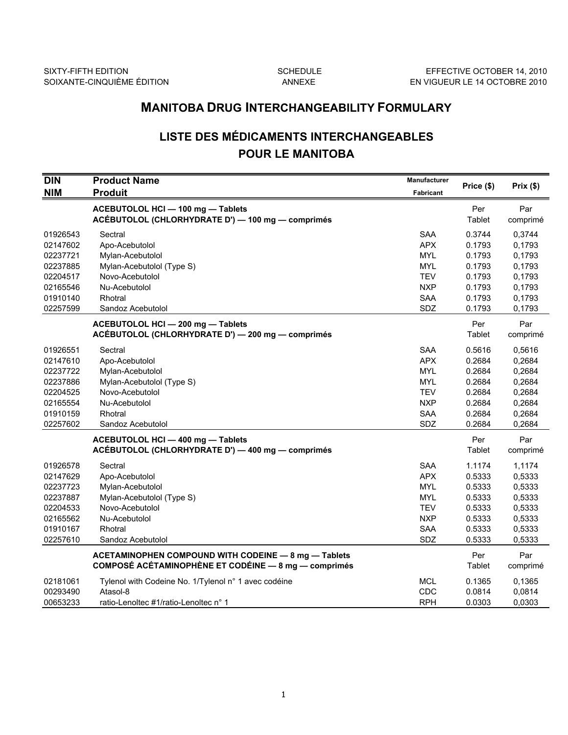SIXTY-FIFTH EDITION
SOIXANTE-CINQUIÈME ÉDITION

SCHEDULE
ANNEXE

EFFECTIVE OCTOBER 14, 2010
EN VIGUEUR LE 14 OCTOBRE 2010

# MANITOBA DRUG INTERCHANGEABILITY FORMULARY

## LISTE DES MÉDICAMENTS INTERCHANGEABLES POUR LE MANITOBA

| DIN<br>NIM | Product Name<br>Produit | Manufacturer<br>Fabricant | Price ($) | Prix ($) |
|---|---|---|---|---|
| | **ACEBUTOLOL HCl — 100 mg — Tablets**<br>**ACÉBUTOLOL (CHLORHYDRATE D') — 100 mg — comprimés** | | Per Tablet | Par comprimé |
| 01926543 | Sectral | SAA | 0.3744 | 0,3744 |
| 02147602 | Apo-Acebutolol | APX | 0.1793 | 0,1793 |
| 02237721 | Mylan-Acebutolol | MYL | 0.1793 | 0,1793 |
| 02237885 | Mylan-Acebutolol (Type S) | MYL | 0.1793 | 0,1793 |
| 02204517 | Novo-Acebutolol | TEV | 0.1793 | 0,1793 |
| 02165546 | Nu-Acebutolol | NXP | 0.1793 | 0,1793 |
| 01910140 | Rhotral | SAA | 0.1793 | 0,1793 |
| 02257599 | Sandoz Acebutolol | SDZ | 0.1793 | 0,1793 |
| | **ACEBUTOLOL HCl — 200 mg — Tablets**<br>**ACÉBUTOLOL (CHLORHYDRATE D') — 200 mg — comprimés** | | Per Tablet | Par comprimé |
| 01926551 | Sectral | SAA | 0.5616 | 0,5616 |
| 02147610 | Apo-Acebutolol | APX | 0.2684 | 0,2684 |
| 02237722 | Mylan-Acebutolol | MYL | 0.2684 | 0,2684 |
| 02237886 | Mylan-Acebutolol (Type S) | MYL | 0.2684 | 0,2684 |
| 02204525 | Novo-Acebutolol | TEV | 0.2684 | 0,2684 |
| 02165554 | Nu-Acebutolol | NXP | 0.2684 | 0,2684 |
| 01910159 | Rhotral | SAA | 0.2684 | 0,2684 |
| 02257602 | Sandoz Acebutolol | SDZ | 0.2684 | 0,2684 |
| | **ACEBUTOLOL HCl — 400 mg — Tablets**<br>**ACÉBUTOLOL (CHLORHYDRATE D') — 400 mg — comprimés** | | Per Tablet | Par comprimé |
| 01926578 | Sectral | SAA | 1.1174 | 1,1174 |
| 02147629 | Apo-Acebutolol | APX | 0.5333 | 0,5333 |
| 02237723 | Mylan-Acebutolol | MYL | 0.5333 | 0,5333 |
| 02237887 | Mylan-Acebutolol (Type S) | MYL | 0.5333 | 0,5333 |
| 02204533 | Novo-Acebutolol | TEV | 0.5333 | 0,5333 |
| 02165562 | Nu-Acebutolol | NXP | 0.5333 | 0,5333 |
| 01910167 | Rhotral | SAA | 0.5333 | 0,5333 |
| 02257610 | Sandoz Acebutolol | SDZ | 0.5333 | 0,5333 |
| | **ACETAMINOPHEN COMPOUND WITH CODEINE — 8 mg — Tablets**<br>**COMPOSÉ ACÉTAMINOPHÈNE ET CODÉINE — 8 mg — comprimés** | | Per Tablet | Par comprimé |
| 02181061 | Tylenol with Codeine No. 1/Tylenol n° 1 avec codéine | MCL | 0.1365 | 0,1365 |
| 00293490 | Atasol-8 | CDC | 0.0814 | 0,0814 |
| 00653233 | ratio-Lenoltec #1/ratio-Lenoltec n° 1 | RPH | 0.0303 | 0,0303 |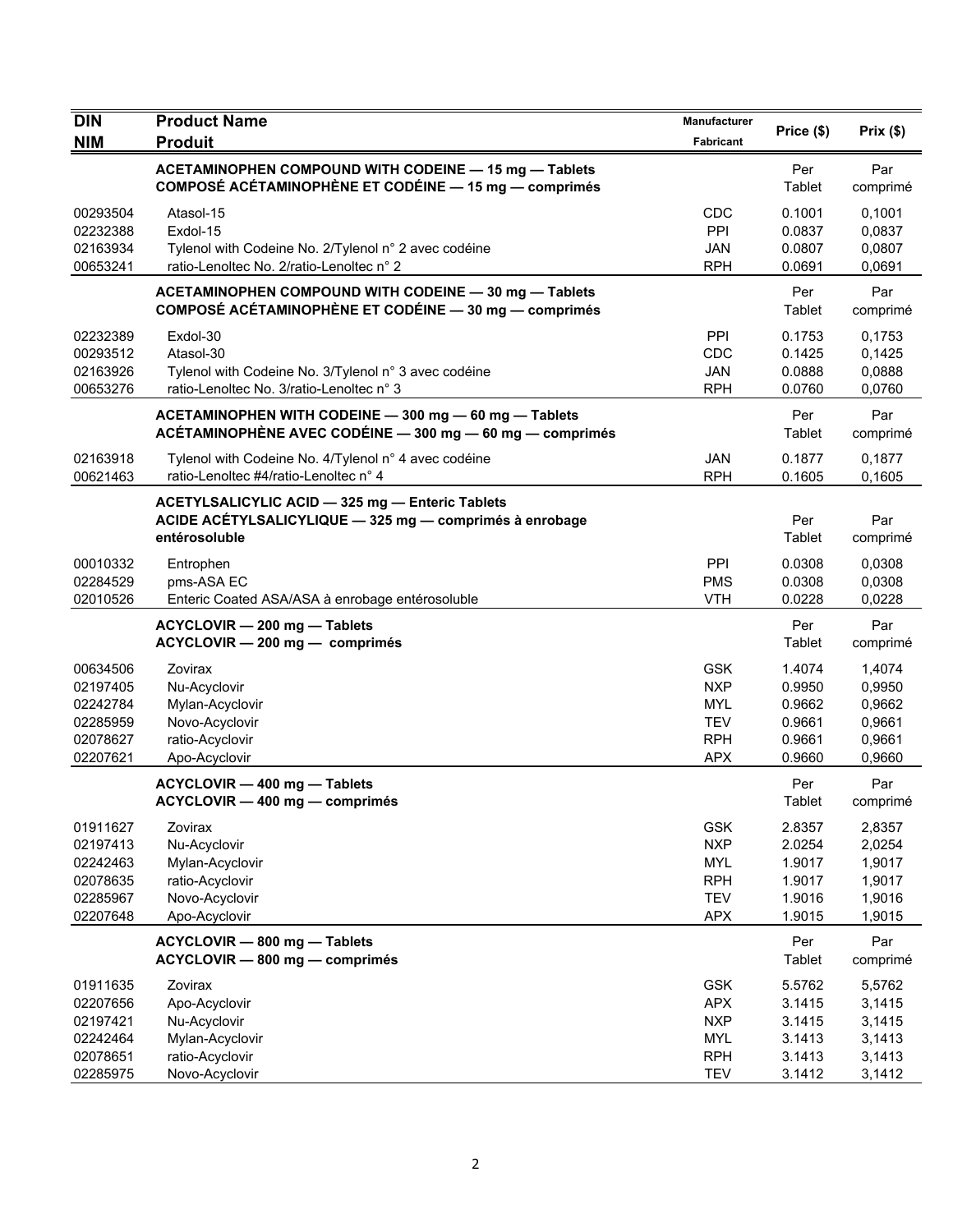| DIN<br>NIM | Product Name<br>Produit | Manufacturer<br>Fabricant | Price ($) | Prix ($) |
|---|---|---|---|---|
| | **ACETAMINOPHEN COMPOUND WITH CODEINE — 15 mg — Tablets**<br>**COMPOSÉ ACÉTAMINOPHÈNE ET CODÉINE — 15 mg — comprimés** | | Per Tablet | Par comprimé |
| 00293504 | Atasol-15 | CDC | 0.1001 | 0,1001 |
| 02232388 | Exdol-15 | PPI | 0.0837 | 0,0837 |
| 02163934 | Tylenol with Codeine No. 2/Tylenol n° 2 avec codéine | JAN | 0.0807 | 0,0807 |
| 00653241 | ratio-Lenoltec No. 2/ratio-Lenoltec n° 2 | RPH | 0.0691 | 0,0691 |
| | **ACETAMINOPHEN COMPOUND WITH CODEINE — 30 mg — Tablets**<br>**COMPOSÉ ACÉTAMINOPHÈNE ET CODÉINE — 30 mg — comprimés** | | Per Tablet | Par comprimé |
| 02232389 | Exdol-30 | PPI | 0.1753 | 0,1753 |
| 00293512 | Atasol-30 | CDC | 0.1425 | 0,1425 |
| 02163926 | Tylenol with Codeine No. 3/Tylenol n° 3 avec codéine | JAN | 0.0888 | 0,0888 |
| 00653276 | ratio-Lenoltec No. 3/ratio-Lenoltec n° 3 | RPH | 0.0760 | 0,0760 |
| | **ACETAMINOPHEN WITH CODEINE — 300 mg — 60 mg — Tablets**<br>**ACÉTAMINOPHÈNE AVEC CODÉINE — 300 mg — 60 mg — comprimés** | | Per Tablet | Par comprimé |
| 02163918 | Tylenol with Codeine No. 4/Tylenol n° 4 avec codéine | JAN | 0.1877 | 0,1877 |
| 00621463 | ratio-Lenoltec #4/ratio-Lenoltec n° 4 | RPH | 0.1605 | 0,1605 |
| | **ACETYLSALICYLIC ACID — 325 mg — Enteric Tablets**<br>**ACIDE ACÉTYLSALICYLIQUE — 325 mg — comprimés à enrobage entérosoluble** | | Per Tablet | Par comprimé |
| 00010332 | Entrophen | PPI | 0.0308 | 0,0308 |
| 02284529 | pms-ASA EC | PMS | 0.0308 | 0,0308 |
| 02010526 | Enteric Coated ASA/ASA à enrobage entérosoluble | VTH | 0.0228 | 0,0228 |
| | **ACYCLOVIR — 200 mg — Tablets**<br>**ACYCLOVIR — 200 mg — comprimés** | | Per Tablet | Par comprimé |
| 00634506 | Zovirax | GSK | 1.4074 | 1,4074 |
| 02197405 | Nu-Acyclovir | NXP | 0.9950 | 0,9950 |
| 02242784 | Mylan-Acyclovir | MYL | 0.9662 | 0,9662 |
| 02285959 | Novo-Acyclovir | TEV | 0.9661 | 0,9661 |
| 02078627 | ratio-Acyclovir | RPH | 0.9661 | 0,9661 |
| 02207621 | Apo-Acyclovir | APX | 0.9660 | 0,9660 |
| | **ACYCLOVIR — 400 mg — Tablets**<br>**ACYCLOVIR — 400 mg — comprimés** | | Per Tablet | Par comprimé |
| 01911627 | Zovirax | GSK | 2.8357 | 2,8357 |
| 02197413 | Nu-Acyclovir | NXP | 2.0254 | 2,0254 |
| 02242463 | Mylan-Acyclovir | MYL | 1.9017 | 1,9017 |
| 02078635 | ratio-Acyclovir | RPH | 1.9017 | 1,9017 |
| 02285967 | Novo-Acyclovir | TEV | 1.9016 | 1,9016 |
| 02207648 | Apo-Acyclovir | APX | 1.9015 | 1,9015 |
| | **ACYCLOVIR — 800 mg — Tablets**<br>**ACYCLOVIR — 800 mg — comprimés** | | Per Tablet | Par comprimé |
| 01911635 | Zovirax | GSK | 5.5762 | 5,5762 |
| 02207656 | Apo-Acyclovir | APX | 3.1415 | 3,1415 |
| 02197421 | Nu-Acyclovir | NXP | 3.1415 | 3,1415 |
| 02242464 | Mylan-Acyclovir | MYL | 3.1413 | 3,1413 |
| 02078651 | ratio-Acyclovir | RPH | 3.1413 | 3,1413 |
| 02285975 | Novo-Acyclovir | TEV | 3.1412 | 3,1412 |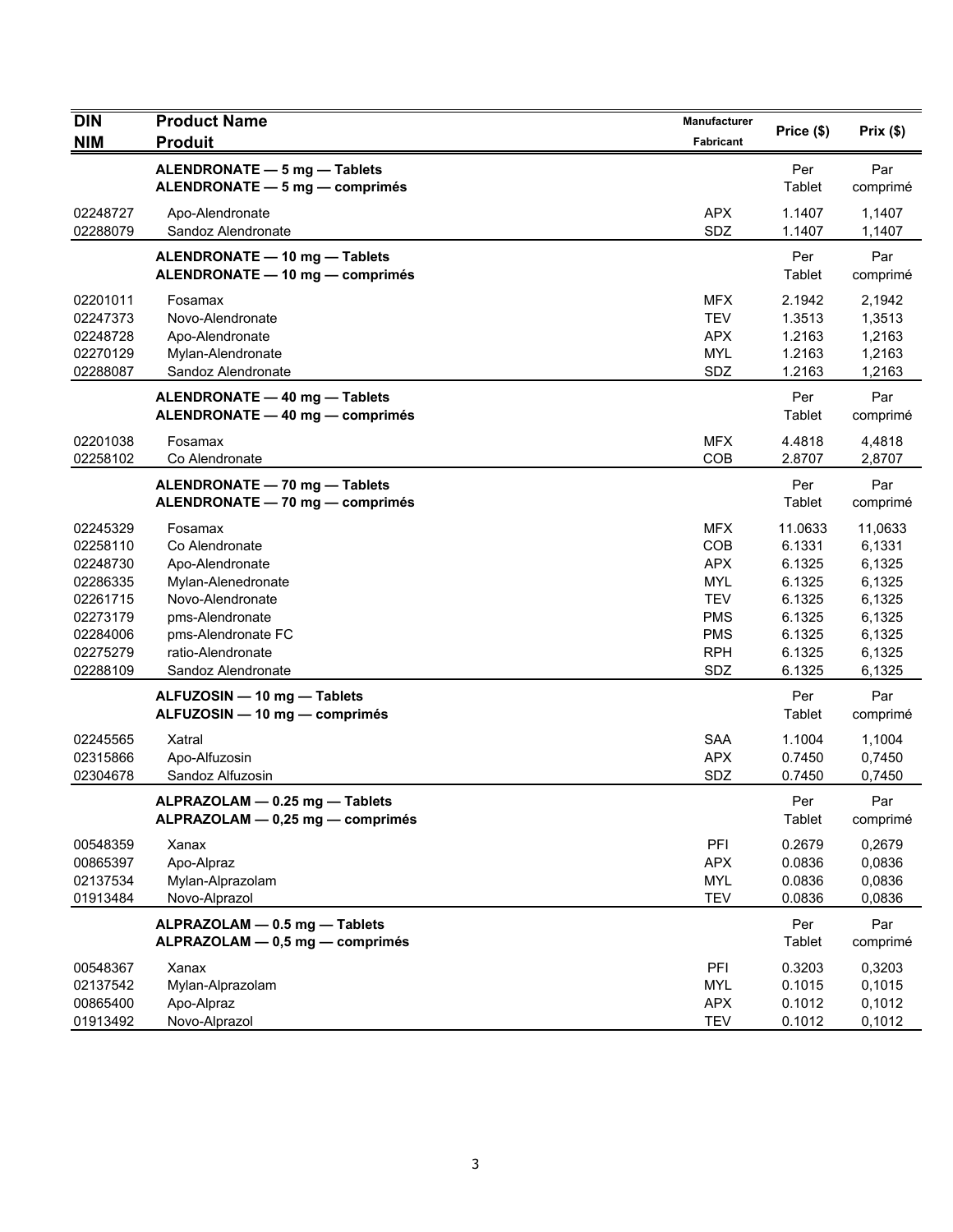| DIN<br>NIM | Product Name<br>Produit | Manufacturer<br>Fabricant | Price ($) | Prix ($) |
|---|---|---|---|---|
| | **ALENDRONATE — 5 mg — Tablets**<br>**ALENDRONATE — 5 mg — comprimés** | | Per Tablet | Par comprimé |
| 02248727 | Apo-Alendronate | APX | 1.1407 | 1,1407 |
| 02288079 | Sandoz Alendronate | SDZ | 1.1407 | 1,1407 |
| | **ALENDRONATE — 10 mg — Tablets**<br>**ALENDRONATE — 10 mg — comprimés** | | Per Tablet | Par comprimé |
| 02201011 | Fosamax | MFX | 2.1942 | 2,1942 |
| 02247373 | Novo-Alendronate | TEV | 1.3513 | 1,3513 |
| 02248728 | Apo-Alendronate | APX | 1.2163 | 1,2163 |
| 02270129 | Mylan-Alendronate | MYL | 1.2163 | 1,2163 |
| 02288087 | Sandoz Alendronate | SDZ | 1.2163 | 1,2163 |
| | **ALENDRONATE — 40 mg — Tablets**<br>**ALENDRONATE — 40 mg — comprimés** | | Per Tablet | Par comprimé |
| 02201038 | Fosamax | MFX | 4.4818 | 4,4818 |
| 02258102 | Co Alendronate | COB | 2.8707 | 2,8707 |
| | **ALENDRONATE — 70 mg — Tablets**<br>**ALENDRONATE — 70 mg — comprimés** | | Per Tablet | Par comprimé |
| 02245329 | Fosamax | MFX | 11.0633 | 11,0633 |
| 02258110 | Co Alendronate | COB | 6.1331 | 6,1331 |
| 02248730 | Apo-Alendronate | APX | 6.1325 | 6,1325 |
| 02286335 | Mylan-Alenedronate | MYL | 6.1325 | 6,1325 |
| 02261715 | Novo-Alendronate | TEV | 6.1325 | 6,1325 |
| 02273179 | pms-Alendronate | PMS | 6.1325 | 6,1325 |
| 02284006 | pms-Alendronate FC | PMS | 6.1325 | 6,1325 |
| 02275279 | ratio-Alendronate | RPH | 6.1325 | 6,1325 |
| 02288109 | Sandoz Alendronate | SDZ | 6.1325 | 6,1325 |
| | **ALFUZOSIN — 10 mg — Tablets**<br>**ALFUZOSIN — 10 mg — comprimés** | | Per Tablet | Par comprimé |
| 02245565 | Xatral | SAA | 1.1004 | 1,1004 |
| 02315866 | Apo-Alfuzosin | APX | 0.7450 | 0,7450 |
| 02304678 | Sandoz Alfuzosin | SDZ | 0.7450 | 0,7450 |
| | **ALPRAZOLAM — 0.25 mg — Tablets**<br>**ALPRAZOLAM — 0,25 mg — comprimés** | | Per Tablet | Par comprimé |
| 00548359 | Xanax | PFI | 0.2679 | 0,2679 |
| 00865397 | Apo-Alpraz | APX | 0.0836 | 0,0836 |
| 02137534 | Mylan-Alprazolam | MYL | 0.0836 | 0,0836 |
| 01913484 | Novo-Alprazol | TEV | 0.0836 | 0,0836 |
| | **ALPRAZOLAM — 0.5 mg — Tablets**<br>**ALPRAZOLAM — 0,5 mg — comprimés** | | Per Tablet | Par comprimé |
| 00548367 | Xanax | PFI | 0.3203 | 0,3203 |
| 02137542 | Mylan-Alprazolam | MYL | 0.1015 | 0,1015 |
| 00865400 | Apo-Alpraz | APX | 0.1012 | 0,1012 |
| 01913492 | Novo-Alprazol | TEV | 0.1012 | 0,1012 |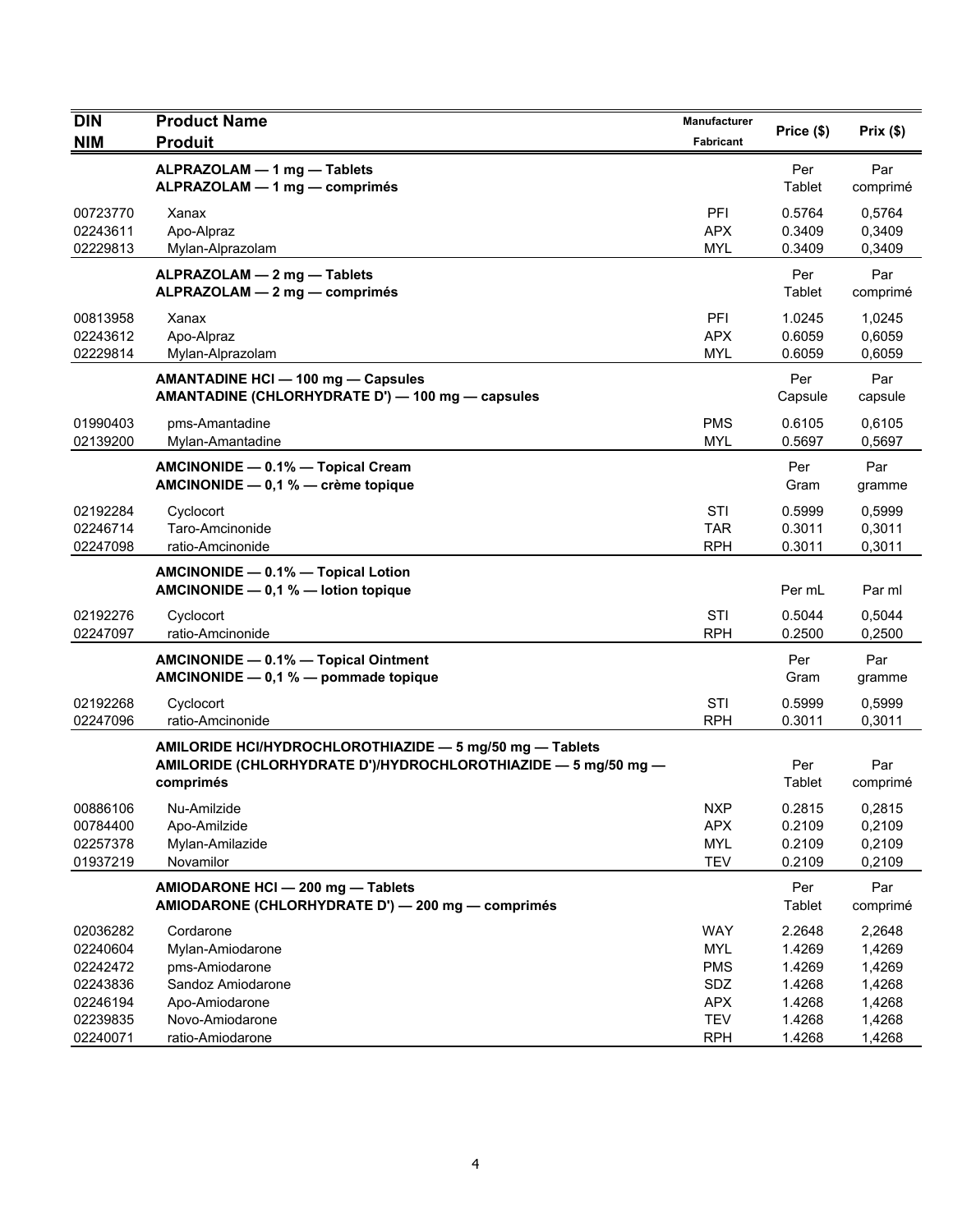| DIN<br>NIM | Product Name<br>Produit | Manufacturer<br>Fabricant | Price ($) | Prix ($) |
|---|---|---|---|---|
| | **ALPRAZOLAM — 1 mg — Tablets**<br>**ALPRAZOLAM — 1 mg — comprimés** | | Per Tablet | Par comprimé |
| 00723770 | Xanax | PFI | 0.5764 | 0,5764 |
| 02243611 | Apo-Alpraz | APX | 0.3409 | 0,3409 |
| 02229813 | Mylan-Alprazolam | MYL | 0.3409 | 0,3409 |
| | **ALPRAZOLAM — 2 mg — Tablets**<br>**ALPRAZOLAM — 2 mg — comprimés** | | Per Tablet | Par comprimé |
| 00813958 | Xanax | PFI | 1.0245 | 1,0245 |
| 02243612 | Apo-Alpraz | APX | 0.6059 | 0,6059 |
| 02229814 | Mylan-Alprazolam | MYL | 0.6059 | 0,6059 |
| | **AMANTADINE HCl — 100 mg — Capsules**<br>**AMANTADINE (CHLORHYDRATE D') — 100 mg — capsules** | | Per Capsule | Par capsule |
| 01990403 | pms-Amantadine | PMS | 0.6105 | 0,6105 |
| 02139200 | Mylan-Amantadine | MYL | 0.5697 | 0,5697 |
| | **AMCINONIDE — 0.1% — Topical Cream**<br>**AMCINONIDE — 0,1 % — crème topique** | | Per Gram | Par gramme |
| 02192284 | Cyclocort | STI | 0.5999 | 0,5999 |
| 02246714 | Taro-Amcinonide | TAR | 0.3011 | 0,3011 |
| 02247098 | ratio-Amcinonide | RPH | 0.3011 | 0,3011 |
| | **AMCINONIDE — 0.1% — Topical Lotion**<br>**AMCINONIDE — 0,1 % — lotion topique** | | Per mL | Par ml |
| 02192276 | Cyclocort | STI | 0.5044 | 0,5044 |
| 02247097 | ratio-Amcinonide | RPH | 0.2500 | 0,2500 |
| | **AMCINONIDE — 0.1% — Topical Ointment**<br>**AMCINONIDE — 0,1 % — pommade topique** | | Per Gram | Par gramme |
| 02192268 | Cyclocort | STI | 0.5999 | 0,5999 |
| 02247096 | ratio-Amcinonide | RPH | 0.3011 | 0,3011 |
| | **AMILORIDE HCl/HYDROCHLOROTHIAZIDE — 5 mg/50 mg — Tablets**<br>**AMILORIDE (CHLORHYDRATE D')/HYDROCHLOROTHIAZIDE — 5 mg/50 mg — comprimés** | | Per Tablet | Par comprimé |
| 00886106 | Nu-Amilzide | NXP | 0.2815 | 0,2815 |
| 00784400 | Apo-Amilzide | APX | 0.2109 | 0,2109 |
| 02257378 | Mylan-Amilazide | MYL | 0.2109 | 0,2109 |
| 01937219 | Novamilor | TEV | 0.2109 | 0,2109 |
| | **AMIODARONE HCl — 200 mg — Tablets**<br>**AMIODARONE (CHLORHYDRATE D') — 200 mg — comprimés** | | Per Tablet | Par comprimé |
| 02036282 | Cordarone | WAY | 2.2648 | 2,2648 |
| 02240604 | Mylan-Amiodarone | MYL | 1.4269 | 1,4269 |
| 02242472 | pms-Amiodarone | PMS | 1.4269 | 1,4269 |
| 02243836 | Sandoz Amiodarone | SDZ | 1.4268 | 1,4268 |
| 02246194 | Apo-Amiodarone | APX | 1.4268 | 1,4268 |
| 02239835 | Novo-Amiodarone | TEV | 1.4268 | 1,4268 |
| 02240071 | ratio-Amiodarone | RPH | 1.4268 | 1,4268 |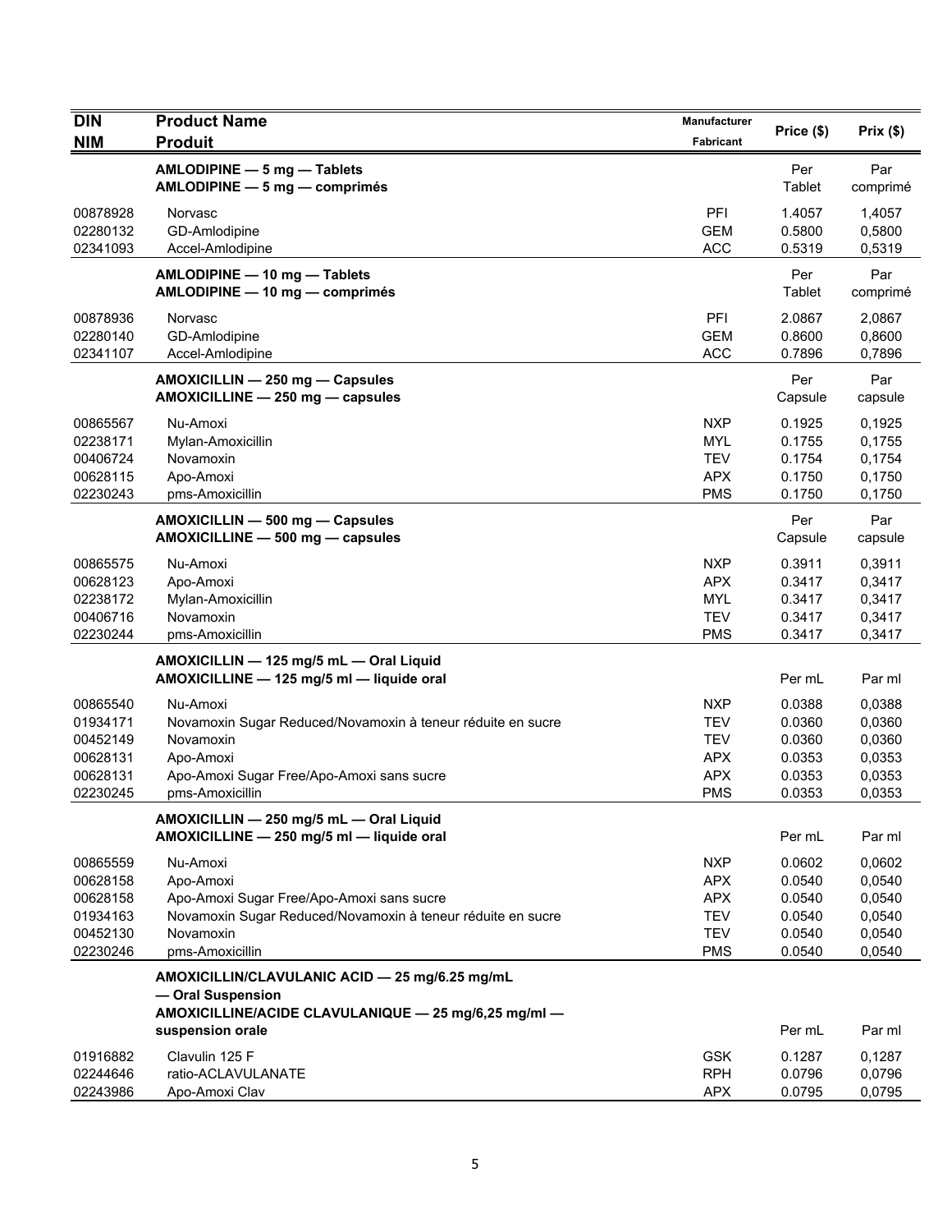| DIN<br>NIM | Product Name<br>Produit | Manufacturer<br>Fabricant | Price ($) | Prix ($) |
|---|---|---|---|---|
| | **AMLODIPINE — 5 mg — Tablets**<br>**AMLODIPINE — 5 mg — comprimés** | | Per Tablet | Par comprimé |
| 00878928 | Norvasc | PFI | 1.4057 | 1,4057 |
| 02280132 | GD-Amlodipine | GEM | 0.5800 | 0,5800 |
| 02341093 | Accel-Amlodipine | ACC | 0.5319 | 0,5319 |
| | **AMLODIPINE — 10 mg — Tablets**<br>**AMLODIPINE — 10 mg — comprimés** | | Per Tablet | Par comprimé |
| 00878936 | Norvasc | PFI | 2.0867 | 2,0867 |
| 02280140 | GD-Amlodipine | GEM | 0.8600 | 0,8600 |
| 02341107 | Accel-Amlodipine | ACC | 0.7896 | 0,7896 |
| | **AMOXICILLIN — 250 mg — Capsules**<br>**AMOXICILLINE — 250 mg — capsules** | | Per Capsule | Par capsule |
| 00865567 | Nu-Amoxi | NXP | 0.1925 | 0,1925 |
| 02238171 | Mylan-Amoxicillin | MYL | 0.1755 | 0,1755 |
| 00406724 | Novamoxin | TEV | 0.1754 | 0,1754 |
| 00628115 | Apo-Amoxi | APX | 0.1750 | 0,1750 |
| 02230243 | pms-Amoxicillin | PMS | 0.1750 | 0,1750 |
| | **AMOXICILLIN — 500 mg — Capsules**<br>**AMOXICILLINE — 500 mg — capsules** | | Per Capsule | Par capsule |
| 00865575 | Nu-Amoxi | NXP | 0.3911 | 0,3911 |
| 00628123 | Apo-Amoxi | APX | 0.3417 | 0,3417 |
| 02238172 | Mylan-Amoxicillin | MYL | 0.3417 | 0,3417 |
| 00406716 | Novamoxin | TEV | 0.3417 | 0,3417 |
| 02230244 | pms-Amoxicillin | PMS | 0.3417 | 0,3417 |
| | **AMOXICILLIN — 125 mg/5 mL — Oral Liquid**<br>**AMOXICILLINE — 125 mg/5 ml — liquide oral** | | Per mL | Par ml |
| 00865540 | Nu-Amoxi | NXP | 0.0388 | 0,0388 |
| 01934171 | Novamoxin Sugar Reduced/Novamoxin à teneur réduite en sucre | TEV | 0.0360 | 0,0360 |
| 00452149 | Novamoxin | TEV | 0.0360 | 0,0360 |
| 00628131 | Apo-Amoxi | APX | 0.0353 | 0,0353 |
| 00628131 | Apo-Amoxi Sugar Free/Apo-Amoxi sans sucre | APX | 0.0353 | 0,0353 |
| 02230245 | pms-Amoxicillin | PMS | 0.0353 | 0,0353 |
| | **AMOXICILLIN — 250 mg/5 mL — Oral Liquid**<br>**AMOXICILLINE — 250 mg/5 ml — liquide oral** | | Per mL | Par ml |
| 00865559 | Nu-Amoxi | NXP | 0.0602 | 0,0602 |
| 00628158 | Apo-Amoxi | APX | 0.0540 | 0,0540 |
| 00628158 | Apo-Amoxi Sugar Free/Apo-Amoxi sans sucre | APX | 0.0540 | 0,0540 |
| 01934163 | Novamoxin Sugar Reduced/Novamoxin à teneur réduite en sucre | TEV | 0.0540 | 0,0540 |
| 00452130 | Novamoxin | TEV | 0.0540 | 0,0540 |
| 02230246 | pms-Amoxicillin | PMS | 0.0540 | 0,0540 |
| | **AMOXICILLIN/CLAVULANIC ACID — 25 mg/6.25 mg/mL — Oral Suspension**<br>**AMOXICILLINE/ACIDE CLAVULANIQUE — 25 mg/6,25 mg/ml — suspension orale** | | Per mL | Par ml |
| 01916882 | Clavulin 125 F | GSK | 0.1287 | 0,1287 |
| 02244646 | ratio-ACLAVULANATE | RPH | 0.0796 | 0,0796 |
| 02243986 | Apo-Amoxi Clav | APX | 0.0795 | 0,0795 |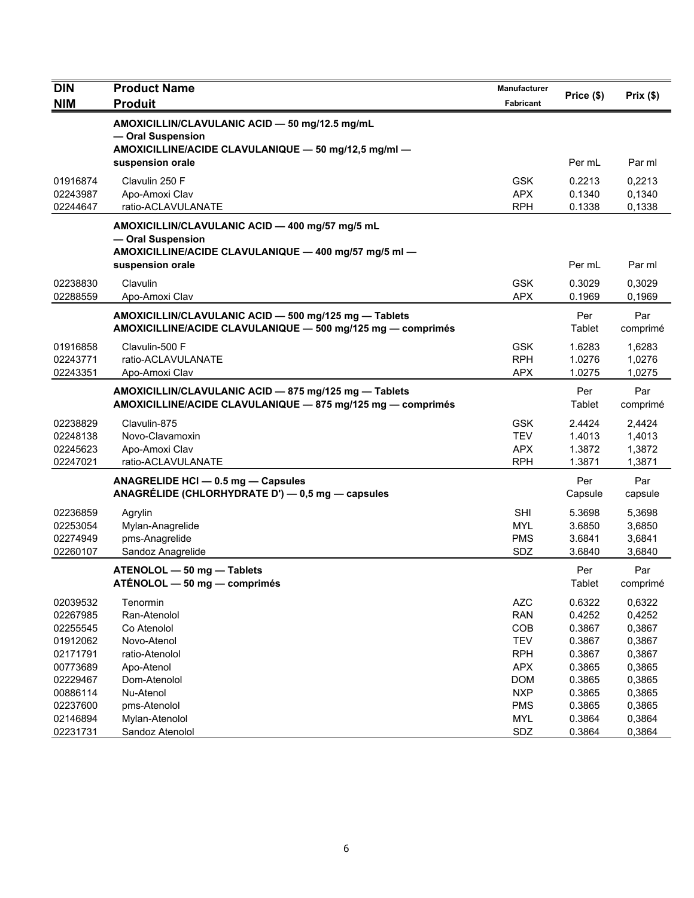| DIN<br>NIM | Product Name<br>Produit | Manufacturer<br>Fabricant | Price ($) | Prix ($) |
|---|---|---|---|---|
| | **AMOXICILLIN/CLAVULANIC ACID — 50 mg/12.5 mg/mL — Oral Suspension**<br>**AMOXICILLINE/ACIDE CLAVULANIQUE — 50 mg/12,5 mg/ml — suspension orale** | | Per mL | Par ml |
| 01916874 | Clavulin 250 F | GSK | 0.2213 | 0,2213 |
| 02243987 | Apo-Amoxi Clav | APX | 0.1340 | 0,1340 |
| 02244647 | ratio-ACLAVULANATE | RPH | 0.1338 | 0,1338 |
| | **AMOXICILLIN/CLAVULANIC ACID — 400 mg/57 mg/5 mL — Oral Suspension**<br>**AMOXICILLINE/ACIDE CLAVULANIQUE — 400 mg/57 mg/5 ml — suspension orale** | | Per mL | Par ml |
| 02238830 | Clavulin | GSK | 0.3029 | 0,3029 |
| 02288559 | Apo-Amoxi Clav | APX | 0.1969 | 0,1969 |
| | **AMOXICILLIN/CLAVULANIC ACID — 500 mg/125 mg — Tablets**<br>**AMOXICILLINE/ACIDE CLAVULANIQUE — 500 mg/125 mg — comprimés** | | Per Tablet | Par comprimé |
| 01916858 | Clavulin-500 F | GSK | 1.6283 | 1,6283 |
| 02243771 | ratio-ACLAVULANATE | RPH | 1.0276 | 1,0276 |
| 02243351 | Apo-Amoxi Clav | APX | 1.0275 | 1,0275 |
| | **AMOXICILLIN/CLAVULANIC ACID — 875 mg/125 mg — Tablets**<br>**AMOXICILLINE/ACIDE CLAVULANIQUE — 875 mg/125 mg — comprimés** | | Per Tablet | Par comprimé |
| 02238829 | Clavulin-875 | GSK | 2.4424 | 2,4424 |
| 02248138 | Novo-Clavamoxin | TEV | 1.4013 | 1,4013 |
| 02245623 | Apo-Amoxi Clav | APX | 1.3872 | 1,3872 |
| 02247021 | ratio-ACLAVULANATE | RPH | 1.3871 | 1,3871 |
| | **ANAGRELIDE HCl — 0.5 mg — Capsules**<br>**ANAGRÉLIDE (CHLORHYDRATE D') — 0,5 mg — capsules** | | Per Capsule | Par capsule |
| 02236859 | Agrylin | SHI | 5.3698 | 5,3698 |
| 02253054 | Mylan-Anagrelide | MYL | 3.6850 | 3,6850 |
| 02274949 | pms-Anagrelide | PMS | 3.6841 | 3,6841 |
| 02260107 | Sandoz Anagrelide | SDZ | 3.6840 | 3,6840 |
| | **ATENOLOL — 50 mg — Tablets**<br>**ATÉNOLOL — 50 mg — comprimés** | | Per Tablet | Par comprimé |
| 02039532 | Tenormin | AZC | 0.6322 | 0,6322 |
| 02267985 | Ran-Atenolol | RAN | 0.4252 | 0,4252 |
| 02255545 | Co Atenolol | COB | 0.3867 | 0,3867 |
| 01912062 | Novo-Atenol | TEV | 0.3867 | 0,3867 |
| 02171791 | ratio-Atenolol | RPH | 0.3867 | 0,3867 |
| 00773689 | Apo-Atenol | APX | 0.3865 | 0,3865 |
| 02229467 | Dom-Atenolol | DOM | 0.3865 | 0,3865 |
| 00886114 | Nu-Atenol | NXP | 0.3865 | 0,3865 |
| 02237600 | pms-Atenolol | PMS | 0.3865 | 0,3865 |
| 02146894 | Mylan-Atenolol | MYL | 0.3864 | 0,3864 |
| 02231731 | Sandoz Atenolol | SDZ | 0.3864 | 0,3864 |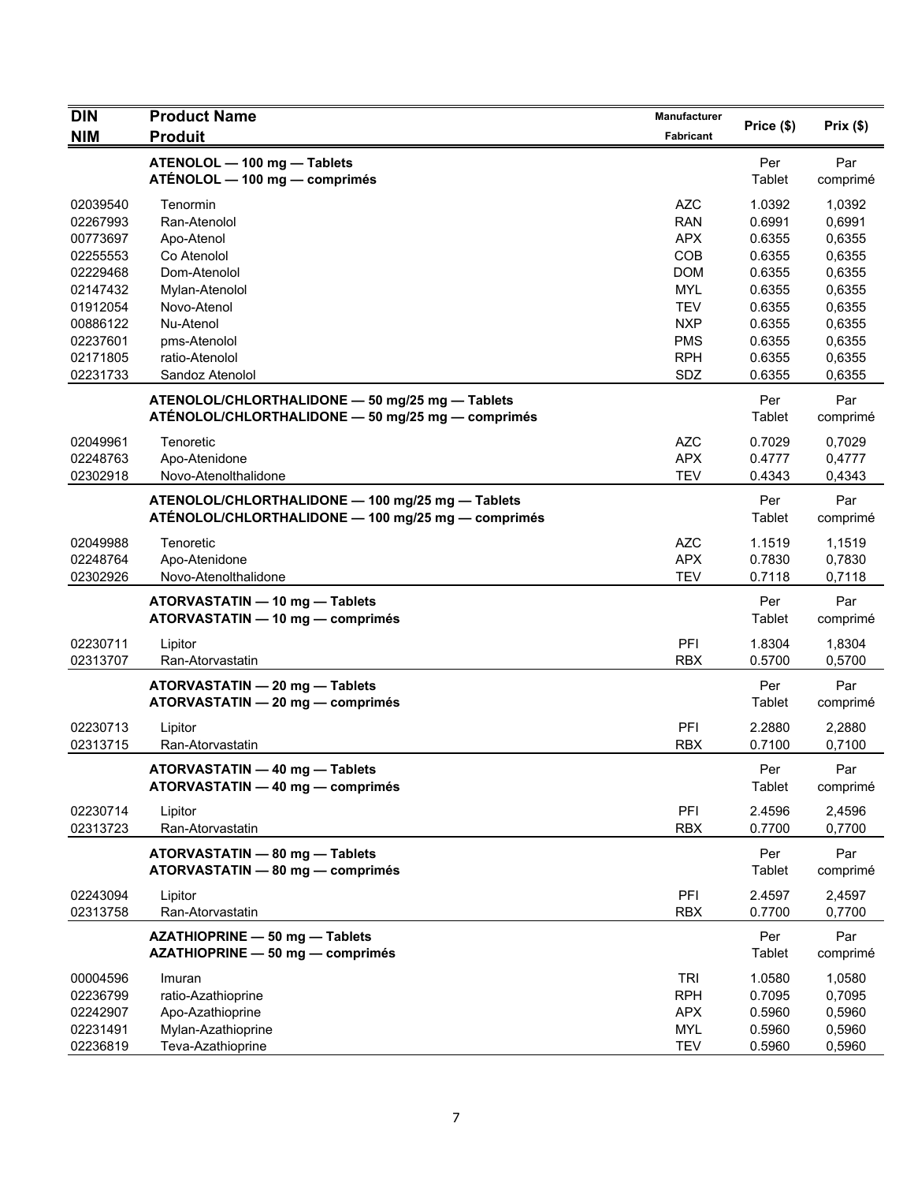| DIN<br>NIM | Product Name<br>Produit | Manufacturer<br>Fabricant | Price ($) | Prix ($) |
|---|---|---|---|---|
| | **ATENOLOL — 100 mg — Tablets**<br>**ATÉNOLOL — 100 mg — comprimés** | | Per Tablet | Par comprimé |
| 02039540 | Tenormin | AZC | 1.0392 | 1,0392 |
| 02267993 | Ran-Atenolol | RAN | 0.6991 | 0,6991 |
| 00773697 | Apo-Atenol | APX | 0.6355 | 0,6355 |
| 02255553 | Co Atenolol | COB | 0.6355 | 0,6355 |
| 02229468 | Dom-Atenolol | DOM | 0.6355 | 0,6355 |
| 02147432 | Mylan-Atenolol | MYL | 0.6355 | 0,6355 |
| 01912054 | Novo-Atenol | TEV | 0.6355 | 0,6355 |
| 00886122 | Nu-Atenol | NXP | 0.6355 | 0,6355 |
| 02237601 | pms-Atenolol | PMS | 0.6355 | 0,6355 |
| 02171805 | ratio-Atenolol | RPH | 0.6355 | 0,6355 |
| 02231733 | Sandoz Atenolol | SDZ | 0.6355 | 0,6355 |
| | **ATENOLOL/CHLORTHALIDONE — 50 mg/25 mg — Tablets**<br>**ATÉNOLOL/CHLORTHALIDONE — 50 mg/25 mg — comprimés** | | Per Tablet | Par comprimé |
| 02049961 | Tenoretic | AZC | 0.7029 | 0,7029 |
| 02248763 | Apo-Atenidone | APX | 0.4777 | 0,4777 |
| 02302918 | Novo-Atenolthalidone | TEV | 0.4343 | 0,4343 |
| | **ATENOLOL/CHLORTHALIDONE — 100 mg/25 mg — Tablets**<br>**ATÉNOLOL/CHLORTHALIDONE — 100 mg/25 mg — comprimés** | | Per Tablet | Par comprimé |
| 02049988 | Tenoretic | AZC | 1.1519 | 1,1519 |
| 02248764 | Apo-Atenidone | APX | 0.7830 | 0,7830 |
| 02302926 | Novo-Atenolthalidone | TEV | 0.7118 | 0,7118 |
| | **ATORVASTATIN — 10 mg — Tablets**<br>**ATORVASTATIN — 10 mg — comprimés** | | Per Tablet | Par comprimé |
| 02230711 | Lipitor | PFI | 1.8304 | 1,8304 |
| 02313707 | Ran-Atorvastatin | RBX | 0.5700 | 0,5700 |
| | **ATORVASTATIN — 20 mg — Tablets**<br>**ATORVASTATIN — 20 mg — comprimés** | | Per Tablet | Par comprimé |
| 02230713 | Lipitor | PFI | 2.2880 | 2,2880 |
| 02313715 | Ran-Atorvastatin | RBX | 0.7100 | 0,7100 |
| | **ATORVASTATIN — 40 mg — Tablets**<br>**ATORVASTATIN — 40 mg — comprimés** | | Per Tablet | Par comprimé |
| 02230714 | Lipitor | PFI | 2.4596 | 2,4596 |
| 02313723 | Ran-Atorvastatin | RBX | 0.7700 | 0,7700 |
| | **ATORVASTATIN — 80 mg — Tablets**<br>**ATORVASTATIN — 80 mg — comprimés** | | Per Tablet | Par comprimé |
| 02243094 | Lipitor | PFI | 2.4597 | 2,4597 |
| 02313758 | Ran-Atorvastatin | RBX | 0.7700 | 0,7700 |
| | **AZATHIOPRINE — 50 mg — Tablets**<br>**AZATHIOPRINE — 50 mg — comprimés** | | Per Tablet | Par comprimé |
| 00004596 | Imuran | TRI | 1.0580 | 1,0580 |
| 02236799 | ratio-Azathioprine | RPH | 0.7095 | 0,7095 |
| 02242907 | Apo-Azathioprine | APX | 0.5960 | 0,5960 |
| 02231491 | Mylan-Azathioprine | MYL | 0.5960 | 0,5960 |
| 02236819 | Teva-Azathioprine | TEV | 0.5960 | 0,5960 |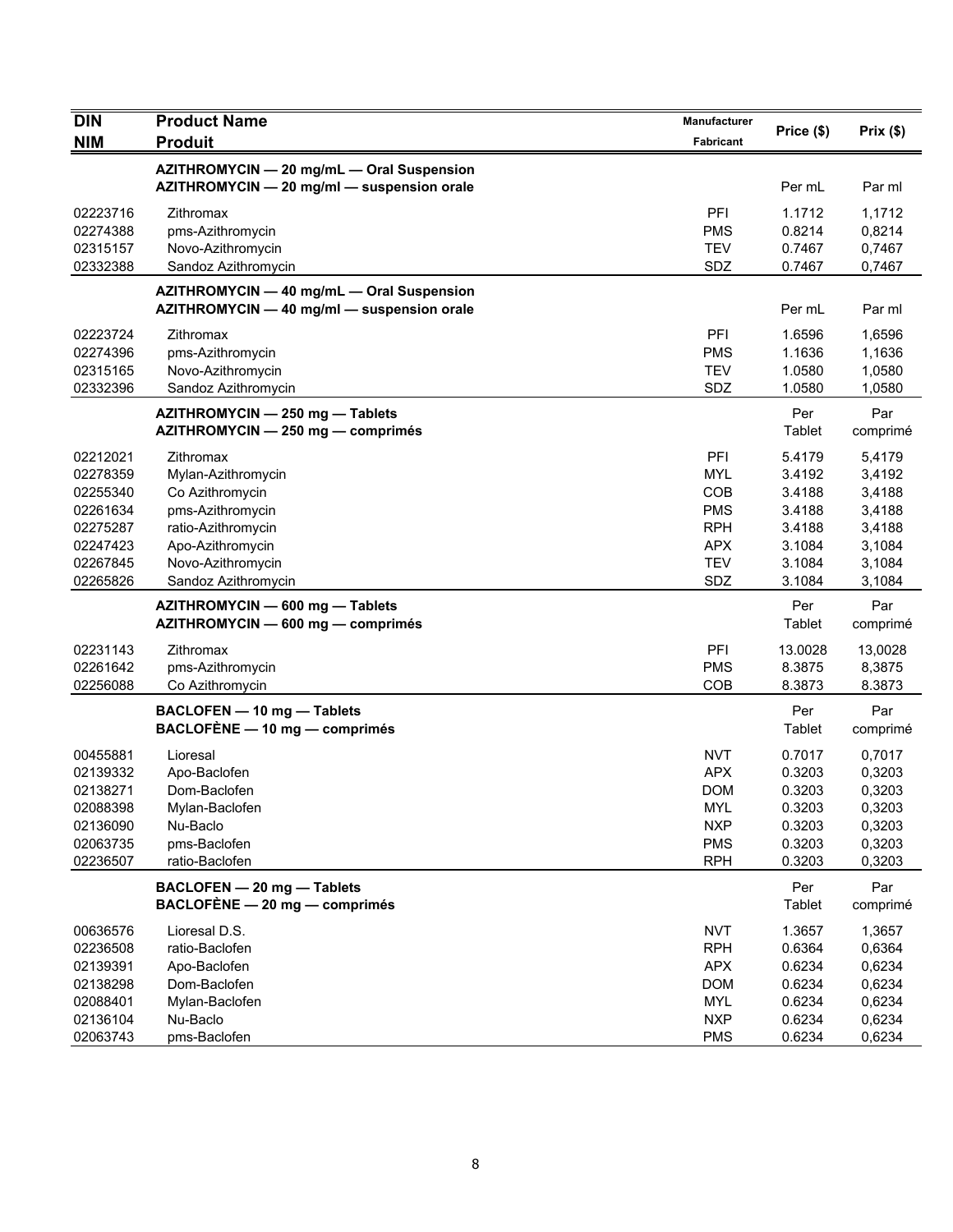| DIN<br>NIM | Product Name<br>Produit | Manufacturer<br>Fabricant | Price ($) | Prix ($) |
|---|---|---|---|---|
| | **AZITHROMYCIN — 20 mg/mL — Oral Suspension**<br>**AZITHROMYCIN — 20 mg/ml — suspension orale** | | Per mL | Par ml |
| 02223716 | Zithromax | PFI | 1.1712 | 1,1712 |
| 02274388 | pms-Azithromycin | PMS | 0.8214 | 0,8214 |
| 02315157 | Novo-Azithromycin | TEV | 0.7467 | 0,7467 |
| 02332388 | Sandoz Azithromycin | SDZ | 0.7467 | 0,7467 |
| | **AZITHROMYCIN — 40 mg/mL — Oral Suspension**<br>**AZITHROMYCIN — 40 mg/ml — suspension orale** | | Per mL | Par ml |
| 02223724 | Zithromax | PFI | 1.6596 | 1,6596 |
| 02274396 | pms-Azithromycin | PMS | 1.1636 | 1,1636 |
| 02315165 | Novo-Azithromycin | TEV | 1.0580 | 1,0580 |
| 02332396 | Sandoz Azithromycin | SDZ | 1.0580 | 1,0580 |
| | **AZITHROMYCIN — 250 mg — Tablets**<br>**AZITHROMYCIN — 250 mg — comprimés** | | Per Tablet | Par comprimé |
| 02212021 | Zithromax | PFI | 5.4179 | 5,4179 |
| 02278359 | Mylan-Azithromycin | MYL | 3.4192 | 3,4192 |
| 02255340 | Co Azithromycin | COB | 3.4188 | 3,4188 |
| 02261634 | pms-Azithromycin | PMS | 3.4188 | 3,4188 |
| 02275287 | ratio-Azithromycin | RPH | 3.4188 | 3,4188 |
| 02247423 | Apo-Azithromycin | APX | 3.1084 | 3,1084 |
| 02267845 | Novo-Azithromycin | TEV | 3.1084 | 3,1084 |
| 02265826 | Sandoz Azithromycin | SDZ | 3.1084 | 3,1084 |
| | **AZITHROMYCIN — 600 mg — Tablets**<br>**AZITHROMYCIN — 600 mg — comprimés** | | Per Tablet | Par comprimé |
| 02231143 | Zithromax | PFI | 13.0028 | 13,0028 |
| 02261642 | pms-Azithromycin | PMS | 8.3875 | 8,3875 |
| 02256088 | Co Azithromycin | COB | 8.3873 | 8.3873 |
| | **BACLOFEN — 10 mg — Tablets**<br>**BACLOFÈNE — 10 mg — comprimés** | | Per Tablet | Par comprimé |
| 00455881 | Lioresal | NVT | 0.7017 | 0,7017 |
| 02139332 | Apo-Baclofen | APX | 0.3203 | 0,3203 |
| 02138271 | Dom-Baclofen | DOM | 0.3203 | 0,3203 |
| 02088398 | Mylan-Baclofen | MYL | 0.3203 | 0,3203 |
| 02136090 | Nu-Baclo | NXP | 0.3203 | 0,3203 |
| 02063735 | pms-Baclofen | PMS | 0.3203 | 0,3203 |
| 02236507 | ratio-Baclofen | RPH | 0.3203 | 0,3203 |
| | **BACLOFEN — 20 mg — Tablets**<br>**BACLOFÈNE — 20 mg — comprimés** | | Per Tablet | Par comprimé |
| 00636576 | Lioresal D.S. | NVT | 1.3657 | 1,3657 |
| 02236508 | ratio-Baclofen | RPH | 0.6364 | 0,6364 |
| 02139391 | Apo-Baclofen | APX | 0.6234 | 0,6234 |
| 02138298 | Dom-Baclofen | DOM | 0.6234 | 0,6234 |
| 02088401 | Mylan-Baclofen | MYL | 0.6234 | 0,6234 |
| 02136104 | Nu-Baclo | NXP | 0.6234 | 0,6234 |
| 02063743 | pms-Baclofen | PMS | 0.6234 | 0,6234 |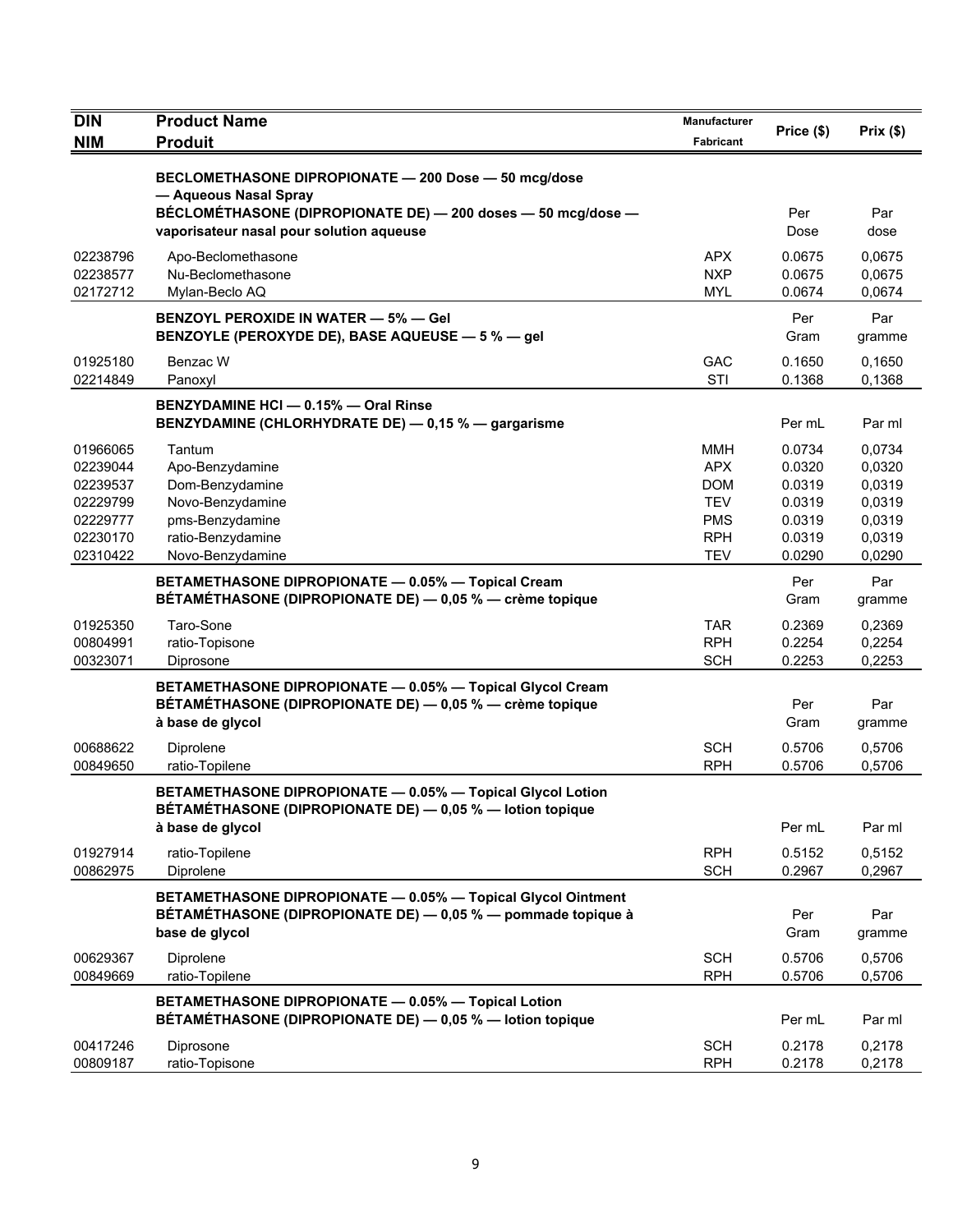| DIN<br>NIM | Product Name<br>Produit | Manufacturer<br>Fabricant | Price ($) | Prix ($) |
|---|---|---|---|---|
| | **BECLOMETHASONE DIPROPIONATE — 200 Dose — 50 mcg/dose — Aqueous Nasal Spray**<br>**BÉCLOMÉTHASONE (DIPROPIONATE DE) — 200 doses — 50 mcg/dose — vaporisateur nasal pour solution aqueuse** | | Per Dose | Par dose |
| 02238796 | Apo-Beclomethasone | APX | 0.0675 | 0,0675 |
| 02238577 | Nu-Beclomethasone | NXP | 0.0675 | 0,0675 |
| 02172712 | Mylan-Beclo AQ | MYL | 0.0674 | 0,0674 |
| | **BENZOYL PEROXIDE IN WATER — 5% — Gel**<br>**BENZOYLE (PEROXYDE DE), BASE AQUEUSE — 5 % — gel** | | Per Gram | Par gramme |
| 01925180 | Benzac W | GAC | 0.1650 | 0,1650 |
| 02214849 | Panoxyl | STI | 0.1368 | 0,1368 |
| | **BENZYDAMINE HCl — 0.15% — Oral Rinse**<br>**BENZYDAMINE (CHLORHYDRATE DE) — 0,15 % — gargarisme** | | Per mL | Par ml |
| 01966065 | Tantum | MMH | 0.0734 | 0,0734 |
| 02239044 | Apo-Benzydamine | APX | 0.0320 | 0,0320 |
| 02239537 | Dom-Benzydamine | DOM | 0.0319 | 0,0319 |
| 02229799 | Novo-Benzydamine | TEV | 0.0319 | 0,0319 |
| 02229777 | pms-Benzydamine | PMS | 0.0319 | 0,0319 |
| 02230170 | ratio-Benzydamine | RPH | 0.0319 | 0,0319 |
| 02310422 | Novo-Benzydamine | TEV | 0.0290 | 0,0290 |
| | **BETAMETHASONE DIPROPIONATE — 0.05% — Topical Cream**<br>**BÉTAMÉTHASONE (DIPROPIONATE DE) — 0,05 % — crème topique** | | Per Gram | Par gramme |
| 01925350 | Taro-Sone | TAR | 0.2369 | 0,2369 |
| 00804991 | ratio-Topisone | RPH | 0.2254 | 0,2254 |
| 00323071 | Diprosone | SCH | 0.2253 | 0,2253 |
| | **BETAMETHASONE DIPROPIONATE — 0.05% — Topical Glycol Cream**<br>**BÉTAMÉTHASONE (DIPROPIONATE DE) — 0,05 % — crème topique à base de glycol** | | Per Gram | Par gramme |
| 00688622 | Diprolene | SCH | 0.5706 | 0,5706 |
| 00849650 | ratio-Topilene | RPH | 0.5706 | 0,5706 |
| | **BETAMETHASONE DIPROPIONATE — 0.05% — Topical Glycol Lotion**<br>**BÉTAMÉTHASONE (DIPROPIONATE DE) — 0,05 % — lotion topique à base de glycol** | | Per mL | Par ml |
| 01927914 | ratio-Topilene | RPH | 0.5152 | 0,5152 |
| 00862975 | Diprolene | SCH | 0.2967 | 0,2967 |
| | **BETAMETHASONE DIPROPIONATE — 0.05% — Topical Glycol Ointment**<br>**BÉTAMÉTHASONE (DIPROPIONATE DE) — 0,05 % — pommade topique à base de glycol** | | Per Gram | Par gramme |
| 00629367 | Diprolene | SCH | 0.5706 | 0,5706 |
| 00849669 | ratio-Topilene | RPH | 0.5706 | 0,5706 |
| | **BETAMETHASONE DIPROPIONATE — 0.05% — Topical Lotion**<br>**BÉTAMÉTHASONE (DIPROPIONATE DE) — 0,05 % — lotion topique** | | Per mL | Par ml |
| 00417246 | Diprosone | SCH | 0.2178 | 0,2178 |
| 00809187 | ratio-Topisone | RPH | 0.2178 | 0,2178 |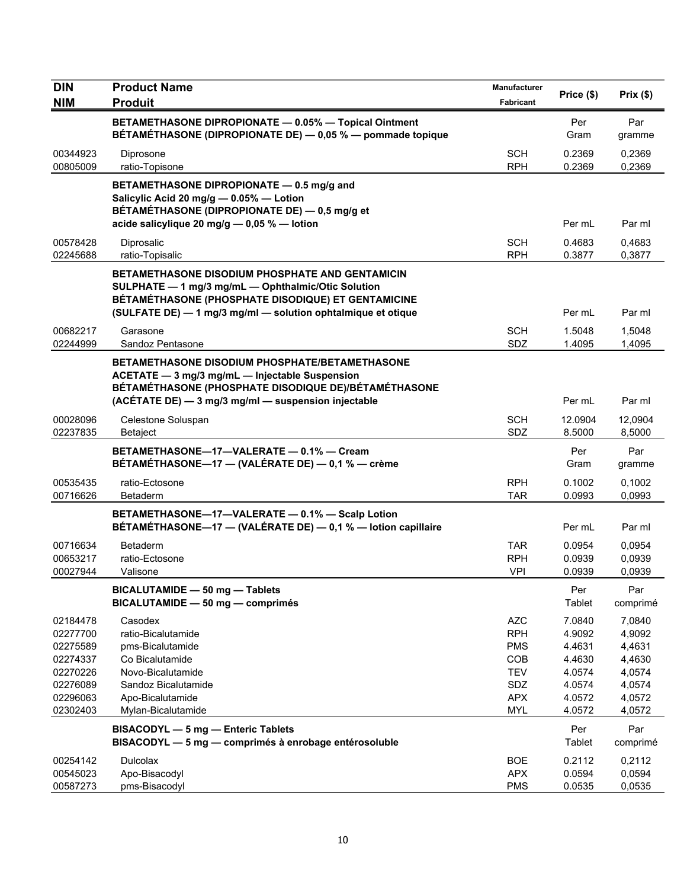| DIN<br>NIM | Product Name<br>Produit | Manufacturer<br>Fabricant | Price ($) | Prix ($) |
|---|---|---|---|---|
| | **BETAMETHASONE DIPROPIONATE — 0.05% — Topical Ointment<br>BÉTAMÉTHASONE (DIPROPIONATE DE) — 0,05 % — pommade topique** | | Per Gram | Par gramme |
| 00344923 | Diprosone | SCH | 0.2369 | 0,2369 |
| 00805009 | ratio-Topisone | RPH | 0.2369 | 0,2369 |
| | **BETAMETHASONE DIPROPIONATE — 0.5 mg/g and Salicylic Acid 20 mg/g — 0.05% — Lotion<br>BÉTAMÉTHASONE (DIPROPIONATE DE) — 0,5 mg/g et acide salicylique 20 mg/g — 0,05 % — lotion** | | Per mL | Par ml |
| 00578428 | Diprosalic | SCH | 0.4683 | 0,4683 |
| 02245688 | ratio-Topisalic | RPH | 0.3877 | 0,3877 |
| | **BETAMETHASONE DISODIUM PHOSPHATE AND GENTAMICIN SULPHATE — 1 mg/3 mg/mL — Ophthalmic/Otic Solution<br>BÉTAMÉTHASONE (PHOSPHATE DISODIQUE) ET GENTAMICINE (SULFATE DE) — 1 mg/3 mg/ml — solution ophtalmique et otique** | | Per mL | Par ml |
| 00682217 | Garasone | SCH | 1.5048 | 1,5048 |
| 02244999 | Sandoz Pentasone | SDZ | 1.4095 | 1,4095 |
| | **BETAMETHASONE DISODIUM PHOSPHATE/BETAMETHASONE ACETATE — 3 mg/3 mg/mL — Injectable Suspension<br>BÉTAMÉTHASONE (PHOSPHATE DISODIQUE DE)/BÉTAMÉTHASONE (ACÉTATE DE) — 3 mg/3 mg/ml — suspension injectable** | | Per mL | Par ml |
| 00028096 | Celestone Soluspan | SCH | 12.0904 | 12,0904 |
| 02237835 | Betaject | SDZ | 8.5000 | 8,5000 |
| | **BETAMETHASONE—17—VALERATE — 0.1% — Cream<br>BÉTAMÉTHASONE—17 — (VALÉRATE DE) — 0,1 % — crème** | | Per Gram | Par gramme |
| 00535435 | ratio-Ectosone | RPH | 0.1002 | 0,1002 |
| 00716626 | Betaderm | TAR | 0.0993 | 0,0993 |
| | **BETAMETHASONE—17—VALERATE — 0.1% — Scalp Lotion<br>BÉTAMÉTHASONE—17 — (VALÉRATE DE) — 0,1 % — lotion capillaire** | | Per mL | Par ml |
| 00716634 | Betaderm | TAR | 0.0954 | 0,0954 |
| 00653217 | ratio-Ectosone | RPH | 0.0939 | 0,0939 |
| 00027944 | Valisone | VPI | 0.0939 | 0,0939 |
| | **BICALUTAMIDE — 50 mg — Tablets<br>BICALUTAMIDE — 50 mg — comprimés** | | Per Tablet | Par comprimé |
| 02184478 | Casodex | AZC | 7.0840 | 7,0840 |
| 02277700 | ratio-Bicalutamide | RPH | 4.9092 | 4,9092 |
| 02275589 | pms-Bicalutamide | PMS | 4.4631 | 4,4631 |
| 02274337 | Co Bicalutamide | COB | 4.4630 | 4,4630 |
| 02270226 | Novo-Bicalutamide | TEV | 4.0574 | 4,0574 |
| 02276089 | Sandoz Bicalutamide | SDZ | 4.0574 | 4,0574 |
| 02296063 | Apo-Bicalutamide | APX | 4.0572 | 4,0572 |
| 02302403 | Mylan-Bicalutamide | MYL | 4.0572 | 4,0572 |
| | **BISACODYL — 5 mg — Enteric Tablets<br>BISACODYL — 5 mg — comprimés à enrobage entérosoluble** | | Per Tablet | Par comprimé |
| 00254142 | Dulcolax | BOE | 0.2112 | 0,2112 |
| 00545023 | Apo-Bisacodyl | APX | 0.0594 | 0,0594 |
| 00587273 | pms-Bisacodyl | PMS | 0.0535 | 0,0535 |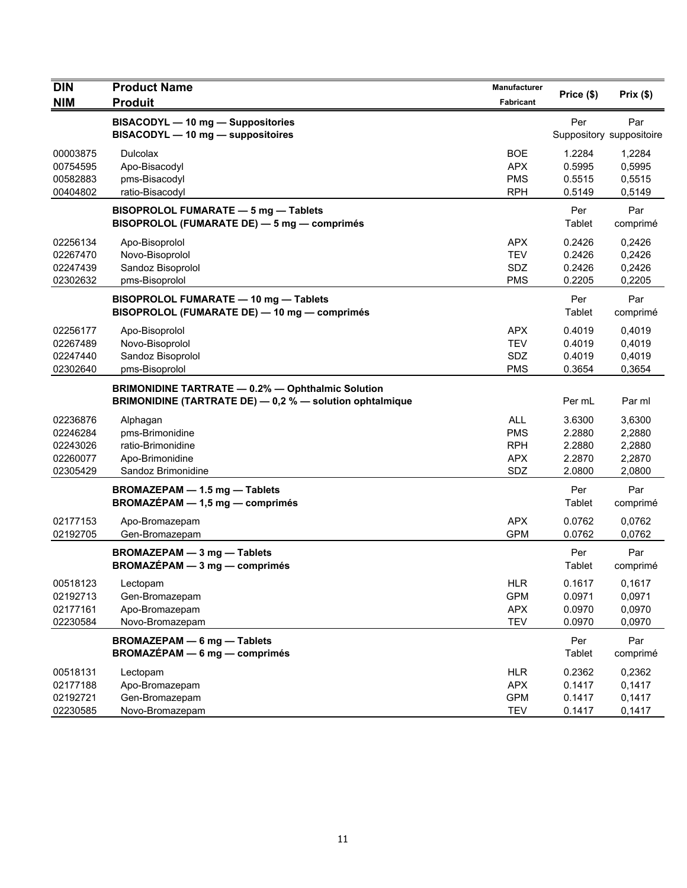| DIN<br>NIM | Product Name<br>Produit | Manufacturer<br>Fabricant | Price ($) | Prix ($) |
|---|---|---|---|---|
| | **BISACODYL — 10 mg — Suppositories**<br>**BISACODYL — 10 mg — suppositoires** | | Per Suppository | Par suppositoire |
| 00003875 | Dulcolax | BOE | 1.2284 | 1,2284 |
| 00754595 | Apo-Bisacodyl | APX | 0.5995 | 0,5995 |
| 00582883 | pms-Bisacodyl | PMS | 0.5515 | 0,5515 |
| 00404802 | ratio-Bisacodyl | RPH | 0.5149 | 0,5149 |
| | **BISOPROLOL FUMARATE — 5 mg — Tablets**<br>**BISOPROLOL (FUMARATE DE) — 5 mg — comprimés** | | Per Tablet | Par comprimé |
| 02256134 | Apo-Bisoprolol | APX | 0.2426 | 0,2426 |
| 02267470 | Novo-Bisoprolol | TEV | 0.2426 | 0,2426 |
| 02247439 | Sandoz Bisoprolol | SDZ | 0.2426 | 0,2426 |
| 02302632 | pms-Bisoprolol | PMS | 0.2205 | 0,2205 |
| | **BISOPROLOL FUMARATE — 10 mg — Tablets**<br>**BISOPROLOL (FUMARATE DE) — 10 mg — comprimés** | | Per Tablet | Par comprimé |
| 02256177 | Apo-Bisoprolol | APX | 0.4019 | 0,4019 |
| 02267489 | Novo-Bisoprolol | TEV | 0.4019 | 0,4019 |
| 02247440 | Sandoz Bisoprolol | SDZ | 0.4019 | 0,4019 |
| 02302640 | pms-Bisoprolol | PMS | 0.3654 | 0,3654 |
| | **BRIMONIDINE TARTRATE — 0.2% — Ophthalmic Solution**<br>**BRIMONIDINE (TARTRATE DE) — 0,2 % — solution ophtalmique** | | Per mL | Par ml |
| 02236876 | Alphagan | ALL | 3.6300 | 3,6300 |
| 02246284 | pms-Brimonidine | PMS | 2.2880 | 2,2880 |
| 02243026 | ratio-Brimonidine | RPH | 2.2880 | 2,2880 |
| 02260077 | Apo-Brimonidine | APX | 2.2870 | 2,2870 |
| 02305429 | Sandoz Brimonidine | SDZ | 2.0800 | 2,0800 |
| | **BROMAZEPAM — 1.5 mg — Tablets**<br>**BROMAZÉPAM — 1,5 mg — comprimés** | | Per Tablet | Par comprimé |
| 02177153 | Apo-Bromazepam | APX | 0.0762 | 0,0762 |
| 02192705 | Gen-Bromazepam | GPM | 0.0762 | 0,0762 |
| | **BROMAZEPAM — 3 mg — Tablets**<br>**BROMAZÉPAM — 3 mg — comprimés** | | Per Tablet | Par comprimé |
| 00518123 | Lectopam | HLR | 0.1617 | 0,1617 |
| 02192713 | Gen-Bromazepam | GPM | 0.0971 | 0,0971 |
| 02177161 | Apo-Bromazepam | APX | 0.0970 | 0,0970 |
| 02230584 | Novo-Bromazepam | TEV | 0.0970 | 0,0970 |
| | **BROMAZEPAM — 6 mg — Tablets**<br>**BROMAZÉPAM — 6 mg — comprimés** | | Per Tablet | Par comprimé |
| 00518131 | Lectopam | HLR | 0.2362 | 0,2362 |
| 02177188 | Apo-Bromazepam | APX | 0.1417 | 0,1417 |
| 02192721 | Gen-Bromazepam | GPM | 0.1417 | 0,1417 |
| 02230585 | Novo-Bromazepam | TEV | 0.1417 | 0,1417 |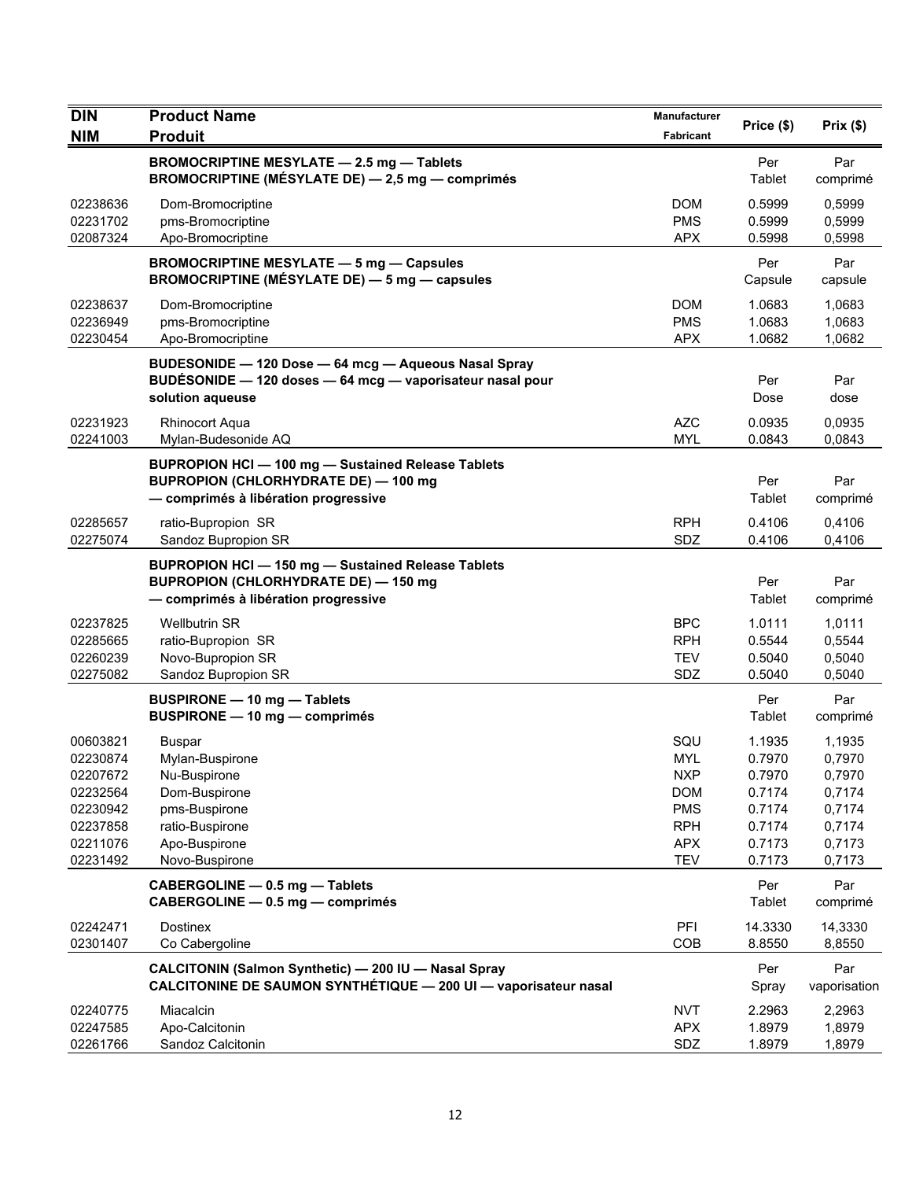| DIN<br>NIM | Product Name<br>Produit | Manufacturer<br>Fabricant | Price ($) | Prix ($) |
|---|---|---|---|---|
| | **BROMOCRIPTINE MESYLATE — 2.5 mg — Tablets**<br>**BROMOCRIPTINE (MÉSYLATE DE) — 2,5 mg — comprimés** | | Per Tablet | Par comprimé |
| 02238636 | Dom-Bromocriptine | DOM | 0.5999 | 0,5999 |
| 02231702 | pms-Bromocriptine | PMS | 0.5999 | 0,5999 |
| 02087324 | Apo-Bromocriptine | APX | 0.5998 | 0,5998 |
| | **BROMOCRIPTINE MESYLATE — 5 mg — Capsules**<br>**BROMOCRIPTINE (MÉSYLATE DE) — 5 mg — capsules** | | Per Capsule | Par capsule |
| 02238637 | Dom-Bromocriptine | DOM | 1.0683 | 1,0683 |
| 02236949 | pms-Bromocriptine | PMS | 1.0683 | 1,0683 |
| 02230454 | Apo-Bromocriptine | APX | 1.0682 | 1,0682 |
| | **BUDESONIDE — 120 Dose — 64 mcg — Aqueous Nasal Spray**<br>**BUDÉSONIDE — 120 doses — 64 mcg — vaporisateur nasal pour solution aqueuse** | | Per Dose | Par dose |
| 02231923 | Rhinocort Aqua | AZC | 0.0935 | 0,0935 |
| 02241003 | Mylan-Budesonide AQ | MYL | 0.0843 | 0,0843 |
| | **BUPROPION HCl — 100 mg — Sustained Release Tablets**<br>**BUPROPION (CHLORHYDRATE DE) — 100 mg — comprimés à libération progressive** | | Per Tablet | Par comprimé |
| 02285657 | ratio-Bupropion SR | RPH | 0.4106 | 0,4106 |
| 02275074 | Sandoz Bupropion SR | SDZ | 0.4106 | 0,4106 |
| | **BUPROPION HCl — 150 mg — Sustained Release Tablets**<br>**BUPROPION (CHLORHYDRATE DE) — 150 mg — comprimés à libération progressive** | | Per Tablet | Par comprimé |
| 02237825 | Wellbutrin SR | BPC | 1.0111 | 1,0111 |
| 02285665 | ratio-Bupropion SR | RPH | 0.5544 | 0,5544 |
| 02260239 | Novo-Bupropion SR | TEV | 0.5040 | 0,5040 |
| 02275082 | Sandoz Bupropion SR | SDZ | 0.5040 | 0,5040 |
| | **BUSPIRONE — 10 mg — Tablets**<br>**BUSPIRONE — 10 mg — comprimés** | | Per Tablet | Par comprimé |
| 00603821 | Buspar | SQU | 1.1935 | 1,1935 |
| 02230874 | Mylan-Buspirone | MYL | 0.7970 | 0,7970 |
| 02207672 | Nu-Buspirone | NXP | 0.7970 | 0,7970 |
| 02232564 | Dom-Buspirone | DOM | 0.7174 | 0,7174 |
| 02230942 | pms-Buspirone | PMS | 0.7174 | 0,7174 |
| 02237858 | ratio-Buspirone | RPH | 0.7174 | 0,7174 |
| 02211076 | Apo-Buspirone | APX | 0.7173 | 0,7173 |
| 02231492 | Novo-Buspirone | TEV | 0.7173 | 0,7173 |
| | **CABERGOLINE — 0.5 mg — Tablets**<br>**CABERGOLINE — 0.5 mg — comprimés** | | Per Tablet | Par comprimé |
| 02242471 | Dostinex | PFI | 14.3330 | 14,3330 |
| 02301407 | Co Cabergoline | COB | 8.8550 | 8,8550 |
| | **CALCITONIN (Salmon Synthetic) — 200 IU — Nasal Spray**<br>**CALCITONINE DE SAUMON SYNTHÉTIQUE — 200 UI — vaporisateur nasal** | | Per Spray | Par vaporisation |
| 02240775 | Miacalcin | NVT | 2.2963 | 2,2963 |
| 02247585 | Apo-Calcitonin | APX | 1.8979 | 1,8979 |
| 02261766 | Sandoz Calcitonin | SDZ | 1.8979 | 1,8979 |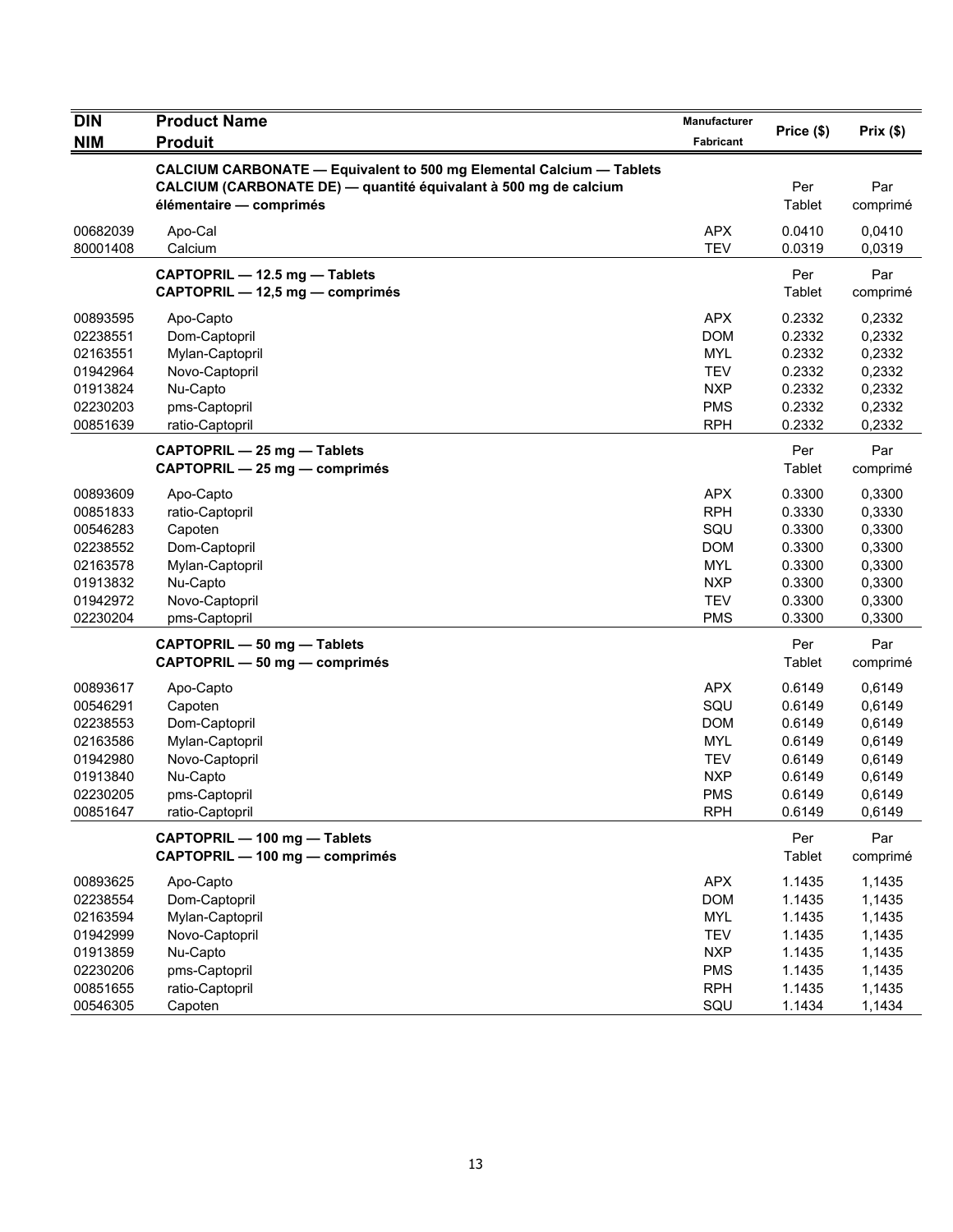| DIN<br>NIM | Product Name<br>Produit | Manufacturer<br>Fabricant | Price ($) | Prix ($) |
|---|---|---|---|---|
| | **CALCIUM CARBONATE — Equivalent to 500 mg Elemental Calcium — Tablets**<br>**CALCIUM (CARBONATE DE) — quantité équivalant à 500 mg de calcium élémentaire — comprimés** | | Per Tablet | Par comprimé |
| 00682039 | Apo-Cal | APX | 0.0410 | 0,0410 |
| 80001408 | Calcium | TEV | 0.0319 | 0,0319 |
| | **CAPTOPRIL — 12.5 mg — Tablets**<br>**CAPTOPRIL — 12,5 mg — comprimés** | | Per Tablet | Par comprimé |
| 00893595 | Apo-Capto | APX | 0.2332 | 0,2332 |
| 02238551 | Dom-Captopril | DOM | 0.2332 | 0,2332 |
| 02163551 | Mylan-Captopril | MYL | 0.2332 | 0,2332 |
| 01942964 | Novo-Captopril | TEV | 0.2332 | 0,2332 |
| 01913824 | Nu-Capto | NXP | 0.2332 | 0,2332 |
| 02230203 | pms-Captopril | PMS | 0.2332 | 0,2332 |
| 00851639 | ratio-Captopril | RPH | 0.2332 | 0,2332 |
| | **CAPTOPRIL — 25 mg — Tablets**<br>**CAPTOPRIL — 25 mg — comprimés** | | Per Tablet | Par comprimé |
| 00893609 | Apo-Capto | APX | 0.3300 | 0,3300 |
| 00851833 | ratio-Captopril | RPH | 0.3330 | 0,3330 |
| 00546283 | Capoten | SQU | 0.3300 | 0,3300 |
| 02238552 | Dom-Captopril | DOM | 0.3300 | 0,3300 |
| 02163578 | Mylan-Captopril | MYL | 0.3300 | 0,3300 |
| 01913832 | Nu-Capto | NXP | 0.3300 | 0,3300 |
| 01942972 | Novo-Captopril | TEV | 0.3300 | 0,3300 |
| 02230204 | pms-Captopril | PMS | 0.3300 | 0,3300 |
| | **CAPTOPRIL — 50 mg — Tablets**<br>**CAPTOPRIL — 50 mg — comprimés** | | Per Tablet | Par comprimé |
| 00893617 | Apo-Capto | APX | 0.6149 | 0,6149 |
| 00546291 | Capoten | SQU | 0.6149 | 0,6149 |
| 02238553 | Dom-Captopril | DOM | 0.6149 | 0,6149 |
| 02163586 | Mylan-Captopril | MYL | 0.6149 | 0,6149 |
| 01942980 | Novo-Captopril | TEV | 0.6149 | 0,6149 |
| 01913840 | Nu-Capto | NXP | 0.6149 | 0,6149 |
| 02230205 | pms-Captopril | PMS | 0.6149 | 0,6149 |
| 00851647 | ratio-Captopril | RPH | 0.6149 | 0,6149 |
| | **CAPTOPRIL — 100 mg — Tablets**<br>**CAPTOPRIL — 100 mg — comprimés** | | Per Tablet | Par comprimé |
| 00893625 | Apo-Capto | APX | 1.1435 | 1,1435 |
| 02238554 | Dom-Captopril | DOM | 1.1435 | 1,1435 |
| 02163594 | Mylan-Captopril | MYL | 1.1435 | 1,1435 |
| 01942999 | Novo-Captopril | TEV | 1.1435 | 1,1435 |
| 01913859 | Nu-Capto | NXP | 1.1435 | 1,1435 |
| 02230206 | pms-Captopril | PMS | 1.1435 | 1,1435 |
| 00851655 | ratio-Captopril | RPH | 1.1435 | 1,1435 |
| 00546305 | Capoten | SQU | 1.1434 | 1,1434 |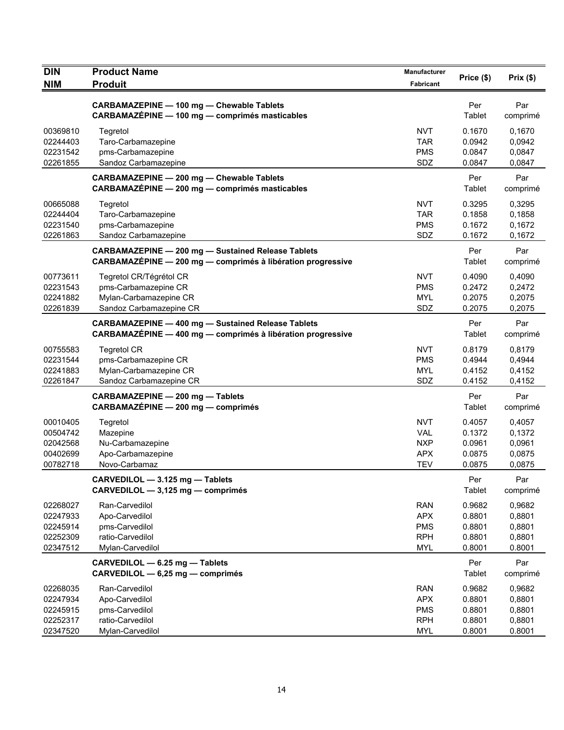| DIN<br>NIM | Product Name<br>Produit | Manufacturer<br>Fabricant | Price ($) | Prix ($) |
|---|---|---|---|---|
| | **CARBAMAZEPINE — 100 mg — Chewable Tablets**<br>**CARBAMAZÉPINE — 100 mg — comprimés masticables** | | Per Tablet | Par comprimé |
| 00369810 | Tegretol | NVT | 0.1670 | 0,1670 |
| 02244403 | Taro-Carbamazepine | TAR | 0.0942 | 0,0942 |
| 02231542 | pms-Carbamazepine | PMS | 0.0847 | 0,0847 |
| 02261855 | Sandoz Carbamazepine | SDZ | 0.0847 | 0,0847 |
| | **CARBAMAZEPINE — 200 mg — Chewable Tablets**<br>**CARBAMAZÉPINE — 200 mg — comprimés masticables** | | Per Tablet | Par comprimé |
| 00665088 | Tegretol | NVT | 0.3295 | 0,3295 |
| 02244404 | Taro-Carbamazepine | TAR | 0.1858 | 0,1858 |
| 02231540 | pms-Carbamazepine | PMS | 0.1672 | 0,1672 |
| 02261863 | Sandoz Carbamazepine | SDZ | 0.1672 | 0,1672 |
| | **CARBAMAZEPINE — 200 mg — Sustained Release Tablets**<br>**CARBAMAZÉPINE — 200 mg — comprimés à libération progressive** | | Per Tablet | Par comprimé |
| 00773611 | Tegretol CR/Tégrétol CR | NVT | 0.4090 | 0,4090 |
| 02231543 | pms-Carbamazepine CR | PMS | 0.2472 | 0,2472 |
| 02241882 | Mylan-Carbamazepine CR | MYL | 0.2075 | 0,2075 |
| 02261839 | Sandoz Carbamazepine CR | SDZ | 0.2075 | 0,2075 |
| | **CARBAMAZEPINE — 400 mg — Sustained Release Tablets**<br>**CARBAMAZÉPINE — 400 mg — comprimés à libération progressive** | | Per Tablet | Par comprimé |
| 00755583 | Tegretol CR | NVT | 0.8179 | 0,8179 |
| 02231544 | pms-Carbamazepine CR | PMS | 0.4944 | 0,4944 |
| 02241883 | Mylan-Carbamazepine CR | MYL | 0.4152 | 0,4152 |
| 02261847 | Sandoz Carbamazepine CR | SDZ | 0.4152 | 0,4152 |
| | **CARBAMAZEPINE — 200 mg — Tablets**<br>**CARBAMAZÉPINE — 200 mg — comprimés** | | Per Tablet | Par comprimé |
| 00010405 | Tegretol | NVT | 0.4057 | 0,4057 |
| 00504742 | Mazepine | VAL | 0.1372 | 0,1372 |
| 02042568 | Nu-Carbamazepine | NXP | 0.0961 | 0,0961 |
| 00402699 | Apo-Carbamazepine | APX | 0.0875 | 0,0875 |
| 00782718 | Novo-Carbamaz | TEV | 0.0875 | 0,0875 |
| | **CARVEDILOL — 3.125 mg — Tablets**<br>**CARVEDILOL — 3,125 mg — comprimés** | | Per Tablet | Par comprimé |
| 02268027 | Ran-Carvedilol | RAN | 0.9682 | 0,9682 |
| 02247933 | Apo-Carvedilol | APX | 0.8801 | 0,8801 |
| 02245914 | pms-Carvedilol | PMS | 0.8801 | 0,8801 |
| 02252309 | ratio-Carvedilol | RPH | 0.8801 | 0,8801 |
| 02347512 | Mylan-Carvedilol | MYL | 0.8001 | 0.8001 |
| | **CARVEDILOL — 6.25 mg — Tablets**<br>**CARVEDILOL — 6,25 mg — comprimés** | | Per Tablet | Par comprimé |
| 02268035 | Ran-Carvedilol | RAN | 0.9682 | 0,9682 |
| 02247934 | Apo-Carvedilol | APX | 0.8801 | 0,8801 |
| 02245915 | pms-Carvedilol | PMS | 0.8801 | 0,8801 |
| 02252317 | ratio-Carvedilol | RPH | 0.8801 | 0,8801 |
| 02347520 | Mylan-Carvedilol | MYL | 0.8001 | 0.8001 |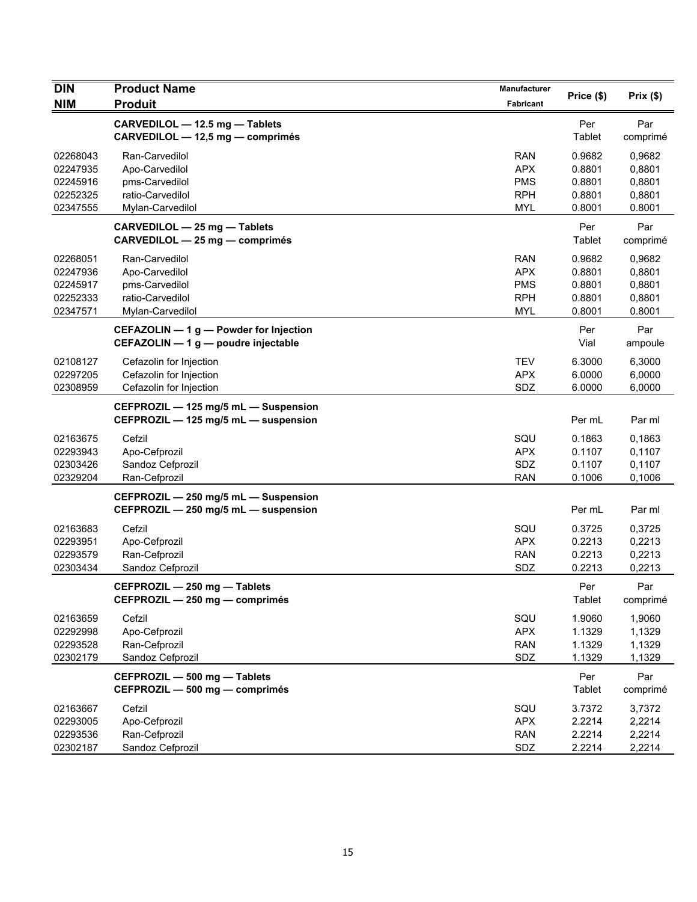| DIN<br>NIM | Product Name<br>Produit | Manufacturer<br>Fabricant | Price ($) | Prix ($) |
|---|---|---|---|---|
| | **CARVEDILOL — 12.5 mg — Tablets**<br>**CARVEDILOL — 12,5 mg — comprimés** | | Per Tablet | Par comprimé |
| 02268043 | Ran-Carvedilol | RAN | 0.9682 | 0,9682 |
| 02247935 | Apo-Carvedilol | APX | 0.8801 | 0,8801 |
| 02245916 | pms-Carvedilol | PMS | 0.8801 | 0,8801 |
| 02252325 | ratio-Carvedilol | RPH | 0.8801 | 0,8801 |
| 02347555 | Mylan-Carvedilol | MYL | 0.8001 | 0.8001 |
| | **CARVEDILOL — 25 mg — Tablets**<br>**CARVEDILOL — 25 mg — comprimés** | | Per Tablet | Par comprimé |
| 02268051 | Ran-Carvedilol | RAN | 0.9682 | 0,9682 |
| 02247936 | Apo-Carvedilol | APX | 0.8801 | 0,8801 |
| 02245917 | pms-Carvedilol | PMS | 0.8801 | 0,8801 |
| 02252333 | ratio-Carvedilol | RPH | 0.8801 | 0,8801 |
| 02347571 | Mylan-Carvedilol | MYL | 0.8001 | 0.8001 |
| | **CEFAZOLIN — 1 g — Powder for Injection**<br>**CEFAZOLIN — 1 g — poudre injectable** | | Per Vial | Par ampoule |
| 02108127 | Cefazolin for Injection | TEV | 6.3000 | 6,3000 |
| 02297205 | Cefazolin for Injection | APX | 6.0000 | 6,0000 |
| 02308959 | Cefazolin for Injection | SDZ | 6.0000 | 6,0000 |
| | **CEFPROZIL — 125 mg/5 mL — Suspension**<br>**CEFPROZIL — 125 mg/5 mL — suspension** | | Per mL | Par ml |
| 02163675 | Cefzil | SQU | 0.1863 | 0,1863 |
| 02293943 | Apo-Cefprozil | APX | 0.1107 | 0,1107 |
| 02303426 | Sandoz Cefprozil | SDZ | 0.1107 | 0,1107 |
| 02329204 | Ran-Cefprozil | RAN | 0.1006 | 0,1006 |
| | **CEFPROZIL — 250 mg/5 mL — Suspension**<br>**CEFPROZIL — 250 mg/5 mL — suspension** | | Per mL | Par ml |
| 02163683 | Cefzil | SQU | 0.3725 | 0,3725 |
| 02293951 | Apo-Cefprozil | APX | 0.2213 | 0,2213 |
| 02293579 | Ran-Cefprozil | RAN | 0.2213 | 0,2213 |
| 02303434 | Sandoz Cefprozil | SDZ | 0.2213 | 0,2213 |
| | **CEFPROZIL — 250 mg — Tablets**<br>**CEFPROZIL — 250 mg — comprimés** | | Per Tablet | Par comprimé |
| 02163659 | Cefzil | SQU | 1.9060 | 1,9060 |
| 02292998 | Apo-Cefprozil | APX | 1.1329 | 1,1329 |
| 02293528 | Ran-Cefprozil | RAN | 1.1329 | 1,1329 |
| 02302179 | Sandoz Cefprozil | SDZ | 1.1329 | 1,1329 |
| | **CEFPROZIL — 500 mg — Tablets**<br>**CEFPROZIL — 500 mg — comprimés** | | Per Tablet | Par comprimé |
| 02163667 | Cefzil | SQU | 3.7372 | 3,7372 |
| 02293005 | Apo-Cefprozil | APX | 2.2214 | 2,2214 |
| 02293536 | Ran-Cefprozil | RAN | 2.2214 | 2,2214 |
| 02302187 | Sandoz Cefprozil | SDZ | 2.2214 | 2,2214 |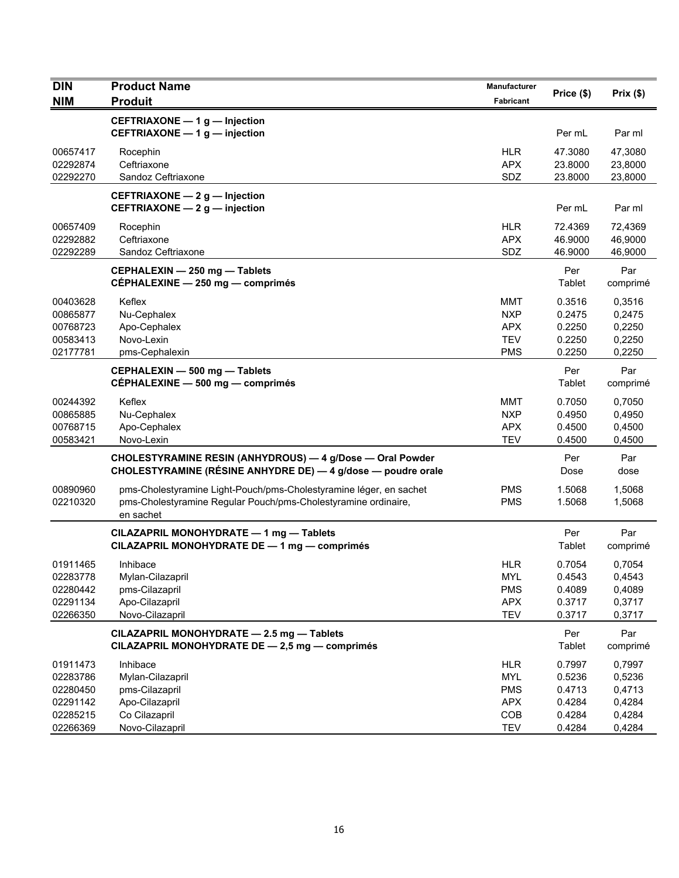| DIN<br>NIM | Product Name<br>Produit | Manufacturer<br>Fabricant | Price ($) | Prix ($) |
|---|---|---|---|---|
| | **CEFTRIAXONE — 1 g — Injection**<br>**CEFTRIAXONE — 1 g — injection** | | Per mL | Par ml |
| 00657417 | Rocephin | HLR | 47.3080 | 47,3080 |
| 02292874 | Ceftriaxone | APX | 23.8000 | 23,8000 |
| 02292270 | Sandoz Ceftriaxone | SDZ | 23.8000 | 23,8000 |
| | **CEFTRIAXONE — 2 g — Injection**<br>**CEFTRIAXONE — 2 g — injection** | | Per mL | Par ml |
| 00657409 | Rocephin | HLR | 72.4369 | 72,4369 |
| 02292882 | Ceftriaxone | APX | 46.9000 | 46,9000 |
| 02292289 | Sandoz Ceftriaxone | SDZ | 46.9000 | 46,9000 |
| | **CEPHALEXIN — 250 mg — Tablets**<br>**CÉPHALEXINE — 250 mg — comprimés** | | Per Tablet | Par comprimé |
| 00403628 | Keflex | MMT | 0.3516 | 0,3516 |
| 00865877 | Nu-Cephalex | NXP | 0.2475 | 0,2475 |
| 00768723 | Apo-Cephalex | APX | 0.2250 | 0,2250 |
| 00583413 | Novo-Lexin | TEV | 0.2250 | 0,2250 |
| 02177781 | pms-Cephalexin | PMS | 0.2250 | 0,2250 |
| | **CEPHALEXIN — 500 mg — Tablets**<br>**CÉPHALEXINE — 500 mg — comprimés** | | Per Tablet | Par comprimé |
| 00244392 | Keflex | MMT | 0.7050 | 0,7050 |
| 00865885 | Nu-Cephalex | NXP | 0.4950 | 0,4950 |
| 00768715 | Apo-Cephalex | APX | 0.4500 | 0,4500 |
| 00583421 | Novo-Lexin | TEV | 0.4500 | 0,4500 |
| | **CHOLESTYRAMINE RESIN (ANHYDROUS) — 4 g/Dose — Oral Powder**<br>**CHOLESTYRAMINE (RÉSINE ANHYDRE DE) — 4 g/dose — poudre orale** | | Per Dose | Par dose |
| 00890960 | pms-Cholestyramine Light-Pouch/pms-Cholestyramine léger, en sachet | PMS | 1.5068 | 1,5068 |
| 02210320 | pms-Cholestyramine Regular Pouch/pms-Cholestyramine ordinaire, en sachet | PMS | 1.5068 | 1,5068 |
| | **CILAZAPRIL MONOHYDRATE — 1 mg — Tablets**<br>**CILAZAPRIL MONOHYDRATE DE — 1 mg — comprimés** | | Per Tablet | Par comprimé |
| 01911465 | Inhibace | HLR | 0.7054 | 0,7054 |
| 02283778 | Mylan-Cilazapril | MYL | 0.4543 | 0,4543 |
| 02280442 | pms-Cilazapril | PMS | 0.4089 | 0,4089 |
| 02291134 | Apo-Cilazapril | APX | 0.3717 | 0,3717 |
| 02266350 | Novo-Cilazapril | TEV | 0.3717 | 0,3717 |
| | **CILAZAPRIL MONOHYDRATE — 2.5 mg — Tablets**<br>**CILAZAPRIL MONOHYDRATE DE — 2,5 mg — comprimés** | | Per Tablet | Par comprimé |
| 01911473 | Inhibace | HLR | 0.7997 | 0,7997 |
| 02283786 | Mylan-Cilazapril | MYL | 0.5236 | 0,5236 |
| 02280450 | pms-Cilazapril | PMS | 0.4713 | 0,4713 |
| 02291142 | Apo-Cilazapril | APX | 0.4284 | 0,4284 |
| 02285215 | Co Cilazapril | COB | 0.4284 | 0,4284 |
| 02266369 | Novo-Cilazapril | TEV | 0.4284 | 0,4284 |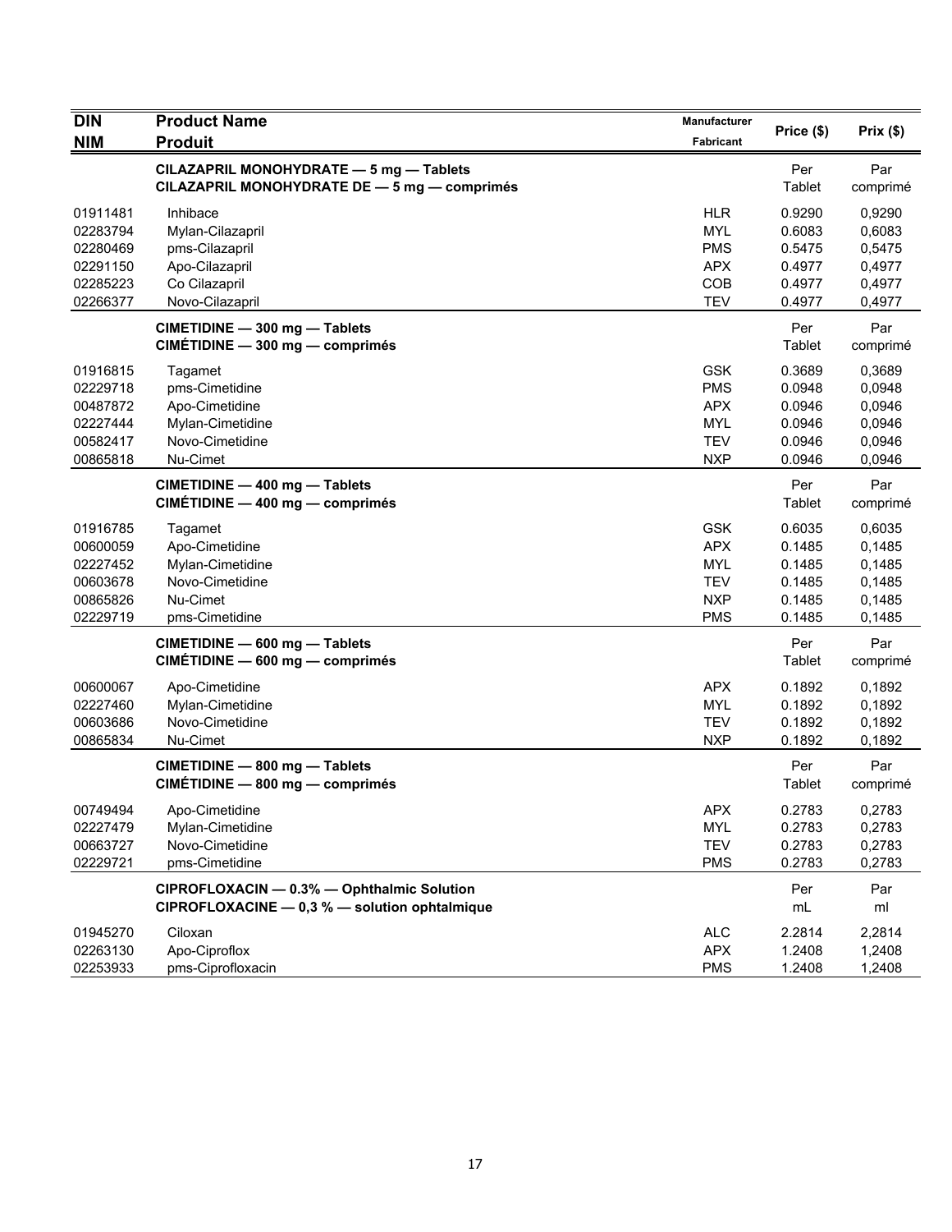| DIN<br>NIM | Product Name<br>Produit | Manufacturer<br>Fabricant | Price ($) | Prix ($) |
|---|---|---|---|---|
| | **CILAZAPRIL MONOHYDRATE — 5 mg — Tablets**<br>**CILAZAPRIL MONOHYDRATE DE — 5 mg — comprimés** | | Per Tablet | Par comprimé |
| 01911481 | Inhibace | HLR | 0.9290 | 0,9290 |
| 02283794 | Mylan-Cilazapril | MYL | 0.6083 | 0,6083 |
| 02280469 | pms-Cilazapril | PMS | 0.5475 | 0,5475 |
| 02291150 | Apo-Cilazapril | APX | 0.4977 | 0,4977 |
| 02285223 | Co Cilazapril | COB | 0.4977 | 0,4977 |
| 02266377 | Novo-Cilazapril | TEV | 0.4977 | 0,4977 |
| | **CIMETIDINE — 300 mg — Tablets**<br>**CIMÉTIDINE — 300 mg — comprimés** | | Per Tablet | Par comprimé |
| 01916815 | Tagamet | GSK | 0.3689 | 0,3689 |
| 02229718 | pms-Cimetidine | PMS | 0.0948 | 0,0948 |
| 00487872 | Apo-Cimetidine | APX | 0.0946 | 0,0946 |
| 02227444 | Mylan-Cimetidine | MYL | 0.0946 | 0,0946 |
| 00582417 | Novo-Cimetidine | TEV | 0.0946 | 0,0946 |
| 00865818 | Nu-Cimet | NXP | 0.0946 | 0,0946 |
| | **CIMETIDINE — 400 mg — Tablets**<br>**CIMÉTIDINE — 400 mg — comprimés** | | Per Tablet | Par comprimé |
| 01916785 | Tagamet | GSK | 0.6035 | 0,6035 |
| 00600059 | Apo-Cimetidine | APX | 0.1485 | 0,1485 |
| 02227452 | Mylan-Cimetidine | MYL | 0.1485 | 0,1485 |
| 00603678 | Novo-Cimetidine | TEV | 0.1485 | 0,1485 |
| 00865826 | Nu-Cimet | NXP | 0.1485 | 0,1485 |
| 02229719 | pms-Cimetidine | PMS | 0.1485 | 0,1485 |
| | **CIMETIDINE — 600 mg — Tablets**<br>**CIMÉTIDINE — 600 mg — comprimés** | | Per Tablet | Par comprimé |
| 00600067 | Apo-Cimetidine | APX | 0.1892 | 0,1892 |
| 02227460 | Mylan-Cimetidine | MYL | 0.1892 | 0,1892 |
| 00603686 | Novo-Cimetidine | TEV | 0.1892 | 0,1892 |
| 00865834 | Nu-Cimet | NXP | 0.1892 | 0,1892 |
| | **CIMETIDINE — 800 mg — Tablets**<br>**CIMÉTIDINE — 800 mg — comprimés** | | Per Tablet | Par comprimé |
| 00749494 | Apo-Cimetidine | APX | 0.2783 | 0,2783 |
| 02227479 | Mylan-Cimetidine | MYL | 0.2783 | 0,2783 |
| 00663727 | Novo-Cimetidine | TEV | 0.2783 | 0,2783 |
| 02229721 | pms-Cimetidine | PMS | 0.2783 | 0,2783 |
| | **CIPROFLOXACIN — 0.3% — Ophthalmic Solution**<br>**CIPROFLOXACINE — 0,3 % — solution ophtalmique** | | Per mL | Par ml |
| 01945270 | Ciloxan | ALC | 2.2814 | 2,2814 |
| 02263130 | Apo-Ciproflox | APX | 1.2408 | 1,2408 |
| 02253933 | pms-Ciprofloxacin | PMS | 1.2408 | 1,2408 |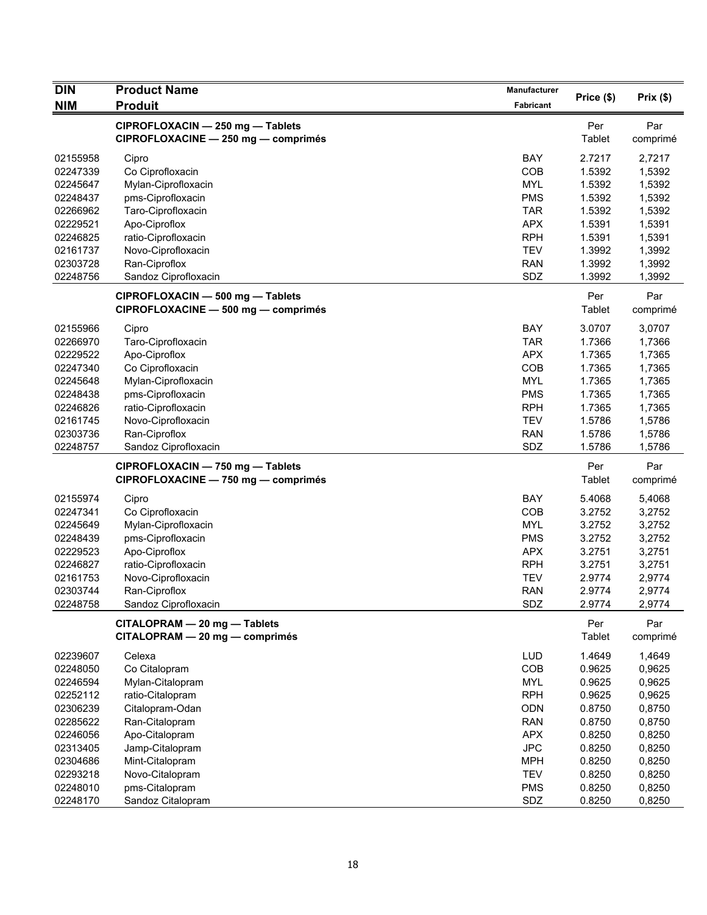| DIN<br>NIM | Product Name<br>Produit | Manufacturer<br>Fabricant | Price ($) | Prix ($) |
|---|---|---|---|---|
| | **CIPROFLOXACIN — 250 mg — Tablets**<br>**CIPROFLOXACINE — 250 mg — comprimés** | | Per Tablet | Par comprimé |
| 02155958 | Cipro | BAY | 2.7217 | 2,7217 |
| 02247339 | Co Ciprofloxacin | COB | 1.5392 | 1,5392 |
| 02245647 | Mylan-Ciprofloxacin | MYL | 1.5392 | 1,5392 |
| 02248437 | pms-Ciprofloxacin | PMS | 1.5392 | 1,5392 |
| 02266962 | Taro-Ciprofloxacin | TAR | 1.5392 | 1,5392 |
| 02229521 | Apo-Ciproflox | APX | 1.5391 | 1,5391 |
| 02246825 | ratio-Ciprofloxacin | RPH | 1.5391 | 1,5391 |
| 02161737 | Novo-Ciprofloxacin | TEV | 1.3992 | 1,3992 |
| 02303728 | Ran-Ciproflox | RAN | 1.3992 | 1,3992 |
| 02248756 | Sandoz Ciprofloxacin | SDZ | 1.3992 | 1,3992 |
| | **CIPROFLOXACIN — 500 mg — Tablets**<br>**CIPROFLOXACINE — 500 mg — comprimés** | | Per Tablet | Par comprimé |
| 02155966 | Cipro | BAY | 3.0707 | 3,0707 |
| 02266970 | Taro-Ciprofloxacin | TAR | 1.7366 | 1,7366 |
| 02229522 | Apo-Ciproflox | APX | 1.7365 | 1,7365 |
| 02247340 | Co Ciprofloxacin | COB | 1.7365 | 1,7365 |
| 02245648 | Mylan-Ciprofloxacin | MYL | 1.7365 | 1,7365 |
| 02248438 | pms-Ciprofloxacin | PMS | 1.7365 | 1,7365 |
| 02246826 | ratio-Ciprofloxacin | RPH | 1.7365 | 1,7365 |
| 02161745 | Novo-Ciprofloxacin | TEV | 1.5786 | 1,5786 |
| 02303736 | Ran-Ciproflox | RAN | 1.5786 | 1,5786 |
| 02248757 | Sandoz Ciprofloxacin | SDZ | 1.5786 | 1,5786 |
| | **CIPROFLOXACIN — 750 mg — Tablets**<br>**CIPROFLOXACINE — 750 mg — comprimés** | | Per Tablet | Par comprimé |
| 02155974 | Cipro | BAY | 5.4068 | 5,4068 |
| 02247341 | Co Ciprofloxacin | COB | 3.2752 | 3,2752 |
| 02245649 | Mylan-Ciprofloxacin | MYL | 3.2752 | 3,2752 |
| 02248439 | pms-Ciprofloxacin | PMS | 3.2752 | 3,2752 |
| 02229523 | Apo-Ciproflox | APX | 3.2751 | 3,2751 |
| 02246827 | ratio-Ciprofloxacin | RPH | 3.2751 | 3,2751 |
| 02161753 | Novo-Ciprofloxacin | TEV | 2.9774 | 2,9774 |
| 02303744 | Ran-Ciproflox | RAN | 2.9774 | 2,9774 |
| 02248758 | Sandoz Ciprofloxacin | SDZ | 2.9774 | 2,9774 |
| | **CITALOPRAM — 20 mg — Tablets**<br>**CITALOPRAM — 20 mg — comprimés** | | Per Tablet | Par comprimé |
| 02239607 | Celexa | LUD | 1.4649 | 1,4649 |
| 02248050 | Co Citalopram | COB | 0.9625 | 0,9625 |
| 02246594 | Mylan-Citalopram | MYL | 0.9625 | 0,9625 |
| 02252112 | ratio-Citalopram | RPH | 0.9625 | 0,9625 |
| 02306239 | Citalopram-Odan | ODN | 0.8750 | 0,8750 |
| 02285622 | Ran-Citalopram | RAN | 0.8750 | 0,8750 |
| 02246056 | Apo-Citalopram | APX | 0.8250 | 0,8250 |
| 02313405 | Jamp-Citalopram | JPC | 0.8250 | 0,8250 |
| 02304686 | Mint-Citalopram | MPH | 0.8250 | 0,8250 |
| 02293218 | Novo-Citalopram | TEV | 0.8250 | 0,8250 |
| 02248010 | pms-Citalopram | PMS | 0.8250 | 0,8250 |
| 02248170 | Sandoz Citalopram | SDZ | 0.8250 | 0,8250 |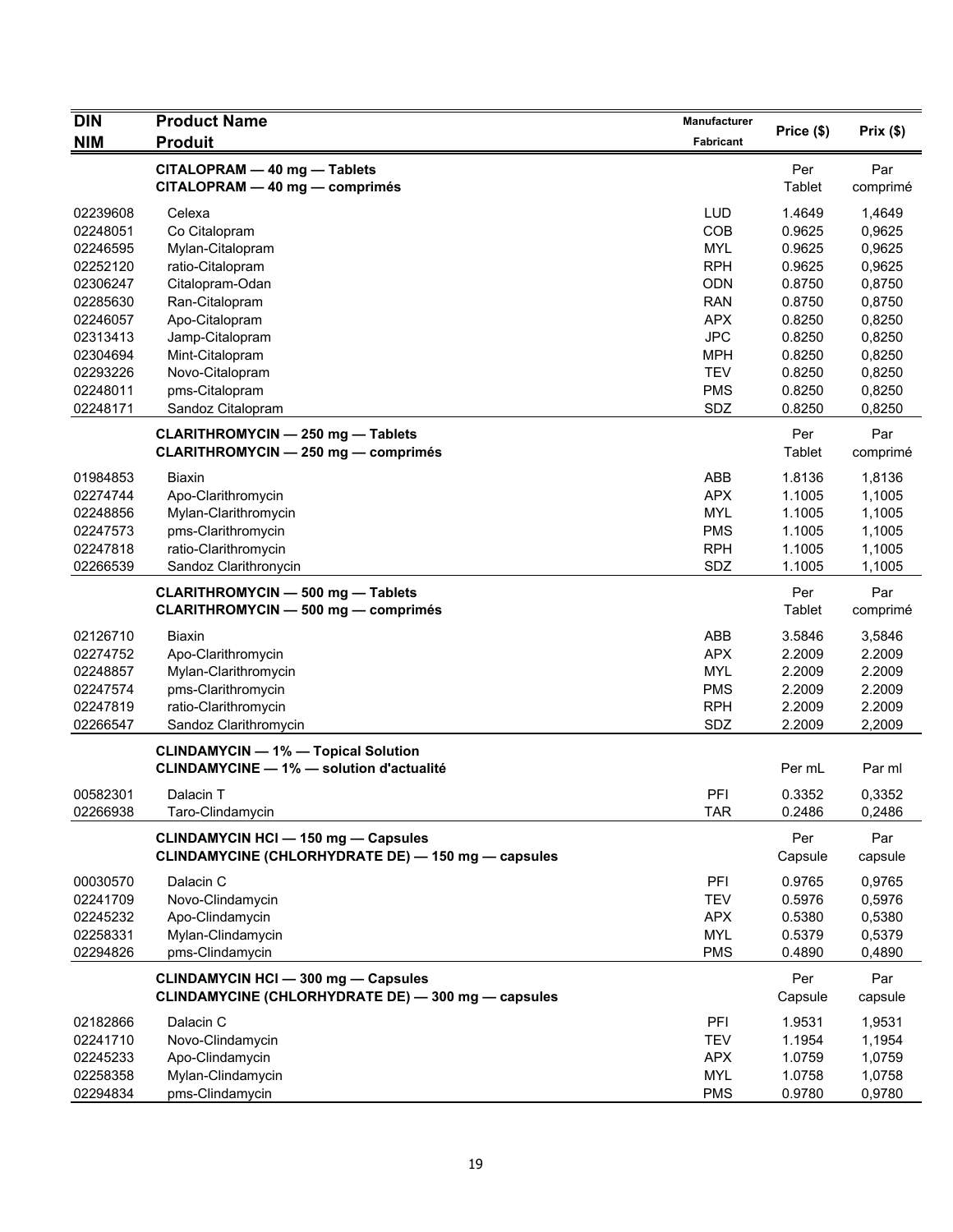| DIN<br>NIM | Product Name<br>Produit | Manufacturer<br>Fabricant | Price ($) | Prix ($) |
|---|---|---|---|---|
| | **CITALOPRAM — 40 mg — Tablets**<br>**CITALOPRAM — 40 mg — comprimés** | | Per Tablet | Par comprimé |
| 02239608 | Celexa | LUD | 1.4649 | 1,4649 |
| 02248051 | Co Citalopram | COB | 0.9625 | 0,9625 |
| 02246595 | Mylan-Citalopram | MYL | 0.9625 | 0,9625 |
| 02252120 | ratio-Citalopram | RPH | 0.9625 | 0,9625 |
| 02306247 | Citalopram-Odan | ODN | 0.8750 | 0,8750 |
| 02285630 | Ran-Citalopram | RAN | 0.8750 | 0,8750 |
| 02246057 | Apo-Citalopram | APX | 0.8250 | 0,8250 |
| 02313413 | Jamp-Citalopram | JPC | 0.8250 | 0,8250 |
| 02304694 | Mint-Citalopram | MPH | 0.8250 | 0,8250 |
| 02293226 | Novo-Citalopram | TEV | 0.8250 | 0,8250 |
| 02248011 | pms-Citalopram | PMS | 0.8250 | 0,8250 |
| 02248171 | Sandoz Citalopram | SDZ | 0.8250 | 0,8250 |
| | **CLARITHROMYCIN — 250 mg — Tablets**<br>**CLARITHROMYCIN — 250 mg — comprimés** | | Per Tablet | Par comprimé |
| 01984853 | Biaxin | ABB | 1.8136 | 1,8136 |
| 02274744 | Apo-Clarithromycin | APX | 1.1005 | 1,1005 |
| 02248856 | Mylan-Clarithromycin | MYL | 1.1005 | 1,1005 |
| 02247573 | pms-Clarithromycin | PMS | 1.1005 | 1,1005 |
| 02247818 | ratio-Clarithromycin | RPH | 1.1005 | 1,1005 |
| 02266539 | Sandoz Clarithronycin | SDZ | 1.1005 | 1,1005 |
| | **CLARITHROMYCIN — 500 mg — Tablets**<br>**CLARITHROMYCIN — 500 mg — comprimés** | | Per Tablet | Par comprimé |
| 02126710 | Biaxin | ABB | 3.5846 | 3,5846 |
| 02274752 | Apo-Clarithromycin | APX | 2.2009 | 2.2009 |
| 02248857 | Mylan-Clarithromycin | MYL | 2.2009 | 2.2009 |
| 02247574 | pms-Clarithromycin | PMS | 2.2009 | 2.2009 |
| 02247819 | ratio-Clarithromycin | RPH | 2.2009 | 2.2009 |
| 02266547 | Sandoz Clarithromycin | SDZ | 2.2009 | 2,2009 |
| | **CLINDAMYCIN — 1% — Topical Solution**<br>**CLINDAMYCINE — 1% — solution d'actualité** | | Per mL | Par ml |
| 00582301 | Dalacin T | PFI | 0.3352 | 0,3352 |
| 02266938 | Taro-Clindamycin | TAR | 0.2486 | 0,2486 |
| | **CLINDAMYCIN HCl — 150 mg — Capsules**<br>**CLINDAMYCINE (CHLORHYDRATE DE) — 150 mg — capsules** | | Per Capsule | Par capsule |
| 00030570 | Dalacin C | PFI | 0.9765 | 0,9765 |
| 02241709 | Novo-Clindamycin | TEV | 0.5976 | 0,5976 |
| 02245232 | Apo-Clindamycin | APX | 0.5380 | 0,5380 |
| 02258331 | Mylan-Clindamycin | MYL | 0.5379 | 0,5379 |
| 02294826 | pms-Clindamycin | PMS | 0.4890 | 0,4890 |
| | **CLINDAMYCIN HCl — 300 mg — Capsules**<br>**CLINDAMYCINE (CHLORHYDRATE DE) — 300 mg — capsules** | | Per Capsule | Par capsule |
| 02182866 | Dalacin C | PFI | 1.9531 | 1,9531 |
| 02241710 | Novo-Clindamycin | TEV | 1.1954 | 1,1954 |
| 02245233 | Apo-Clindamycin | APX | 1.0759 | 1,0759 |
| 02258358 | Mylan-Clindamycin | MYL | 1.0758 | 1,0758 |
| 02294834 | pms-Clindamycin | PMS | 0.9780 | 0,9780 |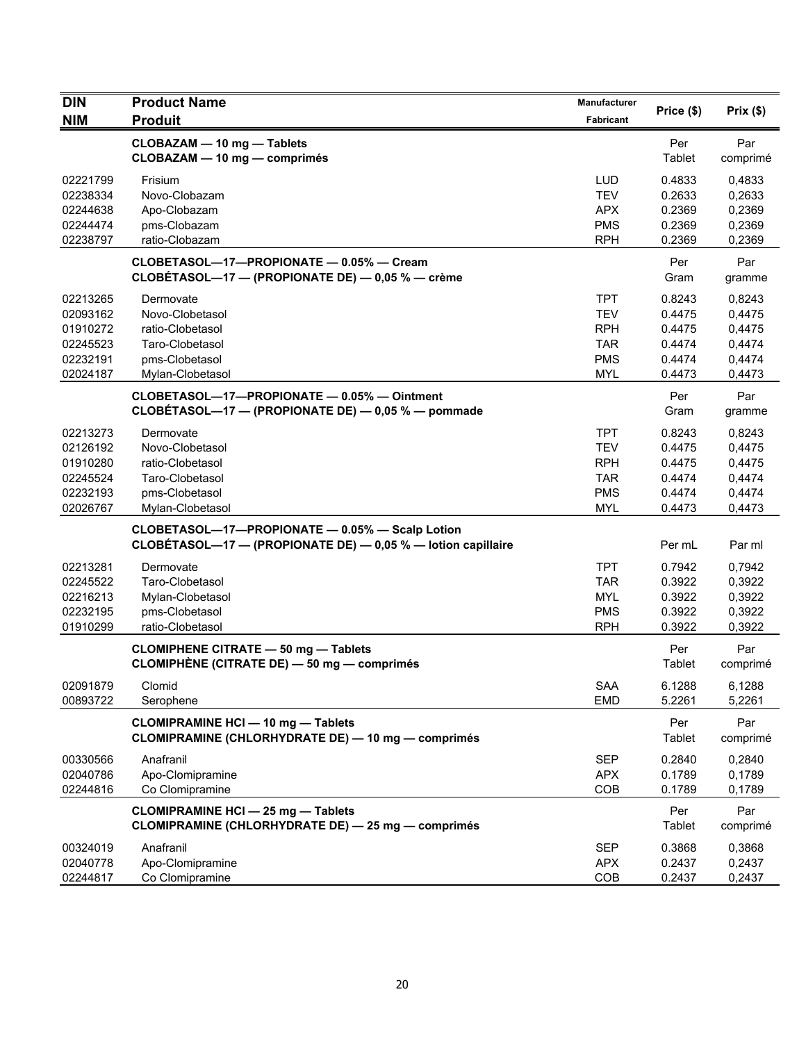| DIN<br>NIM | Product Name<br>Produit | Manufacturer<br>Fabricant | Price ($) | Prix ($) |
|---|---|---|---|---|
| | **CLOBAZAM — 10 mg — Tablets**<br>**CLOBAZAM — 10 mg — comprimés** | | Per Tablet | Par comprimé |
| 02221799 | Frisium | LUD | 0.4833 | 0,4833 |
| 02238334 | Novo-Clobazam | TEV | 0.2633 | 0,2633 |
| 02244638 | Apo-Clobazam | APX | 0.2369 | 0,2369 |
| 02244474 | pms-Clobazam | PMS | 0.2369 | 0,2369 |
| 02238797 | ratio-Clobazam | RPH | 0.2369 | 0,2369 |
| | **CLOBETASOL—17—PROPIONATE — 0.05% — Cream**<br>**CLOBÉTASOL—17 — (PROPIONATE DE) — 0,05 % — crème** | | Per Gram | Par gramme |
| 02213265 | Dermovate | TPT | 0.8243 | 0,8243 |
| 02093162 | Novo-Clobetasol | TEV | 0.4475 | 0,4475 |
| 01910272 | ratio-Clobetasol | RPH | 0.4475 | 0,4475 |
| 02245523 | Taro-Clobetasol | TAR | 0.4474 | 0,4474 |
| 02232191 | pms-Clobetasol | PMS | 0.4474 | 0,4474 |
| 02024187 | Mylan-Clobetasol | MYL | 0.4473 | 0,4473 |
| | **CLOBETASOL—17—PROPIONATE — 0.05% — Ointment**<br>**CLOBÉTASOL—17 — (PROPIONATE DE) — 0,05 % — pommade** | | Per Gram | Par gramme |
| 02213273 | Dermovate | TPT | 0.8243 | 0,8243 |
| 02126192 | Novo-Clobetasol | TEV | 0.4475 | 0,4475 |
| 01910280 | ratio-Clobetasol | RPH | 0.4475 | 0,4475 |
| 02245524 | Taro-Clobetasol | TAR | 0.4474 | 0,4474 |
| 02232193 | pms-Clobetasol | PMS | 0.4474 | 0,4474 |
| 02026767 | Mylan-Clobetasol | MYL | 0.4473 | 0,4473 |
| | **CLOBETASOL—17—PROPIONATE — 0.05% — Scalp Lotion**<br>**CLOBÉTASOL—17 — (PROPIONATE DE) — 0,05 % — lotion capillaire** | | Per mL | Par ml |
| 02213281 | Dermovate | TPT | 0.7942 | 0,7942 |
| 02245522 | Taro-Clobetasol | TAR | 0.3922 | 0,3922 |
| 02216213 | Mylan-Clobetasol | MYL | 0.3922 | 0,3922 |
| 02232195 | pms-Clobetasol | PMS | 0.3922 | 0,3922 |
| 01910299 | ratio-Clobetasol | RPH | 0.3922 | 0,3922 |
| | **CLOMIPHENE CITRATE — 50 mg — Tablets**<br>**CLOMIPHÈNE (CITRATE DE) — 50 mg — comprimés** | | Per Tablet | Par comprimé |
| 02091879 | Clomid | SAA | 6.1288 | 6,1288 |
| 00893722 | Serophene | EMD | 5.2261 | 5,2261 |
| | **CLOMIPRAMINE HCl — 10 mg — Tablets**<br>**CLOMIPRAMINE (CHLORHYDRATE DE) — 10 mg — comprimés** | | Per Tablet | Par comprimé |
| 00330566 | Anafranil | SEP | 0.2840 | 0,2840 |
| 02040786 | Apo-Clomipramine | APX | 0.1789 | 0,1789 |
| 02244816 | Co Clomipramine | COB | 0.1789 | 0,1789 |
| | **CLOMIPRAMINE HCl — 25 mg — Tablets**<br>**CLOMIPRAMINE (CHLORHYDRATE DE) — 25 mg — comprimés** | | Per Tablet | Par comprimé |
| 00324019 | Anafranil | SEP | 0.3868 | 0,3868 |
| 02040778 | Apo-Clomipramine | APX | 0.2437 | 0,2437 |
| 02244817 | Co Clomipramine | COB | 0.2437 | 0,2437 |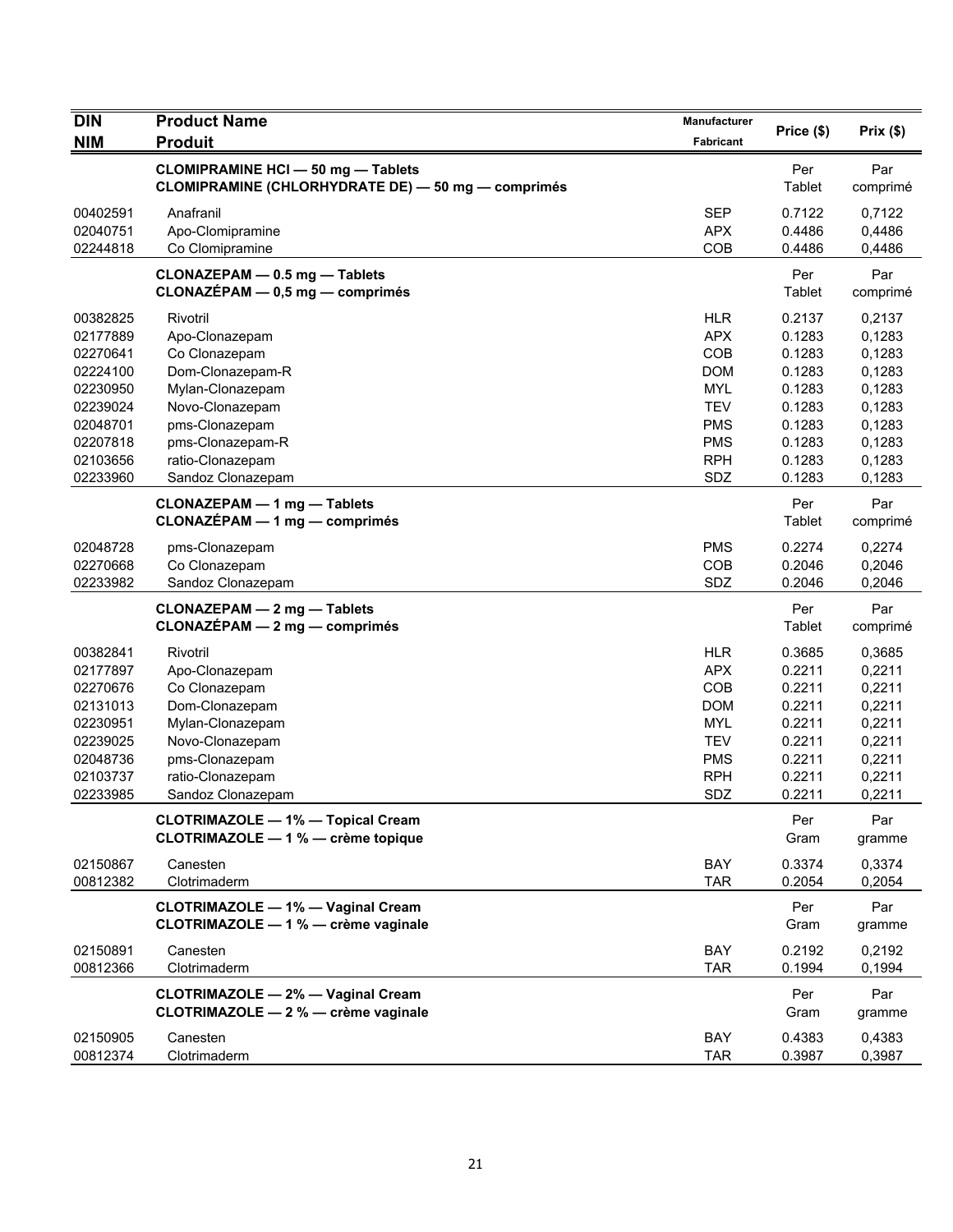| DIN<br>NIM | Product Name<br>Produit | Manufacturer<br>Fabricant | Price ($) | Prix ($) |
|---|---|---|---|---|
| | **CLOMIPRAMINE HCl — 50 mg — Tablets**<br>**CLOMIPRAMINE (CHLORHYDRATE DE) — 50 mg — comprimés** | | Per Tablet | Par comprimé |
| 00402591 | Anafranil | SEP | 0.7122 | 0,7122 |
| 02040751 | Apo-Clomipramine | APX | 0.4486 | 0,4486 |
| 02244818 | Co Clomipramine | COB | 0.4486 | 0,4486 |
| | **CLONAZEPAM — 0.5 mg — Tablets**<br>**CLONAZÉPAM — 0,5 mg — comprimés** | | Per Tablet | Par comprimé |
| 00382825 | Rivotril | HLR | 0.2137 | 0,2137 |
| 02177889 | Apo-Clonazepam | APX | 0.1283 | 0,1283 |
| 02270641 | Co Clonazepam | COB | 0.1283 | 0,1283 |
| 02224100 | Dom-Clonazepam-R | DOM | 0.1283 | 0,1283 |
| 02230950 | Mylan-Clonazepam | MYL | 0.1283 | 0,1283 |
| 02239024 | Novo-Clonazepam | TEV | 0.1283 | 0,1283 |
| 02048701 | pms-Clonazepam | PMS | 0.1283 | 0,1283 |
| 02207818 | pms-Clonazepam-R | PMS | 0.1283 | 0,1283 |
| 02103656 | ratio-Clonazepam | RPH | 0.1283 | 0,1283 |
| 02233960 | Sandoz Clonazepam | SDZ | 0.1283 | 0,1283 |
| | **CLONAZEPAM — 1 mg — Tablets**<br>**CLONAZÉPAM — 1 mg — comprimés** | | Per Tablet | Par comprimé |
| 02048728 | pms-Clonazepam | PMS | 0.2274 | 0,2274 |
| 02270668 | Co Clonazepam | COB | 0.2046 | 0,2046 |
| 02233982 | Sandoz Clonazepam | SDZ | 0.2046 | 0,2046 |
| | **CLONAZEPAM — 2 mg — Tablets**<br>**CLONAZÉPAM — 2 mg — comprimés** | | Per Tablet | Par comprimé |
| 00382841 | Rivotril | HLR | 0.3685 | 0,3685 |
| 02177897 | Apo-Clonazepam | APX | 0.2211 | 0,2211 |
| 02270676 | Co Clonazepam | COB | 0.2211 | 0,2211 |
| 02131013 | Dom-Clonazepam | DOM | 0.2211 | 0,2211 |
| 02230951 | Mylan-Clonazepam | MYL | 0.2211 | 0,2211 |
| 02239025 | Novo-Clonazepam | TEV | 0.2211 | 0,2211 |
| 02048736 | pms-Clonazepam | PMS | 0.2211 | 0,2211 |
| 02103737 | ratio-Clonazepam | RPH | 0.2211 | 0,2211 |
| 02233985 | Sandoz Clonazepam | SDZ | 0.2211 | 0,2211 |
| | **CLOTRIMAZOLE — 1% — Topical Cream**<br>**CLOTRIMAZOLE — 1 % — crème topique** | | Per Gram | Par gramme |
| 02150867 | Canesten | BAY | 0.3374 | 0,3374 |
| 00812382 | Clotrimaderm | TAR | 0.2054 | 0,2054 |
| | **CLOTRIMAZOLE — 1% — Vaginal Cream**<br>**CLOTRIMAZOLE — 1 % — crème vaginale** | | Per Gram | Par gramme |
| 02150891 | Canesten | BAY | 0.2192 | 0,2192 |
| 00812366 | Clotrimaderm | TAR | 0.1994 | 0,1994 |
| | **CLOTRIMAZOLE — 2% — Vaginal Cream**<br>**CLOTRIMAZOLE — 2 % — crème vaginale** | | Per Gram | Par gramme |
| 02150905 | Canesten | BAY | 0.4383 | 0,4383 |
| 00812374 | Clotrimaderm | TAR | 0.3987 | 0,3987 |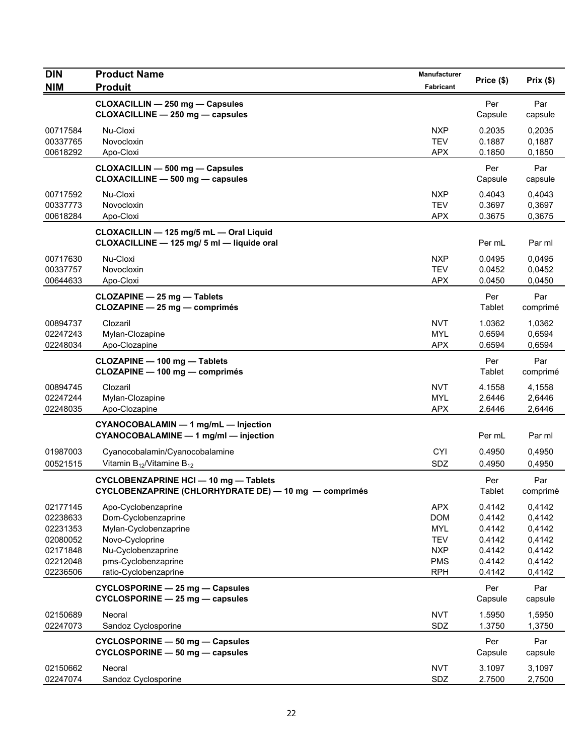| DIN<br>NIM | Product Name<br>Produit | Manufacturer<br>Fabricant | Price ($) | Prix ($) |
|---|---|---|---|---|
| | **CLOXACILLIN — 250 mg — Capsules**<br>**CLOXACILLINE — 250 mg — capsules** | | Per Capsule | Par capsule |
| 00717584 | Nu-Cloxi | NXP | 0.2035 | 0,2035 |
| 00337765 | Novocloxin | TEV | 0.1887 | 0,1887 |
| 00618292 | Apo-Cloxi | APX | 0.1850 | 0,1850 |
| | **CLOXACILLIN — 500 mg — Capsules**<br>**CLOXACILLINE — 500 mg — capsules** | | Per Capsule | Par capsule |
| 00717592 | Nu-Cloxi | NXP | 0.4043 | 0,4043 |
| 00337773 | Novocloxin | TEV | 0.3697 | 0,3697 |
| 00618284 | Apo-Cloxi | APX | 0.3675 | 0,3675 |
| | **CLOXACILLIN — 125 mg/5 mL — Oral Liquid**<br>**CLOXACILLINE — 125 mg/ 5 ml — liquide oral** | | Per mL | Par ml |
| 00717630 | Nu-Cloxi | NXP | 0.0495 | 0,0495 |
| 00337757 | Novocloxin | TEV | 0.0452 | 0,0452 |
| 00644633 | Apo-Cloxi | APX | 0.0450 | 0,0450 |
| | **CLOZAPINE — 25 mg — Tablets**<br>**CLOZAPINE — 25 mg — comprimés** | | Per Tablet | Par comprimé |
| 00894737 | Clozaril | NVT | 1.0362 | 1,0362 |
| 02247243 | Mylan-Clozapine | MYL | 0.6594 | 0,6594 |
| 02248034 | Apo-Clozapine | APX | 0.6594 | 0,6594 |
| | **CLOZAPINE — 100 mg — Tablets**<br>**CLOZAPINE — 100 mg — comprimés** | | Per Tablet | Par comprimé |
| 00894745 | Clozaril | NVT | 4.1558 | 4,1558 |
| 02247244 | Mylan-Clozapine | MYL | 2.6446 | 2,6446 |
| 02248035 | Apo-Clozapine | APX | 2.6446 | 2,6446 |
| | **CYANOCOBALAMIN — 1 mg/mL — Injection**<br>**CYANOCOBALAMINE — 1 mg/ml — injection** | | Per mL | Par ml |
| 01987003 | Cyanocobalamin/Cyanocobalamine | CYI | 0.4950 | 0,4950 |
| 00521515 | Vitamin $B_{12}$/Vitamine $B_{12}$ | SDZ | 0.4950 | 0,4950 |
| | **CYCLOBENZAPRINE HCl — 10 mg — Tablets**<br>**CYCLOBENZAPRINE (CHLORHYDRATE DE) — 10 mg — comprimés** | | Per Tablet | Par comprimé |
| 02177145 | Apo-Cyclobenzaprine | APX | 0.4142 | 0,4142 |
| 02238633 | Dom-Cyclobenzaprine | DOM | 0.4142 | 0,4142 |
| 02231353 | Mylan-Cyclobenzaprine | MYL | 0.4142 | 0,4142 |
| 02080052 | Novo-Cycloprine | TEV | 0.4142 | 0,4142 |
| 02171848 | Nu-Cyclobenzaprine | NXP | 0.4142 | 0,4142 |
| 02212048 | pms-Cyclobenzaprine | PMS | 0.4142 | 0,4142 |
| 02236506 | ratio-Cyclobenzaprine | RPH | 0.4142 | 0,4142 |
| | **CYCLOSPORINE — 25 mg — Capsules**<br>**CYCLOSPORINE — 25 mg — capsules** | | Per Capsule | Par capsule |
| 02150689 | Neoral | NVT | 1.5950 | 1,5950 |
| 02247073 | Sandoz Cyclosporine | SDZ | 1.3750 | 1,3750 |
| | **CYCLOSPORINE — 50 mg — Capsules**<br>**CYCLOSPORINE — 50 mg — capsules** | | Per Capsule | Par capsule |
| 02150662 | Neoral | NVT | 3.1097 | 3,1097 |
| 02247074 | Sandoz Cyclosporine | SDZ | 2.7500 | 2,7500 |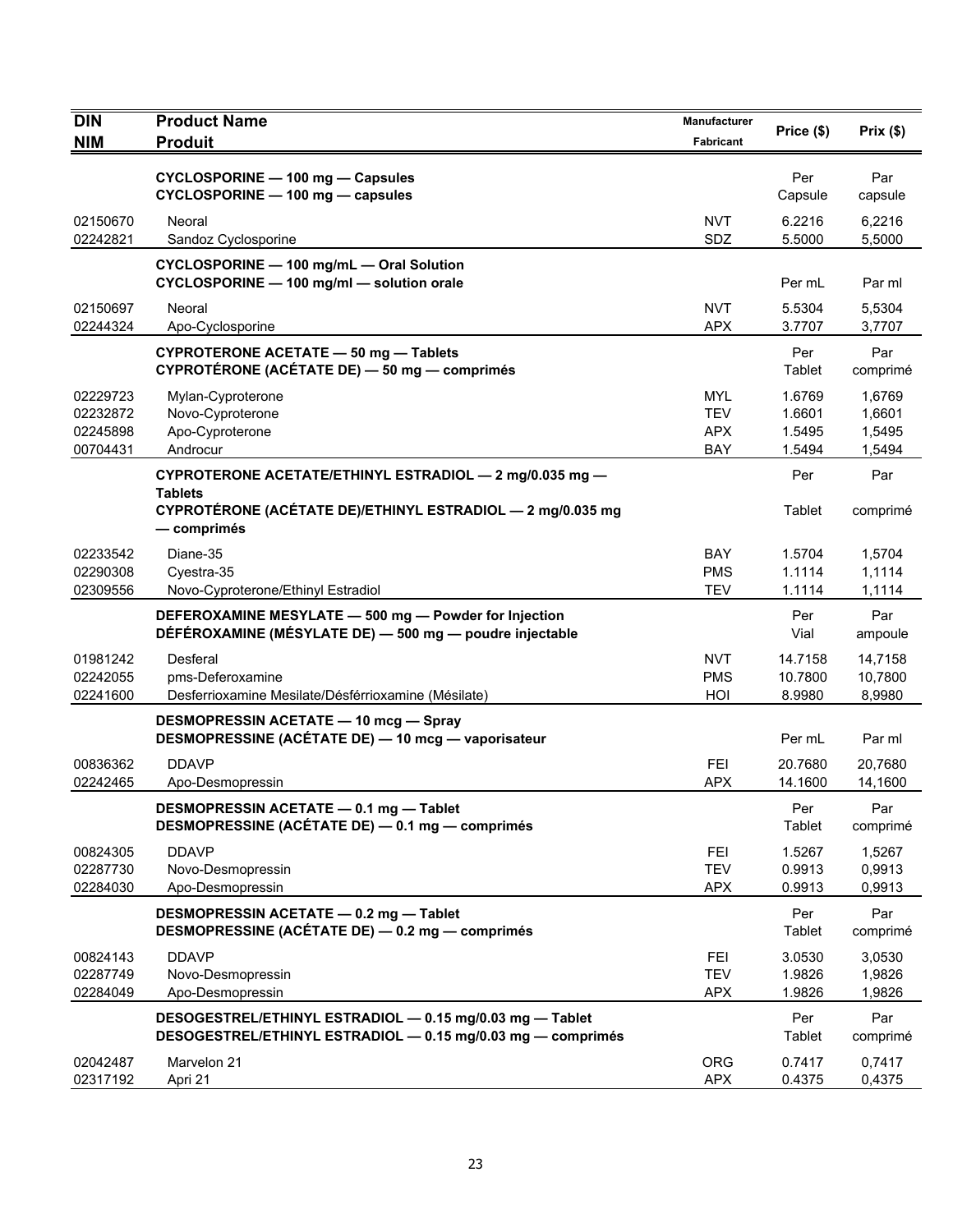| DIN<br>NIM | Product Name<br>Produit | Manufacturer<br>Fabricant | Price ($) | Prix ($) |
|---|---|---|---|---|
| | **CYCLOSPORINE — 100 mg — Capsules**<br>**CYCLOSPORINE — 100 mg — capsules** | | Per Capsule | Par capsule |
| 02150670 | Neoral | NVT | 6.2216 | 6,2216 |
| 02242821 | Sandoz Cyclosporine | SDZ | 5.5000 | 5,5000 |
| | **CYCLOSPORINE — 100 mg/mL — Oral Solution**<br>**CYCLOSPORINE — 100 mg/ml — solution orale** | | Per mL | Par ml |
| 02150697 | Neoral | NVT | 5.5304 | 5,5304 |
| 02244324 | Apo-Cyclosporine | APX | 3.7707 | 3,7707 |
| | **CYPROTERONE ACETATE — 50 mg — Tablets**<br>**CYPROTÉRONE (ACÉTATE DE) — 50 mg — comprimés** | | Per Tablet | Par comprimé |
| 02229723 | Mylan-Cyproterone | MYL | 1.6769 | 1,6769 |
| 02232872 | Novo-Cyproterone | TEV | 1.6601 | 1,6601 |
| 02245898 | Apo-Cyproterone | APX | 1.5495 | 1,5495 |
| 00704431 | Androcur | BAY | 1.5494 | 1,5494 |
| | **CYPROTERONE ACETATE/ETHINYL ESTRADIOL — 2 mg/0.035 mg — Tablets**<br>**CYPROTÉRONE (ACÉTATE DE)/ETHINYL ESTRADIOL — 2 mg/0.035 mg — comprimés** | | Per Tablet | Par comprimé |
| 02233542 | Diane-35 | BAY | 1.5704 | 1,5704 |
| 02290308 | Cyestra-35 | PMS | 1.1114 | 1,1114 |
| 02309556 | Novo-Cyproterone/Ethinyl Estradiol | TEV | 1.1114 | 1,1114 |
| | **DEFEROXAMINE MESYLATE — 500 mg — Powder for Injection**<br>**DÉFÉROXAMINE (MÉSYLATE DE) — 500 mg — poudre injectable** | | Per Vial | Par ampoule |
| 01981242 | Desferal | NVT | 14.7158 | 14,7158 |
| 02242055 | pms-Deferoxamine | PMS | 10.7800 | 10,7800 |
| 02241600 | Desferrioxamine Mesilate/Désférrioxamine (Mésilate) | HOI | 8.9980 | 8,9980 |
| | **DESMOPRESSIN ACETATE — 10 mcg — Spray**<br>**DESMOPRESSINE (ACÉTATE DE) — 10 mcg — vaporisateur** | | Per mL | Par ml |
| 00836362 | DDAVP | FEI | 20.7680 | 20,7680 |
| 02242465 | Apo-Desmopressin | APX | 14.1600 | 14,1600 |
| | **DESMOPRESSIN ACETATE — 0.1 mg — Tablet**<br>**DESMOPRESSINE (ACÉTATE DE) — 0.1 mg — comprimés** | | Per Tablet | Par comprimé |
| 00824305 | DDAVP | FEI | 1.5267 | 1,5267 |
| 02287730 | Novo-Desmopressin | TEV | 0.9913 | 0,9913 |
| 02284030 | Apo-Desmopressin | APX | 0.9913 | 0,9913 |
| | **DESMOPRESSIN ACETATE — 0.2 mg — Tablet**<br>**DESMOPRESSINE (ACÉTATE DE) — 0.2 mg — comprimés** | | Per Tablet | Par comprimé |
| 00824143 | DDAVP | FEI | 3.0530 | 3,0530 |
| 02287749 | Novo-Desmopressin | TEV | 1.9826 | 1,9826 |
| 02284049 | Apo-Desmopressin | APX | 1.9826 | 1,9826 |
| | **DESOGESTREL/ETHINYL ESTRADIOL — 0.15 mg/0.03 mg — Tablet**<br>**DESOGESTREL/ETHINYL ESTRADIOL — 0.15 mg/0.03 mg — comprimés** | | Per Tablet | Par comprimé |
| 02042487 | Marvelon 21 | ORG | 0.7417 | 0,7417 |
| 02317192 | Apri 21 | APX | 0.4375 | 0,4375 |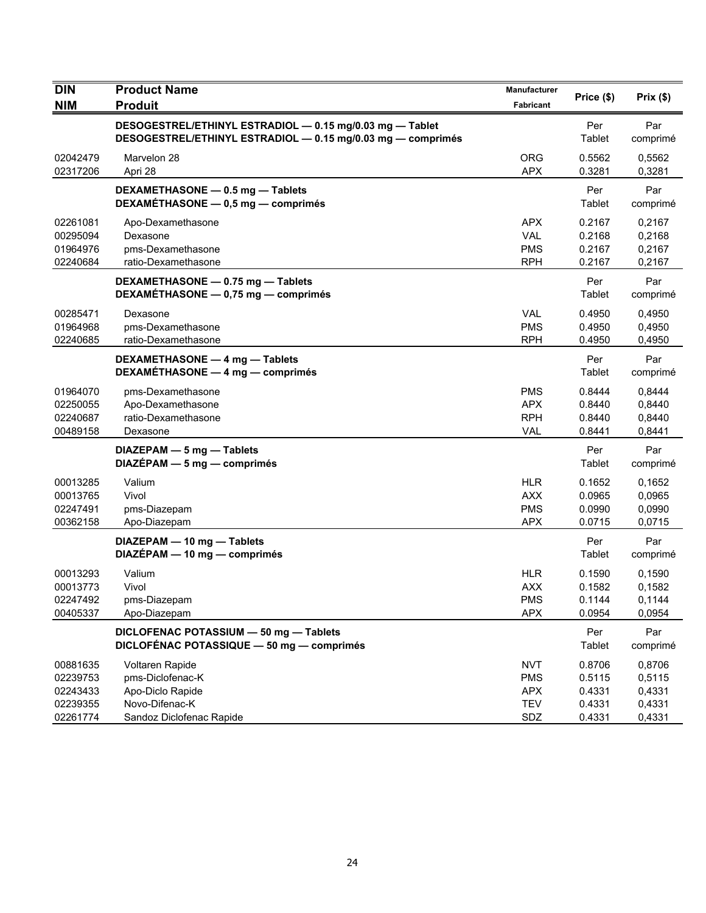| DIN<br>NIM | Product Name<br>Produit | Manufacturer<br>Fabricant | Price ($) | Prix ($) |
|---|---|---|---|---|
| | **DESOGESTREL/ETHINYL ESTRADIOL — 0.15 mg/0.03 mg — Tablet**<br>**DESOGESTREL/ETHINYL ESTRADIOL — 0.15 mg/0.03 mg — comprimés** | | Per Tablet | Par comprimé |
| 02042479 | Marvelon 28 | ORG | 0.5562 | 0,5562 |
| 02317206 | Apri 28 | APX | 0.3281 | 0,3281 |
| | **DEXAMETHASONE — 0.5 mg — Tablets**<br>**DEXAMÉTHASONE — 0,5 mg — comprimés** | | Per Tablet | Par comprimé |
| 02261081 | Apo-Dexamethasone | APX | 0.2167 | 0,2167 |
| 00295094 | Dexasone | VAL | 0.2168 | 0,2168 |
| 01964976 | pms-Dexamethasone | PMS | 0.2167 | 0,2167 |
| 02240684 | ratio-Dexamethasone | RPH | 0.2167 | 0,2167 |
| | **DEXAMETHASONE — 0.75 mg — Tablets**<br>**DEXAMÉTHASONE — 0,75 mg — comprimés** | | Per Tablet | Par comprimé |
| 00285471 | Dexasone | VAL | 0.4950 | 0,4950 |
| 01964968 | pms-Dexamethasone | PMS | 0.4950 | 0,4950 |
| 02240685 | ratio-Dexamethasone | RPH | 0.4950 | 0,4950 |
| | **DEXAMETHASONE — 4 mg — Tablets**<br>**DEXAMÉTHASONE — 4 mg — comprimés** | | Per Tablet | Par comprimé |
| 01964070 | pms-Dexamethasone | PMS | 0.8444 | 0,8444 |
| 02250055 | Apo-Dexamethasone | APX | 0.8440 | 0,8440 |
| 02240687 | ratio-Dexamethasone | RPH | 0.8440 | 0,8440 |
| 00489158 | Dexasone | VAL | 0.8441 | 0,8441 |
| | **DIAZEPAM — 5 mg — Tablets**<br>**DIAZÉPAM — 5 mg — comprimés** | | Per Tablet | Par comprimé |
| 00013285 | Valium | HLR | 0.1652 | 0,1652 |
| 00013765 | Vivol | AXX | 0.0965 | 0,0965 |
| 02247491 | pms-Diazepam | PMS | 0.0990 | 0,0990 |
| 00362158 | Apo-Diazepam | APX | 0.0715 | 0,0715 |
| | **DIAZEPAM — 10 mg — Tablets**<br>**DIAZÉPAM — 10 mg — comprimés** | | Per Tablet | Par comprimé |
| 00013293 | Valium | HLR | 0.1590 | 0,1590 |
| 00013773 | Vivol | AXX | 0.1582 | 0,1582 |
| 02247492 | pms-Diazepam | PMS | 0.1144 | 0,1144 |
| 00405337 | Apo-Diazepam | APX | 0.0954 | 0,0954 |
| | **DICLOFENAC POTASSIUM — 50 mg — Tablets**<br>**DICLOFÉNAC POTASSIQUE — 50 mg — comprimés** | | Per Tablet | Par comprimé |
| 00881635 | Voltaren Rapide | NVT | 0.8706 | 0,8706 |
| 02239753 | pms-Diclofenac-K | PMS | 0.5115 | 0,5115 |
| 02243433 | Apo-Diclo Rapide | APX | 0.4331 | 0,4331 |
| 02239355 | Novo-Difenac-K | TEV | 0.4331 | 0,4331 |
| 02261774 | Sandoz Diclofenac Rapide | SDZ | 0.4331 | 0,4331 |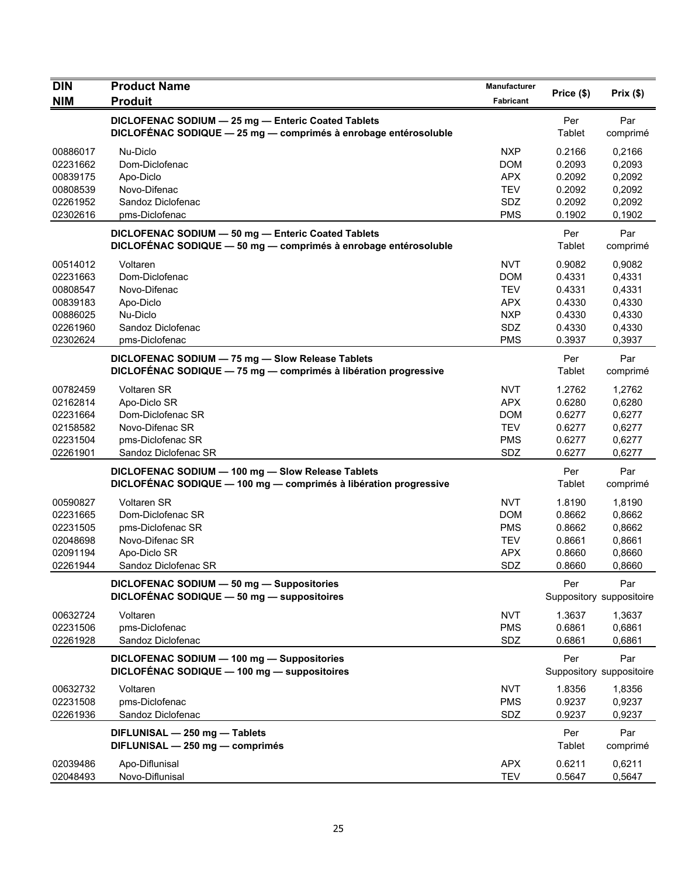| DIN<br>NIM | Product Name<br>Produit | Manufacturer<br>Fabricant | Price ($) | Prix ($) |
|---|---|---|---|---|
| | **DICLOFENAC SODIUM — 25 mg — Enteric Coated Tablets**<br>**DICLOFÉNAC SODIQUE — 25 mg — comprimés à enrobage entérosoluble** | | Per Tablet | Par comprimé |
| 00886017 | Nu-Diclo | NXP | 0.2166 | 0,2166 |
| 02231662 | Dom-Diclofenac | DOM | 0.2093 | 0,2093 |
| 00839175 | Apo-Diclo | APX | 0.2092 | 0,2092 |
| 00808539 | Novo-Difenac | TEV | 0.2092 | 0,2092 |
| 02261952 | Sandoz Diclofenac | SDZ | 0.2092 | 0,2092 |
| 02302616 | pms-Diclofenac | PMS | 0.1902 | 0,1902 |
| | **DICLOFENAC SODIUM — 50 mg — Enteric Coated Tablets**<br>**DICLOFÉNAC SODIQUE — 50 mg — comprimés à enrobage entérosoluble** | | Per Tablet | Par comprimé |
| 00514012 | Voltaren | NVT | 0.9082 | 0,9082 |
| 02231663 | Dom-Diclofenac | DOM | 0.4331 | 0,4331 |
| 00808547 | Novo-Difenac | TEV | 0.4331 | 0,4331 |
| 00839183 | Apo-Diclo | APX | 0.4330 | 0,4330 |
| 00886025 | Nu-Diclo | NXP | 0.4330 | 0,4330 |
| 02261960 | Sandoz Diclofenac | SDZ | 0.4330 | 0,4330 |
| 02302624 | pms-Diclofenac | PMS | 0.3937 | 0,3937 |
| | **DICLOFENAC SODIUM — 75 mg — Slow Release Tablets**<br>**DICLOFÉNAC SODIQUE — 75 mg — comprimés à libération progressive** | | Per Tablet | Par comprimé |
| 00782459 | Voltaren SR | NVT | 1.2762 | 1,2762 |
| 02162814 | Apo-Diclo SR | APX | 0.6280 | 0,6280 |
| 02231664 | Dom-Diclofenac SR | DOM | 0.6277 | 0,6277 |
| 02158582 | Novo-Difenac SR | TEV | 0.6277 | 0,6277 |
| 02231504 | pms-Diclofenac SR | PMS | 0.6277 | 0,6277 |
| 02261901 | Sandoz Diclofenac SR | SDZ | 0.6277 | 0,6277 |
| | **DICLOFENAC SODIUM — 100 mg — Slow Release Tablets**<br>**DICLOFÉNAC SODIQUE — 100 mg — comprimés à libération progressive** | | Per Tablet | Par comprimé |
| 00590827 | Voltaren SR | NVT | 1.8190 | 1,8190 |
| 02231665 | Dom-Diclofenac SR | DOM | 0.8662 | 0,8662 |
| 02231505 | pms-Diclofenac SR | PMS | 0.8662 | 0,8662 |
| 02048698 | Novo-Difenac SR | TEV | 0.8661 | 0,8661 |
| 02091194 | Apo-Diclo SR | APX | 0.8660 | 0,8660 |
| 02261944 | Sandoz Diclofenac SR | SDZ | 0.8660 | 0,8660 |
| | **DICLOFENAC SODIUM — 50 mg — Suppositories**<br>**DICLOFÉNAC SODIQUE — 50 mg — suppositoires** | | Per Suppository | Par suppositoire |
| 00632724 | Voltaren | NVT | 1.3637 | 1,3637 |
| 02231506 | pms-Diclofenac | PMS | 0.6861 | 0,6861 |
| 02261928 | Sandoz Diclofenac | SDZ | 0.6861 | 0,6861 |
| | **DICLOFENAC SODIUM — 100 mg — Suppositories**<br>**DICLOFÉNAC SODIQUE — 100 mg — suppositoires** | | Per Suppository | Par suppositoire |
| 00632732 | Voltaren | NVT | 1.8356 | 1,8356 |
| 02231508 | pms-Diclofenac | PMS | 0.9237 | 0,9237 |
| 02261936 | Sandoz Diclofenac | SDZ | 0.9237 | 0,9237 |
| | **DIFLUNISAL — 250 mg — Tablets**<br>**DIFLUNISAL — 250 mg — comprimés** | | Per Tablet | Par comprimé |
| 02039486 | Apo-Diflunisal | APX | 0.6211 | 0,6211 |
| 02048493 | Novo-Diflunisal | TEV | 0.5647 | 0,5647 |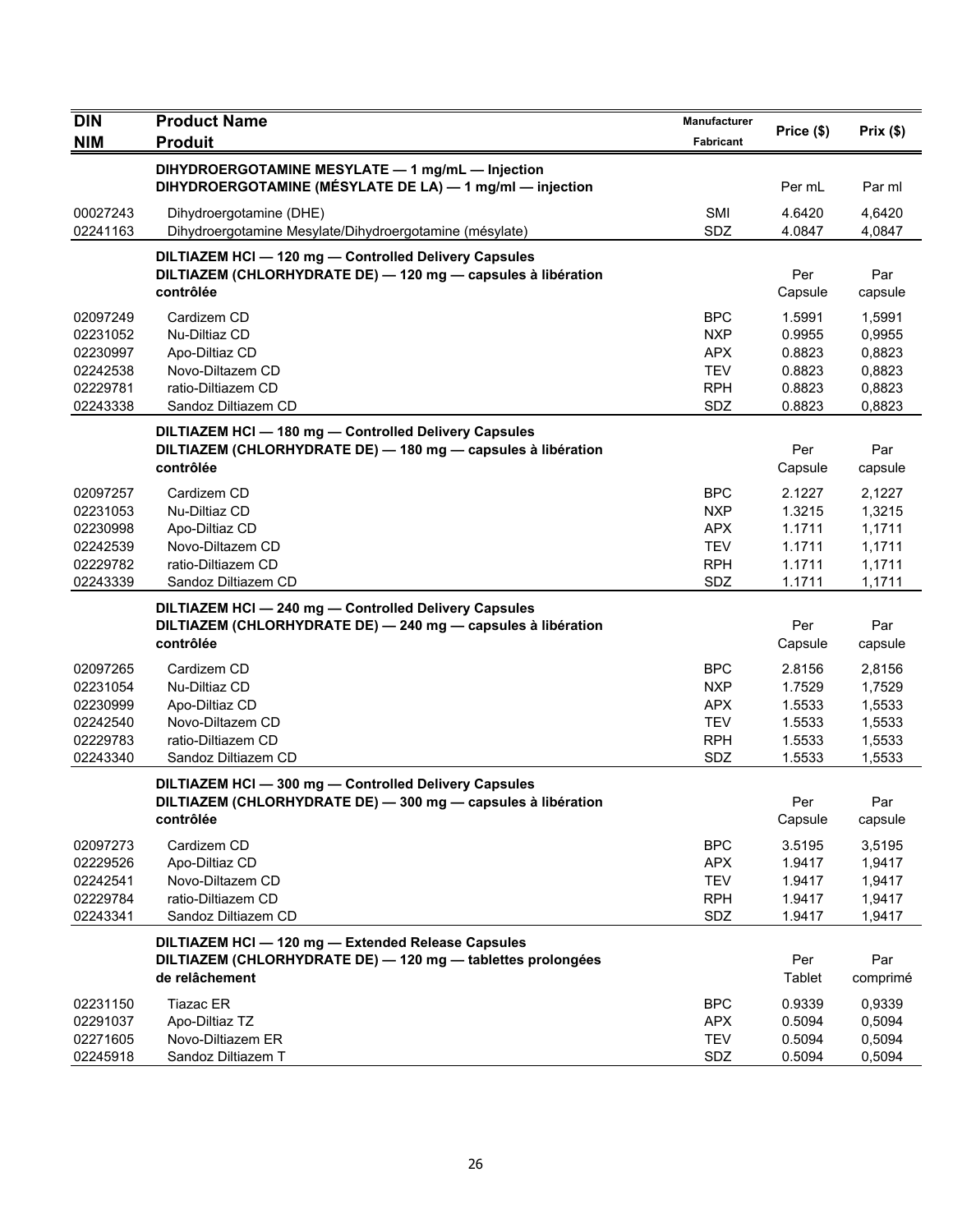| DIN<br>NIM | Product Name<br>Produit | Manufacturer<br>Fabricant | Price ($) | Prix ($) |
|---|---|---|---|---|
| | **DIHYDROERGOTAMINE MESYLATE — 1 mg/mL — Injection**<br>**DIHYDROERGOTAMINE (MÉSYLATE DE LA) — 1 mg/ml — injection** | | Per mL | Par ml |
| 00027243 | Dihydroergotamine (DHE) | SMI | 4.6420 | 4,6420 |
| 02241163 | Dihydroergotamine Mesylate/Dihydroergotamine (mésylate) | SDZ | 4.0847 | 4,0847 |
| | **DILTIAZEM HCl — 120 mg — Controlled Delivery Capsules**<br>**DILTIAZEM (CHLORHYDRATE DE) — 120 mg — capsules à libération contrôlée** | | Per Capsule | Par capsule |
| 02097249 | Cardizem CD | BPC | 1.5991 | 1,5991 |
| 02231052 | Nu-Diltiaz CD | NXP | 0.9955 | 0,9955 |
| 02230997 | Apo-Diltiaz CD | APX | 0.8823 | 0,8823 |
| 02242538 | Novo-Diltazem CD | TEV | 0.8823 | 0,8823 |
| 02229781 | ratio-Diltiazem CD | RPH | 0.8823 | 0,8823 |
| 02243338 | Sandoz Diltiazem CD | SDZ | 0.8823 | 0,8823 |
| | **DILTIAZEM HCl — 180 mg — Controlled Delivery Capsules**<br>**DILTIAZEM (CHLORHYDRATE DE) — 180 mg — capsules à libération contrôlée** | | Per Capsule | Par capsule |
| 02097257 | Cardizem CD | BPC | 2.1227 | 2,1227 |
| 02231053 | Nu-Diltiaz CD | NXP | 1.3215 | 1,3215 |
| 02230998 | Apo-Diltiaz CD | APX | 1.1711 | 1,1711 |
| 02242539 | Novo-Diltazem CD | TEV | 1.1711 | 1,1711 |
| 02229782 | ratio-Diltiazem CD | RPH | 1.1711 | 1,1711 |
| 02243339 | Sandoz Diltiazem CD | SDZ | 1.1711 | 1,1711 |
| | **DILTIAZEM HCl — 240 mg — Controlled Delivery Capsules**<br>**DILTIAZEM (CHLORHYDRATE DE) — 240 mg — capsules à libération contrôlée** | | Per Capsule | Par capsule |
| 02097265 | Cardizem CD | BPC | 2.8156 | 2,8156 |
| 02231054 | Nu-Diltiaz CD | NXP | 1.7529 | 1,7529 |
| 02230999 | Apo-Diltiaz CD | APX | 1.5533 | 1,5533 |
| 02242540 | Novo-Diltazem CD | TEV | 1.5533 | 1,5533 |
| 02229783 | ratio-Diltiazem CD | RPH | 1.5533 | 1,5533 |
| 02243340 | Sandoz Diltiazem CD | SDZ | 1.5533 | 1,5533 |
| | **DILTIAZEM HCl — 300 mg — Controlled Delivery Capsules**<br>**DILTIAZEM (CHLORHYDRATE DE) — 300 mg — capsules à libération contrôlée** | | Per Capsule | Par capsule |
| 02097273 | Cardizem CD | BPC | 3.5195 | 3,5195 |
| 02229526 | Apo-Diltiaz CD | APX | 1.9417 | 1,9417 |
| 02242541 | Novo-Diltazem CD | TEV | 1.9417 | 1,9417 |
| 02229784 | ratio-Diltiazem CD | RPH | 1.9417 | 1,9417 |
| 02243341 | Sandoz Diltiazem CD | SDZ | 1.9417 | 1,9417 |
| | **DILTIAZEM HCl — 120 mg — Extended Release Capsules**<br>**DILTIAZEM (CHLORHYDRATE DE) — 120 mg — tablettes prolongées de relâchement** | | Per Tablet | Par comprimé |
| 02231150 | Tiazac ER | BPC | 0.9339 | 0,9339 |
| 02291037 | Apo-Diltiaz TZ | APX | 0.5094 | 0,5094 |
| 02271605 | Novo-Diltiazem ER | TEV | 0.5094 | 0,5094 |
| 02245918 | Sandoz Diltiazem T | SDZ | 0.5094 | 0,5094 |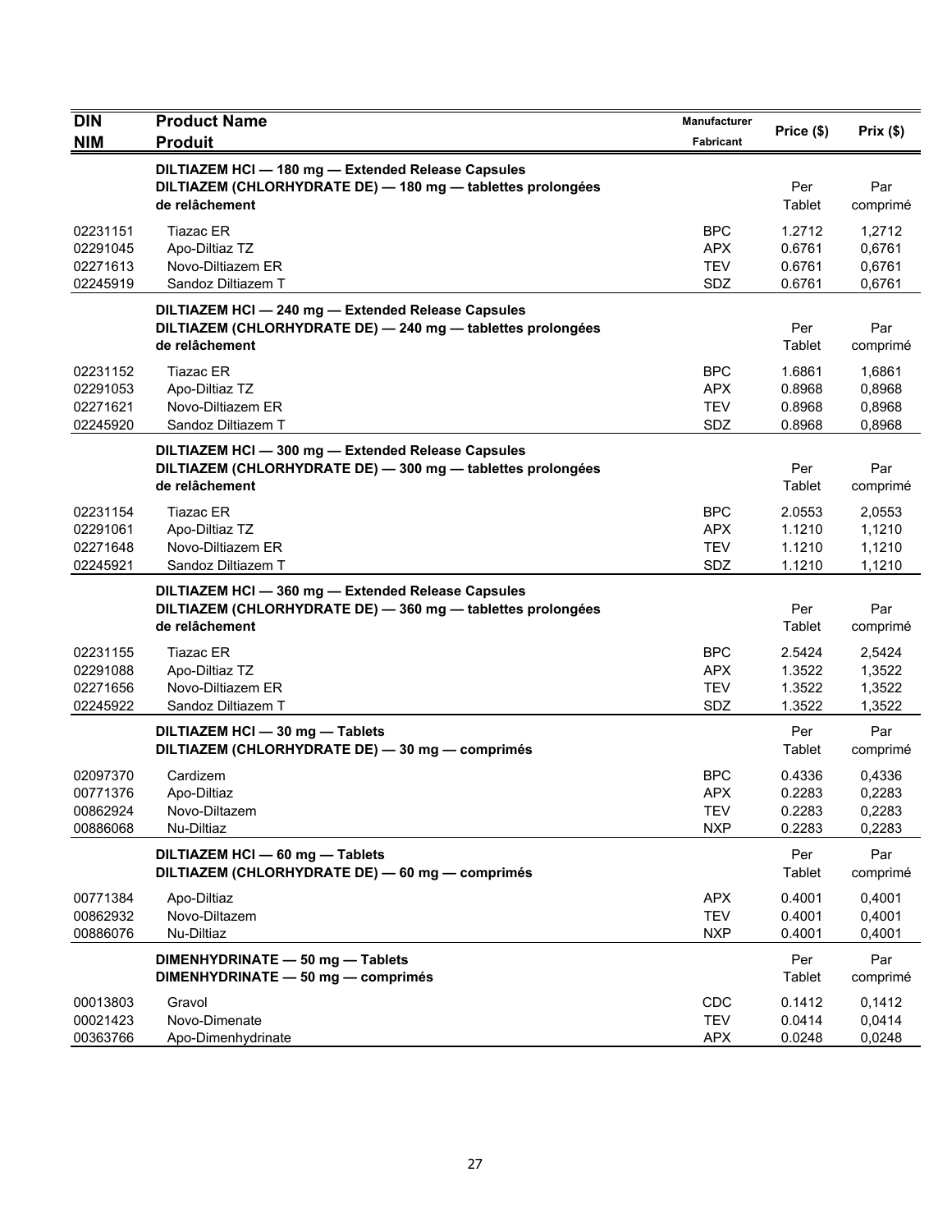| DIN<br>NIM | Product Name<br>Produit | Manufacturer<br>Fabricant | Price ($) | Prix ($) |
|---|---|---|---|---|
| | **DILTIAZEM HCl — 180 mg — Extended Release Capsules**<br>**DILTIAZEM (CHLORHYDRATE DE) — 180 mg — tablettes prolongées de relâchement** | | Per Tablet | Par comprimé |
| 02231151 | Tiazac ER | BPC | 1.2712 | 1,2712 |
| 02291045 | Apo-Diltiaz TZ | APX | 0.6761 | 0,6761 |
| 02271613 | Novo-Diltiazem ER | TEV | 0.6761 | 0,6761 |
| 02245919 | Sandoz Diltiazem T | SDZ | 0.6761 | 0,6761 |
| | **DILTIAZEM HCl — 240 mg — Extended Release Capsules**<br>**DILTIAZEM (CHLORHYDRATE DE) — 240 mg — tablettes prolongées de relâchement** | | Per Tablet | Par comprimé |
| 02231152 | Tiazac ER | BPC | 1.6861 | 1,6861 |
| 02291053 | Apo-Diltiaz TZ | APX | 0.8968 | 0,8968 |
| 02271621 | Novo-Diltiazem ER | TEV | 0.8968 | 0,8968 |
| 02245920 | Sandoz Diltiazem T | SDZ | 0.8968 | 0,8968 |
| | **DILTIAZEM HCl — 300 mg — Extended Release Capsules**<br>**DILTIAZEM (CHLORHYDRATE DE) — 300 mg — tablettes prolongées de relâchement** | | Per Tablet | Par comprimé |
| 02231154 | Tiazac ER | BPC | 2.0553 | 2,0553 |
| 02291061 | Apo-Diltiaz TZ | APX | 1.1210 | 1,1210 |
| 02271648 | Novo-Diltiazem ER | TEV | 1.1210 | 1,1210 |
| 02245921 | Sandoz Diltiazem T | SDZ | 1.1210 | 1,1210 |
| | **DILTIAZEM HCl — 360 mg — Extended Release Capsules**<br>**DILTIAZEM (CHLORHYDRATE DE) — 360 mg — tablettes prolongées de relâchement** | | Per Tablet | Par comprimé |
| 02231155 | Tiazac ER | BPC | 2.5424 | 2,5424 |
| 02291088 | Apo-Diltiaz TZ | APX | 1.3522 | 1,3522 |
| 02271656 | Novo-Diltiazem ER | TEV | 1.3522 | 1,3522 |
| 02245922 | Sandoz Diltiazem T | SDZ | 1.3522 | 1,3522 |
| | **DILTIAZEM HCl — 30 mg — Tablets**<br>**DILTIAZEM (CHLORHYDRATE DE) — 30 mg — comprimés** | | Per Tablet | Par comprimé |
| 02097370 | Cardizem | BPC | 0.4336 | 0,4336 |
| 00771376 | Apo-Diltiaz | APX | 0.2283 | 0,2283 |
| 00862924 | Novo-Diltazem | TEV | 0.2283 | 0,2283 |
| 00886068 | Nu-Diltiaz | NXP | 0.2283 | 0,2283 |
| | **DILTIAZEM HCl — 60 mg — Tablets**<br>**DILTIAZEM (CHLORHYDRATE DE) — 60 mg — comprimés** | | Per Tablet | Par comprimé |
| 00771384 | Apo-Diltiaz | APX | 0.4001 | 0,4001 |
| 00862932 | Novo-Diltazem | TEV | 0.4001 | 0,4001 |
| 00886076 | Nu-Diltiaz | NXP | 0.4001 | 0,4001 |
| | **DIMENHYDRINATE — 50 mg — Tablets**<br>**DIMENHYDRINATE — 50 mg — comprimés** | | Per Tablet | Par comprimé |
| 00013803 | Gravol | CDC | 0.1412 | 0,1412 |
| 00021423 | Novo-Dimenate | TEV | 0.0414 | 0,0414 |
| 00363766 | Apo-Dimenhydrinate | APX | 0.0248 | 0,0248 |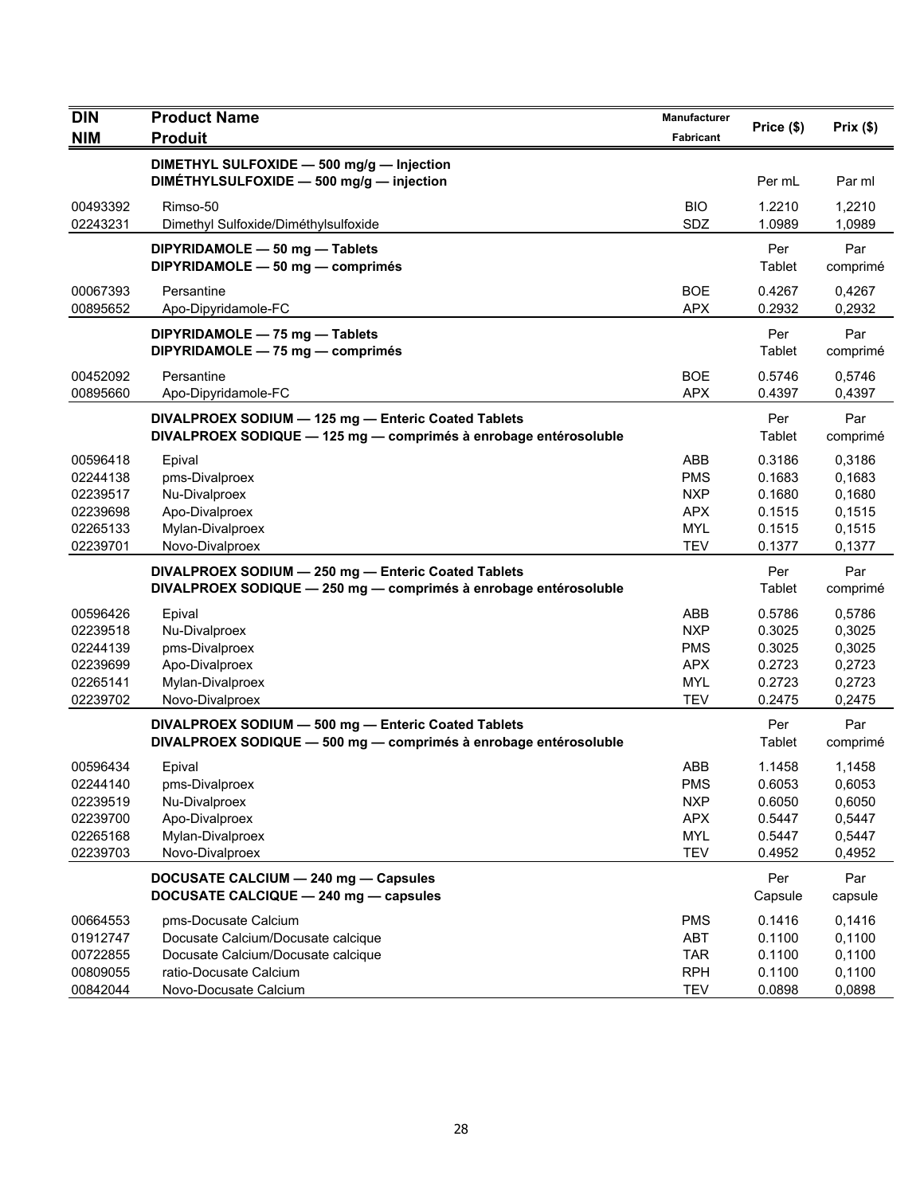| DIN<br>NIM | Product Name<br>Produit | Manufacturer<br>Fabricant | Price ($) | Prix ($) |
|---|---|---|---|---|
| | **DIMETHYL SULFOXIDE — 500 mg/g — Injection**<br>**DIMÉTHYLSULFOXIDE — 500 mg/g — injection** | | Per mL | Par ml |
| 00493392 | Rimso-50 | BIO | 1.2210 | 1,2210 |
| 02243231 | Dimethyl Sulfoxide/Diméthylsulfoxide | SDZ | 1.0989 | 1,0989 |
| | **DIPYRIDAMOLE — 50 mg — Tablets**<br>**DIPYRIDAMOLE — 50 mg — comprimés** | | Per Tablet | Par comprimé |
| 00067393 | Persantine | BOE | 0.4267 | 0,4267 |
| 00895652 | Apo-Dipyridamole-FC | APX | 0.2932 | 0,2932 |
| | **DIPYRIDAMOLE — 75 mg — Tablets**<br>**DIPYRIDAMOLE — 75 mg — comprimés** | | Per Tablet | Par comprimé |
| 00452092 | Persantine | BOE | 0.5746 | 0,5746 |
| 00895660 | Apo-Dipyridamole-FC | APX | 0.4397 | 0,4397 |
| | **DIVALPROEX SODIUM — 125 mg — Enteric Coated Tablets**<br>**DIVALPROEX SODIQUE — 125 mg — comprimés à enrobage entérosoluble** | | Per Tablet | Par comprimé |
| 00596418 | Epival | ABB | 0.3186 | 0,3186 |
| 02244138 | pms-Divalproex | PMS | 0.1683 | 0,1683 |
| 02239517 | Nu-Divalproex | NXP | 0.1680 | 0,1680 |
| 02239698 | Apo-Divalproex | APX | 0.1515 | 0,1515 |
| 02265133 | Mylan-Divalproex | MYL | 0.1515 | 0,1515 |
| 02239701 | Novo-Divalproex | TEV | 0.1377 | 0,1377 |
| | **DIVALPROEX SODIUM — 250 mg — Enteric Coated Tablets**<br>**DIVALPROEX SODIQUE — 250 mg — comprimés à enrobage entérosoluble** | | Per Tablet | Par comprimé |
| 00596426 | Epival | ABB | 0.5786 | 0,5786 |
| 02239518 | Nu-Divalproex | NXP | 0.3025 | 0,3025 |
| 02244139 | pms-Divalproex | PMS | 0.3025 | 0,3025 |
| 02239699 | Apo-Divalproex | APX | 0.2723 | 0,2723 |
| 02265141 | Mylan-Divalproex | MYL | 0.2723 | 0,2723 |
| 02239702 | Novo-Divalproex | TEV | 0.2475 | 0,2475 |
| | **DIVALPROEX SODIUM — 500 mg — Enteric Coated Tablets**<br>**DIVALPROEX SODIQUE — 500 mg — comprimés à enrobage entérosoluble** | | Per Tablet | Par comprimé |
| 00596434 | Epival | ABB | 1.1458 | 1,1458 |
| 02244140 | pms-Divalproex | PMS | 0.6053 | 0,6053 |
| 02239519 | Nu-Divalproex | NXP | 0.6050 | 0,6050 |
| 02239700 | Apo-Divalproex | APX | 0.5447 | 0,5447 |
| 02265168 | Mylan-Divalproex | MYL | 0.5447 | 0,5447 |
| 02239703 | Novo-Divalproex | TEV | 0.4952 | 0,4952 |
| | **DOCUSATE CALCIUM — 240 mg — Capsules**<br>**DOCUSATE CALCIQUE — 240 mg — capsules** | | Per Capsule | Par capsule |
| 00664553 | pms-Docusate Calcium | PMS | 0.1416 | 0,1416 |
| 01912747 | Docusate Calcium/Docusate calcique | ABT | 0.1100 | 0,1100 |
| 00722855 | Docusate Calcium/Docusate calcique | TAR | 0.1100 | 0,1100 |
| 00809055 | ratio-Docusate Calcium | RPH | 0.1100 | 0,1100 |
| 00842044 | Novo-Docusate Calcium | TEV | 0.0898 | 0,0898 |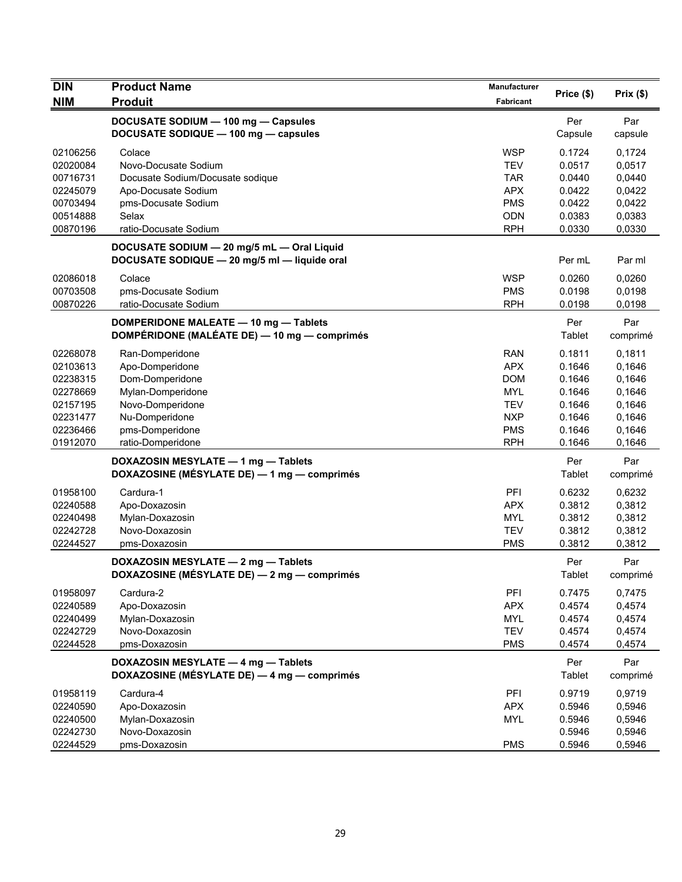| DIN<br>NIM | Product Name<br>Produit | Manufacturer<br>Fabricant | Price ($) | Prix ($) |
|---|---|---|---|---|
| | **DOCUSATE SODIUM — 100 mg — Capsules**<br>**DOCUSATE SODIQUE — 100 mg — capsules** | | Per Capsule | Par capsule |
| 02106256 | Colace | WSP | 0.1724 | 0,1724 |
| 02020084 | Novo-Docusate Sodium | TEV | 0.0517 | 0,0517 |
| 00716731 | Docusate Sodium/Docusate sodique | TAR | 0.0440 | 0,0440 |
| 02245079 | Apo-Docusate Sodium | APX | 0.0422 | 0,0422 |
| 00703494 | pms-Docusate Sodium | PMS | 0.0422 | 0,0422 |
| 00514888 | Selax | ODN | 0.0383 | 0,0383 |
| 00870196 | ratio-Docusate Sodium | RPH | 0.0330 | 0,0330 |
| | **DOCUSATE SODIUM — 20 mg/5 mL — Oral Liquid**<br>**DOCUSATE SODIQUE — 20 mg/5 ml — liquide oral** | | Per mL | Par ml |
| 02086018 | Colace | WSP | 0.0260 | 0,0260 |
| 00703508 | pms-Docusate Sodium | PMS | 0.0198 | 0,0198 |
| 00870226 | ratio-Docusate Sodium | RPH | 0.0198 | 0,0198 |
| | **DOMPERIDONE MALEATE — 10 mg — Tablets**<br>**DOMPÉRIDONE (MALÉATE DE) — 10 mg — comprimés** | | Per Tablet | Par comprimé |
| 02268078 | Ran-Domperidone | RAN | 0.1811 | 0,1811 |
| 02103613 | Apo-Domperidone | APX | 0.1646 | 0,1646 |
| 02238315 | Dom-Domperidone | DOM | 0.1646 | 0,1646 |
| 02278669 | Mylan-Domperidone | MYL | 0.1646 | 0,1646 |
| 02157195 | Novo-Domperidone | TEV | 0.1646 | 0,1646 |
| 02231477 | Nu-Domperidone | NXP | 0.1646 | 0,1646 |
| 02236466 | pms-Domperidone | PMS | 0.1646 | 0,1646 |
| 01912070 | ratio-Domperidone | RPH | 0.1646 | 0,1646 |
| | **DOXAZOSIN MESYLATE — 1 mg — Tablets**<br>**DOXAZOSINE (MÉSYLATE DE) — 1 mg — comprimés** | | Per Tablet | Par comprimé |
| 01958100 | Cardura-1 | PFI | 0.6232 | 0,6232 |
| 02240588 | Apo-Doxazosin | APX | 0.3812 | 0,3812 |
| 02240498 | Mylan-Doxazosin | MYL | 0.3812 | 0,3812 |
| 02242728 | Novo-Doxazosin | TEV | 0.3812 | 0,3812 |
| 02244527 | pms-Doxazosin | PMS | 0.3812 | 0,3812 |
| | **DOXAZOSIN MESYLATE — 2 mg — Tablets**<br>**DOXAZOSINE (MÉSYLATE DE) — 2 mg — comprimés** | | Per Tablet | Par comprimé |
| 01958097 | Cardura-2 | PFI | 0.7475 | 0,7475 |
| 02240589 | Apo-Doxazosin | APX | 0.4574 | 0,4574 |
| 02240499 | Mylan-Doxazosin | MYL | 0.4574 | 0,4574 |
| 02242729 | Novo-Doxazosin | TEV | 0.4574 | 0,4574 |
| 02244528 | pms-Doxazosin | PMS | 0.4574 | 0,4574 |
| | **DOXAZOSIN MESYLATE — 4 mg — Tablets**<br>**DOXAZOSINE (MÉSYLATE DE) — 4 mg — comprimés** | | Per Tablet | Par comprimé |
| 01958119 | Cardura-4 | PFI | 0.9719 | 0,9719 |
| 02240590 | Apo-Doxazosin | APX | 0.5946 | 0,5946 |
| 02240500 | Mylan-Doxazosin | MYL | 0.5946 | 0,5946 |
| 02242730 | Novo-Doxazosin | | 0.5946 | 0,5946 |
| 02244529 | pms-Doxazosin | PMS | 0.5946 | 0,5946 |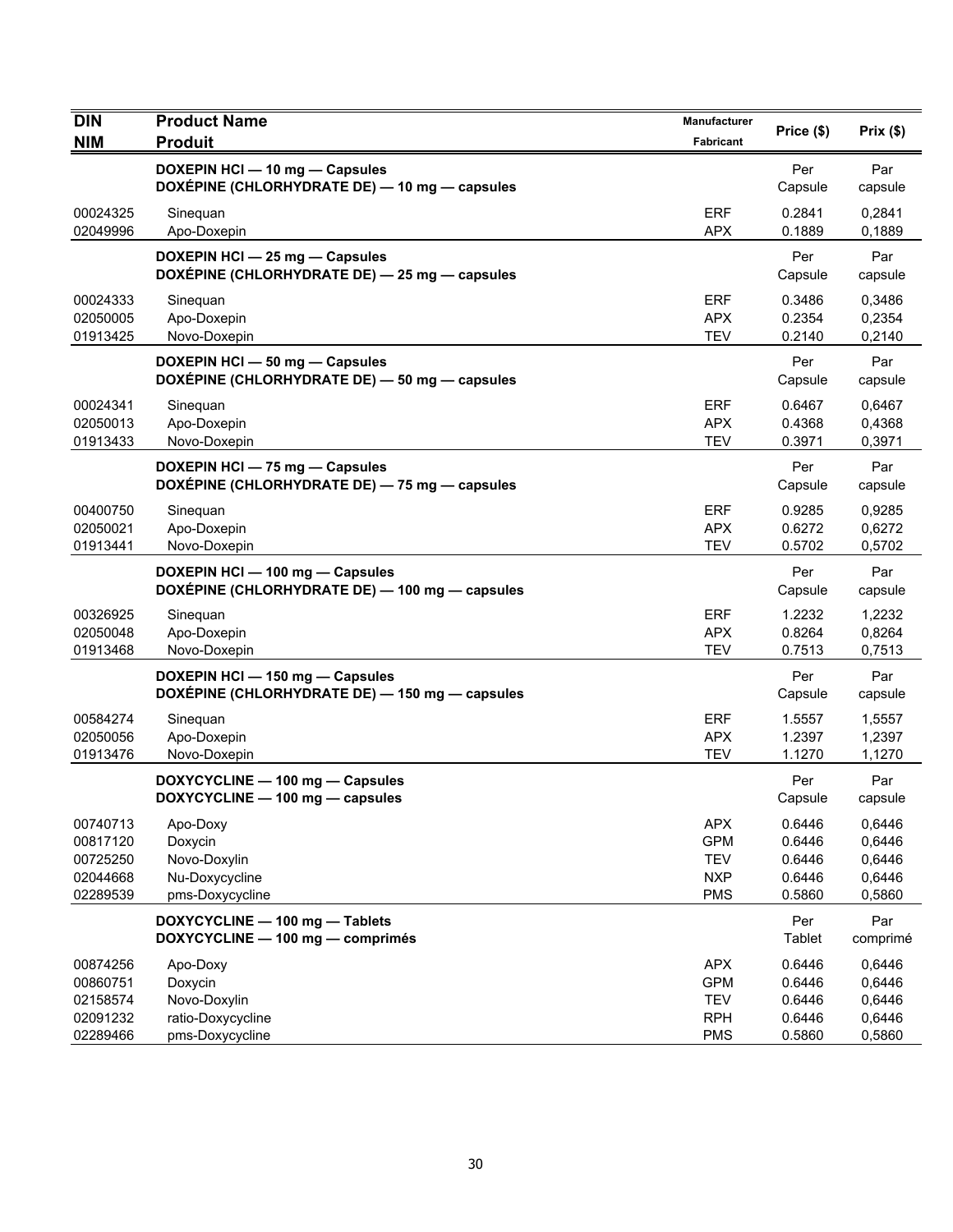| DIN<br>NIM | Product Name<br>Produit | Manufacturer<br>Fabricant | Price ($) | Prix ($) |
|---|---|---|---|---|
| | **DOXEPIN HCl — 10 mg — Capsules**<br>**DOXÉPINE (CHLORHYDRATE DE) — 10 mg — capsules** | | Per Capsule | Par capsule |
| 00024325 | Sinequan | ERF | 0.2841 | 0,2841 |
| 02049996 | Apo-Doxepin | APX | 0.1889 | 0,1889 |
| | **DOXEPIN HCl — 25 mg — Capsules**<br>**DOXÉPINE (CHLORHYDRATE DE) — 25 mg — capsules** | | Per Capsule | Par capsule |
| 00024333 | Sinequan | ERF | 0.3486 | 0,3486 |
| 02050005 | Apo-Doxepin | APX | 0.2354 | 0,2354 |
| 01913425 | Novo-Doxepin | TEV | 0.2140 | 0,2140 |
| | **DOXEPIN HCl — 50 mg — Capsules**<br>**DOXÉPINE (CHLORHYDRATE DE) — 50 mg — capsules** | | Per Capsule | Par capsule |
| 00024341 | Sinequan | ERF | 0.6467 | 0,6467 |
| 02050013 | Apo-Doxepin | APX | 0.4368 | 0,4368 |
| 01913433 | Novo-Doxepin | TEV | 0.3971 | 0,3971 |
| | **DOXEPIN HCl — 75 mg — Capsules**<br>**DOXÉPINE (CHLORHYDRATE DE) — 75 mg — capsules** | | Per Capsule | Par capsule |
| 00400750 | Sinequan | ERF | 0.9285 | 0,9285 |
| 02050021 | Apo-Doxepin | APX | 0.6272 | 0,6272 |
| 01913441 | Novo-Doxepin | TEV | 0.5702 | 0,5702 |
| | **DOXEPIN HCl — 100 mg — Capsules**<br>**DOXÉPINE (CHLORHYDRATE DE) — 100 mg — capsules** | | Per Capsule | Par capsule |
| 00326925 | Sinequan | ERF | 1.2232 | 1,2232 |
| 02050048 | Apo-Doxepin | APX | 0.8264 | 0,8264 |
| 01913468 | Novo-Doxepin | TEV | 0.7513 | 0,7513 |
| | **DOXEPIN HCl — 150 mg — Capsules**<br>**DOXÉPINE (CHLORHYDRATE DE) — 150 mg — capsules** | | Per Capsule | Par capsule |
| 00584274 | Sinequan | ERF | 1.5557 | 1,5557 |
| 02050056 | Apo-Doxepin | APX | 1.2397 | 1,2397 |
| 01913476 | Novo-Doxepin | TEV | 1.1270 | 1,1270 |
| | **DOXYCYCLINE — 100 mg — Capsules**<br>**DOXYCYCLINE — 100 mg — capsules** | | Per Capsule | Par capsule |
| 00740713 | Apo-Doxy | APX | 0.6446 | 0,6446 |
| 00817120 | Doxycin | GPM | 0.6446 | 0,6446 |
| 00725250 | Novo-Doxylin | TEV | 0.6446 | 0,6446 |
| 02044668 | Nu-Doxycycline | NXP | 0.6446 | 0,6446 |
| 02289539 | pms-Doxycycline | PMS | 0.5860 | 0,5860 |
| | **DOXYCYCLINE — 100 mg — Tablets**<br>**DOXYCYCLINE — 100 mg — comprimés** | | Per Tablet | Par comprimé |
| 00874256 | Apo-Doxy | APX | 0.6446 | 0,6446 |
| 00860751 | Doxycin | GPM | 0.6446 | 0,6446 |
| 02158574 | Novo-Doxylin | TEV | 0.6446 | 0,6446 |
| 02091232 | ratio-Doxycycline | RPH | 0.6446 | 0,6446 |
| 02289466 | pms-Doxycycline | PMS | 0.5860 | 0,5860 |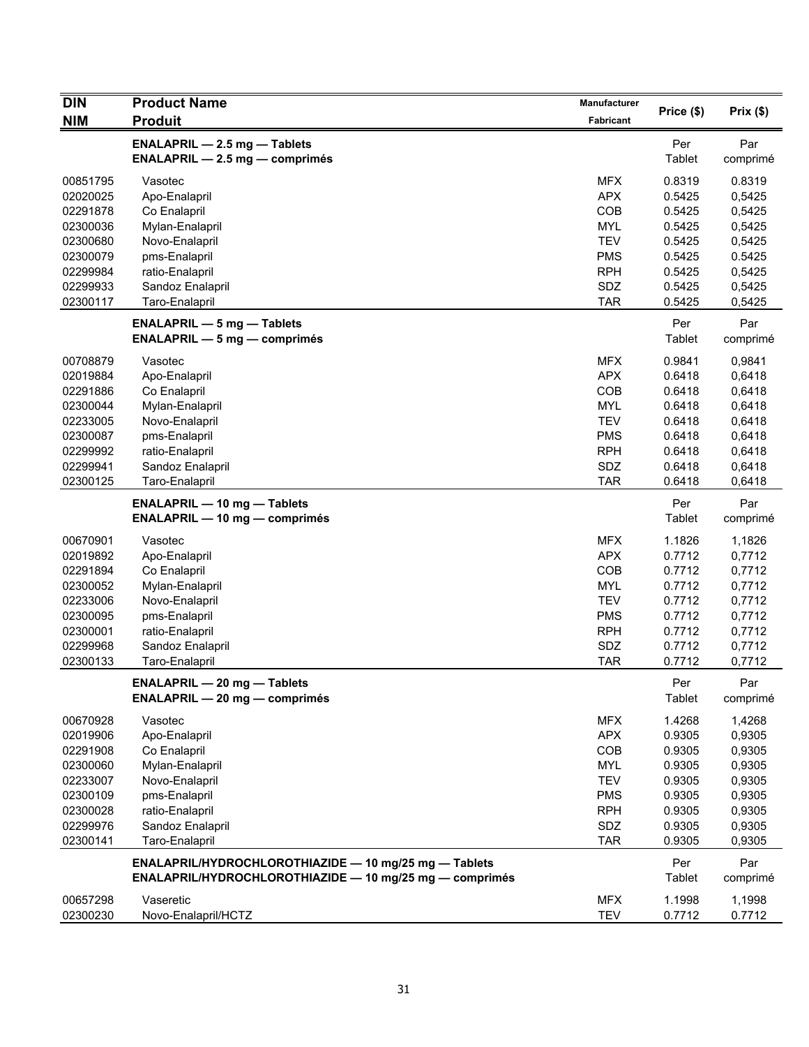| DIN<br>NIM | Product Name<br>Produit | Manufacturer<br>Fabricant | Price ($) | Prix ($) |
|---|---|---|---|---|
| | **ENALAPRIL — 2.5 mg — Tablets**<br>**ENALAPRIL — 2.5 mg — comprimés** | | Per Tablet | Par comprimé |
| 00851795 | Vasotec | MFX | 0.8319 | 0.8319 |
| 02020025 | Apo-Enalapril | APX | 0.5425 | 0,5425 |
| 02291878 | Co Enalapril | COB | 0.5425 | 0,5425 |
| 02300036 | Mylan-Enalapril | MYL | 0.5425 | 0,5425 |
| 02300680 | Novo-Enalapril | TEV | 0.5425 | 0,5425 |
| 02300079 | pms-Enalapril | PMS | 0.5425 | 0.5425 |
| 02299984 | ratio-Enalapril | RPH | 0.5425 | 0,5425 |
| 02299933 | Sandoz Enalapril | SDZ | 0.5425 | 0,5425 |
| 02300117 | Taro-Enalapril | TAR | 0.5425 | 0,5425 |
| | **ENALAPRIL — 5 mg — Tablets**<br>**ENALAPRIL — 5 mg — comprimés** | | Per Tablet | Par comprimé |
| 00708879 | Vasotec | MFX | 0.9841 | 0,9841 |
| 02019884 | Apo-Enalapril | APX | 0.6418 | 0,6418 |
| 02291886 | Co Enalapril | COB | 0.6418 | 0,6418 |
| 02300044 | Mylan-Enalapril | MYL | 0.6418 | 0,6418 |
| 02233005 | Novo-Enalapril | TEV | 0.6418 | 0,6418 |
| 02300087 | pms-Enalapril | PMS | 0.6418 | 0,6418 |
| 02299992 | ratio-Enalapril | RPH | 0.6418 | 0,6418 |
| 02299941 | Sandoz Enalapril | SDZ | 0.6418 | 0,6418 |
| 02300125 | Taro-Enalapril | TAR | 0.6418 | 0,6418 |
| | **ENALAPRIL — 10 mg — Tablets**<br>**ENALAPRIL — 10 mg — comprimés** | | Per Tablet | Par comprimé |
| 00670901 | Vasotec | MFX | 1.1826 | 1,1826 |
| 02019892 | Apo-Enalapril | APX | 0.7712 | 0,7712 |
| 02291894 | Co Enalapril | COB | 0.7712 | 0,7712 |
| 02300052 | Mylan-Enalapril | MYL | 0.7712 | 0,7712 |
| 02233006 | Novo-Enalapril | TEV | 0.7712 | 0,7712 |
| 02300095 | pms-Enalapril | PMS | 0.7712 | 0,7712 |
| 02300001 | ratio-Enalapril | RPH | 0.7712 | 0,7712 |
| 02299968 | Sandoz Enalapril | SDZ | 0.7712 | 0,7712 |
| 02300133 | Taro-Enalapril | TAR | 0.7712 | 0,7712 |
| | **ENALAPRIL — 20 mg — Tablets**<br>**ENALAPRIL — 20 mg — comprimés** | | Per Tablet | Par comprimé |
| 00670928 | Vasotec | MFX | 1.4268 | 1,4268 |
| 02019906 | Apo-Enalapril | APX | 0.9305 | 0,9305 |
| 02291908 | Co Enalapril | COB | 0.9305 | 0,9305 |
| 02300060 | Mylan-Enalapril | MYL | 0.9305 | 0,9305 |
| 02233007 | Novo-Enalapril | TEV | 0.9305 | 0,9305 |
| 02300109 | pms-Enalapril | PMS | 0.9305 | 0,9305 |
| 02300028 | ratio-Enalapril | RPH | 0.9305 | 0,9305 |
| 02299976 | Sandoz Enalapril | SDZ | 0.9305 | 0,9305 |
| 02300141 | Taro-Enalapril | TAR | 0.9305 | 0,9305 |
| | **ENALAPRIL/HYDROCHLOROTHIAZIDE — 10 mg/25 mg — Tablets**<br>**ENALAPRIL/HYDROCHLOROTHIAZIDE — 10 mg/25 mg — comprimés** | | Per Tablet | Par comprimé |
| 00657298 | Vaseretic | MFX | 1.1998 | 1,1998 |
| 02300230 | Novo-Enalapril/HCTZ | TEV | 0.7712 | 0.7712 |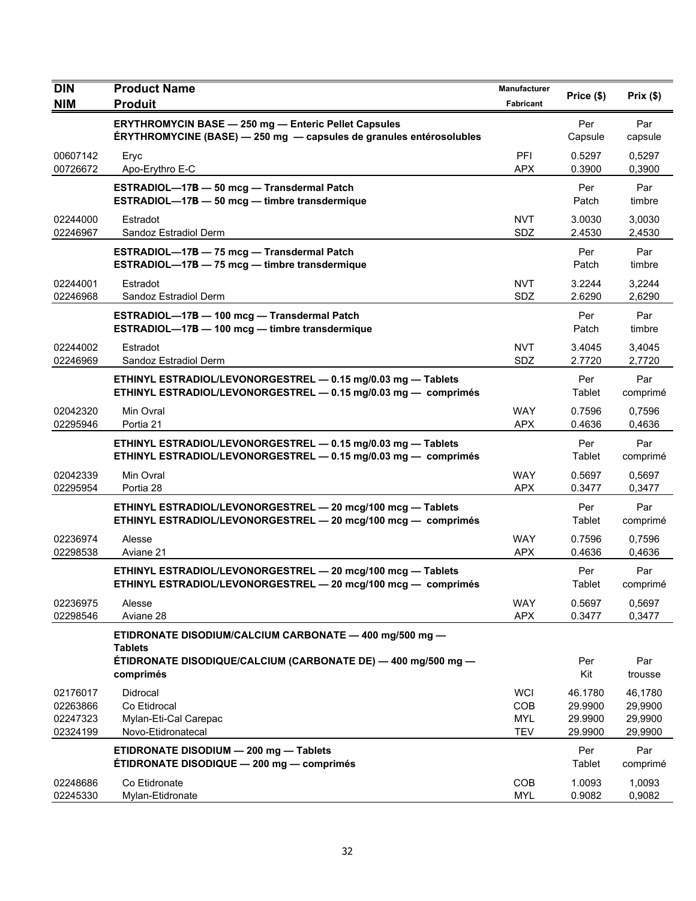| DIN<br>NIM | Product Name<br>Produit | Manufacturer<br>Fabricant | Price ($) | Prix ($) |
|---|---|---|---|---|
| | **ERYTHROMYCIN BASE — 250 mg — Enteric Pellet Capsules**<br>**ÉRYTHROMYCINE (BASE) — 250 mg — capsules de granules entérosolubles** | | Per Capsule | Par capsule |
| 00607142 | Eryc | PFI | 0.5297 | 0,5297 |
| 00726672 | Apo-Erythro E-C | APX | 0.3900 | 0,3900 |
| | **ESTRADIOL—17B — 50 mcg — Transdermal Patch**<br>**ESTRADIOL—17B — 50 mcg — timbre transdermique** | | Per Patch | Par timbre |
| 02244000 | Estradot | NVT | 3.0030 | 3,0030 |
| 02246967 | Sandoz Estradiol Derm | SDZ | 2.4530 | 2,4530 |
| | **ESTRADIOL—17B — 75 mcg — Transdermal Patch**<br>**ESTRADIOL—17B — 75 mcg — timbre transdermique** | | Per Patch | Par timbre |
| 02244001 | Estradot | NVT | 3.2244 | 3,2244 |
| 02246968 | Sandoz Estradiol Derm | SDZ | 2.6290 | 2,6290 |
| | **ESTRADIOL—17B — 100 mcg — Transdermal Patch**<br>**ESTRADIOL—17B — 100 mcg — timbre transdermique** | | Per Patch | Par timbre |
| 02244002 | Estradot | NVT | 3.4045 | 3,4045 |
| 02246969 | Sandoz Estradiol Derm | SDZ | 2.7720 | 2,7720 |
| | **ETHINYL ESTRADIOL/LEVONORGESTREL — 0.15 mg/0.03 mg — Tablets**<br>**ETHINYL ESTRADIOL/LEVONORGESTREL — 0.15 mg/0.03 mg — comprimés** | | Per Tablet | Par comprimé |
| 02042320 | Min Ovral | WAY | 0.7596 | 0,7596 |
| 02295946 | Portia 21 | APX | 0.4636 | 0,4636 |
| | **ETHINYL ESTRADIOL/LEVONORGESTREL — 0.15 mg/0.03 mg — Tablets**<br>**ETHINYL ESTRADIOL/LEVONORGESTREL — 0.15 mg/0.03 mg — comprimés** | | Per Tablet | Par comprimé |
| 02042339 | Min Ovral | WAY | 0.5697 | 0,5697 |
| 02295954 | Portia 28 | APX | 0.3477 | 0,3477 |
| | **ETHINYL ESTRADIOL/LEVONORGESTREL — 20 mcg/100 mcg — Tablets**<br>**ETHINYL ESTRADIOL/LEVONORGESTREL — 20 mcg/100 mcg — comprimés** | | Per Tablet | Par comprimé |
| 02236974 | Alesse | WAY | 0.7596 | 0,7596 |
| 02298538 | Aviane 21 | APX | 0.4636 | 0,4636 |
| | **ETHINYL ESTRADIOL/LEVONORGESTREL — 20 mcg/100 mcg — Tablets**<br>**ETHINYL ESTRADIOL/LEVONORGESTREL — 20 mcg/100 mcg — comprimés** | | Per Tablet | Par comprimé |
| 02236975 | Alesse | WAY | 0.5697 | 0,5697 |
| 02298546 | Aviane 28 | APX | 0.3477 | 0,3477 |
| | **ETIDRONATE DISODIUM/CALCIUM CARBONATE — 400 mg/500 mg — Tablets**<br>**ÉTIDRONATE DISODIQUE/CALCIUM (CARBONATE DE) — 400 mg/500 mg — comprimés** | | Per Kit | Par trousse |
| 02176017 | Didrocal | WCI | 46.1780 | 46,1780 |
| 02263866 | Co Etidrocal | COB | 29.9900 | 29,9900 |
| 02247323 | Mylan-Eti-Cal Carepac | MYL | 29.9900 | 29,9900 |
| 02324199 | Novo-Etidronatecal | TEV | 29.9900 | 29,9900 |
| | **ETIDRONATE DISODIUM — 200 mg — Tablets**<br>**ÉTIDRONATE DISODIQUE — 200 mg — comprimés** | | Per Tablet | Par comprimé |
| 02248686 | Co Etidronate | COB | 1.0093 | 1,0093 |
| 02245330 | Mylan-Etidronate | MYL | 0.9082 | 0,9082 |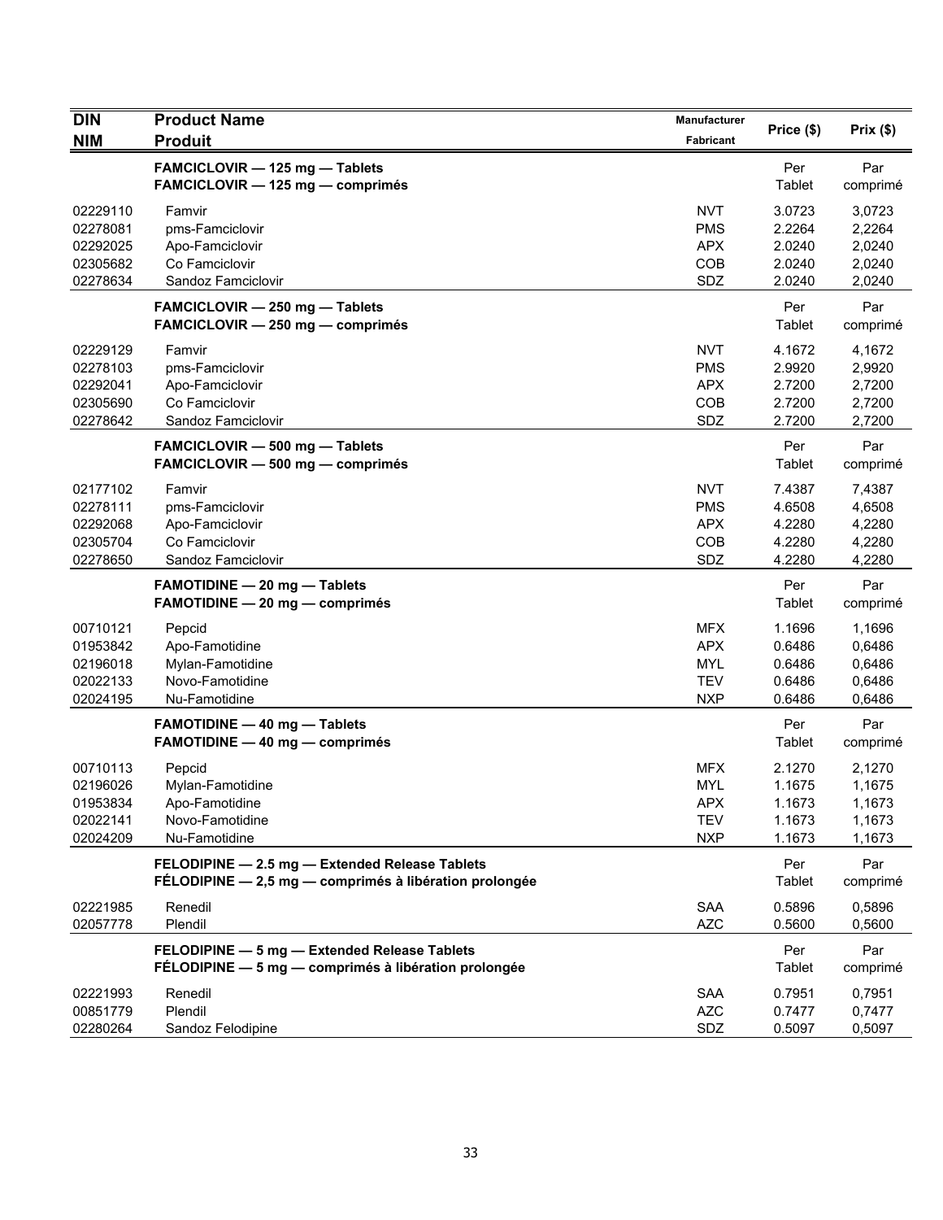| DIN<br>NIM | Product Name<br>Produit | Manufacturer<br>Fabricant | Price ($) | Prix ($) |
|---|---|---|---|---|
| | **FAMCICLOVIR — 125 mg — Tablets**<br>**FAMCICLOVIR — 125 mg — comprimés** | | Per Tablet | Par comprimé |
| 02229110 | Famvir | NVT | 3.0723 | 3,0723 |
| 02278081 | pms-Famciclovir | PMS | 2.2264 | 2,2264 |
| 02292025 | Apo-Famciclovir | APX | 2.0240 | 2,0240 |
| 02305682 | Co Famciclovir | COB | 2.0240 | 2,0240 |
| 02278634 | Sandoz Famciclovir | SDZ | 2.0240 | 2,0240 |
| | **FAMCICLOVIR — 250 mg — Tablets**<br>**FAMCICLOVIR — 250 mg — comprimés** | | Per Tablet | Par comprimé |
| 02229129 | Famvir | NVT | 4.1672 | 4,1672 |
| 02278103 | pms-Famciclovir | PMS | 2.9920 | 2,9920 |
| 02292041 | Apo-Famciclovir | APX | 2.7200 | 2,7200 |
| 02305690 | Co Famciclovir | COB | 2.7200 | 2,7200 |
| 02278642 | Sandoz Famciclovir | SDZ | 2.7200 | 2,7200 |
| | **FAMCICLOVIR — 500 mg — Tablets**<br>**FAMCICLOVIR — 500 mg — comprimés** | | Per Tablet | Par comprimé |
| 02177102 | Famvir | NVT | 7.4387 | 7,4387 |
| 02278111 | pms-Famciclovir | PMS | 4.6508 | 4,6508 |
| 02292068 | Apo-Famciclovir | APX | 4.2280 | 4,2280 |
| 02305704 | Co Famciclovir | COB | 4.2280 | 4,2280 |
| 02278650 | Sandoz Famciclovir | SDZ | 4.2280 | 4,2280 |
| | **FAMOTIDINE — 20 mg — Tablets**<br>**FAMOTIDINE — 20 mg — comprimés** | | Per Tablet | Par comprimé |
| 00710121 | Pepcid | MFX | 1.1696 | 1,1696 |
| 01953842 | Apo-Famotidine | APX | 0.6486 | 0,6486 |
| 02196018 | Mylan-Famotidine | MYL | 0.6486 | 0,6486 |
| 02022133 | Novo-Famotidine | TEV | 0.6486 | 0,6486 |
| 02024195 | Nu-Famotidine | NXP | 0.6486 | 0,6486 |
| | **FAMOTIDINE — 40 mg — Tablets**<br>**FAMOTIDINE — 40 mg — comprimés** | | Per Tablet | Par comprimé |
| 00710113 | Pepcid | MFX | 2.1270 | 2,1270 |
| 02196026 | Mylan-Famotidine | MYL | 1.1675 | 1,1675 |
| 01953834 | Apo-Famotidine | APX | 1.1673 | 1,1673 |
| 02022141 | Novo-Famotidine | TEV | 1.1673 | 1,1673 |
| 02024209 | Nu-Famotidine | NXP | 1.1673 | 1,1673 |
| | **FELODIPINE — 2.5 mg — Extended Release Tablets**<br>**FÉLODIPINE — 2,5 mg — comprimés à libération prolongée** | | Per Tablet | Par comprimé |
| 02221985 | Renedil | SAA | 0.5896 | 0,5896 |
| 02057778 | Plendil | AZC | 0.5600 | 0,5600 |
| | **FELODIPINE — 5 mg — Extended Release Tablets**<br>**FÉLODIPINE — 5 mg — comprimés à libération prolongée** | | Per Tablet | Par comprimé |
| 02221993 | Renedil | SAA | 0.7951 | 0,7951 |
| 00851779 | Plendil | AZC | 0.7477 | 0,7477 |
| 02280264 | Sandoz Felodipine | SDZ | 0.5097 | 0,5097 |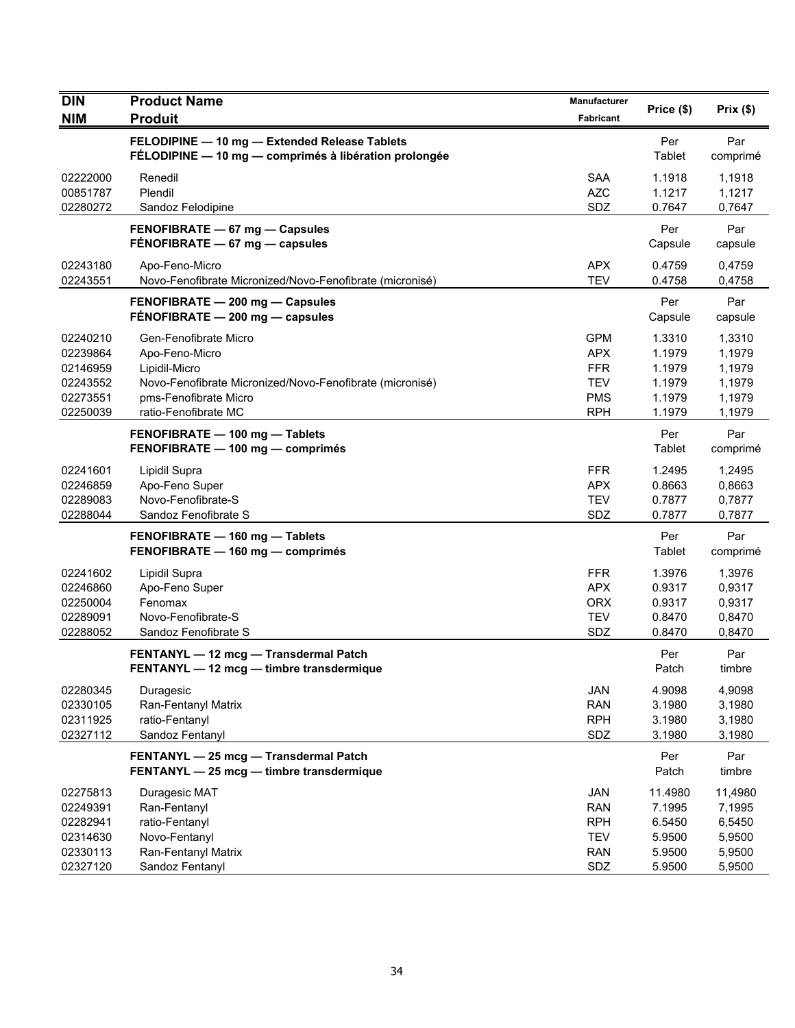| DIN<br>NIM | Product Name<br>Produit | Manufacturer<br>Fabricant | Price ($) | Prix ($) |
|---|---|---|---|---|
| | **FELODIPINE — 10 mg — Extended Release Tablets**<br>**FÉLODIPINE — 10 mg — comprimés à libération prolongée** | | Per Tablet | Par comprimé |
| 02222000 | Renedil | SAA | 1.1918 | 1,1918 |
| 00851787 | Plendil | AZC | 1.1217 | 1,1217 |
| 02280272 | Sandoz Felodipine | SDZ | 0.7647 | 0,7647 |
| | **FENOFIBRATE — 67 mg — Capsules**<br>**FÉNOFIBRATE — 67 mg — capsules** | | Per Capsule | Par capsule |
| 02243180 | Apo-Feno-Micro | APX | 0.4759 | 0,4759 |
| 02243551 | Novo-Fenofibrate Micronized/Novo-Fenofibrate (micronisé) | TEV | 0.4758 | 0,4758 |
| | **FENOFIBRATE — 200 mg — Capsules**<br>**FÉNOFIBRATE — 200 mg — capsules** | | Per Capsule | Par capsule |
| 02240210 | Gen-Fenofibrate Micro | GPM | 1.3310 | 1,3310 |
| 02239864 | Apo-Feno-Micro | APX | 1.1979 | 1,1979 |
| 02146959 | Lipidil-Micro | FFR | 1.1979 | 1,1979 |
| 02243552 | Novo-Fenofibrate Micronized/Novo-Fenofibrate (micronisé) | TEV | 1.1979 | 1,1979 |
| 02273551 | pms-Fenofibrate Micro | PMS | 1.1979 | 1,1979 |
| 02250039 | ratio-Fenofibrate MC | RPH | 1.1979 | 1,1979 |
| | **FENOFIBRATE — 100 mg — Tablets**<br>**FENOFIBRATE — 100 mg — comprimés** | | Per Tablet | Par comprimé |
| 02241601 | Lipidil Supra | FFR | 1.2495 | 1,2495 |
| 02246859 | Apo-Feno Super | APX | 0.8663 | 0,8663 |
| 02289083 | Novo-Fenofibrate-S | TEV | 0.7877 | 0,7877 |
| 02288044 | Sandoz Fenofibrate S | SDZ | 0.7877 | 0,7877 |
| | **FENOFIBRATE — 160 mg — Tablets**<br>**FENOFIBRATE — 160 mg — comprimés** | | Per Tablet | Par comprimé |
| 02241602 | Lipidil Supra | FFR | 1.3976 | 1,3976 |
| 02246860 | Apo-Feno Super | APX | 0.9317 | 0,9317 |
| 02250004 | Fenomax | ORX | 0.9317 | 0,9317 |
| 02289091 | Novo-Fenofibrate-S | TEV | 0.8470 | 0,8470 |
| 02288052 | Sandoz Fenofibrate S | SDZ | 0.8470 | 0,8470 |
| | **FENTANYL — 12 mcg — Transdermal Patch**<br>**FENTANYL — 12 mcg — timbre transdermique** | | Per Patch | Par timbre |
| 02280345 | Duragesic | JAN | 4.9098 | 4,9098 |
| 02330105 | Ran-Fentanyl Matrix | RAN | 3.1980 | 3,1980 |
| 02311925 | ratio-Fentanyl | RPH | 3.1980 | 3,1980 |
| 02327112 | Sandoz Fentanyl | SDZ | 3.1980 | 3,1980 |
| | **FENTANYL — 25 mcg — Transdermal Patch**<br>**FENTANYL — 25 mcg — timbre transdermique** | | Per Patch | Par timbre |
| 02275813 | Duragesic MAT | JAN | 11.4980 | 11,4980 |
| 02249391 | Ran-Fentanyl | RAN | 7.1995 | 7,1995 |
| 02282941 | ratio-Fentanyl | RPH | 6.5450 | 6,5450 |
| 02314630 | Novo-Fentanyl | TEV | 5.9500 | 5,9500 |
| 02330113 | Ran-Fentanyl Matrix | RAN | 5.9500 | 5,9500 |
| 02327120 | Sandoz Fentanyl | SDZ | 5.9500 | 5,9500 |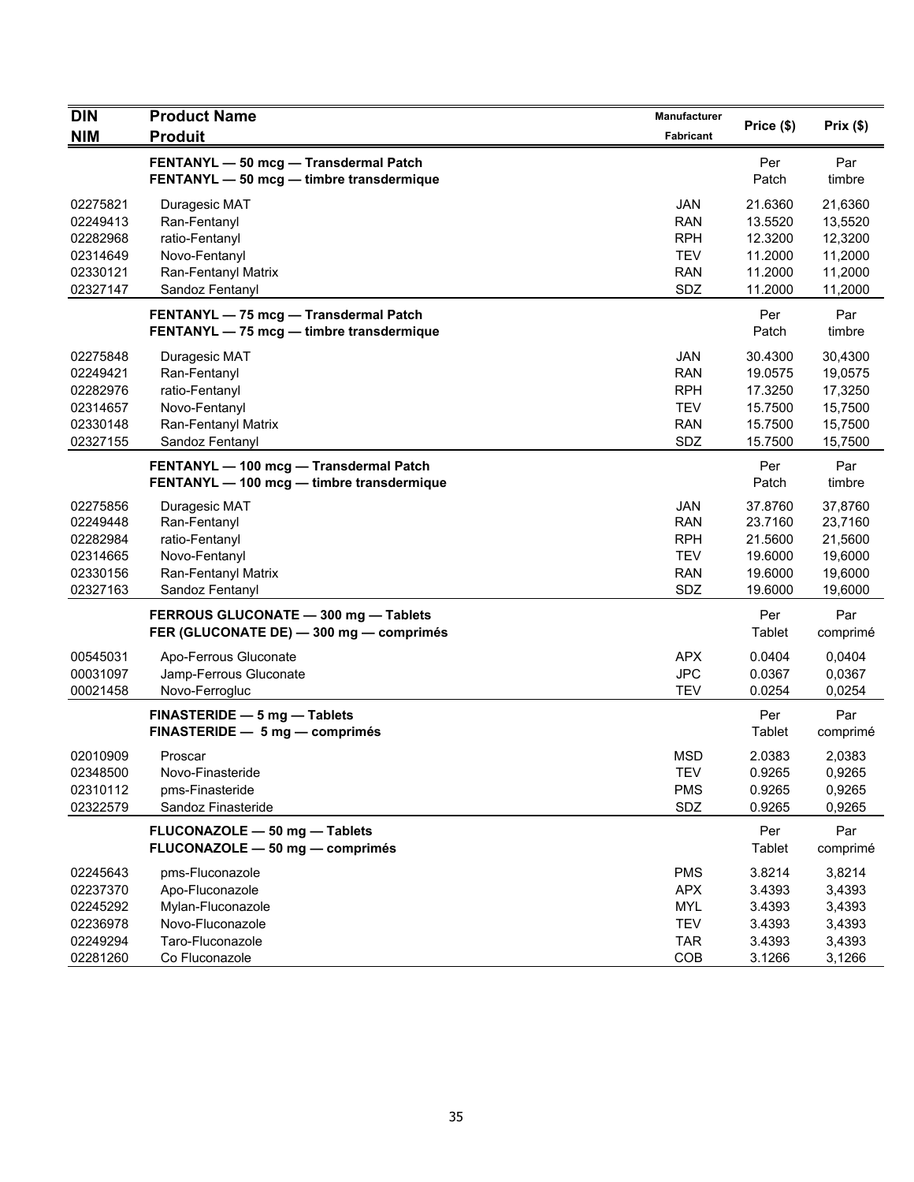| DIN<br>NIM | Product Name<br>Produit | Manufacturer<br>Fabricant | Price ($) | Prix ($) |
|---|---|---|---|---|
| | **FENTANYL — 50 mcg — Transdermal Patch**<br>**FENTANYL — 50 mcg — timbre transdermique** | | Per Patch | Par timbre |
| 02275821 | Duragesic MAT | JAN | 21.6360 | 21,6360 |
| 02249413 | Ran-Fentanyl | RAN | 13.5520 | 13,5520 |
| 02282968 | ratio-Fentanyl | RPH | 12.3200 | 12,3200 |
| 02314649 | Novo-Fentanyl | TEV | 11.2000 | 11,2000 |
| 02330121 | Ran-Fentanyl Matrix | RAN | 11.2000 | 11,2000 |
| 02327147 | Sandoz Fentanyl | SDZ | 11.2000 | 11,2000 |
| | **FENTANYL — 75 mcg — Transdermal Patch**<br>**FENTANYL — 75 mcg — timbre transdermique** | | Per Patch | Par timbre |
| 02275848 | Duragesic MAT | JAN | 30.4300 | 30,4300 |
| 02249421 | Ran-Fentanyl | RAN | 19.0575 | 19,0575 |
| 02282976 | ratio-Fentanyl | RPH | 17.3250 | 17,3250 |
| 02314657 | Novo-Fentanyl | TEV | 15.7500 | 15,7500 |
| 02330148 | Ran-Fentanyl Matrix | RAN | 15.7500 | 15,7500 |
| 02327155 | Sandoz Fentanyl | SDZ | 15.7500 | 15,7500 |
| | **FENTANYL — 100 mcg — Transdermal Patch**<br>**FENTANYL — 100 mcg — timbre transdermique** | | Per Patch | Par timbre |
| 02275856 | Duragesic MAT | JAN | 37.8760 | 37,8760 |
| 02249448 | Ran-Fentanyl | RAN | 23.7160 | 23,7160 |
| 02282984 | ratio-Fentanyl | RPH | 21.5600 | 21,5600 |
| 02314665 | Novo-Fentanyl | TEV | 19.6000 | 19,6000 |
| 02330156 | Ran-Fentanyl Matrix | RAN | 19.6000 | 19,6000 |
| 02327163 | Sandoz Fentanyl | SDZ | 19.6000 | 19,6000 |
| | **FERROUS GLUCONATE — 300 mg — Tablets**<br>**FER (GLUCONATE DE) — 300 mg — comprimés** | | Per Tablet | Par comprimé |
| 00545031 | Apo-Ferrous Gluconate | APX | 0.0404 | 0,0404 |
| 00031097 | Jamp-Ferrous Gluconate | JPC | 0.0367 | 0,0367 |
| 00021458 | Novo-Ferrogluc | TEV | 0.0254 | 0,0254 |
| | **FINASTERIDE — 5 mg — Tablets**<br>**FINASTERIDE — 5 mg — comprimés** | | Per Tablet | Par comprimé |
| 02010909 | Proscar | MSD | 2.0383 | 2,0383 |
| 02348500 | Novo-Finasteride | TEV | 0.9265 | 0,9265 |
| 02310112 | pms-Finasteride | PMS | 0.9265 | 0,9265 |
| 02322579 | Sandoz Finasteride | SDZ | 0.9265 | 0,9265 |
| | **FLUCONAZOLE — 50 mg — Tablets**<br>**FLUCONAZOLE — 50 mg — comprimés** | | Per Tablet | Par comprimé |
| 02245643 | pms-Fluconazole | PMS | 3.8214 | 3,8214 |
| 02237370 | Apo-Fluconazole | APX | 3.4393 | 3,4393 |
| 02245292 | Mylan-Fluconazole | MYL | 3.4393 | 3,4393 |
| 02236978 | Novo-Fluconazole | TEV | 3.4393 | 3,4393 |
| 02249294 | Taro-Fluconazole | TAR | 3.4393 | 3,4393 |
| 02281260 | Co Fluconazole | COB | 3.1266 | 3,1266 |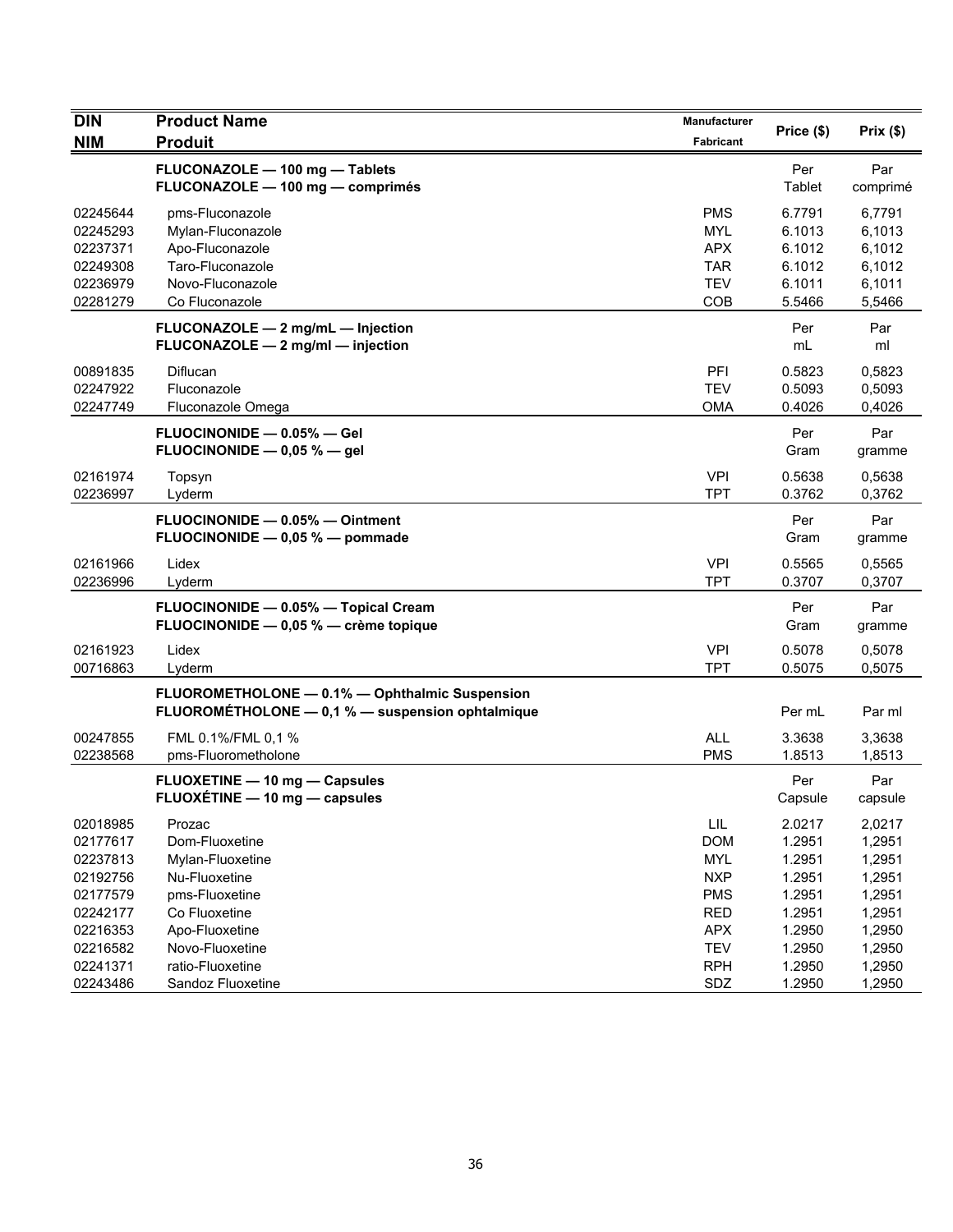| DIN<br>NIM | Product Name<br>Produit | Manufacturer<br>Fabricant | Price ($) | Prix ($) |
|---|---|---|---|---|
| | **FLUCONAZOLE — 100 mg — Tablets**<br>**FLUCONAZOLE — 100 mg — comprimés** | | Per<br>Tablet | Par<br>comprimé |
| 02245644 | pms-Fluconazole | PMS | 6.7791 | 6,7791 |
| 02245293 | Mylan-Fluconazole | MYL | 6.1013 | 6,1013 |
| 02237371 | Apo-Fluconazole | APX | 6.1012 | 6,1012 |
| 02249308 | Taro-Fluconazole | TAR | 6.1012 | 6,1012 |
| 02236979 | Novo-Fluconazole | TEV | 6.1011 | 6,1011 |
| 02281279 | Co Fluconazole | COB | 5.5466 | 5,5466 |
| | **FLUCONAZOLE — 2 mg/mL — Injection**<br>**FLUCONAZOLE — 2 mg/ml — injection** | | Per<br>mL | Par<br>ml |
| 00891835 | Diflucan | PFI | 0.5823 | 0,5823 |
| 02247922 | Fluconazole | TEV | 0.5093 | 0,5093 |
| 02247749 | Fluconazole Omega | OMA | 0.4026 | 0,4026 |
| | **FLUOCINONIDE — 0.05% — Gel**<br>**FLUOCINONIDE — 0,05 % — gel** | | Per<br>Gram | Par<br>gramme |
| 02161974 | Topsyn | VPI | 0.5638 | 0,5638 |
| 02236997 | Lyderm | TPT | 0.3762 | 0,3762 |
| | **FLUOCINONIDE — 0.05% — Ointment**<br>**FLUOCINONIDE — 0,05 % — pommade** | | Per<br>Gram | Par<br>gramme |
| 02161966 | Lidex | VPI | 0.5565 | 0,5565 |
| 02236996 | Lyderm | TPT | 0.3707 | 0,3707 |
| | **FLUOCINONIDE — 0.05% — Topical Cream**<br>**FLUOCINONIDE — 0,05 % — crème topique** | | Per<br>Gram | Par<br>gramme |
| 02161923 | Lidex | VPI | 0.5078 | 0,5078 |
| 00716863 | Lyderm | TPT | 0.5075 | 0,5075 |
| | **FLUOROMETHOLONE — 0.1% — Ophthalmic Suspension**<br>**FLUOROMÉTHOLONE — 0,1 % — suspension ophtalmique** | | Per mL | Par ml |
| 00247855 | FML 0.1%/FML 0,1 % | ALL | 3.3638 | 3,3638 |
| 02238568 | pms-Fluorometholone | PMS | 1.8513 | 1,8513 |
| | **FLUOXETINE — 10 mg — Capsules**<br>**FLUOXÉTINE — 10 mg — capsules** | | Per<br>Capsule | Par<br>capsule |
| 02018985 | Prozac | LIL | 2.0217 | 2,0217 |
| 02177617 | Dom-Fluoxetine | DOM | 1.2951 | 1,2951 |
| 02237813 | Mylan-Fluoxetine | MYL | 1.2951 | 1,2951 |
| 02192756 | Nu-Fluoxetine | NXP | 1.2951 | 1,2951 |
| 02177579 | pms-Fluoxetine | PMS | 1.2951 | 1,2951 |
| 02242177 | Co Fluoxetine | RED | 1.2951 | 1,2951 |
| 02216353 | Apo-Fluoxetine | APX | 1.2950 | 1,2950 |
| 02216582 | Novo-Fluoxetine | TEV | 1.2950 | 1,2950 |
| 02241371 | ratio-Fluoxetine | RPH | 1.2950 | 1,2950 |
| 02243486 | Sandoz Fluoxetine | SDZ | 1.2950 | 1,2950 |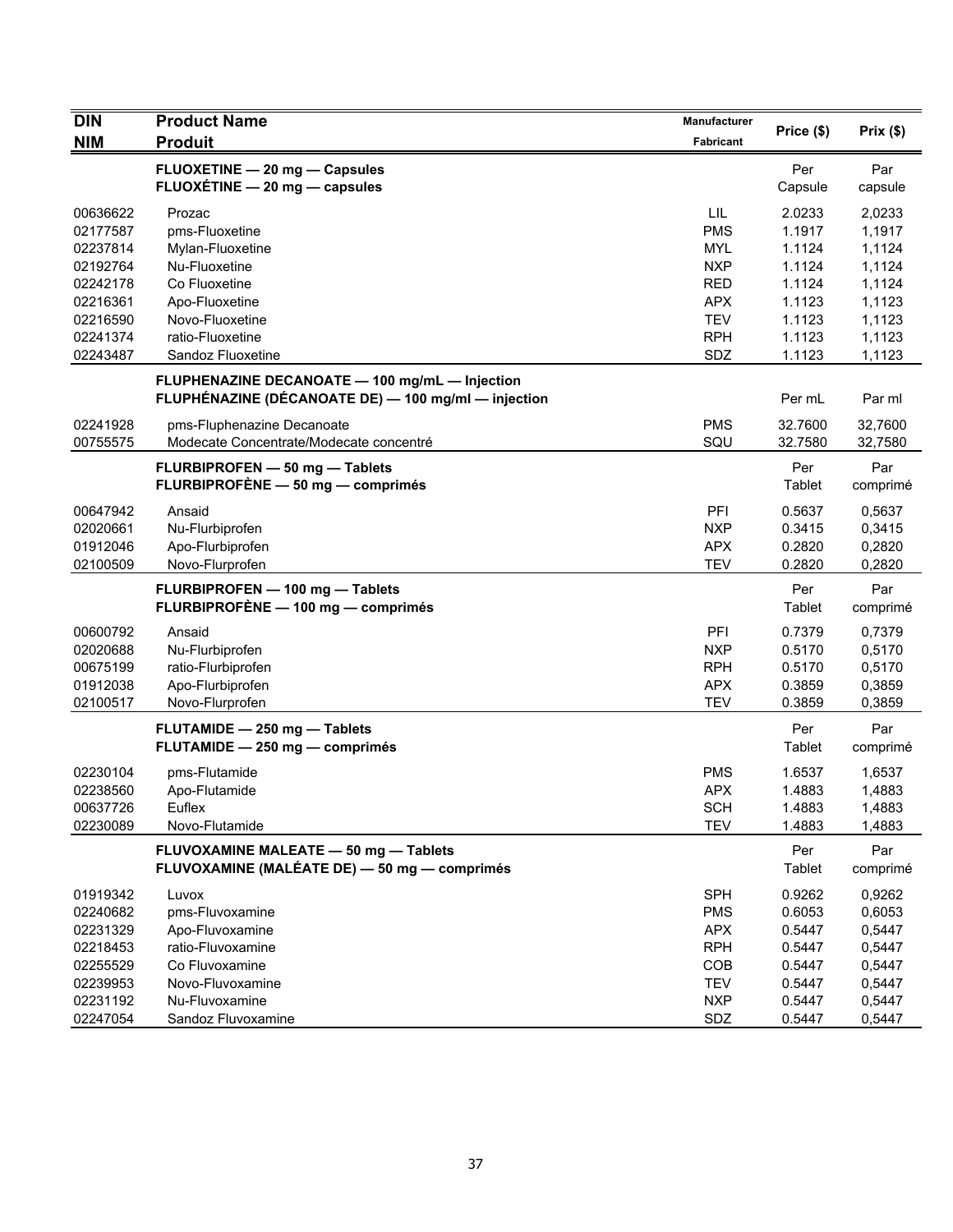| DIN<br>NIM | Product Name<br>Produit | Manufacturer<br>Fabricant | Price ($) | Prix ($) |
|---|---|---|---|---|
| | **FLUOXETINE — 20 mg — Capsules**<br>**FLUOXÉTINE — 20 mg — capsules** | | Per Capsule | Par capsule |
| 00636622 | Prozac | LIL | 2.0233 | 2,0233 |
| 02177587 | pms-Fluoxetine | PMS | 1.1917 | 1,1917 |
| 02237814 | Mylan-Fluoxetine | MYL | 1.1124 | 1,1124 |
| 02192764 | Nu-Fluoxetine | NXP | 1.1124 | 1,1124 |
| 02242178 | Co Fluoxetine | RED | 1.1124 | 1,1124 |
| 02216361 | Apo-Fluoxetine | APX | 1.1123 | 1,1123 |
| 02216590 | Novo-Fluoxetine | TEV | 1.1123 | 1,1123 |
| 02241374 | ratio-Fluoxetine | RPH | 1.1123 | 1,1123 |
| 02243487 | Sandoz Fluoxetine | SDZ | 1.1123 | 1,1123 |
| | **FLUPHENAZINE DECANOATE — 100 mg/mL — Injection**<br>**FLUPHÉNAZINE (DÉCANOATE DE) — 100 mg/ml — injection** | | Per mL | Par ml |
| 02241928 | pms-Fluphenazine Decanoate | PMS | 32.7600 | 32,7600 |
| 00755575 | Modecate Concentrate/Modecate concentré | SQU | 32.7580 | 32,7580 |
| | **FLURBIPROFEN — 50 mg — Tablets**<br>**FLURBIPROFÈNE — 50 mg — comprimés** | | Per Tablet | Par comprimé |
| 00647942 | Ansaid | PFI | 0.5637 | 0,5637 |
| 02020661 | Nu-Flurbiprofen | NXP | 0.3415 | 0,3415 |
| 01912046 | Apo-Flurbiprofen | APX | 0.2820 | 0,2820 |
| 02100509 | Novo-Flurprofen | TEV | 0.2820 | 0,2820 |
| | **FLURBIPROFEN — 100 mg — Tablets**<br>**FLURBIPROFÈNE — 100 mg — comprimés** | | Per Tablet | Par comprimé |
| 00600792 | Ansaid | PFI | 0.7379 | 0,7379 |
| 02020688 | Nu-Flurbiprofen | NXP | 0.5170 | 0,5170 |
| 00675199 | ratio-Flurbiprofen | RPH | 0.5170 | 0,5170 |
| 01912038 | Apo-Flurbiprofen | APX | 0.3859 | 0,3859 |
| 02100517 | Novo-Flurprofen | TEV | 0.3859 | 0,3859 |
| | **FLUTAMIDE — 250 mg — Tablets**<br>**FLUTAMIDE — 250 mg — comprimés** | | Per Tablet | Par comprimé |
| 02230104 | pms-Flutamide | PMS | 1.6537 | 1,6537 |
| 02238560 | Apo-Flutamide | APX | 1.4883 | 1,4883 |
| 00637726 | Euflex | SCH | 1.4883 | 1,4883 |
| 02230089 | Novo-Flutamide | TEV | 1.4883 | 1,4883 |
| | **FLUVOXAMINE MALEATE — 50 mg — Tablets**<br>**FLUVOXAMINE (MALÉATE DE) — 50 mg — comprimés** | | Per Tablet | Par comprimé |
| 01919342 | Luvox | SPH | 0.9262 | 0,9262 |
| 02240682 | pms-Fluvoxamine | PMS | 0.6053 | 0,6053 |
| 02231329 | Apo-Fluvoxamine | APX | 0.5447 | 0,5447 |
| 02218453 | ratio-Fluvoxamine | RPH | 0.5447 | 0,5447 |
| 02255529 | Co Fluvoxamine | COB | 0.5447 | 0,5447 |
| 02239953 | Novo-Fluvoxamine | TEV | 0.5447 | 0,5447 |
| 02231192 | Nu-Fluvoxamine | NXP | 0.5447 | 0,5447 |
| 02247054 | Sandoz Fluvoxamine | SDZ | 0.5447 | 0,5447 |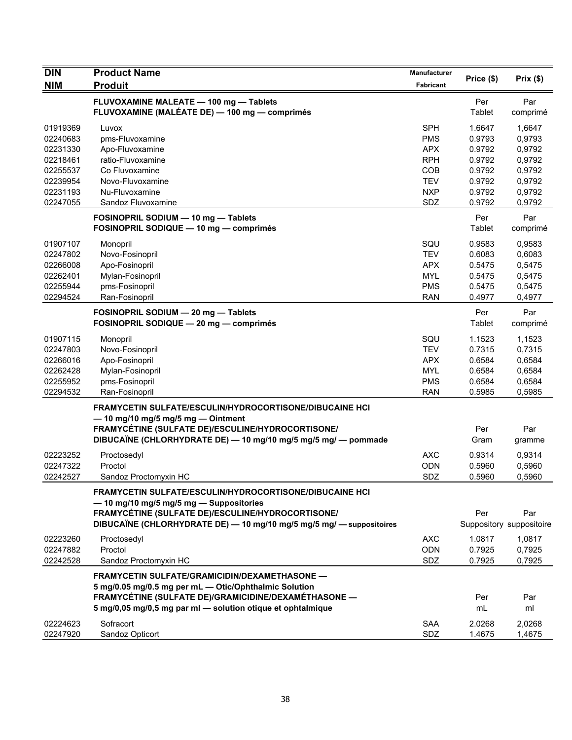| DIN<br>NIM | Product Name<br>Produit | Manufacturer<br>Fabricant | Price ($) | Prix ($) |
|---|---|---|---|---|
| | **FLUVOXAMINE MALEATE — 100 mg — Tablets**<br>**FLUVOXAMINE (MALÉATE DE) — 100 mg — comprimés** | | Per Tablet | Par comprimé |
| 01919369 | Luvox | SPH | 1.6647 | 1,6647 |
| 02240683 | pms-Fluvoxamine | PMS | 0.9793 | 0,9793 |
| 02231330 | Apo-Fluvoxamine | APX | 0.9792 | 0,9792 |
| 02218461 | ratio-Fluvoxamine | RPH | 0.9792 | 0,9792 |
| 02255537 | Co Fluvoxamine | COB | 0.9792 | 0,9792 |
| 02239954 | Novo-Fluvoxamine | TEV | 0.9792 | 0,9792 |
| 02231193 | Nu-Fluvoxamine | NXP | 0.9792 | 0,9792 |
| 02247055 | Sandoz Fluvoxamine | SDZ | 0.9792 | 0,9792 |
| | **FOSINOPRIL SODIUM — 10 mg — Tablets**<br>**FOSINOPRIL SODIQUE — 10 mg — comprimés** | | Per Tablet | Par comprimé |
| 01907107 | Monopril | SQU | 0.9583 | 0,9583 |
| 02247802 | Novo-Fosinopril | TEV | 0.6083 | 0,6083 |
| 02266008 | Apo-Fosinopril | APX | 0.5475 | 0,5475 |
| 02262401 | Mylan-Fosinopril | MYL | 0.5475 | 0,5475 |
| 02255944 | pms-Fosinopril | PMS | 0.5475 | 0,5475 |
| 02294524 | Ran-Fosinopril | RAN | 0.4977 | 0,4977 |
| | **FOSINOPRIL SODIUM — 20 mg — Tablets**<br>**FOSINOPRIL SODIQUE — 20 mg — comprimés** | | Per Tablet | Par comprimé |
| 01907115 | Monopril | SQU | 1.1523 | 1,1523 |
| 02247803 | Novo-Fosinopril | TEV | 0.7315 | 0,7315 |
| 02266016 | Apo-Fosinopril | APX | 0.6584 | 0,6584 |
| 02262428 | Mylan-Fosinopril | MYL | 0.6584 | 0,6584 |
| 02255952 | pms-Fosinopril | PMS | 0.6584 | 0,6584 |
| 02294532 | Ran-Fosinopril | RAN | 0.5985 | 0,5985 |
| | **FRAMYCETIN SULFATE/ESCULIN/HYDROCORTISONE/DIBUCAINE HCl — 10 mg/10 mg/5 mg/5 mg — Ointment**<br>**FRAMYCÉTINE (SULFATE DE)/ESCULINE/HYDROCORTISONE/ DIBUCAÏNE (CHLORHYDRATE DE) — 10 mg/10 mg/5 mg/5 mg/ — pommade** | | Per Gram | Par gramme |
| 02223252 | Proctosedyl | AXC | 0.9314 | 0,9314 |
| 02247322 | Proctol | ODN | 0.5960 | 0,5960 |
| 02242527 | Sandoz Proctomyxin HC | SDZ | 0.5960 | 0,5960 |
| | **FRAMYCETIN SULFATE/ESCULIN/HYDROCORTISONE/DIBUCAINE HCl — 10 mg/10 mg/5 mg/5 mg — Suppositories**<br>**FRAMYCÉTINE (SULFATE DE)/ESCULINE/HYDROCORTISONE/ DIBUCAÏNE (CHLORHYDRATE DE) — 10 mg/10 mg/5 mg/5 mg/ — suppositoires** | | Per Suppository | Par suppositoire |
| 02223260 | Proctosedyl | AXC | 1.0817 | 1,0817 |
| 02247882 | Proctol | ODN | 0.7925 | 0,7925 |
| 02242528 | Sandoz Proctomyxin HC | SDZ | 0.7925 | 0,7925 |
| | **FRAMYCETIN SULFATE/GRAMICIDIN/DEXAMETHASONE — 5 mg/0.05 mg/0.5 mg per mL — Otic/Ophthalmic Solution**<br>**FRAMYCÉTINE (SULFATE DE)/GRAMICIDINE/DEXAMÉTHASONE — 5 mg/0,05 mg/0,5 mg par ml — solution otique et ophtalmique** | | Per mL | Par ml |
| 02224623 | Sofracort | SAA | 2.0268 | 2,0268 |
| 02247920 | Sandoz Opticort | SDZ | 1.4675 | 1,4675 |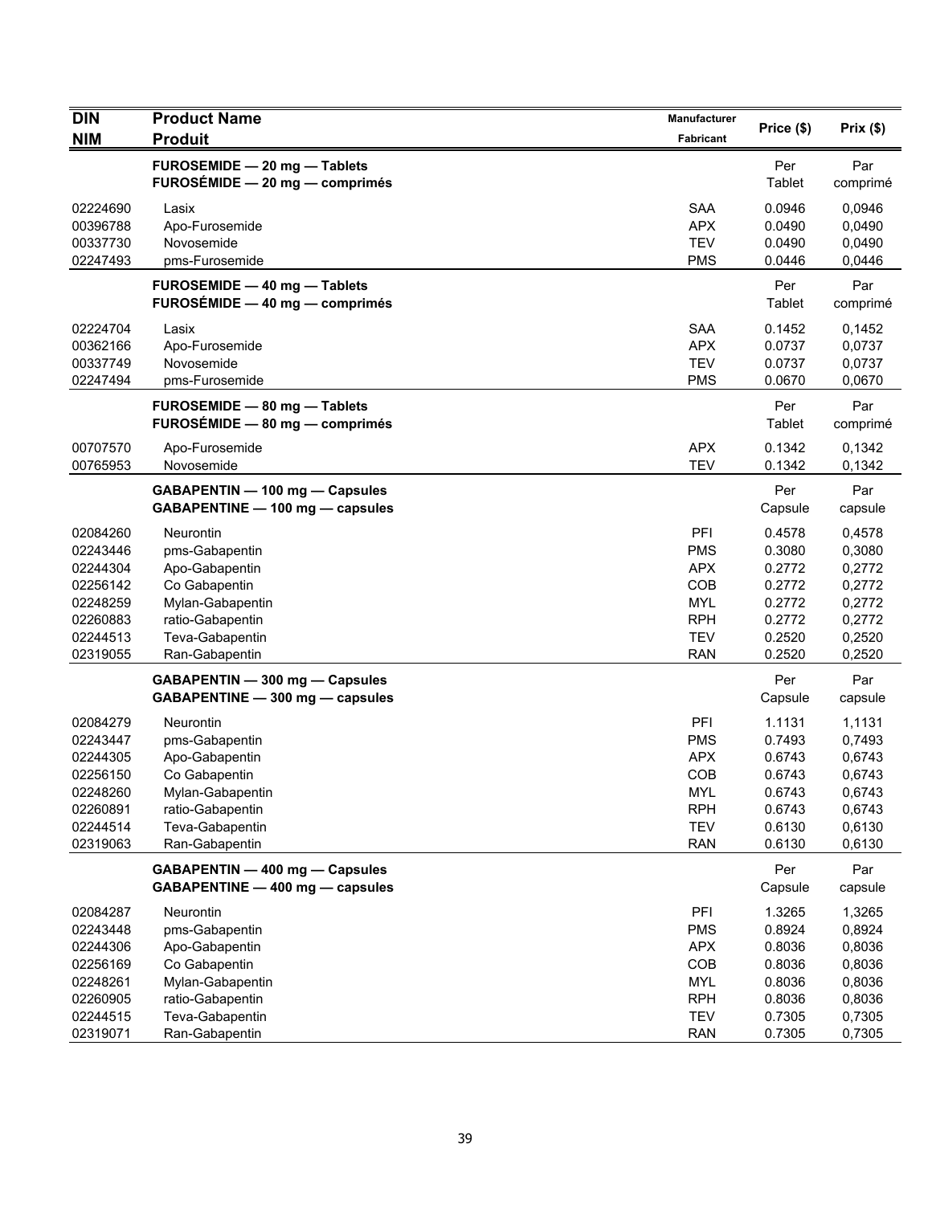| DIN<br>NIM | Product Name<br>Produit | Manufacturer<br>Fabricant | Price ($) | Prix ($) |
|---|---|---|---|---|
| | **FUROSEMIDE — 20 mg — Tablets**<br>**FUROSÉMIDE — 20 mg — comprimés** | | Per Tablet | Par comprimé |
| 02224690 | Lasix | SAA | 0.0946 | 0,0946 |
| 00396788 | Apo-Furosemide | APX | 0.0490 | 0,0490 |
| 00337730 | Novosemide | TEV | 0.0490 | 0,0490 |
| 02247493 | pms-Furosemide | PMS | 0.0446 | 0,0446 |
| | **FUROSEMIDE — 40 mg — Tablets**<br>**FUROSÉMIDE — 40 mg — comprimés** | | Per Tablet | Par comprimé |
| 02224704 | Lasix | SAA | 0.1452 | 0,1452 |
| 00362166 | Apo-Furosemide | APX | 0.0737 | 0,0737 |
| 00337749 | Novosemide | TEV | 0.0737 | 0,0737 |
| 02247494 | pms-Furosemide | PMS | 0.0670 | 0,0670 |
| | **FUROSEMIDE — 80 mg — Tablets**<br>**FUROSÉMIDE — 80 mg — comprimés** | | Per Tablet | Par comprimé |
| 00707570 | Apo-Furosemide | APX | 0.1342 | 0,1342 |
| 00765953 | Novosemide | TEV | 0.1342 | 0,1342 |
| | **GABAPENTIN — 100 mg — Capsules**<br>**GABAPENTINE — 100 mg — capsules** | | Per Capsule | Par capsule |
| 02084260 | Neurontin | PFI | 0.4578 | 0,4578 |
| 02243446 | pms-Gabapentin | PMS | 0.3080 | 0,3080 |
| 02244304 | Apo-Gabapentin | APX | 0.2772 | 0,2772 |
| 02256142 | Co Gabapentin | COB | 0.2772 | 0,2772 |
| 02248259 | Mylan-Gabapentin | MYL | 0.2772 | 0,2772 |
| 02260883 | ratio-Gabapentin | RPH | 0.2772 | 0,2772 |
| 02244513 | Teva-Gabapentin | TEV | 0.2520 | 0,2520 |
| 02319055 | Ran-Gabapentin | RAN | 0.2520 | 0,2520 |
| | **GABAPENTIN — 300 mg — Capsules**<br>**GABAPENTINE — 300 mg — capsules** | | Per Capsule | Par capsule |
| 02084279 | Neurontin | PFI | 1.1131 | 1,1131 |
| 02243447 | pms-Gabapentin | PMS | 0.7493 | 0,7493 |
| 02244305 | Apo-Gabapentin | APX | 0.6743 | 0,6743 |
| 02256150 | Co Gabapentin | COB | 0.6743 | 0,6743 |
| 02248260 | Mylan-Gabapentin | MYL | 0.6743 | 0,6743 |
| 02260891 | ratio-Gabapentin | RPH | 0.6743 | 0,6743 |
| 02244514 | Teva-Gabapentin | TEV | 0.6130 | 0,6130 |
| 02319063 | Ran-Gabapentin | RAN | 0.6130 | 0,6130 |
| | **GABAPENTIN — 400 mg — Capsules**<br>**GABAPENTINE — 400 mg — capsules** | | Per Capsule | Par capsule |
| 02084287 | Neurontin | PFI | 1.3265 | 1,3265 |
| 02243448 | pms-Gabapentin | PMS | 0.8924 | 0,8924 |
| 02244306 | Apo-Gabapentin | APX | 0.8036 | 0,8036 |
| 02256169 | Co Gabapentin | COB | 0.8036 | 0,8036 |
| 02248261 | Mylan-Gabapentin | MYL | 0.8036 | 0,8036 |
| 02260905 | ratio-Gabapentin | RPH | 0.8036 | 0,8036 |
| 02244515 | Teva-Gabapentin | TEV | 0.7305 | 0,7305 |
| 02319071 | Ran-Gabapentin | RAN | 0.7305 | 0,7305 |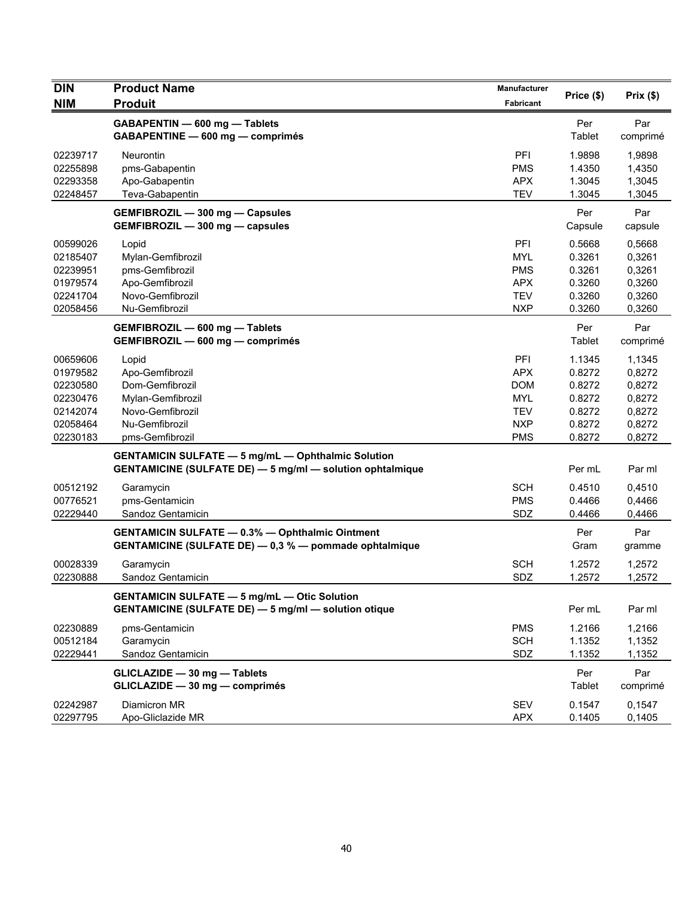| DIN<br>NIM | Product Name<br>Produit | Manufacturer<br>Fabricant | Price ($) | Prix ($) |
|---|---|---|---|---|
| | **GABAPENTIN — 600 mg — Tablets**<br>**GABAPENTINE — 600 mg — comprimés** | | Per Tablet | Par comprimé |
| 02239717 | Neurontin | PFI | 1.9898 | 1,9898 |
| 02255898 | pms-Gabapentin | PMS | 1.4350 | 1,4350 |
| 02293358 | Apo-Gabapentin | APX | 1.3045 | 1,3045 |
| 02248457 | Teva-Gabapentin | TEV | 1.3045 | 1,3045 |
| | **GEMFIBROZIL — 300 mg — Capsules**<br>**GEMFIBROZIL — 300 mg — capsules** | | Per Capsule | Par capsule |
| 00599026 | Lopid | PFI | 0.5668 | 0,5668 |
| 02185407 | Mylan-Gemfibrozil | MYL | 0.3261 | 0,3261 |
| 02239951 | pms-Gemfibrozil | PMS | 0.3261 | 0,3261 |
| 01979574 | Apo-Gemfibrozil | APX | 0.3260 | 0,3260 |
| 02241704 | Novo-Gemfibrozil | TEV | 0.3260 | 0,3260 |
| 02058456 | Nu-Gemfibrozil | NXP | 0.3260 | 0,3260 |
| | **GEMFIBROZIL — 600 mg — Tablets**<br>**GEMFIBROZIL — 600 mg — comprimés** | | Per Tablet | Par comprimé |
| 00659606 | Lopid | PFI | 1.1345 | 1,1345 |
| 01979582 | Apo-Gemfibrozil | APX | 0.8272 | 0,8272 |
| 02230580 | Dom-Gemfibrozil | DOM | 0.8272 | 0,8272 |
| 02230476 | Mylan-Gemfibrozil | MYL | 0.8272 | 0,8272 |
| 02142074 | Novo-Gemfibrozil | TEV | 0.8272 | 0,8272 |
| 02058464 | Nu-Gemfibrozil | NXP | 0.8272 | 0,8272 |
| 02230183 | pms-Gemfibrozil | PMS | 0.8272 | 0,8272 |
| | **GENTAMICIN SULFATE — 5 mg/mL — Ophthalmic Solution**<br>**GENTAMICINE (SULFATE DE) — 5 mg/ml — solution ophtalmique** | | Per mL | Par ml |
| 00512192 | Garamycin | SCH | 0.4510 | 0,4510 |
| 00776521 | pms-Gentamicin | PMS | 0.4466 | 0,4466 |
| 02229440 | Sandoz Gentamicin | SDZ | 0.4466 | 0,4466 |
| | **GENTAMICIN SULFATE — 0.3% — Ophthalmic Ointment**<br>**GENTAMICINE (SULFATE DE) — 0,3 % — pommade ophtalmique** | | Per Gram | Par gramme |
| 00028339 | Garamycin | SCH | 1.2572 | 1,2572 |
| 02230888 | Sandoz Gentamicin | SDZ | 1.2572 | 1,2572 |
| | **GENTAMICIN SULFATE — 5 mg/mL — Otic Solution**<br>**GENTAMICINE (SULFATE DE) — 5 mg/ml — solution otique** | | Per mL | Par ml |
| 02230889 | pms-Gentamicin | PMS | 1.2166 | 1,2166 |
| 00512184 | Garamycin | SCH | 1.1352 | 1,1352 |
| 02229441 | Sandoz Gentamicin | SDZ | 1.1352 | 1,1352 |
| | **GLICLAZIDE — 30 mg — Tablets**<br>**GLICLAZIDE — 30 mg — comprimés** | | Per Tablet | Par comprimé |
| 02242987 | Diamicron MR | SEV | 0.1547 | 0,1547 |
| 02297795 | Apo-Gliclazide MR | APX | 0.1405 | 0,1405 |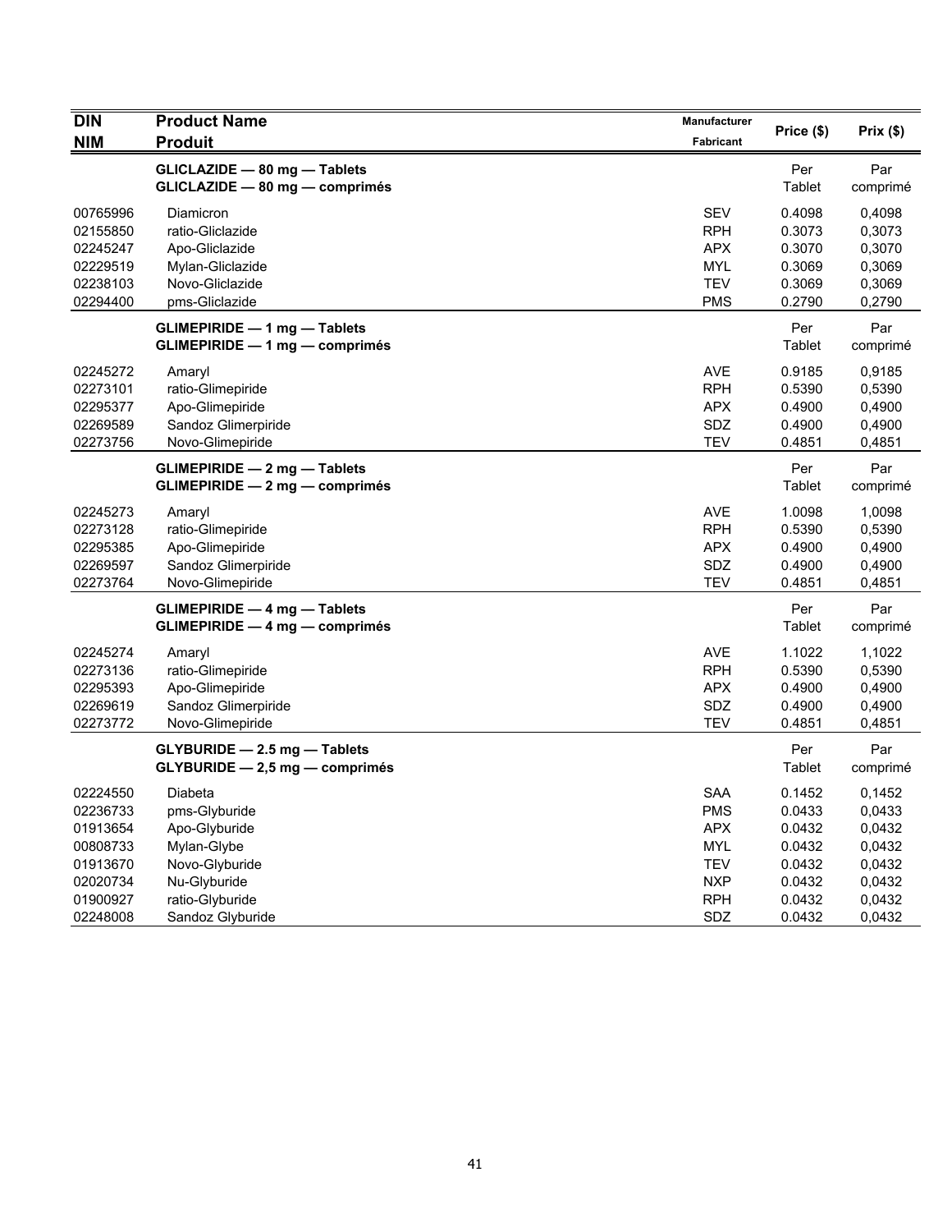| DIN<br>NIM | Product Name<br>Produit | Manufacturer<br>Fabricant | Price ($) | Prix ($) |
|---|---|---|---|---|
| | **GLICLAZIDE — 80 mg — Tablets**<br>**GLICLAZIDE — 80 mg — comprimés** | | Per Tablet | Par comprimé |
| 00765996 | Diamicron | SEV | 0.4098 | 0,4098 |
| 02155850 | ratio-Gliclazide | RPH | 0.3073 | 0,3073 |
| 02245247 | Apo-Gliclazide | APX | 0.3070 | 0,3070 |
| 02229519 | Mylan-Gliclazide | MYL | 0.3069 | 0,3069 |
| 02238103 | Novo-Gliclazide | TEV | 0.3069 | 0,3069 |
| 02294400 | pms-Gliclazide | PMS | 0.2790 | 0,2790 |
| | **GLIMEPIRIDE — 1 mg — Tablets**<br>**GLIMEPIRIDE — 1 mg — comprimés** | | Per Tablet | Par comprimé |
| 02245272 | Amaryl | AVE | 0.9185 | 0,9185 |
| 02273101 | ratio-Glimepiride | RPH | 0.5390 | 0,5390 |
| 02295377 | Apo-Glimepiride | APX | 0.4900 | 0,4900 |
| 02269589 | Sandoz Glimerpiride | SDZ | 0.4900 | 0,4900 |
| 02273756 | Novo-Glimepiride | TEV | 0.4851 | 0,4851 |
| | **GLIMEPIRIDE — 2 mg — Tablets**<br>**GLIMEPIRIDE — 2 mg — comprimés** | | Per Tablet | Par comprimé |
| 02245273 | Amaryl | AVE | 1.0098 | 1,0098 |
| 02273128 | ratio-Glimepiride | RPH | 0.5390 | 0,5390 |
| 02295385 | Apo-Glimepiride | APX | 0.4900 | 0,4900 |
| 02269597 | Sandoz Glimerpiride | SDZ | 0.4900 | 0,4900 |
| 02273764 | Novo-Glimepiride | TEV | 0.4851 | 0,4851 |
| | **GLIMEPIRIDE — 4 mg — Tablets**<br>**GLIMEPIRIDE — 4 mg — comprimés** | | Per Tablet | Par comprimé |
| 02245274 | Amaryl | AVE | 1.1022 | 1,1022 |
| 02273136 | ratio-Glimepiride | RPH | 0.5390 | 0,5390 |
| 02295393 | Apo-Glimepiride | APX | 0.4900 | 0,4900 |
| 02269619 | Sandoz Glimerpiride | SDZ | 0.4900 | 0,4900 |
| 02273772 | Novo-Glimepiride | TEV | 0.4851 | 0,4851 |
| | **GLYBURIDE — 2.5 mg — Tablets**<br>**GLYBURIDE — 2,5 mg — comprimés** | | Per Tablet | Par comprimé |
| 02224550 | Diabeta | SAA | 0.1452 | 0,1452 |
| 02236733 | pms-Glyburide | PMS | 0.0433 | 0,0433 |
| 01913654 | Apo-Glyburide | APX | 0.0432 | 0,0432 |
| 00808733 | Mylan-Glybe | MYL | 0.0432 | 0,0432 |
| 01913670 | Novo-Glyburide | TEV | 0.0432 | 0,0432 |
| 02020734 | Nu-Glyburide | NXP | 0.0432 | 0,0432 |
| 01900927 | ratio-Glyburide | RPH | 0.0432 | 0,0432 |
| 02248008 | Sandoz Glyburide | SDZ | 0.0432 | 0,0432 |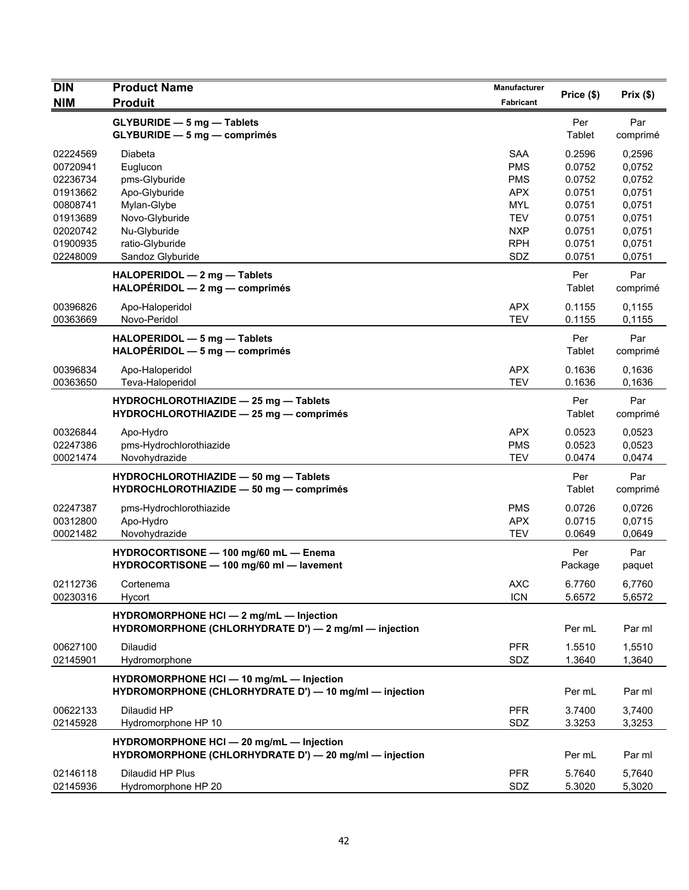| DIN<br>NIM | Product Name<br>Produit | Manufacturer<br>Fabricant | Price ($) | Prix ($) |
|---|---|---|---|---|
| | **GLYBURIDE — 5 mg — Tablets<br>GLYBURIDE — 5 mg — comprimés** | | Per Tablet | Par comprimé |
| 02224569 | Diabeta | SAA | 0.2596 | 0,2596 |
| 00720941 | Euglucon | PMS | 0.0752 | 0,0752 |
| 02236734 | pms-Glyburide | PMS | 0.0752 | 0,0752 |
| 01913662 | Apo-Glyburide | APX | 0.0751 | 0,0751 |
| 00808741 | Mylan-Glybe | MYL | 0.0751 | 0,0751 |
| 01913689 | Novo-Glyburide | TEV | 0.0751 | 0,0751 |
| 02020742 | Nu-Glyburide | NXP | 0.0751 | 0,0751 |
| 01900935 | ratio-Glyburide | RPH | 0.0751 | 0,0751 |
| 02248009 | Sandoz Glyburide | SDZ | 0.0751 | 0,0751 |
| | **HALOPERIDOL — 2 mg — Tablets<br>HALOPÉRIDOL — 2 mg — comprimés** | | Per Tablet | Par comprimé |
| 00396826 | Apo-Haloperidol | APX | 0.1155 | 0,1155 |
| 00363669 | Novo-Peridol | TEV | 0.1155 | 0,1155 |
| | **HALOPERIDOL — 5 mg — Tablets<br>HALOPÉRIDOL — 5 mg — comprimés** | | Per Tablet | Par comprimé |
| 00396834 | Apo-Haloperidol | APX | 0.1636 | 0,1636 |
| 00363650 | Teva-Haloperidol | TEV | 0.1636 | 0,1636 |
| | **HYDROCHLOROTHIAZIDE — 25 mg — Tablets<br>HYDROCHLOROTHIAZIDE — 25 mg — comprimés** | | Per Tablet | Par comprimé |
| 00326844 | Apo-Hydro | APX | 0.0523 | 0,0523 |
| 02247386 | pms-Hydrochlorothiazide | PMS | 0.0523 | 0,0523 |
| 00021474 | Novohydrazide | TEV | 0.0474 | 0,0474 |
| | **HYDROCHLOROTHIAZIDE — 50 mg — Tablets<br>HYDROCHLOROTHIAZIDE — 50 mg — comprimés** | | Per Tablet | Par comprimé |
| 02247387 | pms-Hydrochlorothiazide | PMS | 0.0726 | 0,0726 |
| 00312800 | Apo-Hydro | APX | 0.0715 | 0,0715 |
| 00021482 | Novohydrazide | TEV | 0.0649 | 0,0649 |
| | **HYDROCORTISONE — 100 mg/60 mL — Enema<br>HYDROCORTISONE — 100 mg/60 ml — lavement** | | Per Package | Par paquet |
| 02112736 | Cortenema | AXC | 6.7760 | 6,7760 |
| 00230316 | Hycort | ICN | 5.6572 | 5,6572 |
| | **HYDROMORPHONE HCl — 2 mg/mL — Injection<br>HYDROMORPHONE (CHLORHYDRATE D') — 2 mg/ml — injection** | | Per mL | Par ml |
| 00627100 | Dilaudid | PFR | 1.5510 | 1,5510 |
| 02145901 | Hydromorphone | SDZ | 1.3640 | 1,3640 |
| | **HYDROMORPHONE HCl — 10 mg/mL — Injection<br>HYDROMORPHONE (CHLORHYDRATE D') — 10 mg/ml — injection** | | Per mL | Par ml |
| 00622133 | Dilaudid HP | PFR | 3.7400 | 3,7400 |
| 02145928 | Hydromorphone HP 10 | SDZ | 3.3253 | 3,3253 |
| | **HYDROMORPHONE HCl — 20 mg/mL — Injection<br>HYDROMORPHONE (CHLORHYDRATE D') — 20 mg/ml — injection** | | Per mL | Par ml |
| 02146118 | Dilaudid HP Plus | PFR | 5.7640 | 5,7640 |
| 02145936 | Hydromorphone HP 20 | SDZ | 5.3020 | 5,3020 |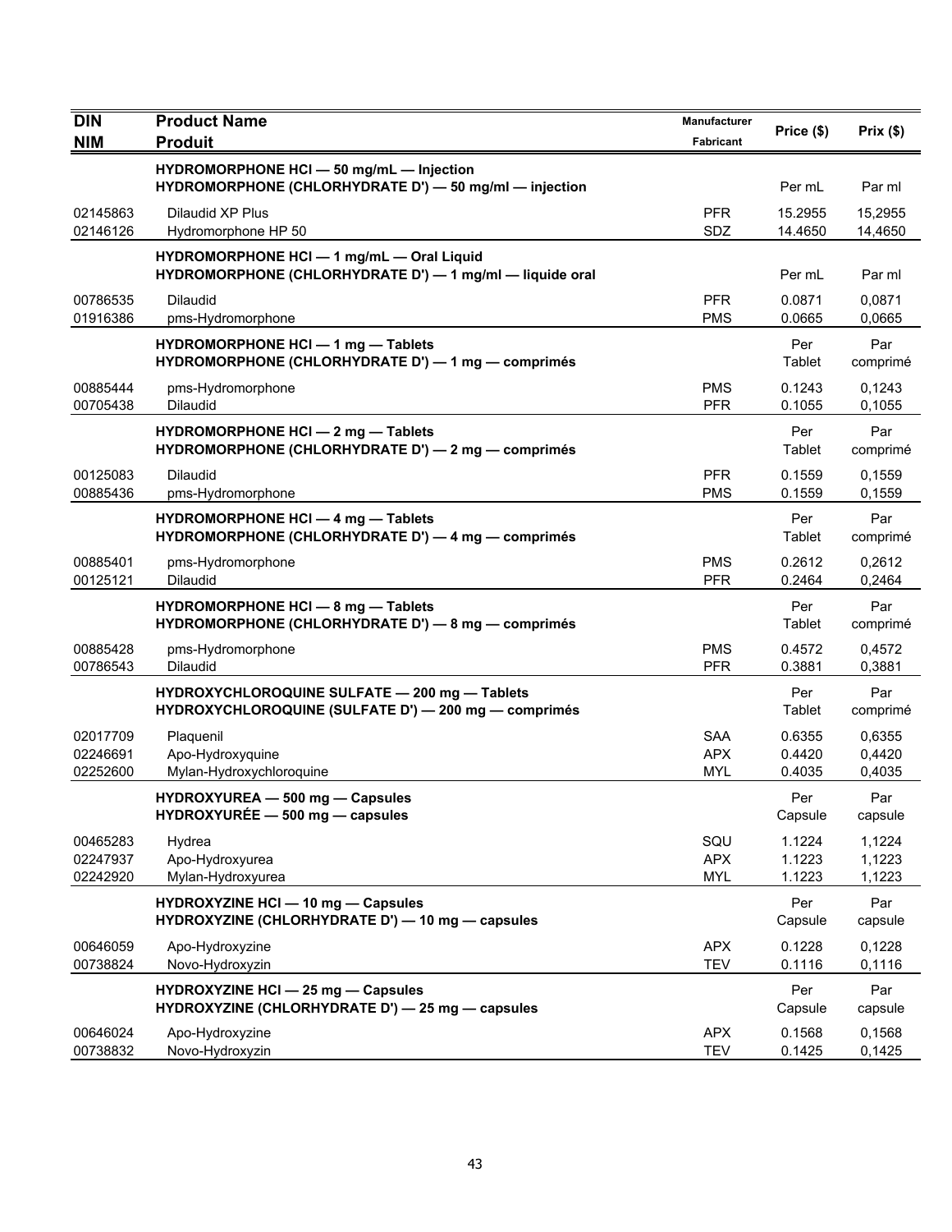| DIN<br>NIM | Product Name<br>Produit | Manufacturer<br>Fabricant | Price ($) | Prix ($) |
|---|---|---|---|---|
| | **HYDROMORPHONE HCl — 50 mg/mL — Injection**<br>**HYDROMORPHONE (CHLORHYDRATE D') — 50 mg/ml — injection** | | Per mL | Par ml |
| 02145863 | Dilaudid XP Plus | PFR | 15.2955 | 15,2955 |
| 02146126 | Hydromorphone HP 50 | SDZ | 14.4650 | 14,4650 |
| | **HYDROMORPHONE HCl — 1 mg/mL — Oral Liquid**<br>**HYDROMORPHONE (CHLORHYDRATE D') — 1 mg/ml — liquide oral** | | Per mL | Par ml |
| 00786535 | Dilaudid | PFR | 0.0871 | 0,0871 |
| 01916386 | pms-Hydromorphone | PMS | 0.0665 | 0,0665 |
| | **HYDROMORPHONE HCl — 1 mg — Tablets**<br>**HYDROMORPHONE (CHLORHYDRATE D') — 1 mg — comprimés** | | Per Tablet | Par comprimé |
| 00885444 | pms-Hydromorphone | PMS | 0.1243 | 0,1243 |
| 00705438 | Dilaudid | PFR | 0.1055 | 0,1055 |
| | **HYDROMORPHONE HCl — 2 mg — Tablets**<br>**HYDROMORPHONE (CHLORHYDRATE D') — 2 mg — comprimés** | | Per Tablet | Par comprimé |
| 00125083 | Dilaudid | PFR | 0.1559 | 0,1559 |
| 00885436 | pms-Hydromorphone | PMS | 0.1559 | 0,1559 |
| | **HYDROMORPHONE HCl — 4 mg — Tablets**<br>**HYDROMORPHONE (CHLORHYDRATE D') — 4 mg — comprimés** | | Per Tablet | Par comprimé |
| 00885401 | pms-Hydromorphone | PMS | 0.2612 | 0,2612 |
| 00125121 | Dilaudid | PFR | 0.2464 | 0,2464 |
| | **HYDROMORPHONE HCl — 8 mg — Tablets**<br>**HYDROMORPHONE (CHLORHYDRATE D') — 8 mg — comprimés** | | Per Tablet | Par comprimé |
| 00885428 | pms-Hydromorphone | PMS | 0.4572 | 0,4572 |
| 00786543 | Dilaudid | PFR | 0.3881 | 0,3881 |
| | **HYDROXYCHLOROQUINE SULFATE — 200 mg — Tablets**<br>**HYDROXYCHLOROQUINE (SULFATE D') — 200 mg — comprimés** | | Per Tablet | Par comprimé |
| 02017709 | Plaquenil | SAA | 0.6355 | 0,6355 |
| 02246691 | Apo-Hydroxyquine | APX | 0.4420 | 0,4420 |
| 02252600 | Mylan-Hydroxychloroquine | MYL | 0.4035 | 0,4035 |
| | **HYDROXYUREA — 500 mg — Capsules**<br>**HYDROXYURÉE — 500 mg — capsules** | | Per Capsule | Par capsule |
| 00465283 | Hydrea | SQU | 1.1224 | 1,1224 |
| 02247937 | Apo-Hydroxyurea | APX | 1.1223 | 1,1223 |
| 02242920 | Mylan-Hydroxyurea | MYL | 1.1223 | 1,1223 |
| | **HYDROXYZINE HCl — 10 mg — Capsules**<br>**HYDROXYZINE (CHLORHYDRATE D') — 10 mg — capsules** | | Per Capsule | Par capsule |
| 00646059 | Apo-Hydroxyzine | APX | 0.1228 | 0,1228 |
| 00738824 | Novo-Hydroxyzin | TEV | 0.1116 | 0,1116 |
| | **HYDROXYZINE HCl — 25 mg — Capsules**<br>**HYDROXYZINE (CHLORHYDRATE D') — 25 mg — capsules** | | Per Capsule | Par capsule |
| 00646024 | Apo-Hydroxyzine | APX | 0.1568 | 0,1568 |
| 00738832 | Novo-Hydroxyzin | TEV | 0.1425 | 0,1425 |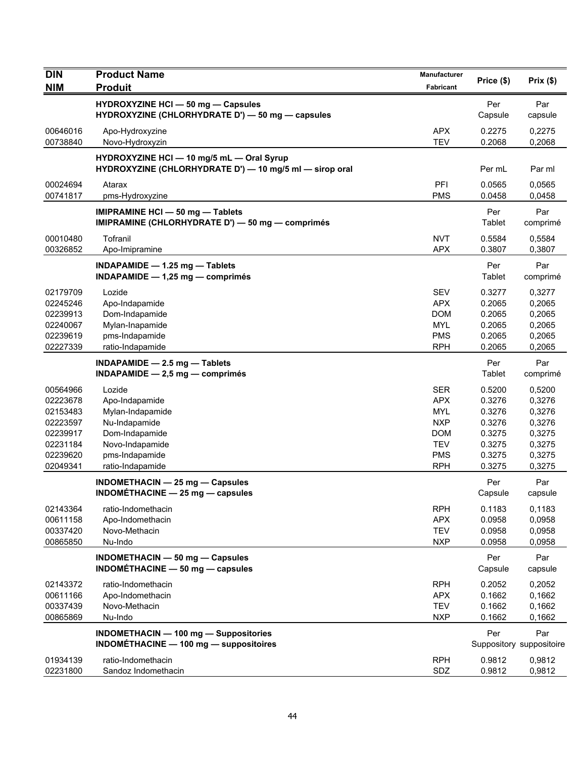| DIN<br>NIM | Product Name<br>Produit | Manufacturer<br>Fabricant | Price ($) | Prix ($) |
|---|---|---|---|---|
| | **HYDROXYZINE HCl — 50 mg — Capsules**<br>**HYDROXYZINE (CHLORHYDRATE D') — 50 mg — capsules** | | Per Capsule | Par capsule |
| 00646016 | Apo-Hydroxyzine | APX | 0.2275 | 0,2275 |
| 00738840 | Novo-Hydroxyzin | TEV | 0.2068 | 0,2068 |
| | **HYDROXYZINE HCl — 10 mg/5 mL — Oral Syrup**<br>**HYDROXYZINE (CHLORHYDRATE D') — 10 mg/5 ml — sirop oral** | | Per mL | Par ml |
| 00024694 | Atarax | PFI | 0.0565 | 0,0565 |
| 00741817 | pms-Hydroxyzine | PMS | 0.0458 | 0,0458 |
| | **IMIPRAMINE HCl — 50 mg — Tablets**<br>**IMIPRAMINE (CHLORHYDRATE D') — 50 mg — comprimés** | | Per Tablet | Par comprimé |
| 00010480 | Tofranil | NVT | 0.5584 | 0,5584 |
| 00326852 | Apo-Imipramine | APX | 0.3807 | 0,3807 |
| | **INDAPAMIDE — 1.25 mg — Tablets**<br>**INDAPAMIDE — 1,25 mg — comprimés** | | Per Tablet | Par comprimé |
| 02179709 | Lozide | SEV | 0.3277 | 0,3277 |
| 02245246 | Apo-Indapamide | APX | 0.2065 | 0,2065 |
| 02239913 | Dom-Indapamide | DOM | 0.2065 | 0,2065 |
| 02240067 | Mylan-Inapamide | MYL | 0.2065 | 0,2065 |
| 02239619 | pms-Indapamide | PMS | 0.2065 | 0,2065 |
| 02227339 | ratio-Indapamide | RPH | 0.2065 | 0,2065 |
| | **INDAPAMIDE — 2.5 mg — Tablets**<br>**INDAPAMIDE — 2,5 mg — comprimés** | | Per Tablet | Par comprimé |
| 00564966 | Lozide | SER | 0.5200 | 0,5200 |
| 02223678 | Apo-Indapamide | APX | 0.3276 | 0,3276 |
| 02153483 | Mylan-Indapamide | MYL | 0.3276 | 0,3276 |
| 02223597 | Nu-Indapamide | NXP | 0.3276 | 0,3276 |
| 02239917 | Dom-Indapamide | DOM | 0.3275 | 0,3275 |
| 02231184 | Novo-Indapamide | TEV | 0.3275 | 0,3275 |
| 02239620 | pms-Indapamide | PMS | 0.3275 | 0,3275 |
| 02049341 | ratio-Indapamide | RPH | 0.3275 | 0,3275 |
| | **INDOMETHACIN — 25 mg — Capsules**<br>**INDOMÉTHACINE — 25 mg — capsules** | | Per Capsule | Par capsule |
| 02143364 | ratio-Indomethacin | RPH | 0.1183 | 0,1183 |
| 00611158 | Apo-Indomethacin | APX | 0.0958 | 0,0958 |
| 00337420 | Novo-Methacin | TEV | 0.0958 | 0,0958 |
| 00865850 | Nu-Indo | NXP | 0.0958 | 0,0958 |
| | **INDOMETHACIN — 50 mg — Capsules**<br>**INDOMÉTHACINE — 50 mg — capsules** | | Per Capsule | Par capsule |
| 02143372 | ratio-Indomethacin | RPH | 0.2052 | 0,2052 |
| 00611166 | Apo-Indomethacin | APX | 0.1662 | 0,1662 |
| 00337439 | Novo-Methacin | TEV | 0.1662 | 0,1662 |
| 00865869 | Nu-Indo | NXP | 0.1662 | 0,1662 |
| | **INDOMETHACIN — 100 mg — Suppositories**<br>**INDOMÉTHACINE — 100 mg — suppositoires** | | Per Suppository | Par suppositoire |
| 01934139 | ratio-Indomethacin | RPH | 0.9812 | 0,9812 |
| 02231800 | Sandoz Indomethacin | SDZ | 0.9812 | 0,9812 |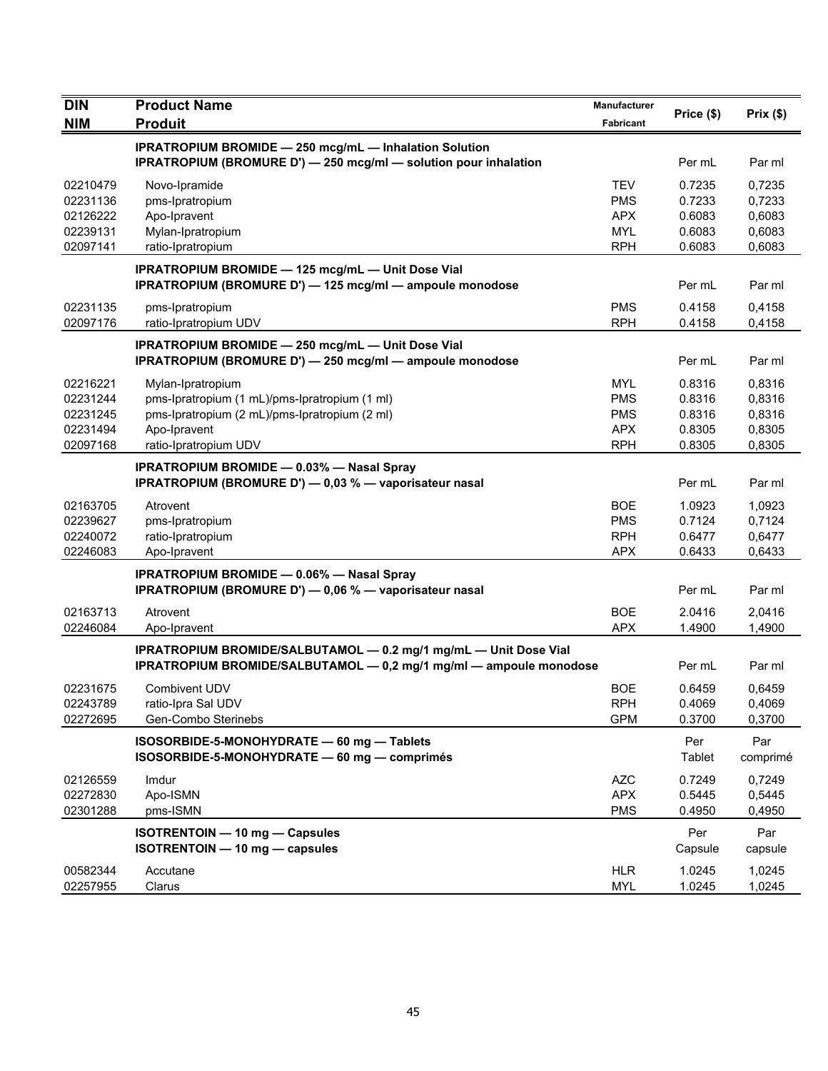| DIN<br>NIM | Product Name<br>Produit | Manufacturer<br>Fabricant | Price ($) | Prix ($) |
|---|---|---|---|---|
| | **IPRATROPIUM BROMIDE — 250 mcg/mL — Inhalation Solution**<br>**IPRATROPIUM (BROMURE D') — 250 mcg/ml — solution pour inhalation** | | Per mL | Par ml |
| 02210479 | Novo-Ipramide | TEV | 0.7235 | 0,7235 |
| 02231136 | pms-Ipratropium | PMS | 0.7233 | 0,7233 |
| 02126222 | Apo-Ipravent | APX | 0.6083 | 0,6083 |
| 02239131 | Mylan-Ipratropium | MYL | 0.6083 | 0,6083 |
| 02097141 | ratio-Ipratropium | RPH | 0.6083 | 0,6083 |
| | **IPRATROPIUM BROMIDE — 125 mcg/mL — Unit Dose Vial**<br>**IPRATROPIUM (BROMURE D') — 125 mcg/ml — ampoule monodose** | | Per mL | Par ml |
| 02231135 | pms-Ipratropium | PMS | 0.4158 | 0,4158 |
| 02097176 | ratio-Ipratropium UDV | RPH | 0.4158 | 0,4158 |
| | **IPRATROPIUM BROMIDE — 250 mcg/mL — Unit Dose Vial**<br>**IPRATROPIUM (BROMURE D') — 250 mcg/ml — ampoule monodose** | | Per mL | Par ml |
| 02216221 | Mylan-Ipratropium | MYL | 0.8316 | 0,8316 |
| 02231244 | pms-Ipratropium (1 mL)/pms-Ipratropium (1 ml) | PMS | 0.8316 | 0,8316 |
| 02231245 | pms-Ipratropium (2 mL)/pms-Ipratropium (2 ml) | PMS | 0.8316 | 0,8316 |
| 02231494 | Apo-Ipravent | APX | 0.8305 | 0,8305 |
| 02097168 | ratio-Ipratropium UDV | RPH | 0.8305 | 0,8305 |
| | **IPRATROPIUM BROMIDE — 0.03% — Nasal Spray**<br>**IPRATROPIUM (BROMURE D') — 0,03 % — vaporisateur nasal** | | Per mL | Par ml |
| 02163705 | Atrovent | BOE | 1.0923 | 1,0923 |
| 02239627 | pms-Ipratropium | PMS | 0.7124 | 0,7124 |
| 02240072 | ratio-Ipratropium | RPH | 0.6477 | 0,6477 |
| 02246083 | Apo-Ipravent | APX | 0.6433 | 0,6433 |
| | **IPRATROPIUM BROMIDE — 0.06% — Nasal Spray**<br>**IPRATROPIUM (BROMURE D') — 0,06 % — vaporisateur nasal** | | Per mL | Par ml |
| 02163713 | Atrovent | BOE | 2.0416 | 2,0416 |
| 02246084 | Apo-Ipravent | APX | 1.4900 | 1,4900 |
| | **IPRATROPIUM BROMIDE/SALBUTAMOL — 0.2 mg/1 mg/mL — Unit Dose Vial**<br>**IPRATROPIUM BROMIDE/SALBUTAMOL — 0,2 mg/1 mg/ml — ampoule monodose** | | Per mL | Par ml |
| 02231675 | Combivent UDV | BOE | 0.6459 | 0,6459 |
| 02243789 | ratio-Ipra Sal UDV | RPH | 0.4069 | 0,4069 |
| 02272695 | Gen-Combo Sterinebs | GPM | 0.3700 | 0,3700 |
| | **ISOSORBIDE-5-MONOHYDRATE — 60 mg — Tablets**<br>**ISOSORBIDE-5-MONOHYDRATE — 60 mg — comprimés** | | Per Tablet | Par comprimé |
| 02126559 | Imdur | AZC | 0.7249 | 0,7249 |
| 02272830 | Apo-ISMN | APX | 0.5445 | 0,5445 |
| 02301288 | pms-ISMN | PMS | 0.4950 | 0,4950 |
| | **ISOTRENTOIN — 10 mg — Capsules**<br>**ISOTRENTOIN — 10 mg — capsules** | | Per Capsule | Par capsule |
| 00582344 | Accutane | HLR | 1.0245 | 1,0245 |
| 02257955 | Clarus | MYL | 1.0245 | 1,0245 |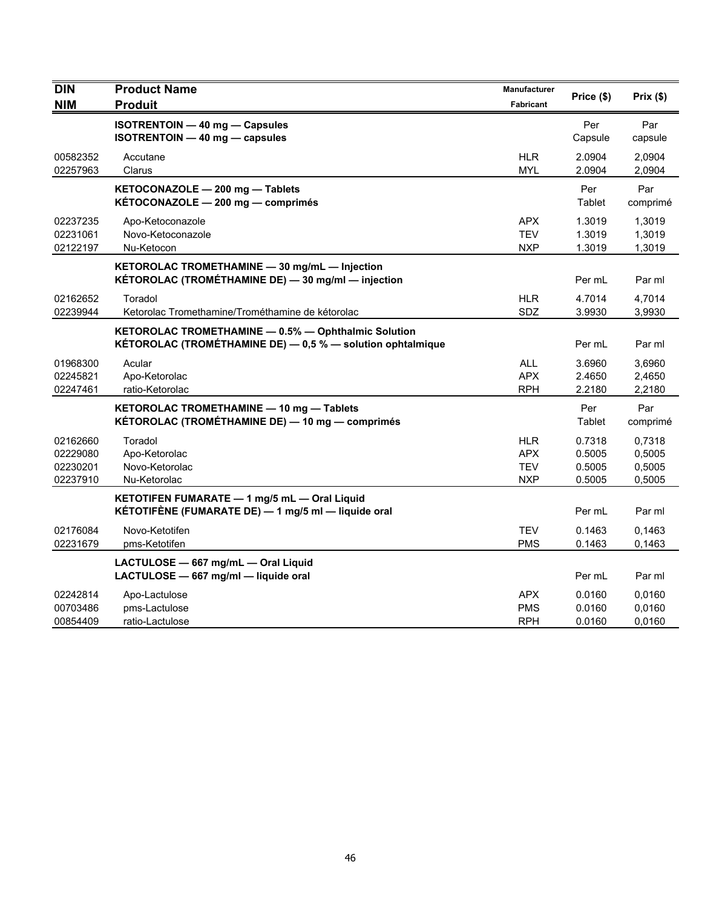| DIN<br>NIM | Product Name<br>Produit | Manufacturer<br>Fabricant | Price ($) | Prix ($) |
|---|---|---|---|---|
| | **ISOTRENTOIN — 40 mg — Capsules**<br>**ISOTRENTOIN — 40 mg — capsules** | | Per Capsule | Par capsule |
| 00582352 | Accutane | HLR | 2.0904 | 2,0904 |
| 02257963 | Clarus | MYL | 2.0904 | 2,0904 |
| | **KETOCONAZOLE — 200 mg — Tablets**<br>**KÉTOCONAZOLE — 200 mg — comprimés** | | Per Tablet | Par comprimé |
| 02237235 | Apo-Ketoconazole | APX | 1.3019 | 1,3019 |
| 02231061 | Novo-Ketoconazole | TEV | 1.3019 | 1,3019 |
| 02122197 | Nu-Ketocon | NXP | 1.3019 | 1,3019 |
| | **KETOROLAC TROMETHAMINE — 30 mg/mL — Injection**<br>**KÉTOROLAC (TROMÉTHAMINE DE) — 30 mg/ml — injection** | | Per mL | Par ml |
| 02162652 | Toradol | HLR | 4.7014 | 4,7014 |
| 02239944 | Ketorolac Tromethamine/Tromethamine de kétorolac | SDZ | 3.9930 | 3,9930 |
| | **KETOROLAC TROMETHAMINE — 0.5% — Ophthalmic Solution**<br>**KÉTOROLAC (TROMÉTHAMINE DE) — 0,5 % — solution ophtalmique** | | Per mL | Par ml |
| 01968300 | Acular | ALL | 3.6960 | 3,6960 |
| 02245821 | Apo-Ketorolac | APX | 2.4650 | 2,4650 |
| 02247461 | ratio-Ketorolac | RPH | 2.2180 | 2,2180 |
| | **KETOROLAC TROMETHAMINE — 10 mg — Tablets**<br>**KÉTOROLAC (TROMÉTHAMINE DE) — 10 mg — comprimés** | | Per Tablet | Par comprimé |
| 02162660 | Toradol | HLR | 0.7318 | 0,7318 |
| 02229080 | Apo-Ketorolac | APX | 0.5005 | 0,5005 |
| 02230201 | Novo-Ketorolac | TEV | 0.5005 | 0,5005 |
| 02237910 | Nu-Ketorolac | NXP | 0.5005 | 0,5005 |
| | **KETOTIFEN FUMARATE — 1 mg/5 mL — Oral Liquid**<br>**KÉTOTIFÈNE (FUMARATE DE) — 1 mg/5 ml — liquide oral** | | Per mL | Par ml |
| 02176084 | Novo-Ketotifen | TEV | 0.1463 | 0,1463 |
| 02231679 | pms-Ketotifen | PMS | 0.1463 | 0,1463 |
| | **LACTULOSE — 667 mg/mL — Oral Liquid**<br>**LACTULOSE — 667 mg/ml — liquide oral** | | Per mL | Par ml |
| 02242814 | Apo-Lactulose | APX | 0.0160 | 0,0160 |
| 00703486 | pms-Lactulose | PMS | 0.0160 | 0,0160 |
| 00854409 | ratio-Lactulose | RPH | 0.0160 | 0,0160 |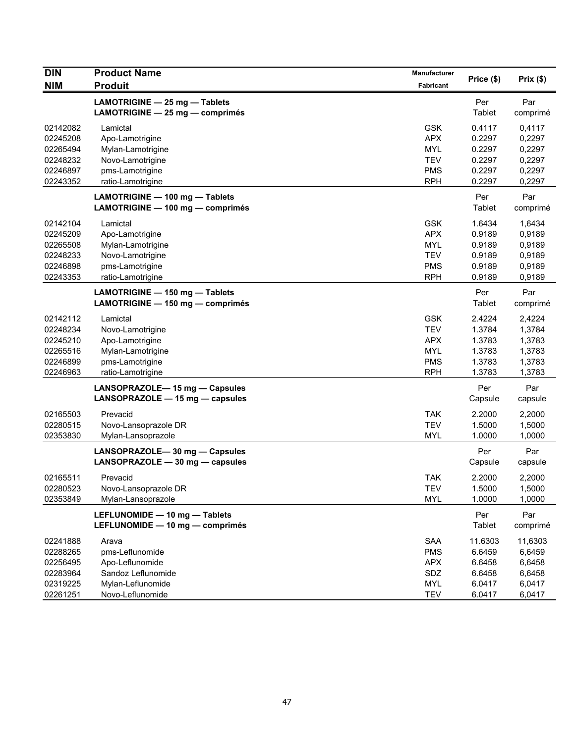| DIN<br>NIM | Product Name<br>Produit | Manufacturer<br>Fabricant | Price ($) | Prix ($) |
|---|---|---|---|---|
| | **LAMOTRIGINE — 25 mg — Tablets**<br>**LAMOTRIGINE — 25 mg — comprimés** | | Per Tablet | Par comprimé |
| 02142082 | Lamictal | GSK | 0.4117 | 0,4117 |
| 02245208 | Apo-Lamotrigine | APX | 0.2297 | 0,2297 |
| 02265494 | Mylan-Lamotrigine | MYL | 0.2297 | 0,2297 |
| 02248232 | Novo-Lamotrigine | TEV | 0.2297 | 0,2297 |
| 02246897 | pms-Lamotrigine | PMS | 0.2297 | 0,2297 |
| 02243352 | ratio-Lamotrigine | RPH | 0.2297 | 0,2297 |
| | **LAMOTRIGINE — 100 mg — Tablets**<br>**LAMOTRIGINE — 100 mg — comprimés** | | Per Tablet | Par comprimé |
| 02142104 | Lamictal | GSK | 1.6434 | 1,6434 |
| 02245209 | Apo-Lamotrigine | APX | 0.9189 | 0,9189 |
| 02265508 | Mylan-Lamotrigine | MYL | 0.9189 | 0,9189 |
| 02248233 | Novo-Lamotrigine | TEV | 0.9189 | 0,9189 |
| 02246898 | pms-Lamotrigine | PMS | 0.9189 | 0,9189 |
| 02243353 | ratio-Lamotrigine | RPH | 0.9189 | 0,9189 |
| | **LAMOTRIGINE — 150 mg — Tablets**<br>**LAMOTRIGINE — 150 mg — comprimés** | | Per Tablet | Par comprimé |
| 02142112 | Lamictal | GSK | 2.4224 | 2,4224 |
| 02248234 | Novo-Lamotrigine | TEV | 1.3784 | 1,3784 |
| 02245210 | Apo-Lamotrigine | APX | 1.3783 | 1,3783 |
| 02265516 | Mylan-Lamotrigine | MYL | 1.3783 | 1,3783 |
| 02246899 | pms-Lamotrigine | PMS | 1.3783 | 1,3783 |
| 02246963 | ratio-Lamotrigine | RPH | 1.3783 | 1,3783 |
| | **LANSOPRAZOLE— 15 mg — Capsules**<br>**LANSOPRAZOLE — 15 mg — capsules** | | Per Capsule | Par capsule |
| 02165503 | Prevacid | TAK | 2.2000 | 2,2000 |
| 02280515 | Novo-Lansoprazole DR | TEV | 1.5000 | 1,5000 |
| 02353830 | Mylan-Lansoprazole | MYL | 1.0000 | 1,0000 |
| | **LANSOPRAZOLE— 30 mg — Capsules**<br>**LANSOPRAZOLE — 30 mg — capsules** | | Per Capsule | Par capsule |
| 02165511 | Prevacid | TAK | 2.2000 | 2,2000 |
| 02280523 | Novo-Lansoprazole DR | TEV | 1.5000 | 1,5000 |
| 02353849 | Mylan-Lansoprazole | MYL | 1.0000 | 1,0000 |
| | **LEFLUNOMIDE — 10 mg — Tablets**<br>**LEFLUNOMIDE — 10 mg — comprimés** | | Per Tablet | Par comprimé |
| 02241888 | Arava | SAA | 11.6303 | 11,6303 |
| 02288265 | pms-Leflunomide | PMS | 6.6459 | 6,6459 |
| 02256495 | Apo-Leflunomide | APX | 6.6458 | 6,6458 |
| 02283964 | Sandoz Leflunomide | SDZ | 6.6458 | 6,6458 |
| 02319225 | Mylan-Leflunomide | MYL | 6.0417 | 6,0417 |
| 02261251 | Novo-Leflunomide | TEV | 6.0417 | 6,0417 |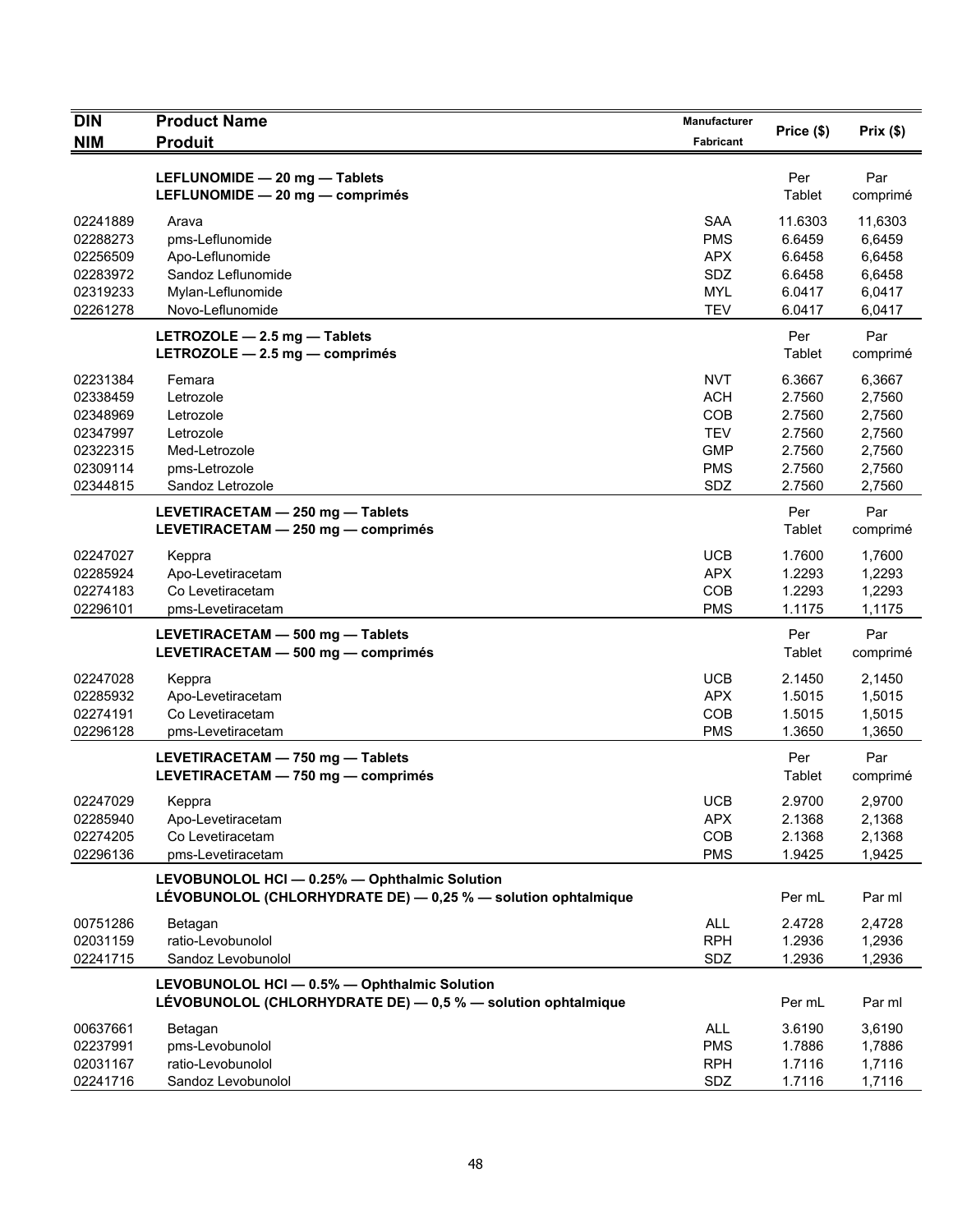| DIN<br>NIM | Product Name<br>Produit | Manufacturer<br>Fabricant | Price ($) | Prix ($) |
|---|---|---|---|---|
| | **LEFLUNOMIDE — 20 mg — Tablets**<br>**LEFLUNOMIDE — 20 mg — comprimés** | | Per Tablet | Par comprimé |
| 02241889 | Arava | SAA | 11.6303 | 11,6303 |
| 02288273 | pms-Leflunomide | PMS | 6.6459 | 6,6459 |
| 02256509 | Apo-Leflunomide | APX | 6.6458 | 6,6458 |
| 02283972 | Sandoz Leflunomide | SDZ | 6.6458 | 6,6458 |
| 02319233 | Mylan-Leflunomide | MYL | 6.0417 | 6,0417 |
| 02261278 | Novo-Leflunomide | TEV | 6.0417 | 6,0417 |
| | **LETROZOLE — 2.5 mg — Tablets**<br>**LETROZOLE — 2.5 mg — comprimés** | | Per Tablet | Par comprimé |
| 02231384 | Femara | NVT | 6.3667 | 6,3667 |
| 02338459 | Letrozole | ACH | 2.7560 | 2,7560 |
| 02348969 | Letrozole | COB | 2.7560 | 2,7560 |
| 02347997 | Letrozole | TEV | 2.7560 | 2,7560 |
| 02322315 | Med-Letrozole | GMP | 2.7560 | 2,7560 |
| 02309114 | pms-Letrozole | PMS | 2.7560 | 2,7560 |
| 02344815 | Sandoz Letrozole | SDZ | 2.7560 | 2,7560 |
| | **LEVETIRACETAM — 250 mg — Tablets**<br>**LEVETIRACETAM — 250 mg — comprimés** | | Per Tablet | Par comprimé |
| 02247027 | Keppra | UCB | 1.7600 | 1,7600 |
| 02285924 | Apo-Levetiracetam | APX | 1.2293 | 1,2293 |
| 02274183 | Co Levetiracetam | COB | 1.2293 | 1,2293 |
| 02296101 | pms-Levetiracetam | PMS | 1.1175 | 1,1175 |
| | **LEVETIRACETAM — 500 mg — Tablets**<br>**LEVETIRACETAM — 500 mg — comprimés** | | Per Tablet | Par comprimé |
| 02247028 | Keppra | UCB | 2.1450 | 2,1450 |
| 02285932 | Apo-Levetiracetam | APX | 1.5015 | 1,5015 |
| 02274191 | Co Levetiracetam | COB | 1.5015 | 1,5015 |
| 02296128 | pms-Levetiracetam | PMS | 1.3650 | 1,3650 |
| | **LEVETIRACETAM — 750 mg — Tablets**<br>**LEVETIRACETAM — 750 mg — comprimés** | | Per Tablet | Par comprimé |
| 02247029 | Keppra | UCB | 2.9700 | 2,9700 |
| 02285940 | Apo-Levetiracetam | APX | 2.1368 | 2,1368 |
| 02274205 | Co Levetiracetam | COB | 2.1368 | 2,1368 |
| 02296136 | pms-Levetiracetam | PMS | 1.9425 | 1,9425 |
| | **LEVOBUNOLOL HCl — 0.25% — Ophthalmic Solution**<br>**LÉVOBUNOLOL (CHLORHYDRATE DE) — 0,25 % — solution ophtalmique** | | Per mL | Par ml |
| 00751286 | Betagan | ALL | 2.4728 | 2,4728 |
| 02031159 | ratio-Levobunolol | RPH | 1.2936 | 1,2936 |
| 02241715 | Sandoz Levobunolol | SDZ | 1.2936 | 1,2936 |
| | **LEVOBUNOLOL HCl — 0.5% — Ophthalmic Solution**<br>**LÉVOBUNOLOL (CHLORHYDRATE DE) — 0,5 % — solution ophtalmique** | | Per mL | Par ml |
| 00637661 | Betagan | ALL | 3.6190 | 3,6190 |
| 02237991 | pms-Levobunolol | PMS | 1.7886 | 1,7886 |
| 02031167 | ratio-Levobunolol | RPH | 1.7116 | 1,7116 |
| 02241716 | Sandoz Levobunolol | SDZ | 1.7116 | 1,7116 |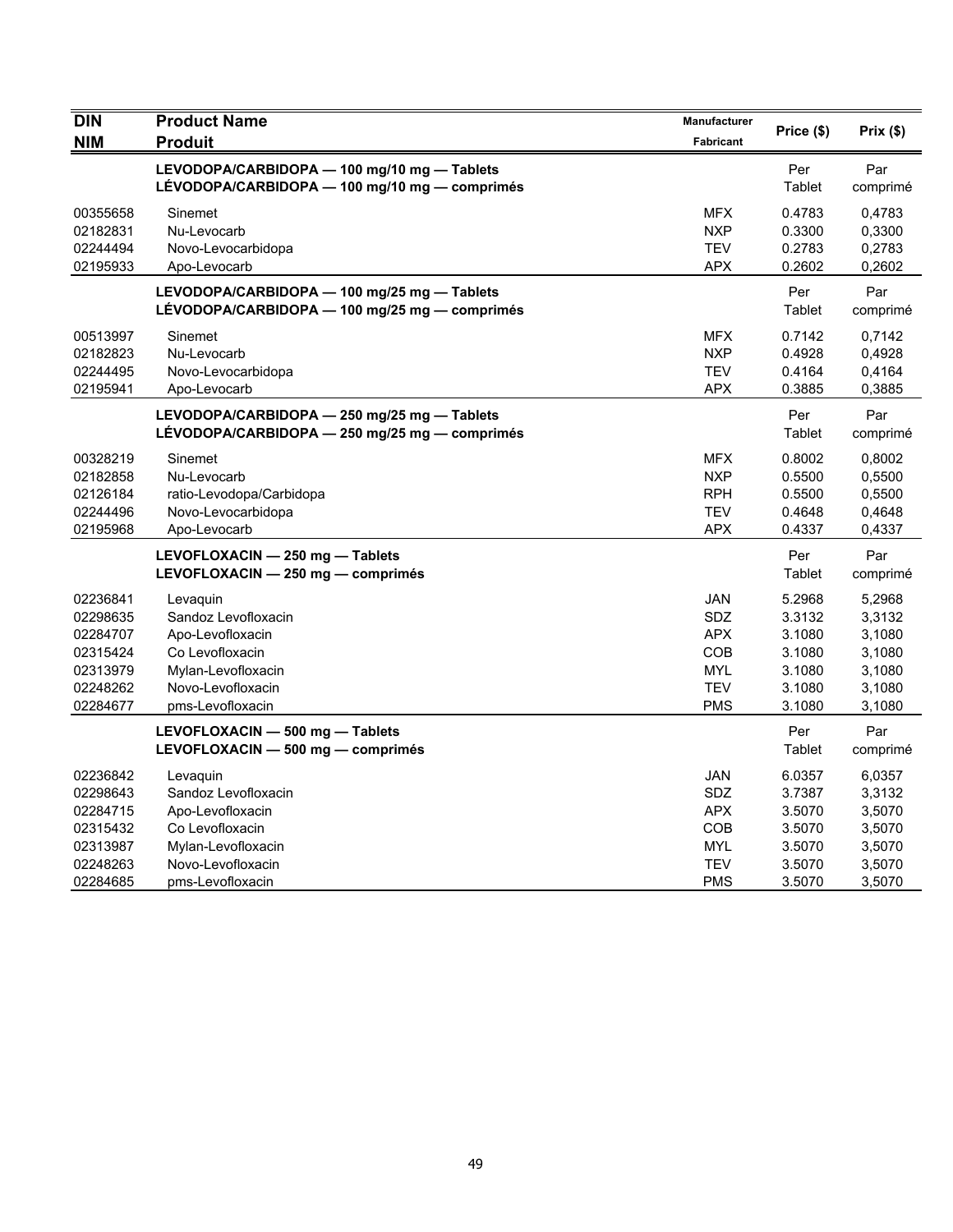| DIN<br>NIM | Product Name<br>Produit | Manufacturer<br>Fabricant | Price ($) | Prix ($) |
|---|---|---|---|---|
| | **LEVODOPA/CARBIDOPA — 100 mg/10 mg — Tablets**<br>**LÉVODOPA/CARBIDOPA — 100 mg/10 mg — comprimés** | | Per Tablet | Par comprimé |
| 00355658 | Sinemet | MFX | 0.4783 | 0,4783 |
| 02182831 | Nu-Levocarb | NXP | 0.3300 | 0,3300 |
| 02244494 | Novo-Levocarbidopa | TEV | 0.2783 | 0,2783 |
| 02195933 | Apo-Levocarb | APX | 0.2602 | 0,2602 |
| | **LEVODOPA/CARBIDOPA — 100 mg/25 mg — Tablets**<br>**LÉVODOPA/CARBIDOPA — 100 mg/25 mg — comprimés** | | Per Tablet | Par comprimé |
| 00513997 | Sinemet | MFX | 0.7142 | 0,7142 |
| 02182823 | Nu-Levocarb | NXP | 0.4928 | 0,4928 |
| 02244495 | Novo-Levocarbidopa | TEV | 0.4164 | 0,4164 |
| 02195941 | Apo-Levocarb | APX | 0.3885 | 0,3885 |
| | **LEVODOPA/CARBIDOPA — 250 mg/25 mg — Tablets**<br>**LÉVODOPA/CARBIDOPA — 250 mg/25 mg — comprimés** | | Per Tablet | Par comprimé |
| 00328219 | Sinemet | MFX | 0.8002 | 0,8002 |
| 02182858 | Nu-Levocarb | NXP | 0.5500 | 0,5500 |
| 02126184 | ratio-Levodopa/Carbidopa | RPH | 0.5500 | 0,5500 |
| 02244496 | Novo-Levocarbidopa | TEV | 0.4648 | 0,4648 |
| 02195968 | Apo-Levocarb | APX | 0.4337 | 0,4337 |
| | **LEVOFLOXACIN — 250 mg — Tablets**<br>**LEVOFLOXACIN — 250 mg — comprimés** | | Per Tablet | Par comprimé |
| 02236841 | Levaquin | JAN | 5.2968 | 5,2968 |
| 02298635 | Sandoz Levofloxacin | SDZ | 3.3132 | 3,3132 |
| 02284707 | Apo-Levofloxacin | APX | 3.1080 | 3,1080 |
| 02315424 | Co Levofloxacin | COB | 3.1080 | 3,1080 |
| 02313979 | Mylan-Levofloxacin | MYL | 3.1080 | 3,1080 |
| 02248262 | Novo-Levofloxacin | TEV | 3.1080 | 3,1080 |
| 02284677 | pms-Levofloxacin | PMS | 3.1080 | 3,1080 |
| | **LEVOFLOXACIN — 500 mg — Tablets**<br>**LEVOFLOXACIN — 500 mg — comprimés** | | Per Tablet | Par comprimé |
| 02236842 | Levaquin | JAN | 6.0357 | 6,0357 |
| 02298643 | Sandoz Levofloxacin | SDZ | 3.7387 | 3,3132 |
| 02284715 | Apo-Levofloxacin | APX | 3.5070 | 3,5070 |
| 02315432 | Co Levofloxacin | COB | 3.5070 | 3,5070 |
| 02313987 | Mylan-Levofloxacin | MYL | 3.5070 | 3,5070 |
| 02248263 | Novo-Levofloxacin | TEV | 3.5070 | 3,5070 |
| 02284685 | pms-Levofloxacin | PMS | 3.5070 | 3,5070 |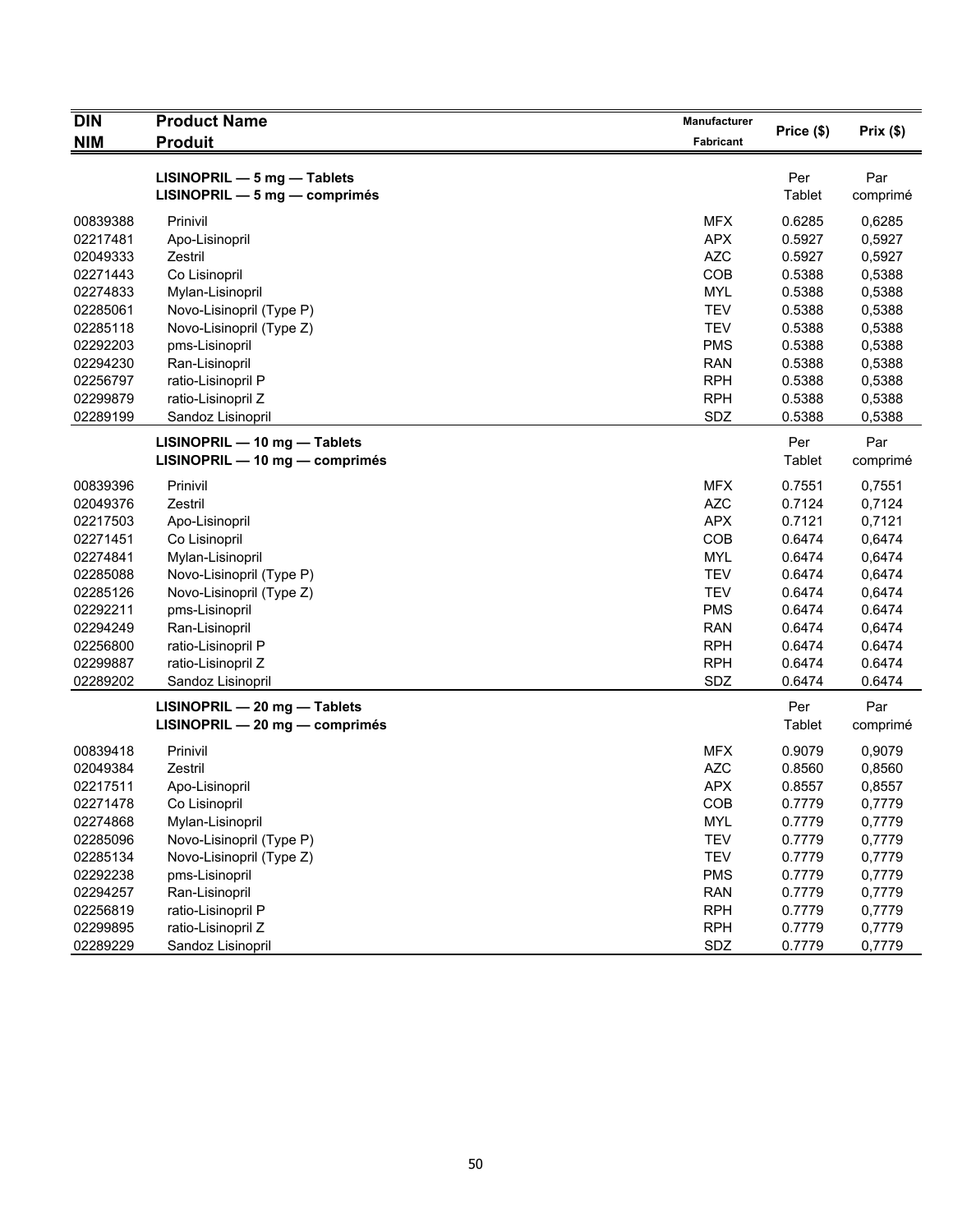| DIN<br>NIM | Product Name<br>Produit | Manufacturer<br>Fabricant | Price ($) | Prix ($) |
|---|---|---|---|---|
| | **LISINOPRIL — 5 mg — Tablets**<br>**LISINOPRIL — 5 mg — comprimés** | | Per<br>Tablet | Par<br>comprimé |
| 00839388 | Prinivil | MFX | 0.6285 | 0,6285 |
| 02217481 | Apo-Lisinopril | APX | 0.5927 | 0,5927 |
| 02049333 | Zestril | AZC | 0.5927 | 0,5927 |
| 02271443 | Co Lisinopril | COB | 0.5388 | 0,5388 |
| 02274833 | Mylan-Lisinopril | MYL | 0.5388 | 0,5388 |
| 02285061 | Novo-Lisinopril (Type P) | TEV | 0.5388 | 0,5388 |
| 02285118 | Novo-Lisinopril (Type Z) | TEV | 0.5388 | 0,5388 |
| 02292203 | pms-Lisinopril | PMS | 0.5388 | 0,5388 |
| 02294230 | Ran-Lisinopril | RAN | 0.5388 | 0,5388 |
| 02256797 | ratio-Lisinopril P | RPH | 0.5388 | 0,5388 |
| 02299879 | ratio-Lisinopril Z | RPH | 0.5388 | 0,5388 |
| 02289199 | Sandoz Lisinopril | SDZ | 0.5388 | 0,5388 |
| | **LISINOPRIL — 10 mg — Tablets**<br>**LISINOPRIL — 10 mg — comprimés** | | Per<br>Tablet | Par<br>comprimé |
| 00839396 | Prinivil | MFX | 0.7551 | 0,7551 |
| 02049376 | Zestril | AZC | 0.7124 | 0,7124 |
| 02217503 | Apo-Lisinopril | APX | 0.7121 | 0,7121 |
| 02271451 | Co Lisinopril | COB | 0.6474 | 0,6474 |
| 02274841 | Mylan-Lisinopril | MYL | 0.6474 | 0,6474 |
| 02285088 | Novo-Lisinopril (Type P) | TEV | 0.6474 | 0,6474 |
| 02285126 | Novo-Lisinopril (Type Z) | TEV | 0.6474 | 0,6474 |
| 02292211 | pms-Lisinopril | PMS | 0.6474 | 0.6474 |
| 02294249 | Ran-Lisinopril | RAN | 0.6474 | 0,6474 |
| 02256800 | ratio-Lisinopril P | RPH | 0.6474 | 0.6474 |
| 02299887 | ratio-Lisinopril Z | RPH | 0.6474 | 0.6474 |
| 02289202 | Sandoz Lisinopril | SDZ | 0.6474 | 0.6474 |
| | **LISINOPRIL — 20 mg — Tablets**<br>**LISINOPRIL — 20 mg — comprimés** | | Per<br>Tablet | Par<br>comprimé |
| 00839418 | Prinivil | MFX | 0.9079 | 0,9079 |
| 02049384 | Zestril | AZC | 0.8560 | 0,8560 |
| 02217511 | Apo-Lisinopril | APX | 0.8557 | 0,8557 |
| 02271478 | Co Lisinopril | COB | 0.7779 | 0,7779 |
| 02274868 | Mylan-Lisinopril | MYL | 0.7779 | 0,7779 |
| 02285096 | Novo-Lisinopril (Type P) | TEV | 0.7779 | 0,7779 |
| 02285134 | Novo-Lisinopril (Type Z) | TEV | 0.7779 | 0,7779 |
| 02292238 | pms-Lisinopril | PMS | 0.7779 | 0,7779 |
| 02294257 | Ran-Lisinopril | RAN | 0.7779 | 0,7779 |
| 02256819 | ratio-Lisinopril P | RPH | 0.7779 | 0,7779 |
| 02299895 | ratio-Lisinopril Z | RPH | 0.7779 | 0,7779 |
| 02289229 | Sandoz Lisinopril | SDZ | 0.7779 | 0,7779 |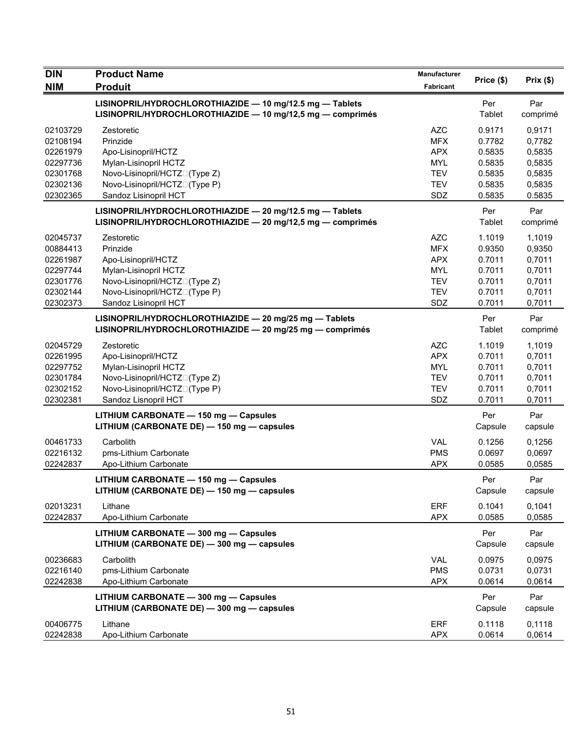| DIN<br>NIM | Product Name<br>Produit | Manufacturer<br>Fabricant | Price ($) | Prix ($) |
|---|---|---|---|---|
| | **LISINOPRIL/HYDROCHLOROTHIAZIDE — 10 mg/12.5 mg — Tablets**<br>**LISINOPRIL/HYDROCHLOROTHIAZIDE — 10 mg/12,5 mg — comprimés** | | Per Tablet | Par comprimé |
| 02103729 | Zestoretic | AZC | 0.9171 | 0,9171 |
| 02108194 | Prinzide | MFX | 0.7782 | 0,7782 |
| 02261979 | Apo-Lisinopril/HCTZ | APX | 0.5835 | 0,5835 |
| 02297736 | Mylan-Lisinopril HCTZ | MYL | 0.5835 | 0,5835 |
| 02301768 | Novo-Lisinopril/HCTZ (Type Z) | TEV | 0.5835 | 0,5835 |
| 02302136 | Novo-Lisinopril/HCTZ (Type P) | TEV | 0.5835 | 0,5835 |
| 02302365 | Sandoz Lisinopril HCT | SDZ | 0.5835 | 0.5835 |
| | **LISINOPRIL/HYDROCHLOROTHIAZIDE — 20 mg/12.5 mg — Tablets**<br>**LISINOPRIL/HYDROCHLOROTHIAZIDE — 20 mg/12,5 mg — comprimés** | | Per Tablet | Par comprimé |
| 02045737 | Zestoretic | AZC | 1.1019 | 1,1019 |
| 00884413 | Prinzide | MFX | 0.9350 | 0,9350 |
| 02261987 | Apo-Lisinopril/HCTZ | APX | 0.7011 | 0,7011 |
| 02297744 | Mylan-Lisinopril HCTZ | MYL | 0.7011 | 0,7011 |
| 02301776 | Novo-Lisinopril/HCTZ (Type Z) | TEV | 0.7011 | 0,7011 |
| 02302144 | Novo-Lisinopril/HCTZ (Type P) | TEV | 0.7011 | 0,7011 |
| 02302373 | Sandoz Lisinopril HCT | SDZ | 0.7011 | 0,7011 |
| | **LISINOPRIL/HYDROCHLOROTHIAZIDE — 20 mg/25 mg — Tablets**<br>**LISINOPRIL/HYDROCHLOROTHIAZIDE — 20 mg/25 mg — comprimés** | | Per Tablet | Par comprimé |
| 02045729 | Zestoretic | AZC | 1.1019 | 1,1019 |
| 02261995 | Apo-Lisinopril/HCTZ | APX | 0.7011 | 0,7011 |
| 02297752 | Mylan-Lisinopril HCTZ | MYL | 0.7011 | 0,7011 |
| 02301784 | Novo-Lisinopril/HCTZ (Type Z) | TEV | 0.7011 | 0,7011 |
| 02302152 | Novo-Lisinopril/HCTZ (Type P) | TEV | 0.7011 | 0,7011 |
| 02302381 | Sandoz Lisnopril HCT | SDZ | 0.7011 | 0,7011 |
| | **LITHIUM CARBONATE — 150 mg — Capsules**<br>**LITHIUM (CARBONATE DE) — 150 mg — capsules** | | Per Capsule | Par capsule |
| 00461733 | Carbolith | VAL | 0.1256 | 0,1256 |
| 02216132 | pms-Lithium Carbonate | PMS | 0.0697 | 0,0697 |
| 02242837 | Apo-Lithium Carbonate | APX | 0.0585 | 0,0585 |
| | **LITHIUM CARBONATE — 150 mg — Capsules**<br>**LITHIUM (CARBONATE DE) — 150 mg — capsules** | | Per Capsule | Par capsule |
| 02013231 | Lithane | ERF | 0.1041 | 0,1041 |
| 02242837 | Apo-Lithium Carbonate | APX | 0.0585 | 0,0585 |
| | **LITHIUM CARBONATE — 300 mg — Capsules**<br>**LITHIUM (CARBONATE DE) — 300 mg — capsules** | | Per Capsule | Par capsule |
| 00236683 | Carbolith | VAL | 0.0975 | 0,0975 |
| 02216140 | pms-Lithium Carbonate | PMS | 0.0731 | 0,0731 |
| 02242838 | Apo-Lithium Carbonate | APX | 0.0614 | 0,0614 |
| | **LITHIUM CARBONATE — 300 mg — Capsules**<br>**LITHIUM (CARBONATE DE) — 300 mg — capsules** | | Per Capsule | Par capsule |
| 00406775 | Lithane | ERF | 0.1118 | 0,1118 |
| 02242838 | Apo-Lithium Carbonate | APX | 0.0614 | 0,0614 |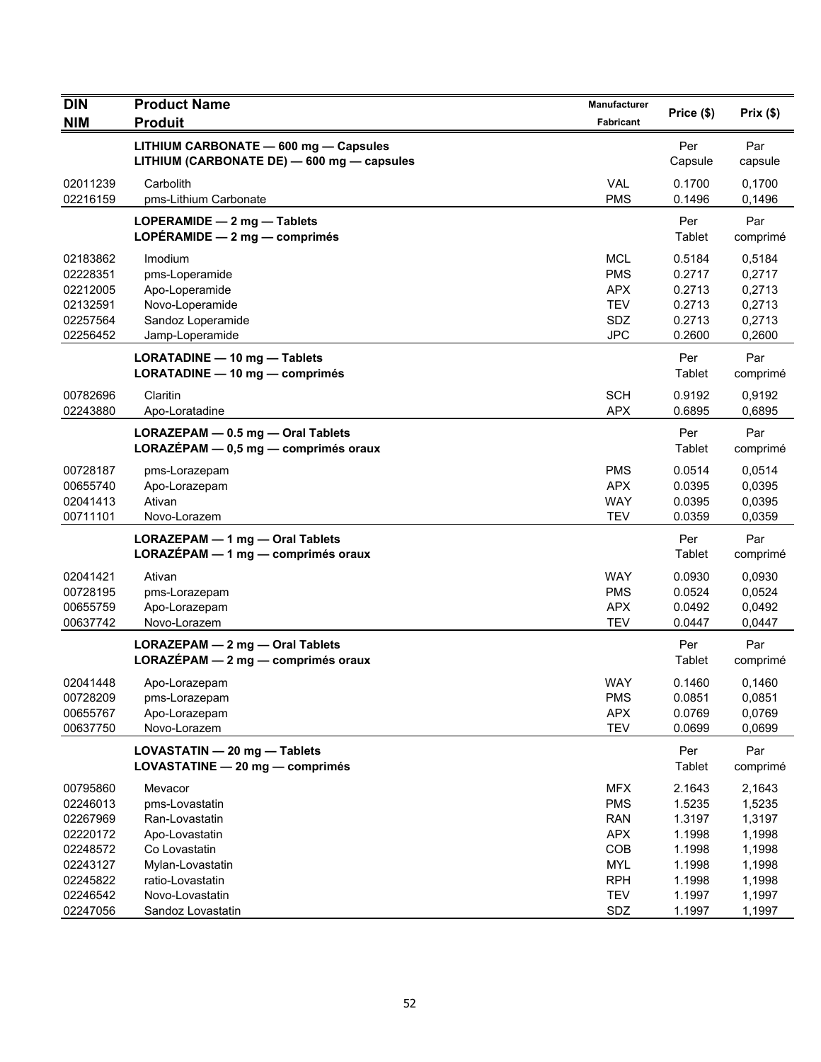| DIN<br>NIM | Product Name<br>Produit | Manufacturer<br>Fabricant | Price ($) | Prix ($) |
|---|---|---|---|---|
| | **LITHIUM CARBONATE — 600 mg — Capsules**<br>**LITHIUM (CARBONATE DE) — 600 mg — capsules** | | Per Capsule | Par capsule |
| 02011239 | Carbolith | VAL | 0.1700 | 0,1700 |
| 02216159 | pms-Lithium Carbonate | PMS | 0.1496 | 0,1496 |
| | **LOPERAMIDE — 2 mg — Tablets**<br>**LOPÉRAMIDE — 2 mg — comprimés** | | Per Tablet | Par comprimé |
| 02183862 | Imodium | MCL | 0.5184 | 0,5184 |
| 02228351 | pms-Loperamide | PMS | 0.2717 | 0,2717 |
| 02212005 | Apo-Loperamide | APX | 0.2713 | 0,2713 |
| 02132591 | Novo-Loperamide | TEV | 0.2713 | 0,2713 |
| 02257564 | Sandoz Loperamide | SDZ | 0.2713 | 0,2713 |
| 02256452 | Jamp-Loperamide | JPC | 0.2600 | 0,2600 |
| | **LORATADINE — 10 mg — Tablets**<br>**LORATADINE — 10 mg — comprimés** | | Per Tablet | Par comprimé |
| 00782696 | Claritin | SCH | 0.9192 | 0,9192 |
| 02243880 | Apo-Loratadine | APX | 0.6895 | 0,6895 |
| | **LORAZEPAM — 0.5 mg — Oral Tablets**<br>**LORAZÉPAM — 0,5 mg — comprimés oraux** | | Per Tablet | Par comprimé |
| 00728187 | pms-Lorazepam | PMS | 0.0514 | 0,0514 |
| 00655740 | Apo-Lorazepam | APX | 0.0395 | 0,0395 |
| 02041413 | Ativan | WAY | 0.0395 | 0,0395 |
| 00711101 | Novo-Lorazem | TEV | 0.0359 | 0,0359 |
| | **LORAZEPAM — 1 mg — Oral Tablets**<br>**LORAZÉPAM — 1 mg — comprimés oraux** | | Per Tablet | Par comprimé |
| 02041421 | Ativan | WAY | 0.0930 | 0,0930 |
| 00728195 | pms-Lorazepam | PMS | 0.0524 | 0,0524 |
| 00655759 | Apo-Lorazepam | APX | 0.0492 | 0,0492 |
| 00637742 | Novo-Lorazem | TEV | 0.0447 | 0,0447 |
| | **LORAZEPAM — 2 mg — Oral Tablets**<br>**LORAZÉPAM — 2 mg — comprimés oraux** | | Per Tablet | Par comprimé |
| 02041448 | Apo-Lorazepam | WAY | 0.1460 | 0,1460 |
| 00728209 | pms-Lorazepam | PMS | 0.0851 | 0,0851 |
| 00655767 | Apo-Lorazepam | APX | 0.0769 | 0,0769 |
| 00637750 | Novo-Lorazem | TEV | 0.0699 | 0,0699 |
| | **LOVASTATIN — 20 mg — Tablets**<br>**LOVASTATINE — 20 mg — comprimés** | | Per Tablet | Par comprimé |
| 00795860 | Mevacor | MFX | 2.1643 | 2,1643 |
| 02246013 | pms-Lovastatin | PMS | 1.5235 | 1,5235 |
| 02267969 | Ran-Lovastatin | RAN | 1.3197 | 1,3197 |
| 02220172 | Apo-Lovastatin | APX | 1.1998 | 1,1998 |
| 02248572 | Co Lovastatin | COB | 1.1998 | 1,1998 |
| 02243127 | Mylan-Lovastatin | MYL | 1.1998 | 1,1998 |
| 02245822 | ratio-Lovastatin | RPH | 1.1998 | 1,1998 |
| 02246542 | Novo-Lovastatin | TEV | 1.1997 | 1,1997 |
| 02247056 | Sandoz Lovastatin | SDZ | 1.1997 | 1,1997 |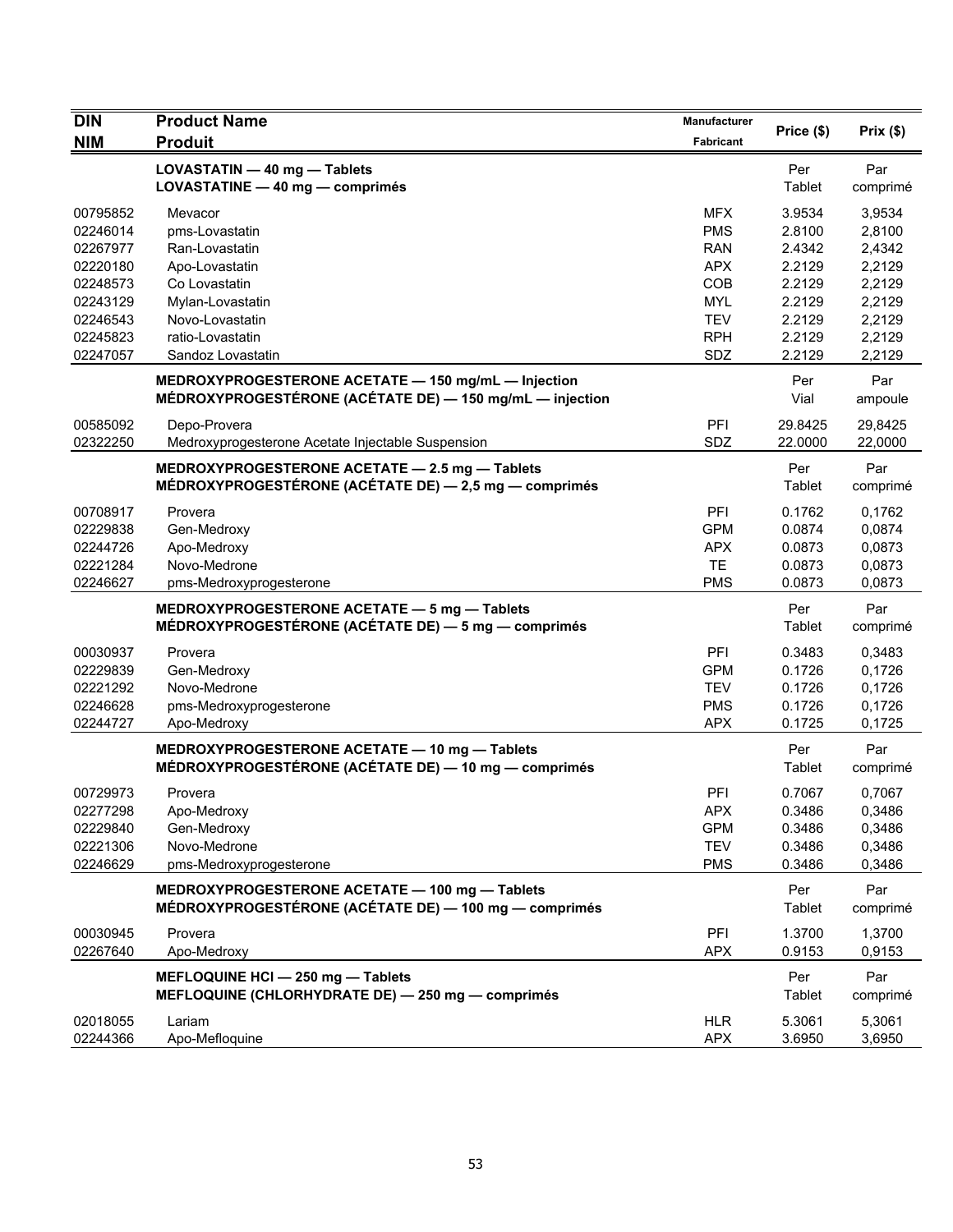| DIN<br>NIM | Product Name<br>Produit | Manufacturer<br>Fabricant | Price ($) | Prix ($) |
|---|---|---|---|---|
| | **LOVASTATIN — 40 mg — Tablets**<br>**LOVASTATINE — 40 mg — comprimés** | | Per Tablet | Par comprimé |
| 00795852 | Mevacor | MFX | 3.9534 | 3,9534 |
| 02246014 | pms-Lovastatin | PMS | 2.8100 | 2,8100 |
| 02267977 | Ran-Lovastatin | RAN | 2.4342 | 2,4342 |
| 02220180 | Apo-Lovastatin | APX | 2.2129 | 2,2129 |
| 02248573 | Co Lovastatin | COB | 2.2129 | 2,2129 |
| 02243129 | Mylan-Lovastatin | MYL | 2.2129 | 2,2129 |
| 02246543 | Novo-Lovastatin | TEV | 2.2129 | 2,2129 |
| 02245823 | ratio-Lovastatin | RPH | 2.2129 | 2,2129 |
| 02247057 | Sandoz Lovastatin | SDZ | 2.2129 | 2,2129 |
| | **MEDROXYPROGESTERONE ACETATE — 150 mg/mL — Injection**<br>**MÉDROXYPROGESTÉRONE (ACÉTATE DE) — 150 mg/mL — injection** | | Per Vial | Par ampoule |
| 00585092 | Depo-Provera | PFI | 29.8425 | 29,8425 |
| 02322250 | Medroxyprogesterone Acetate Injectable Suspension | SDZ | 22.0000 | 22,0000 |
| | **MEDROXYPROGESTERONE ACETATE — 2.5 mg — Tablets**<br>**MÉDROXYPROGESTÉRONE (ACÉTATE DE) — 2,5 mg — comprimés** | | Per Tablet | Par comprimé |
| 00708917 | Provera | PFI | 0.1762 | 0,1762 |
| 02229838 | Gen-Medroxy | GPM | 0.0874 | 0,0874 |
| 02244726 | Apo-Medroxy | APX | 0.0873 | 0,0873 |
| 02221284 | Novo-Medrone | TE | 0.0873 | 0,0873 |
| 02246627 | pms-Medroxyprogesterone | PMS | 0.0873 | 0,0873 |
| | **MEDROXYPROGESTERONE ACETATE — 5 mg — Tablets**<br>**MÉDROXYPROGESTÉRONE (ACÉTATE DE) — 5 mg — comprimés** | | Per Tablet | Par comprimé |
| 00030937 | Provera | PFI | 0.3483 | 0,3483 |
| 02229839 | Gen-Medroxy | GPM | 0.1726 | 0,1726 |
| 02221292 | Novo-Medrone | TEV | 0.1726 | 0,1726 |
| 02246628 | pms-Medroxyprogesterone | PMS | 0.1726 | 0,1726 |
| 02244727 | Apo-Medroxy | APX | 0.1725 | 0,1725 |
| | **MEDROXYPROGESTERONE ACETATE — 10 mg — Tablets**<br>**MÉDROXYPROGESTÉRONE (ACÉTATE DE) — 10 mg — comprimés** | | Per Tablet | Par comprimé |
| 00729973 | Provera | PFI | 0.7067 | 0,7067 |
| 02277298 | Apo-Medroxy | APX | 0.3486 | 0,3486 |
| 02229840 | Gen-Medroxy | GPM | 0.3486 | 0,3486 |
| 02221306 | Novo-Medrone | TEV | 0.3486 | 0,3486 |
| 02246629 | pms-Medroxyprogesterone | PMS | 0.3486 | 0,3486 |
| | **MEDROXYPROGESTERONE ACETATE — 100 mg — Tablets**<br>**MÉDROXYPROGESTÉRONE (ACÉTATE DE) — 100 mg — comprimés** | | Per Tablet | Par comprimé |
| 00030945 | Provera | PFI | 1.3700 | 1,3700 |
| 02267640 | Apo-Medroxy | APX | 0.9153 | 0,9153 |
| | **MEFLOQUINE HCl — 250 mg — Tablets**<br>**MEFLOQUINE (CHLORHYDRATE DE) — 250 mg — comprimés** | | Per Tablet | Par comprimé |
| 02018055 | Lariam | HLR | 5.3061 | 5,3061 |
| 02244366 | Apo-Mefloquine | APX | 3.6950 | 3,6950 |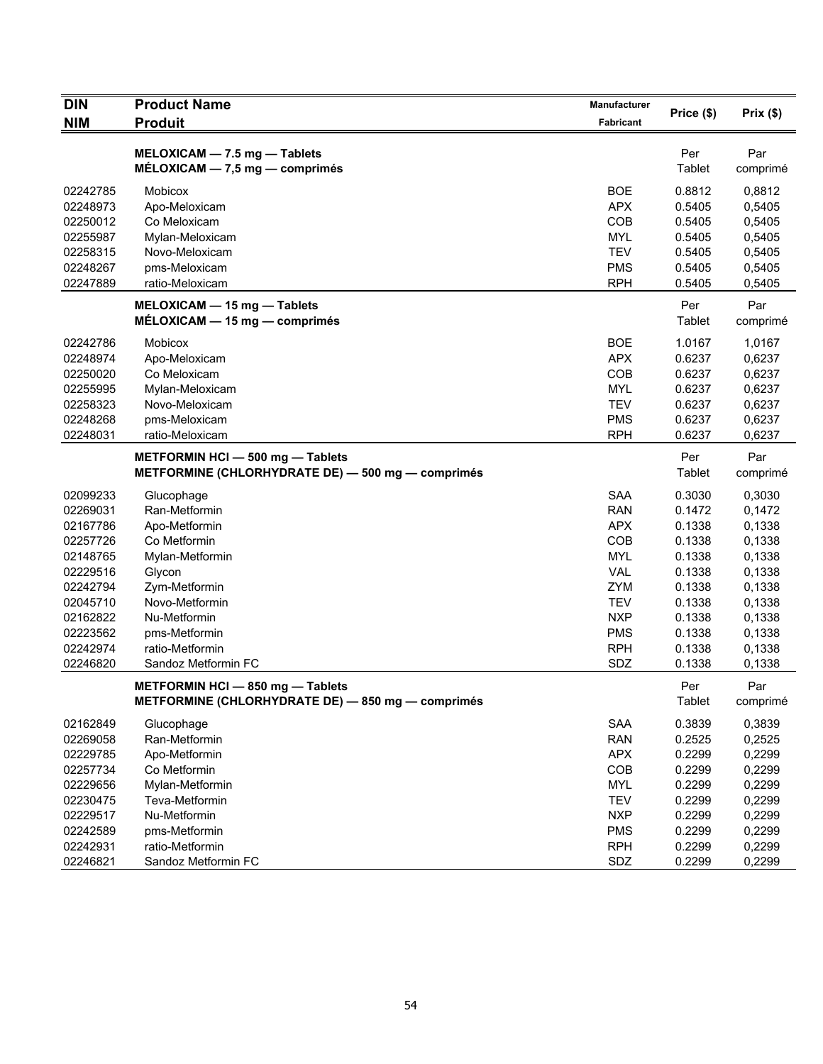| DIN<br>NIM | Product Name<br>Produit | Manufacturer<br>Fabricant | Price ($) | Prix ($) |
|---|---|---|---|---|
| | **MELOXICAM — 7.5 mg — Tablets**<br>**MÉLOXICAM — 7,5 mg — comprimés** | | Per Tablet | Par comprimé |
| 02242785 | Mobicox | BOE | 0.8812 | 0,8812 |
| 02248973 | Apo-Meloxicam | APX | 0.5405 | 0,5405 |
| 02250012 | Co Meloxicam | COB | 0.5405 | 0,5405 |
| 02255987 | Mylan-Meloxicam | MYL | 0.5405 | 0,5405 |
| 02258315 | Novo-Meloxicam | TEV | 0.5405 | 0,5405 |
| 02248267 | pms-Meloxicam | PMS | 0.5405 | 0,5405 |
| 02247889 | ratio-Meloxicam | RPH | 0.5405 | 0,5405 |
| | **MELOXICAM — 15 mg — Tablets**<br>**MÉLOXICAM — 15 mg — comprimés** | | Per Tablet | Par comprimé |
| 02242786 | Mobicox | BOE | 1.0167 | 1,0167 |
| 02248974 | Apo-Meloxicam | APX | 0.6237 | 0,6237 |
| 02250020 | Co Meloxicam | COB | 0.6237 | 0,6237 |
| 02255995 | Mylan-Meloxicam | MYL | 0.6237 | 0,6237 |
| 02258323 | Novo-Meloxicam | TEV | 0.6237 | 0,6237 |
| 02248268 | pms-Meloxicam | PMS | 0.6237 | 0,6237 |
| 02248031 | ratio-Meloxicam | RPH | 0.6237 | 0,6237 |
| | **METFORMIN HCl — 500 mg — Tablets**<br>**METFORMINE (CHLORHYDRATE DE) — 500 mg — comprimés** | | Per Tablet | Par comprimé |
| 02099233 | Glucophage | SAA | 0.3030 | 0,3030 |
| 02269031 | Ran-Metformin | RAN | 0.1472 | 0,1472 |
| 02167786 | Apo-Metformin | APX | 0.1338 | 0,1338 |
| 02257726 | Co Metformin | COB | 0.1338 | 0,1338 |
| 02148765 | Mylan-Metformin | MYL | 0.1338 | 0,1338 |
| 02229516 | Glycon | VAL | 0.1338 | 0,1338 |
| 02242794 | Zym-Metformin | ZYM | 0.1338 | 0,1338 |
| 02045710 | Novo-Metformin | TEV | 0.1338 | 0,1338 |
| 02162822 | Nu-Metformin | NXP | 0.1338 | 0,1338 |
| 02223562 | pms-Metformin | PMS | 0.1338 | 0,1338 |
| 02242974 | ratio-Metformin | RPH | 0.1338 | 0,1338 |
| 02246820 | Sandoz Metformin FC | SDZ | 0.1338 | 0,1338 |
| | **METFORMIN HCl — 850 mg — Tablets**<br>**METFORMINE (CHLORHYDRATE DE) — 850 mg — comprimés** | | Per Tablet | Par comprimé |
| 02162849 | Glucophage | SAA | 0.3839 | 0,3839 |
| 02269058 | Ran-Metformin | RAN | 0.2525 | 0,2525 |
| 02229785 | Apo-Metformin | APX | 0.2299 | 0,2299 |
| 02257734 | Co Metformin | COB | 0.2299 | 0,2299 |
| 02229656 | Mylan-Metformin | MYL | 0.2299 | 0,2299 |
| 02230475 | Teva-Metformin | TEV | 0.2299 | 0,2299 |
| 02229517 | Nu-Metformin | NXP | 0.2299 | 0,2299 |
| 02242589 | pms-Metformin | PMS | 0.2299 | 0,2299 |
| 02242931 | ratio-Metformin | RPH | 0.2299 | 0,2299 |
| 02246821 | Sandoz Metformin FC | SDZ | 0.2299 | 0,2299 |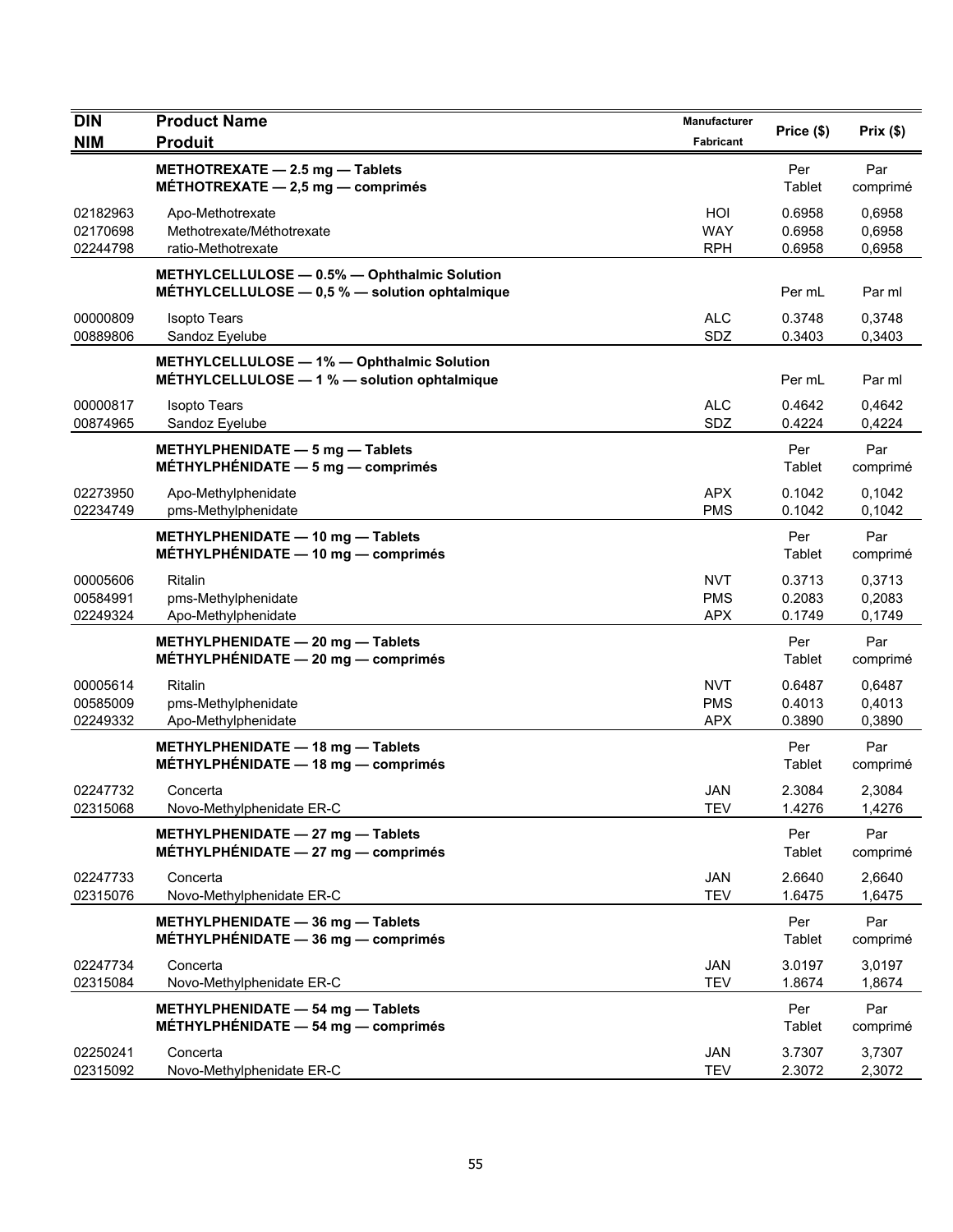| DIN<br>NIM | Product Name<br>Produit | Manufacturer<br>Fabricant | Price ($) | Prix ($) |
|---|---|---|---|---|
| | **METHOTREXATE — 2.5 mg — Tablets**<br>**MÉTHOTREXATE — 2,5 mg — comprimés** | | Per Tablet | Par comprimé |
| 02182963 | Apo-Methotrexate | HOI | 0.6958 | 0,6958 |
| 02170698 | Methotrexate/Méthotrexate | WAY | 0.6958 | 0,6958 |
| 02244798 | ratio-Methotrexate | RPH | 0.6958 | 0,6958 |
| | **METHYLCELLULOSE — 0.5% — Ophthalmic Solution**<br>**MÉTHYLCELLULOSE — 0,5 % — solution ophtalmique** | | Per mL | Par ml |
| 00000809 | Isopto Tears | ALC | 0.3748 | 0,3748 |
| 00889806 | Sandoz Eyelube | SDZ | 0.3403 | 0,3403 |
| | **METHYLCELLULOSE — 1% — Ophthalmic Solution**<br>**MÉTHYLCELLULOSE — 1 % — solution ophtalmique** | | Per mL | Par ml |
| 00000817 | Isopto Tears | ALC | 0.4642 | 0,4642 |
| 00874965 | Sandoz Eyelube | SDZ | 0.4224 | 0,4224 |
| | **METHYLPHENIDATE — 5 mg — Tablets**<br>**MÉTHYLPHÉNIDATE — 5 mg — comprimés** | | Per Tablet | Par comprimé |
| 02273950 | Apo-Methylphenidate | APX | 0.1042 | 0,1042 |
| 02234749 | pms-Methylphenidate | PMS | 0.1042 | 0,1042 |
| | **METHYLPHENIDATE — 10 mg — Tablets**<br>**MÉTHYLPHÉNIDATE — 10 mg — comprimés** | | Per Tablet | Par comprimé |
| 00005606 | Ritalin | NVT | 0.3713 | 0,3713 |
| 00584991 | pms-Methylphenidate | PMS | 0.2083 | 0,2083 |
| 02249324 | Apo-Methylphenidate | APX | 0.1749 | 0,1749 |
| | **METHYLPHENIDATE — 20 mg — Tablets**<br>**MÉTHYLPHÉNIDATE — 20 mg — comprimés** | | Per Tablet | Par comprimé |
| 00005614 | Ritalin | NVT | 0.6487 | 0,6487 |
| 00585009 | pms-Methylphenidate | PMS | 0.4013 | 0,4013 |
| 02249332 | Apo-Methylphenidate | APX | 0.3890 | 0,3890 |
| | **METHYLPHENIDATE — 18 mg — Tablets**<br>**MÉTHYLPHÉNIDATE — 18 mg — comprimés** | | Per Tablet | Par comprimé |
| 02247732 | Concerta | JAN | 2.3084 | 2,3084 |
| 02315068 | Novo-Methylphenidate ER-C | TEV | 1.4276 | 1,4276 |
| | **METHYLPHENIDATE — 27 mg — Tablets**<br>**MÉTHYLPHÉNIDATE — 27 mg — comprimés** | | Per Tablet | Par comprimé |
| 02247733 | Concerta | JAN | 2.6640 | 2,6640 |
| 02315076 | Novo-Methylphenidate ER-C | TEV | 1.6475 | 1,6475 |
| | **METHYLPHENIDATE — 36 mg — Tablets**<br>**MÉTHYLPHÉNIDATE — 36 mg — comprimés** | | Per Tablet | Par comprimé |
| 02247734 | Concerta | JAN | 3.0197 | 3,0197 |
| 02315084 | Novo-Methylphenidate ER-C | TEV | 1.8674 | 1,8674 |
| | **METHYLPHENIDATE — 54 mg — Tablets**<br>**MÉTHYLPHÉNIDATE — 54 mg — comprimés** | | Per Tablet | Par comprimé |
| 02250241 | Concerta | JAN | 3.7307 | 3,7307 |
| 02315092 | Novo-Methylphenidate ER-C | TEV | 2.3072 | 2,3072 |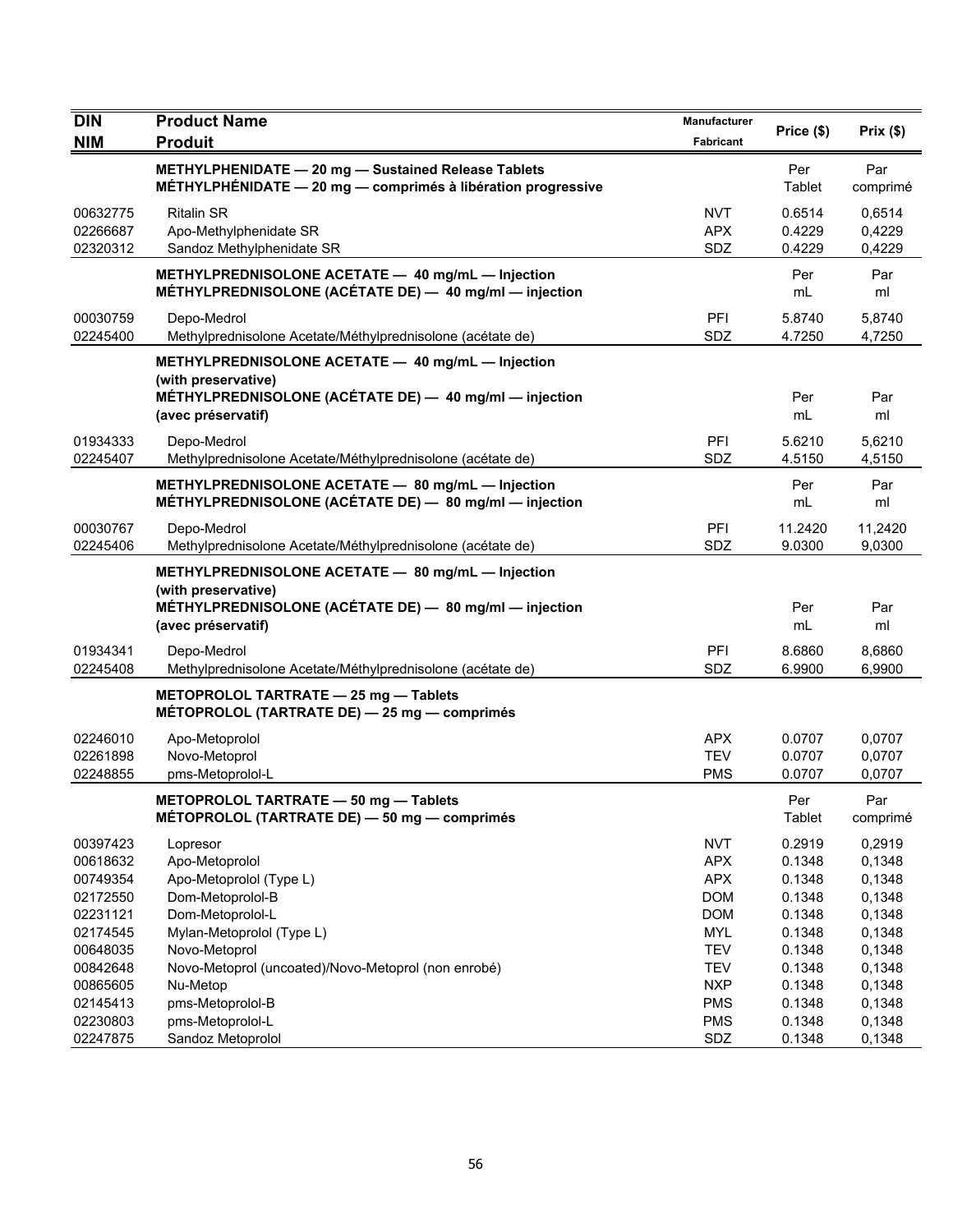| DIN<br>NIM | Product Name<br>Produit | Manufacturer<br>Fabricant | Price ($) | Prix ($) |
|---|---|---|---|---|
| | **METHYLPHENIDATE — 20 mg — Sustained Release Tablets<br>MÉTHYLPHÉNIDATE — 20 mg — comprimés à libération progressive** | | Per Tablet | Par comprimé |
| 00632775 | Ritalin SR | NVT | 0.6514 | 0,6514 |
| 02266687 | Apo-Methylphenidate SR | APX | 0.4229 | 0,4229 |
| 02320312 | Sandoz Methylphenidate SR | SDZ | 0.4229 | 0,4229 |
| | **METHYLPREDNISOLONE ACETATE — 40 mg/mL — Injection<br>MÉTHYLPREDNISOLONE (ACÉTATE DE) — 40 mg/ml — injection** | | Per mL | Par ml |
| 00030759 | Depo-Medrol | PFI | 5.8740 | 5,8740 |
| 02245400 | Methylprednisolone Acetate/Méthylprednisolone (acétate de) | SDZ | 4.7250 | 4,7250 |
| | **METHYLPREDNISOLONE ACETATE — 40 mg/mL — Injection (with preservative)<br>MÉTHYLPREDNISOLONE (ACÉTATE DE) — 40 mg/ml — injection (avec préservatif)** | | Per mL | Par ml |
| 01934333 | Depo-Medrol | PFI | 5.6210 | 5,6210 |
| 02245407 | Methylprednisolone Acetate/Méthylprednisolone (acétate de) | SDZ | 4.5150 | 4,5150 |
| | **METHYLPREDNISOLONE ACETATE — 80 mg/mL — Injection<br>MÉTHYLPREDNISOLONE (ACÉTATE DE) — 80 mg/ml — injection** | | Per mL | Par ml |
| 00030767 | Depo-Medrol | PFI | 11.2420 | 11,2420 |
| 02245406 | Methylprednisolone Acetate/Méthylprednisolone (acétate de) | SDZ | 9.0300 | 9,0300 |
| | **METHYLPREDNISOLONE ACETATE — 80 mg/mL — Injection (with preservative)<br>MÉTHYLPREDNISOLONE (ACÉTATE DE) — 80 mg/ml — injection (avec préservatif)** | | Per mL | Par ml |
| 01934341 | Depo-Medrol | PFI | 8.6860 | 8,6860 |
| 02245408 | Methylprednisolone Acetate/Méthylprednisolone (acétate de) | SDZ | 6.9900 | 6,9900 |
| | **METOPROLOL TARTRATE — 25 mg — Tablets<br>MÉTOPROLOL (TARTRATE DE) — 25 mg — comprimés** | | | |
| 02246010 | Apo-Metoprolol | APX | 0.0707 | 0,0707 |
| 02261898 | Novo-Metoprol | TEV | 0.0707 | 0,0707 |
| 02248855 | pms-Metoprolol-L | PMS | 0.0707 | 0,0707 |
| | **METOPROLOL TARTRATE — 50 mg — Tablets<br>MÉTOPROLOL (TARTRATE DE) — 50 mg — comprimés** | | Per Tablet | Par comprimé |
| 00397423 | Lopresor | NVT | 0.2919 | 0,2919 |
| 00618632 | Apo-Metoprolol | APX | 0.1348 | 0,1348 |
| 00749354 | Apo-Metoprolol (Type L) | APX | 0.1348 | 0,1348 |
| 02172550 | Dom-Metoprolol-B | DOM | 0.1348 | 0,1348 |
| 02231121 | Dom-Metoprolol-L | DOM | 0.1348 | 0,1348 |
| 02174545 | Mylan-Metoprolol (Type L) | MYL | 0.1348 | 0,1348 |
| 00648035 | Novo-Metoprol | TEV | 0.1348 | 0,1348 |
| 00842648 | Novo-Metoprol (uncoated)/Novo-Metoprol (non enrobé) | TEV | 0.1348 | 0,1348 |
| 00865605 | Nu-Metop | NXP | 0.1348 | 0,1348 |
| 02145413 | pms-Metoprolol-B | PMS | 0.1348 | 0,1348 |
| 02230803 | pms-Metoprolol-L | PMS | 0.1348 | 0,1348 |
| 02247875 | Sandoz Metoprolol | SDZ | 0.1348 | 0,1348 |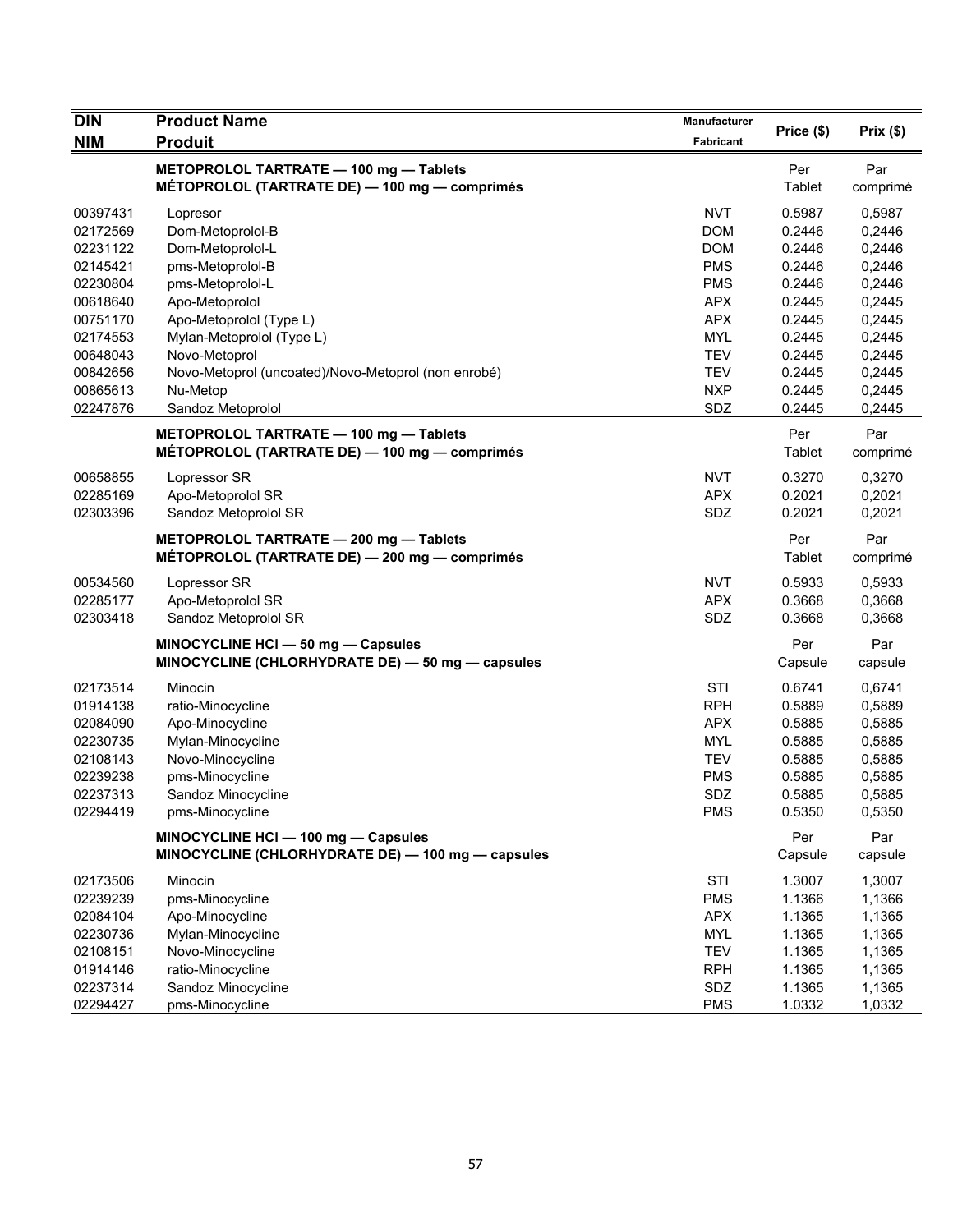| DIN<br>NIM | Product Name<br>Produit | Manufacturer<br>Fabricant | Price ($) | Prix ($) |
|---|---|---|---|---|
| | **METOPROLOL TARTRATE — 100 mg — Tablets**<br>**MÉTOPROLOL (TARTRATE DE) — 100 mg — comprimés** | | Per Tablet | Par comprimé |
| 00397431 | Lopresor | NVT | 0.5987 | 0,5987 |
| 02172569 | Dom-Metoprolol-B | DOM | 0.2446 | 0,2446 |
| 02231122 | Dom-Metoprolol-L | DOM | 0.2446 | 0,2446 |
| 02145421 | pms-Metoprolol-B | PMS | 0.2446 | 0,2446 |
| 02230804 | pms-Metoprolol-L | PMS | 0.2446 | 0,2446 |
| 00618640 | Apo-Metoprolol | APX | 0.2445 | 0,2445 |
| 00751170 | Apo-Metoprolol (Type L) | APX | 0.2445 | 0,2445 |
| 02174553 | Mylan-Metoprolol (Type L) | MYL | 0.2445 | 0,2445 |
| 00648043 | Novo-Metoprol | TEV | 0.2445 | 0,2445 |
| 00842656 | Novo-Metoprol (uncoated)/Novo-Metoprol (non enrobé) | TEV | 0.2445 | 0,2445 |
| 00865613 | Nu-Metop | NXP | 0.2445 | 0,2445 |
| 02247876 | Sandoz Metoprolol | SDZ | 0.2445 | 0,2445 |
| | **METOPROLOL TARTRATE — 100 mg — Tablets**<br>**MÉTOPROLOL (TARTRATE DE) — 100 mg — comprimés** | | Per Tablet | Par comprimé |
| 00658855 | Lopressor SR | NVT | 0.3270 | 0,3270 |
| 02285169 | Apo-Metoprolol SR | APX | 0.2021 | 0,2021 |
| 02303396 | Sandoz Metoprolol SR | SDZ | 0.2021 | 0,2021 |
| | **METOPROLOL TARTRATE — 200 mg — Tablets**<br>**MÉTOPROLOL (TARTRATE DE) — 200 mg — comprimés** | | Per Tablet | Par comprimé |
| 00534560 | Lopressor SR | NVT | 0.5933 | 0,5933 |
| 02285177 | Apo-Metoprolol SR | APX | 0.3668 | 0,3668 |
| 02303418 | Sandoz Metoprolol SR | SDZ | 0.3668 | 0,3668 |
| | **MINOCYCLINE HCl — 50 mg — Capsules**<br>**MINOCYCLINE (CHLORHYDRATE DE) — 50 mg — capsules** | | Per Capsule | Par capsule |
| 02173514 | Minocin | STI | 0.6741 | 0,6741 |
| 01914138 | ratio-Minocycline | RPH | 0.5889 | 0,5889 |
| 02084090 | Apo-Minocycline | APX | 0.5885 | 0,5885 |
| 02230735 | Mylan-Minocycline | MYL | 0.5885 | 0,5885 |
| 02108143 | Novo-Minocycline | TEV | 0.5885 | 0,5885 |
| 02239238 | pms-Minocycline | PMS | 0.5885 | 0,5885 |
| 02237313 | Sandoz Minocycline | SDZ | 0.5885 | 0,5885 |
| 02294419 | pms-Minocycline | PMS | 0.5350 | 0,5350 |
| | **MINOCYCLINE HCl — 100 mg — Capsules**<br>**MINOCYCLINE (CHLORHYDRATE DE) — 100 mg — capsules** | | Per Capsule | Par capsule |
| 02173506 | Minocin | STI | 1.3007 | 1,3007 |
| 02239239 | pms-Minocycline | PMS | 1.1366 | 1,1366 |
| 02084104 | Apo-Minocycline | APX | 1.1365 | 1,1365 |
| 02230736 | Mylan-Minocycline | MYL | 1.1365 | 1,1365 |
| 02108151 | Novo-Minocycline | TEV | 1.1365 | 1,1365 |
| 01914146 | ratio-Minocycline | RPH | 1.1365 | 1,1365 |
| 02237314 | Sandoz Minocycline | SDZ | 1.1365 | 1,1365 |
| 02294427 | pms-Minocycline | PMS | 1.0332 | 1,0332 |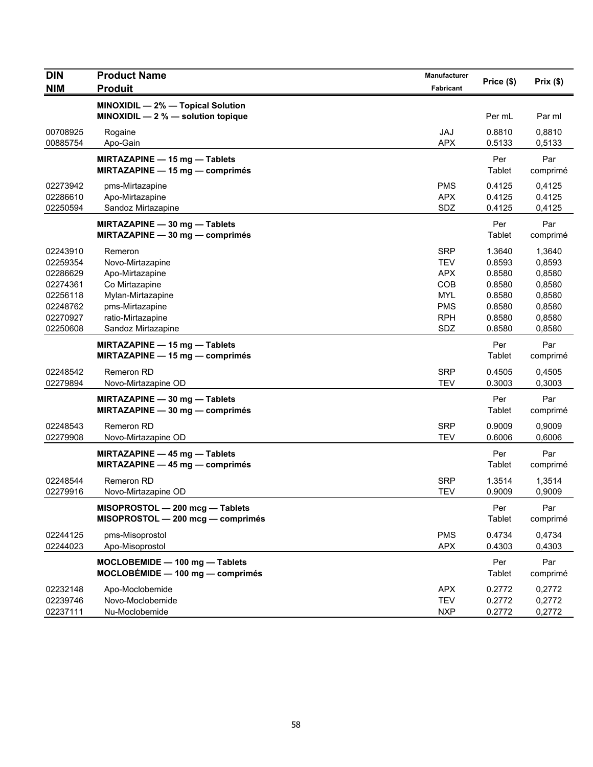| DIN<br>NIM | Product Name<br>Produit | Manufacturer<br>Fabricant | Price ($) | Prix ($) |
|---|---|---|---|---|
| | **MINOXIDIL — 2% — Topical Solution**<br>**MINOXIDIL — 2 % — solution topique** | | Per mL | Par ml |
| 00708925 | Rogaine | JAJ | 0.8810 | 0,8810 |
| 00885754 | Apo-Gain | APX | 0.5133 | 0,5133 |
| | **MIRTAZAPINE — 15 mg — Tablets**<br>**MIRTAZAPINE — 15 mg — comprimés** | | Per Tablet | Par comprimé |
| 02273942 | pms-Mirtazapine | PMS | 0.4125 | 0,4125 |
| 02286610 | Apo-Mirtazapine | APX | 0.4125 | 0.4125 |
| 02250594 | Sandoz Mirtazapine | SDZ | 0.4125 | 0,4125 |
| | **MIRTAZAPINE — 30 mg — Tablets**<br>**MIRTAZAPINE — 30 mg — comprimés** | | Per Tablet | Par comprimé |
| 02243910 | Remeron | SRP | 1.3640 | 1,3640 |
| 02259354 | Novo-Mirtazapine | TEV | 0.8593 | 0,8593 |
| 02286629 | Apo-Mirtazapine | APX | 0.8580 | 0,8580 |
| 02274361 | Co Mirtazapine | COB | 0.8580 | 0,8580 |
| 02256118 | Mylan-Mirtazapine | MYL | 0.8580 | 0,8580 |
| 02248762 | pms-Mirtazapine | PMS | 0.8580 | 0,8580 |
| 02270927 | ratio-Mirtazapine | RPH | 0.8580 | 0,8580 |
| 02250608 | Sandoz Mirtazapine | SDZ | 0.8580 | 0,8580 |
| | **MIRTAZAPINE — 15 mg — Tablets**<br>**MIRTAZAPINE — 15 mg — comprimés** | | Per Tablet | Par comprimé |
| 02248542 | Remeron RD | SRP | 0.4505 | 0,4505 |
| 02279894 | Novo-Mirtazapine OD | TEV | 0.3003 | 0,3003 |
| | **MIRTAZAPINE — 30 mg — Tablets**<br>**MIRTAZAPINE — 30 mg — comprimés** | | Per Tablet | Par comprimé |
| 02248543 | Remeron RD | SRP | 0.9009 | 0,9009 |
| 02279908 | Novo-Mirtazapine OD | TEV | 0.6006 | 0,6006 |
| | **MIRTAZAPINE — 45 mg — Tablets**<br>**MIRTAZAPINE — 45 mg — comprimés** | | Per Tablet | Par comprimé |
| 02248544 | Remeron RD | SRP | 1.3514 | 1,3514 |
| 02279916 | Novo-Mirtazapine OD | TEV | 0.9009 | 0,9009 |
| | **MISOPROSTOL — 200 mcg — Tablets**<br>**MISOPROSTOL — 200 mcg — comprimés** | | Per Tablet | Par comprimé |
| 02244125 | pms-Misoprostol | PMS | 0.4734 | 0,4734 |
| 02244023 | Apo-Misoprostol | APX | 0.4303 | 0,4303 |
| | **MOCLOBEMIDE — 100 mg — Tablets**<br>**MOCLOBÉMIDE — 100 mg — comprimés** | | Per Tablet | Par comprimé |
| 02232148 | Apo-Moclobemide | APX | 0.2772 | 0,2772 |
| 02239746 | Novo-Moclobemide | TEV | 0.2772 | 0,2772 |
| 02237111 | Nu-Moclobemide | NXP | 0.2772 | 0,2772 |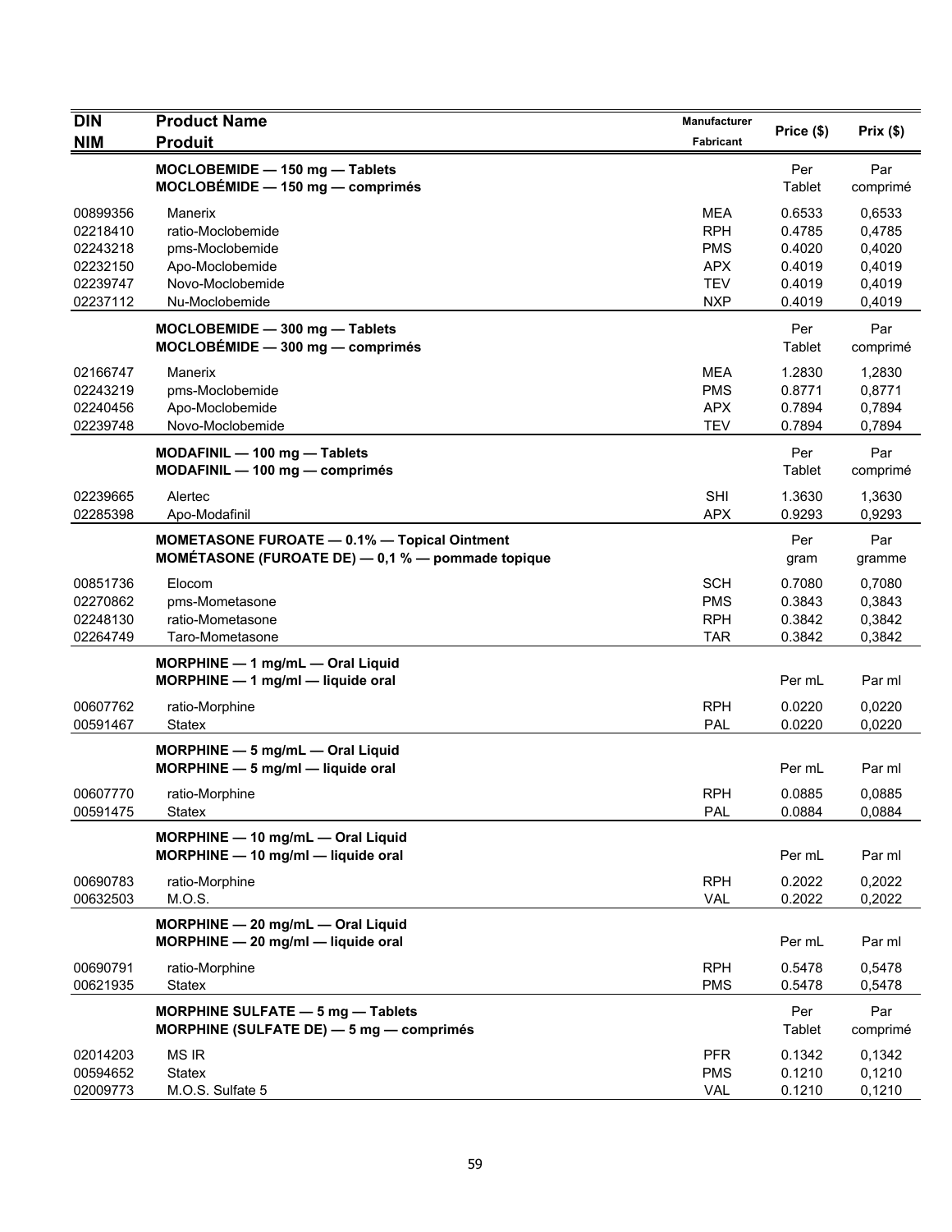| DIN<br>NIM | Product Name<br>Produit | Manufacturer<br>Fabricant | Price ($) | Prix ($) |
|---|---|---|---|---|
| | **MOCLOBEMIDE — 150 mg — Tablets**<br>**MOCLOBÉMIDE — 150 mg — comprimés** | | Per Tablet | Par comprimé |
| 00899356 | Manerix | MEA | 0.6533 | 0,6533 |
| 02218410 | ratio-Moclobemide | RPH | 0.4785 | 0,4785 |
| 02243218 | pms-Moclobemide | PMS | 0.4020 | 0,4020 |
| 02232150 | Apo-Moclobemide | APX | 0.4019 | 0,4019 |
| 02239747 | Novo-Moclobemide | TEV | 0.4019 | 0,4019 |
| 02237112 | Nu-Moclobemide | NXP | 0.4019 | 0,4019 |
| | **MOCLOBEMIDE — 300 mg — Tablets**<br>**MOCLOBÉMIDE — 300 mg — comprimés** | | Per Tablet | Par comprimé |
| 02166747 | Manerix | MEA | 1.2830 | 1,2830 |
| 02243219 | pms-Moclobemide | PMS | 0.8771 | 0,8771 |
| 02240456 | Apo-Moclobemide | APX | 0.7894 | 0,7894 |
| 02239748 | Novo-Moclobemide | TEV | 0.7894 | 0,7894 |
| | **MODAFINIL — 100 mg — Tablets**<br>**MODAFINIL — 100 mg — comprimés** | | Per Tablet | Par comprimé |
| 02239665 | Alertec | SHI | 1.3630 | 1,3630 |
| 02285398 | Apo-Modafinil | APX | 0.9293 | 0,9293 |
| | **MOMETASONE FUROATE — 0.1% — Topical Ointment**<br>**MOMÉTASONE (FUROATE DE) — 0,1 % — pommade topique** | | Per gram | Par gramme |
| 00851736 | Elocom | SCH | 0.7080 | 0,7080 |
| 02270862 | pms-Mometasone | PMS | 0.3843 | 0,3843 |
| 02248130 | ratio-Mometasone | RPH | 0.3842 | 0,3842 |
| 02264749 | Taro-Mometasone | TAR | 0.3842 | 0,3842 |
| | **MORPHINE — 1 mg/mL — Oral Liquid**<br>**MORPHINE — 1 mg/ml — liquide oral** | | Per mL | Par ml |
| 00607762 | ratio-Morphine | RPH | 0.0220 | 0,0220 |
| 00591467 | Statex | PAL | 0.0220 | 0,0220 |
| | **MORPHINE — 5 mg/mL — Oral Liquid**<br>**MORPHINE — 5 mg/ml — liquide oral** | | Per mL | Par ml |
| 00607770 | ratio-Morphine | RPH | 0.0885 | 0,0885 |
| 00591475 | Statex | PAL | 0.0884 | 0,0884 |
| | **MORPHINE — 10 mg/mL — Oral Liquid**<br>**MORPHINE — 10 mg/ml — liquide oral** | | Per mL | Par ml |
| 00690783 | ratio-Morphine | RPH | 0.2022 | 0,2022 |
| 00632503 | M.O.S. | VAL | 0.2022 | 0,2022 |
| | **MORPHINE — 20 mg/mL — Oral Liquid**<br>**MORPHINE — 20 mg/ml — liquide oral** | | Per mL | Par ml |
| 00690791 | ratio-Morphine | RPH | 0.5478 | 0,5478 |
| 00621935 | Statex | PMS | 0.5478 | 0,5478 |
| | **MORPHINE SULFATE — 5 mg — Tablets**<br>**MORPHINE (SULFATE DE) — 5 mg — comprimés** | | Per Tablet | Par comprimé |
| 02014203 | MS IR | PFR | 0.1342 | 0,1342 |
| 00594652 | Statex | PMS | 0.1210 | 0,1210 |
| 02009773 | M.O.S. Sulfate 5 | VAL | 0.1210 | 0,1210 |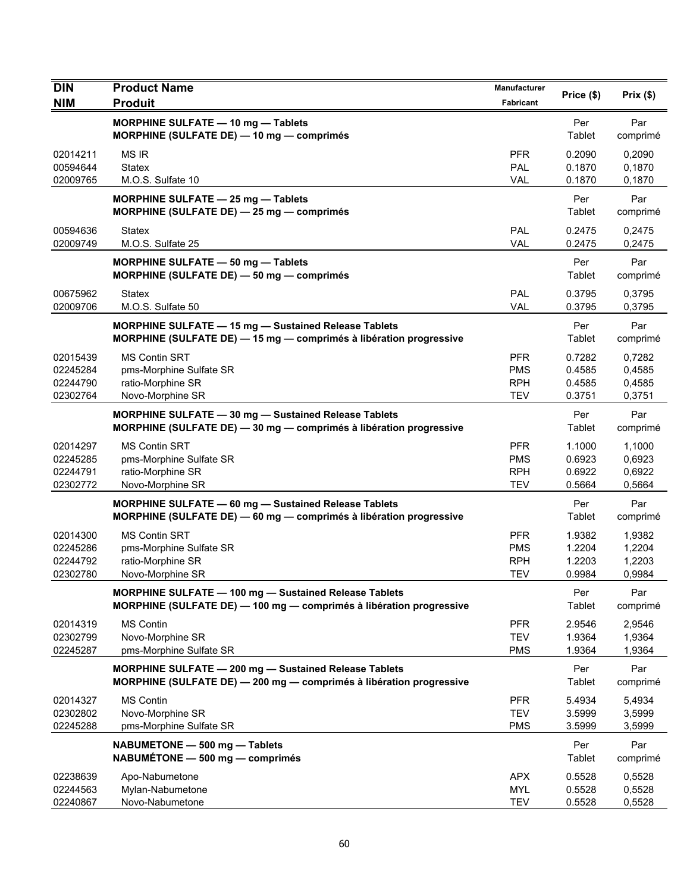| DIN<br>NIM | Product Name<br>Produit | Manufacturer<br>Fabricant | Price ($) | Prix ($) |
|---|---|---|---|---|
| | **MORPHINE SULFATE — 10 mg — Tablets**<br>**MORPHINE (SULFATE DE) — 10 mg — comprimés** | | Per Tablet | Par comprimé |
| 02014211 | MS IR | PFR | 0.2090 | 0,2090 |
| 00594644 | Statex | PAL | 0.1870 | 0,1870 |
| 02009765 | M.O.S. Sulfate 10 | VAL | 0.1870 | 0,1870 |
| | **MORPHINE SULFATE — 25 mg — Tablets**<br>**MORPHINE (SULFATE DE) — 25 mg — comprimés** | | Per Tablet | Par comprimé |
| 00594636 | Statex | PAL | 0.2475 | 0,2475 |
| 02009749 | M.O.S. Sulfate 25 | VAL | 0.2475 | 0,2475 |
| | **MORPHINE SULFATE — 50 mg — Tablets**<br>**MORPHINE (SULFATE DE) — 50 mg — comprimés** | | Per Tablet | Par comprimé |
| 00675962 | Statex | PAL | 0.3795 | 0,3795 |
| 02009706 | M.O.S. Sulfate 50 | VAL | 0.3795 | 0,3795 |
| | **MORPHINE SULFATE — 15 mg — Sustained Release Tablets**<br>**MORPHINE (SULFATE DE) — 15 mg — comprimés à libération progressive** | | Per Tablet | Par comprimé |
| 02015439 | MS Contin SRT | PFR | 0.7282 | 0,7282 |
| 02245284 | pms-Morphine Sulfate SR | PMS | 0.4585 | 0,4585 |
| 02244790 | ratio-Morphine SR | RPH | 0.4585 | 0,4585 |
| 02302764 | Novo-Morphine SR | TEV | 0.3751 | 0,3751 |
| | **MORPHINE SULFATE — 30 mg — Sustained Release Tablets**<br>**MORPHINE (SULFATE DE) — 30 mg — comprimés à libération progressive** | | Per Tablet | Par comprimé |
| 02014297 | MS Contin SRT | PFR | 1.1000 | 1,1000 |
| 02245285 | pms-Morphine Sulfate SR | PMS | 0.6923 | 0,6923 |
| 02244791 | ratio-Morphine SR | RPH | 0.6922 | 0,6922 |
| 02302772 | Novo-Morphine SR | TEV | 0.5664 | 0,5664 |
| | **MORPHINE SULFATE — 60 mg — Sustained Release Tablets**<br>**MORPHINE (SULFATE DE) — 60 mg — comprimés à libération progressive** | | Per Tablet | Par comprimé |
| 02014300 | MS Contin SRT | PFR | 1.9382 | 1,9382 |
| 02245286 | pms-Morphine Sulfate SR | PMS | 1.2204 | 1,2204 |
| 02244792 | ratio-Morphine SR | RPH | 1.2203 | 1,2203 |
| 02302780 | Novo-Morphine SR | TEV | 0.9984 | 0,9984 |
| | **MORPHINE SULFATE — 100 mg — Sustained Release Tablets**<br>**MORPHINE (SULFATE DE) — 100 mg — comprimés à libération progressive** | | Per Tablet | Par comprimé |
| 02014319 | MS Contin | PFR | 2.9546 | 2,9546 |
| 02302799 | Novo-Morphine SR | TEV | 1.9364 | 1,9364 |
| 02245287 | pms-Morphine Sulfate SR | PMS | 1.9364 | 1,9364 |
| | **MORPHINE SULFATE — 200 mg — Sustained Release Tablets**<br>**MORPHINE (SULFATE DE) — 200 mg — comprimés à libération progressive** | | Per Tablet | Par comprimé |
| 02014327 | MS Contin | PFR | 5.4934 | 5,4934 |
| 02302802 | Novo-Morphine SR | TEV | 3.5999 | 3,5999 |
| 02245288 | pms-Morphine Sulfate SR | PMS | 3.5999 | 3,5999 |
| | **NABUMETONE — 500 mg — Tablets**<br>**NABUMÉTONE — 500 mg — comprimés** | | Per Tablet | Par comprimé |
| 02238639 | Apo-Nabumetone | APX | 0.5528 | 0,5528 |
| 02244563 | Mylan-Nabumetone | MYL | 0.5528 | 0,5528 |
| 02240867 | Novo-Nabumetone | TEV | 0.5528 | 0,5528 |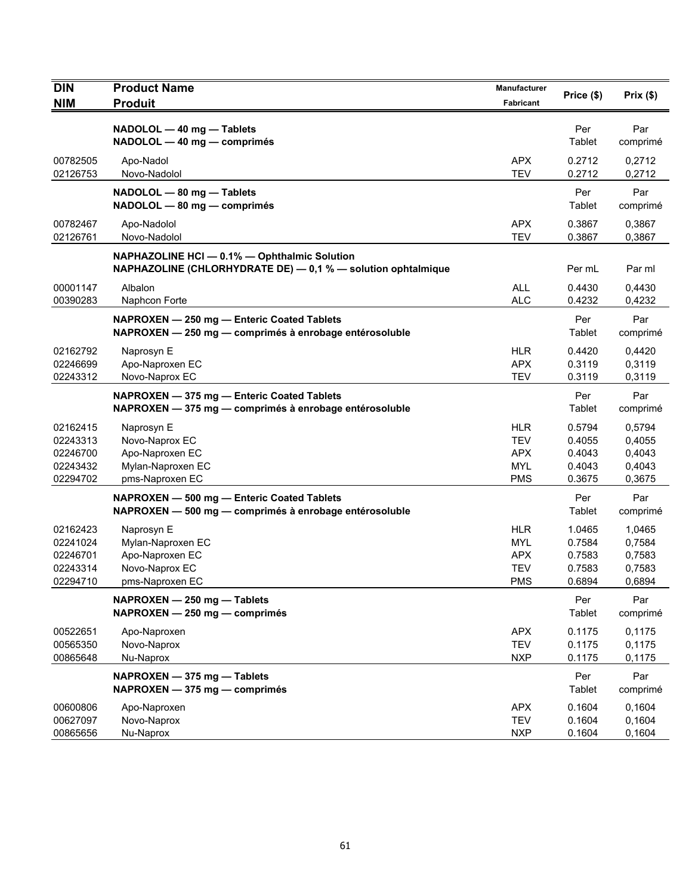| DIN<br>NIM | Product Name<br>Produit | Manufacturer<br>Fabricant | Price ($) | Prix ($) |
|---|---|---|---|---|
| | **NADOLOL — 40 mg — Tablets**<br>**NADOLOL — 40 mg — comprimés** | | Per Tablet | Par comprimé |
| 00782505 | Apo-Nadol | APX | 0.2712 | 0,2712 |
| 02126753 | Novo-Nadolol | TEV | 0.2712 | 0,2712 |
| | **NADOLOL — 80 mg — Tablets**<br>**NADOLOL — 80 mg — comprimés** | | Per Tablet | Par comprimé |
| 00782467 | Apo-Nadolol | APX | 0.3867 | 0,3867 |
| 02126761 | Novo-Nadolol | TEV | 0.3867 | 0,3867 |
| | **NAPHAZOLINE HCl — 0.1% — Ophthalmic Solution**<br>**NAPHAZOLINE (CHLORHYDRATE DE) — 0,1 % — solution ophtalmique** | | Per mL | Par ml |
| 00001147 | Albalon | ALL | 0.4430 | 0,4430 |
| 00390283 | Naphcon Forte | ALC | 0.4232 | 0,4232 |
| | **NAPROXEN — 250 mg — Enteric Coated Tablets**<br>**NAPROXEN — 250 mg — comprimés à enrobage entérosoluble** | | Per Tablet | Par comprimé |
| 02162792 | Naprosyn E | HLR | 0.4420 | 0,4420 |
| 02246699 | Apo-Naproxen EC | APX | 0.3119 | 0,3119 |
| 02243312 | Novo-Naprox EC | TEV | 0.3119 | 0,3119 |
| | **NAPROXEN — 375 mg — Enteric Coated Tablets**<br>**NAPROXEN — 375 mg — comprimés à enrobage entérosoluble** | | Per Tablet | Par comprimé |
| 02162415 | Naprosyn E | HLR | 0.5794 | 0,5794 |
| 02243313 | Novo-Naprox EC | TEV | 0.4055 | 0,4055 |
| 02246700 | Apo-Naproxen EC | APX | 0.4043 | 0,4043 |
| 02243432 | Mylan-Naproxen EC | MYL | 0.4043 | 0,4043 |
| 02294702 | pms-Naproxen EC | PMS | 0.3675 | 0,3675 |
| | **NAPROXEN — 500 mg — Enteric Coated Tablets**<br>**NAPROXEN — 500 mg — comprimés à enrobage entérosoluble** | | Per Tablet | Par comprimé |
| 02162423 | Naprosyn E | HLR | 1.0465 | 1,0465 |
| 02241024 | Mylan-Naproxen EC | MYL | 0.7584 | 0,7584 |
| 02246701 | Apo-Naproxen EC | APX | 0.7583 | 0,7583 |
| 02243314 | Novo-Naprox EC | TEV | 0.7583 | 0,7583 |
| 02294710 | pms-Naproxen EC | PMS | 0.6894 | 0,6894 |
| | **NAPROXEN — 250 mg — Tablets**<br>**NAPROXEN — 250 mg — comprimés** | | Per Tablet | Par comprimé |
| 00522651 | Apo-Naproxen | APX | 0.1175 | 0,1175 |
| 00565350 | Novo-Naprox | TEV | 0.1175 | 0,1175 |
| 00865648 | Nu-Naprox | NXP | 0.1175 | 0,1175 |
| | **NAPROXEN — 375 mg — Tablets**<br>**NAPROXEN — 375 mg — comprimés** | | Per Tablet | Par comprimé |
| 00600806 | Apo-Naproxen | APX | 0.1604 | 0,1604 |
| 00627097 | Novo-Naprox | TEV | 0.1604 | 0,1604 |
| 00865656 | Nu-Naprox | NXP | 0.1604 | 0,1604 |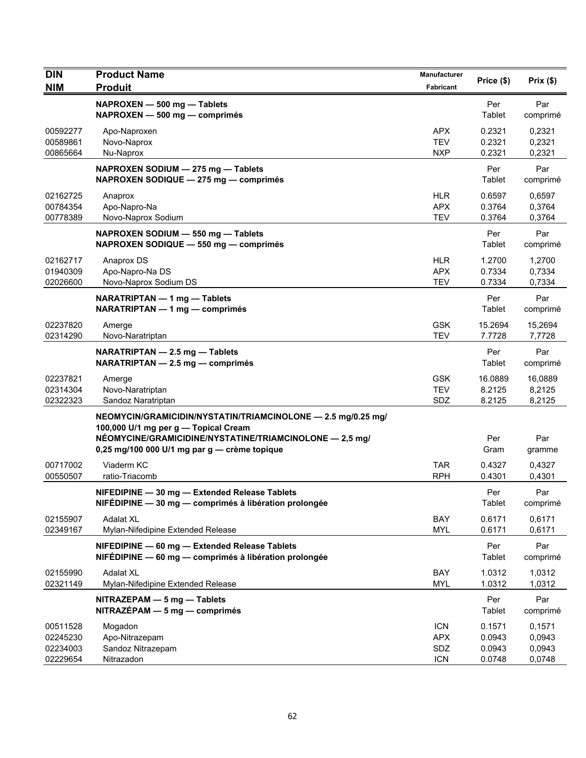| DIN<br>NIM | Product Name<br>Produit | Manufacturer<br>Fabricant | Price ($) | Prix ($) |
|---|---|---|---|---|
| | **NAPROXEN — 500 mg — Tablets**<br>**NAPROXEN — 500 mg — comprimés** | | Per Tablet | Par comprimé |
| 00592277 | Apo-Naproxen | APX | 0.2321 | 0,2321 |
| 00589861 | Novo-Naprox | TEV | 0.2321 | 0,2321 |
| 00865664 | Nu-Naprox | NXP | 0.2321 | 0,2321 |
| | **NAPROXEN SODIUM — 275 mg — Tablets**<br>**NAPROXEN SODIQUE — 275 mg — comprimés** | | Per Tablet | Par comprimé |
| 02162725 | Anaprox | HLR | 0.6597 | 0,6597 |
| 00784354 | Apo-Napro-Na | APX | 0.3764 | 0,3764 |
| 00778389 | Novo-Naprox Sodium | TEV | 0.3764 | 0,3764 |
| | **NAPROXEN SODIUM — 550 mg — Tablets**<br>**NAPROXEN SODIQUE — 550 mg — comprimés** | | Per Tablet | Par comprimé |
| 02162717 | Anaprox DS | HLR | 1.2700 | 1,2700 |
| 01940309 | Apo-Napro-Na DS | APX | 0.7334 | 0,7334 |
| 02026600 | Novo-Naprox Sodium DS | TEV | 0.7334 | 0,7334 |
| | **NARATRIPTAN — 1 mg — Tablets**<br>**NARATRIPTAN — 1 mg — comprimés** | | Per Tablet | Par comprimé |
| 02237820 | Amerge | GSK | 15.2694 | 15,2694 |
| 02314290 | Novo-Naratriptan | TEV | 7.7728 | 7,7728 |
| | **NARATRIPTAN — 2.5 mg — Tablets**<br>**NARATRIPTAN — 2.5 mg — comprimés** | | Per Tablet | Par comprimé |
| 02237821 | Amerge | GSK | 16.0889 | 16,0889 |
| 02314304 | Novo-Naratriptan | TEV | 8.2125 | 8,2125 |
| 02322323 | Sandoz Naratriptan | SDZ | 8.2125 | 8,2125 |
| | **NEOMYCIN/GRAMICIDIN/NYSTATIN/TRIAMCINOLONE — 2.5 mg/0.25 mg/ 100,000 U/1 mg per g — Topical Cream**<br>**NÉOMYCINE/GRAMICIDINE/NYSTATINE/TRIAMCINOLONE — 2,5 mg/ 0,25 mg/100 000 U/1 mg par g — crème topique** | | Per Gram | Par gramme |
| 00717002 | Viaderm KC | TAR | 0.4327 | 0,4327 |
| 00550507 | ratio-Triacomb | RPH | 0.4301 | 0,4301 |
| | **NIFEDIPINE — 30 mg — Extended Release Tablets**<br>**NIFÉDIPINE — 30 mg — comprimés à libération prolongée** | | Per Tablet | Par comprimé |
| 02155907 | Adalat XL | BAY | 0.6171 | 0,6171 |
| 02349167 | Mylan-Nifedipine Extended Release | MYL | 0.6171 | 0,6171 |
| | **NIFEDIPINE — 60 mg — Extended Release Tablets**<br>**NIFÉDIPINE — 60 mg — comprimés à libération prolongée** | | Per Tablet | Par comprimé |
| 02155990 | Adalat XL | BAY | 1.0312 | 1,0312 |
| 02321149 | Mylan-Nifedipine Extended Release | MYL | 1.0312 | 1,0312 |
| | **NITRAZEPAM — 5 mg — Tablets**<br>**NITRAZÉPAM — 5 mg — comprimés** | | Per Tablet | Par comprimé |
| 00511528 | Mogadon | ICN | 0.1571 | 0,1571 |
| 02245230 | Apo-Nitrazepam | APX | 0.0943 | 0,0943 |
| 02234003 | Sandoz Nitrazepam | SDZ | 0.0943 | 0,0943 |
| 02229654 | Nitrazadon | ICN | 0.0748 | 0,0748 |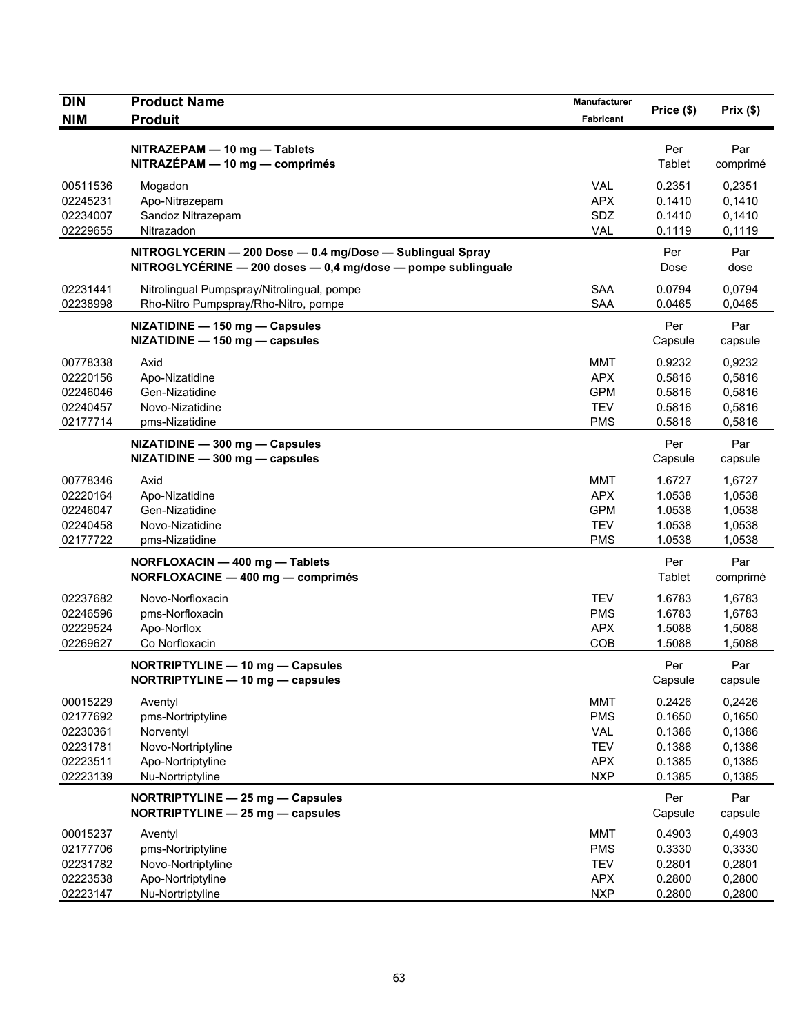| DIN<br>NIM | Product Name<br>Produit | Manufacturer<br>Fabricant | Price ($) | Prix ($) |
|---|---|---|---|---|
| | **NITRAZEPAM — 10 mg — Tablets**<br>**NITRAZÉPAM — 10 mg — comprimés** | | Per Tablet | Par comprimé |
| 00511536 | Mogadon | VAL | 0.2351 | 0,2351 |
| 02245231 | Apo-Nitrazepam | APX | 0.1410 | 0,1410 |
| 02234007 | Sandoz Nitrazepam | SDZ | 0.1410 | 0,1410 |
| 02229655 | Nitrazadon | VAL | 0.1119 | 0,1119 |
| | **NITROGLYCERIN — 200 Dose — 0.4 mg/Dose — Sublingual Spray**<br>**NITROGLYCÉRINE — 200 doses — 0,4 mg/dose — pompe sublinguale** | | Per Dose | Par dose |
| 02231441 | Nitrolingual Pumpspray/Nitrolingual, pompe | SAA | 0.0794 | 0,0794 |
| 02238998 | Rho-Nitro Pumpspray/Rho-Nitro, pompe | SAA | 0.0465 | 0,0465 |
| | **NIZATIDINE — 150 mg — Capsules**<br>**NIZATIDINE — 150 mg — capsules** | | Per Capsule | Par capsule |
| 00778338 | Axid | MMT | 0.9232 | 0,9232 |
| 02220156 | Apo-Nizatidine | APX | 0.5816 | 0,5816 |
| 02246046 | Gen-Nizatidine | GPM | 0.5816 | 0,5816 |
| 02240457 | Novo-Nizatidine | TEV | 0.5816 | 0,5816 |
| 02177714 | pms-Nizatidine | PMS | 0.5816 | 0,5816 |
| | **NIZATIDINE — 300 mg — Capsules**<br>**NIZATIDINE — 300 mg — capsules** | | Per Capsule | Par capsule |
| 00778346 | Axid | MMT | 1.6727 | 1,6727 |
| 02220164 | Apo-Nizatidine | APX | 1.0538 | 1,0538 |
| 02246047 | Gen-Nizatidine | GPM | 1.0538 | 1,0538 |
| 02240458 | Novo-Nizatidine | TEV | 1.0538 | 1,0538 |
| 02177722 | pms-Nizatidine | PMS | 1.0538 | 1,0538 |
| | **NORFLOXACIN — 400 mg — Tablets**<br>**NORFLOXACINE — 400 mg — comprimés** | | Per Tablet | Par comprimé |
| 02237682 | Novo-Norfloxacin | TEV | 1.6783 | 1,6783 |
| 02246596 | pms-Norfloxacin | PMS | 1.6783 | 1,6783 |
| 02229524 | Apo-Norflox | APX | 1.5088 | 1,5088 |
| 02269627 | Co Norfloxacin | COB | 1.5088 | 1,5088 |
| | **NORTRIPTYLINE — 10 mg — Capsules**<br>**NORTRIPTYLINE — 10 mg — capsules** | | Per Capsule | Par capsule |
| 00015229 | Aventyl | MMT | 0.2426 | 0,2426 |
| 02177692 | pms-Nortriptyline | PMS | 0.1650 | 0,1650 |
| 02230361 | Norventyl | VAL | 0.1386 | 0,1386 |
| 02231781 | Novo-Nortriptyline | TEV | 0.1386 | 0,1386 |
| 02223511 | Apo-Nortriptyline | APX | 0.1385 | 0,1385 |
| 02223139 | Nu-Nortriptyline | NXP | 0.1385 | 0,1385 |
| | **NORTRIPTYLINE — 25 mg — Capsules**<br>**NORTRIPTYLINE — 25 mg — capsules** | | Per Capsule | Par capsule |
| 00015237 | Aventyl | MMT | 0.4903 | 0,4903 |
| 02177706 | pms-Nortriptyline | PMS | 0.3330 | 0,3330 |
| 02231782 | Novo-Nortriptyline | TEV | 0.2801 | 0,2801 |
| 02223538 | Apo-Nortriptyline | APX | 0.2800 | 0,2800 |
| 02223147 | Nu-Nortriptyline | NXP | 0.2800 | 0,2800 |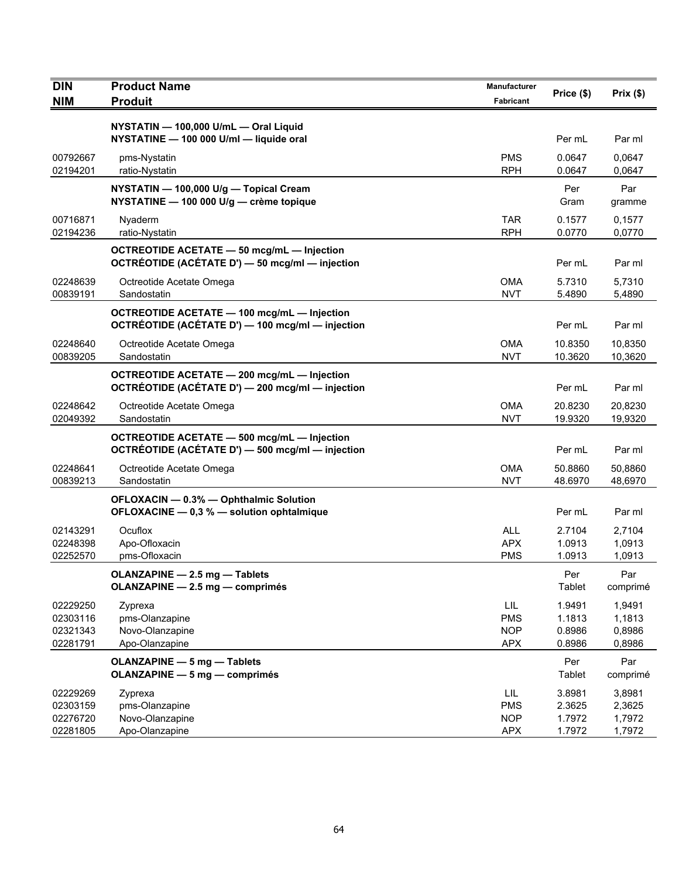| DIN<br>NIM | Product Name<br>Produit | Manufacturer<br>Fabricant | Price ($) | Prix ($) |
|---|---|---|---|---|
| | **NYSTATIN — 100,000 U/mL — Oral Liquid**<br>**NYSTATINE — 100 000 U/ml — liquide oral** | | Per mL | Par ml |
| 00792667 | pms-Nystatin | PMS | 0.0647 | 0,0647 |
| 02194201 | ratio-Nystatin | RPH | 0.0647 | 0,0647 |
| | **NYSTATIN — 100,000 U/g — Topical Cream**<br>**NYSTATINE — 100 000 U/g — crème topique** | | Per Gram | Par gramme |
| 00716871 | Nyaderm | TAR | 0.1577 | 0,1577 |
| 02194236 | ratio-Nystatin | RPH | 0.0770 | 0,0770 |
| | **OCTREOTIDE ACETATE — 50 mcg/mL — Injection**<br>**OCTRÉOTIDE (ACÉTATE D') — 50 mcg/ml — injection** | | Per mL | Par ml |
| 02248639 | Octreotide Acetate Omega | OMA | 5.7310 | 5,7310 |
| 00839191 | Sandostatin | NVT | 5.4890 | 5,4890 |
| | **OCTREOTIDE ACETATE — 100 mcg/mL — Injection**<br>**OCTRÉOTIDE (ACÉTATE D') — 100 mcg/ml — injection** | | Per mL | Par ml |
| 02248640 | Octreotide Acetate Omega | OMA | 10.8350 | 10,8350 |
| 00839205 | Sandostatin | NVT | 10.3620 | 10,3620 |
| | **OCTREOTIDE ACETATE — 200 mcg/mL — Injection**<br>**OCTRÉOTIDE (ACÉTATE D') — 200 mcg/ml — injection** | | Per mL | Par ml |
| 02248642 | Octreotide Acetate Omega | OMA | 20.8230 | 20,8230 |
| 02049392 | Sandostatin | NVT | 19.9320 | 19,9320 |
| | **OCTREOTIDE ACETATE — 500 mcg/mL — Injection**<br>**OCTRÉOTIDE (ACÉTATE D') — 500 mcg/ml — injection** | | Per mL | Par ml |
| 02248641 | Octreotide Acetate Omega | OMA | 50.8860 | 50,8860 |
| 00839213 | Sandostatin | NVT | 48.6970 | 48,6970 |
| | **OFLOXACIN — 0.3% — Ophthalmic Solution**<br>**OFLOXACINE — 0,3 % — solution ophtalmique** | | Per mL | Par ml |
| 02143291 | Ocuflox | ALL | 2.7104 | 2,7104 |
| 02248398 | Apo-Ofloxacin | APX | 1.0913 | 1,0913 |
| 02252570 | pms-Ofloxacin | PMS | 1.0913 | 1,0913 |
| | **OLANZAPINE — 2.5 mg — Tablets**<br>**OLANZAPINE — 2.5 mg — comprimés** | | Per Tablet | Par comprimé |
| 02229250 | Zyprexa | LIL | 1.9491 | 1,9491 |
| 02303116 | pms-Olanzapine | PMS | 1.1813 | 1,1813 |
| 02321343 | Novo-Olanzapine | NOP | 0.8986 | 0,8986 |
| 02281791 | Apo-Olanzapine | APX | 0.8986 | 0,8986 |
| | **OLANZAPINE — 5 mg — Tablets**<br>**OLANZAPINE — 5 mg — comprimés** | | Per Tablet | Par comprimé |
| 02229269 | Zyprexa | LIL | 3.8981 | 3,8981 |
| 02303159 | pms-Olanzapine | PMS | 2.3625 | 2,3625 |
| 02276720 | Novo-Olanzapine | NOP | 1.7972 | 1,7972 |
| 02281805 | Apo-Olanzapine | APX | 1.7972 | 1,7972 |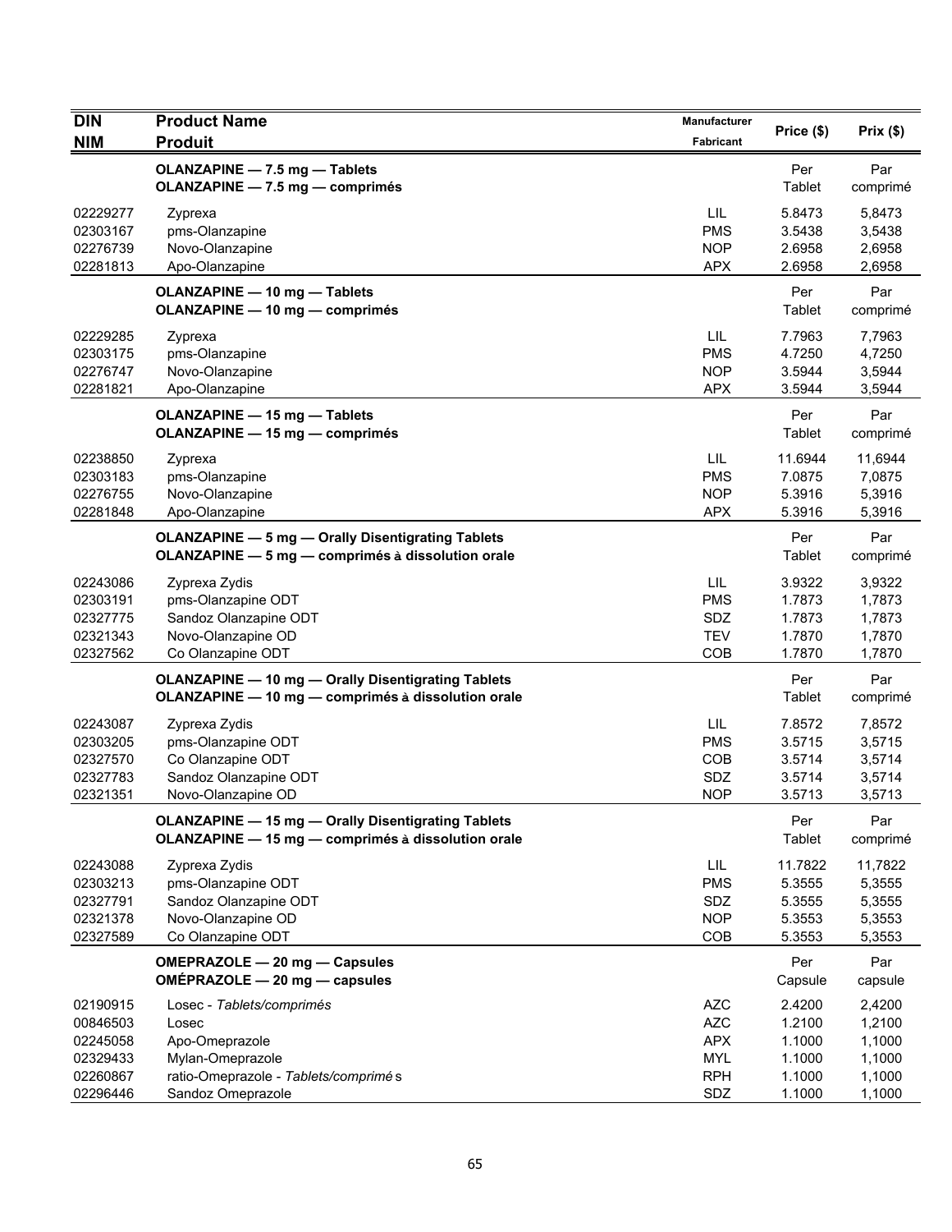| DIN<br>NIM | Product Name<br>Produit | Manufacturer<br>Fabricant | Price ($) | Prix ($) |
|---|---|---|---|---|
| | **OLANZAPINE — 7.5 mg — Tablets**<br>**OLANZAPINE — 7.5 mg — comprimés** | | Per Tablet | Par comprimé |
| 02229277 | Zyprexa | LIL | 5.8473 | 5,8473 |
| 02303167 | pms-Olanzapine | PMS | 3.5438 | 3,5438 |
| 02276739 | Novo-Olanzapine | NOP | 2.6958 | 2,6958 |
| 02281813 | Apo-Olanzapine | APX | 2.6958 | 2,6958 |
| | **OLANZAPINE — 10 mg — Tablets**<br>**OLANZAPINE — 10 mg — comprimés** | | Per Tablet | Par comprimé |
| 02229285 | Zyprexa | LIL | 7.7963 | 7,7963 |
| 02303175 | pms-Olanzapine | PMS | 4.7250 | 4,7250 |
| 02276747 | Novo-Olanzapine | NOP | 3.5944 | 3,5944 |
| 02281821 | Apo-Olanzapine | APX | 3.5944 | 3,5944 |
| | **OLANZAPINE — 15 mg — Tablets**<br>**OLANZAPINE — 15 mg — comprimés** | | Per Tablet | Par comprimé |
| 02238850 | Zyprexa | LIL | 11.6944 | 11,6944 |
| 02303183 | pms-Olanzapine | PMS | 7.0875 | 7,0875 |
| 02276755 | Novo-Olanzapine | NOP | 5.3916 | 5,3916 |
| 02281848 | Apo-Olanzapine | APX | 5.3916 | 5,3916 |
| | **OLANZAPINE — 5 mg — Orally Disentigrating Tablets**<br>**OLANZAPINE — 5 mg — comprimés à dissolution orale** | | Per Tablet | Par comprimé |
| 02243086 | Zyprexa Zydis | LIL | 3.9322 | 3,9322 |
| 02303191 | pms-Olanzapine ODT | PMS | 1.7873 | 1,7873 |
| 02327775 | Sandoz Olanzapine ODT | SDZ | 1.7873 | 1,7873 |
| 02321343 | Novo-Olanzapine OD | TEV | 1.7870 | 1,7870 |
| 02327562 | Co Olanzapine ODT | COB | 1.7870 | 1,7870 |
| | **OLANZAPINE — 10 mg — Orally Disentigrating Tablets**<br>**OLANZAPINE — 10 mg — comprimés à dissolution orale** | | Per Tablet | Par comprimé |
| 02243087 | Zyprexa Zydis | LIL | 7.8572 | 7,8572 |
| 02303205 | pms-Olanzapine ODT | PMS | 3.5715 | 3,5715 |
| 02327570 | Co Olanzapine ODT | COB | 3.5714 | 3,5714 |
| 02327783 | Sandoz Olanzapine ODT | SDZ | 3.5714 | 3,5714 |
| 02321351 | Novo-Olanzapine OD | NOP | 3.5713 | 3,5713 |
| | **OLANZAPINE — 15 mg — Orally Disentigrating Tablets**<br>**OLANZAPINE — 15 mg — comprimés à dissolution orale** | | Per Tablet | Par comprimé |
| 02243088 | Zyprexa Zydis | LIL | 11.7822 | 11,7822 |
| 02303213 | pms-Olanzapine ODT | PMS | 5.3555 | 5,3555 |
| 02327791 | Sandoz Olanzapine ODT | SDZ | 5.3555 | 5,3555 |
| 02321378 | Novo-Olanzapine OD | NOP | 5.3553 | 5,3553 |
| 02327589 | Co Olanzapine ODT | COB | 5.3553 | 5,3553 |
| | **OMEPRAZOLE — 20 mg — Capsules**<br>**OMÉPRAZOLE — 20 mg — capsules** | | Per Capsule | Par capsule |
| 02190915 | Losec - *Tablets/comprimés* | AZC | 2.4200 | 2,4200 |
| 00846503 | Losec | AZC | 1.2100 | 1,2100 |
| 02245058 | Apo-Omeprazole | APX | 1.1000 | 1,1000 |
| 02329433 | Mylan-Omeprazole | MYL | 1.1000 | 1,1000 |
| 02260867 | ratio-Omeprazole - *Tablets/comprimés* | RPH | 1.1000 | 1,1000 |
| 02296446 | Sandoz Omeprazole | SDZ | 1.1000 | 1,1000 |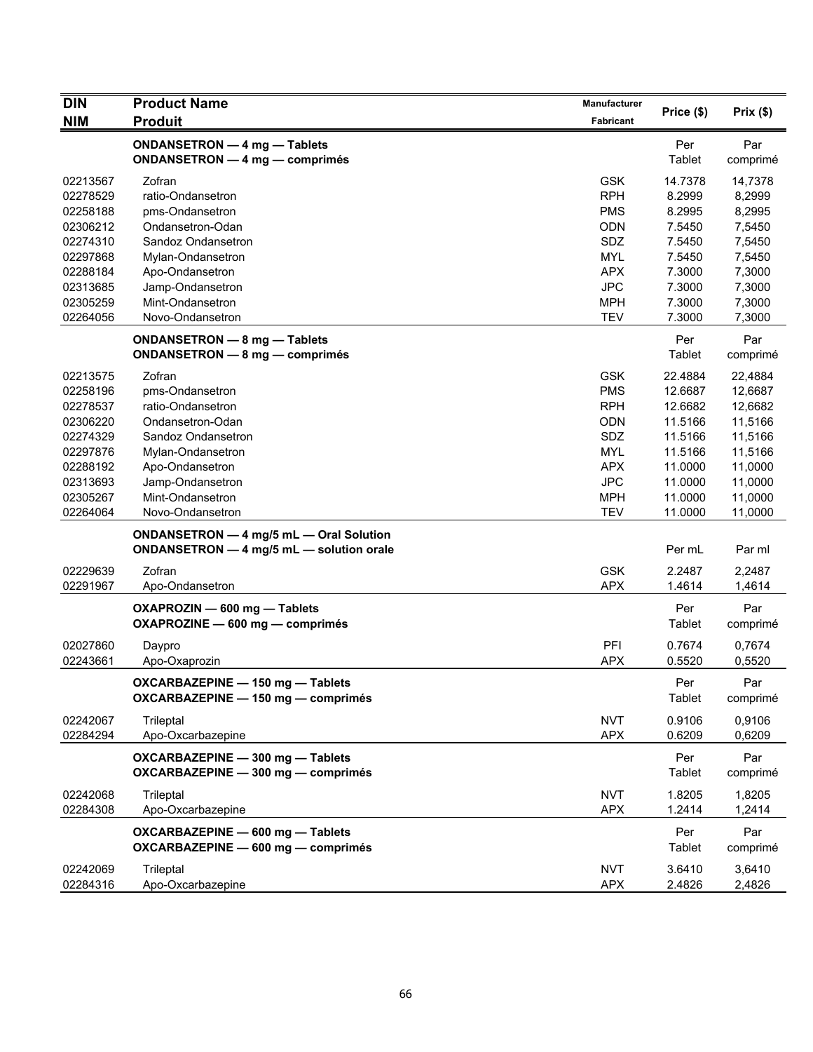| DIN<br>NIM | Product Name<br>Produit | Manufacturer<br>Fabricant | Price ($) | Prix ($) |
|---|---|---|---|---|
| | **ONDANSETRON — 4 mg — Tablets**<br>**ONDANSETRON — 4 mg — comprimés** | | Per Tablet | Par comprimé |
| 02213567 | Zofran | GSK | 14.7378 | 14,7378 |
| 02278529 | ratio-Ondansetron | RPH | 8.2999 | 8,2999 |
| 02258188 | pms-Ondansetron | PMS | 8.2995 | 8,2995 |
| 02306212 | Ondansetron-Odan | ODN | 7.5450 | 7,5450 |
| 02274310 | Sandoz Ondansetron | SDZ | 7.5450 | 7,5450 |
| 02297868 | Mylan-Ondansetron | MYL | 7.5450 | 7,5450 |
| 02288184 | Apo-Ondansetron | APX | 7.3000 | 7,3000 |
| 02313685 | Jamp-Ondansetron | JPC | 7.3000 | 7,3000 |
| 02305259 | Mint-Ondansetron | MPH | 7.3000 | 7,3000 |
| 02264056 | Novo-Ondansetron | TEV | 7.3000 | 7,3000 |
| | **ONDANSETRON — 8 mg — Tablets**<br>**ONDANSETRON — 8 mg — comprimés** | | Per Tablet | Par comprimé |
| 02213575 | Zofran | GSK | 22.4884 | 22,4884 |
| 02258196 | pms-Ondansetron | PMS | 12.6687 | 12,6687 |
| 02278537 | ratio-Ondansetron | RPH | 12.6682 | 12,6682 |
| 02306220 | Ondansetron-Odan | ODN | 11.5166 | 11,5166 |
| 02274329 | Sandoz Ondansetron | SDZ | 11.5166 | 11,5166 |
| 02297876 | Mylan-Ondansetron | MYL | 11.5166 | 11,5166 |
| 02288192 | Apo-Ondansetron | APX | 11.0000 | 11,0000 |
| 02313693 | Jamp-Ondansetron | JPC | 11.0000 | 11,0000 |
| 02305267 | Mint-Ondansetron | MPH | 11.0000 | 11,0000 |
| 02264064 | Novo-Ondansetron | TEV | 11.0000 | 11,0000 |
| | **ONDANSETRON — 4 mg/5 mL — Oral Solution**<br>**ONDANSETRON — 4 mg/5 mL — solution orale** | | Per mL | Par ml |
| 02229639 | Zofran | GSK | 2.2487 | 2,2487 |
| 02291967 | Apo-Ondansetron | APX | 1.4614 | 1,4614 |
| | **OXAPROZIN — 600 mg — Tablets**<br>**OXAPROZINE — 600 mg — comprimés** | | Per Tablet | Par comprimé |
| 02027860 | Daypro | PFI | 0.7674 | 0,7674 |
| 02243661 | Apo-Oxaprozin | APX | 0.5520 | 0,5520 |
| | **OXCARBAZEPINE — 150 mg — Tablets**<br>**OXCARBAZEPINE — 150 mg — comprimés** | | Per Tablet | Par comprimé |
| 02242067 | Trileptal | NVT | 0.9106 | 0,9106 |
| 02284294 | Apo-Oxcarbazepine | APX | 0.6209 | 0,6209 |
| | **OXCARBAZEPINE — 300 mg — Tablets**<br>**OXCARBAZEPINE — 300 mg — comprimés** | | Per Tablet | Par comprimé |
| 02242068 | Trileptal | NVT | 1.8205 | 1,8205 |
| 02284308 | Apo-Oxcarbazepine | APX | 1.2414 | 1,2414 |
| | **OXCARBAZEPINE — 600 mg — Tablets**<br>**OXCARBAZEPINE — 600 mg — comprimés** | | Per Tablet | Par comprimé |
| 02242069 | Trileptal | NVT | 3.6410 | 3,6410 |
| 02284316 | Apo-Oxcarbazepine | APX | 2.4826 | 2,4826 |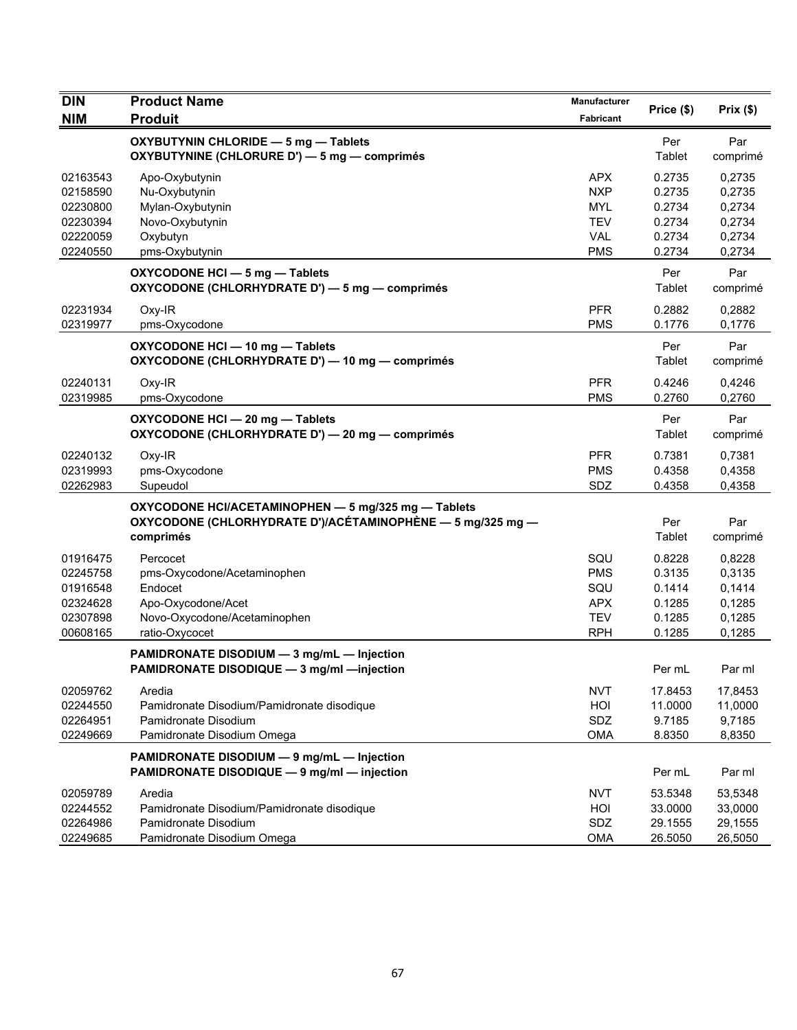| DIN<br>NIM | Product Name<br>Produit | Manufacturer<br>Fabricant | Price ($) | Prix ($) |
|---|---|---|---|---|
| | **OXYBUTYNIN CHLORIDE — 5 mg — Tablets**<br>**OXYBUTYNINE (CHLORURE D') — 5 mg — comprimés** | | Per Tablet | Par comprimé |
| 02163543 | Apo-Oxybutynin | APX | 0.2735 | 0,2735 |
| 02158590 | Nu-Oxybutynin | NXP | 0.2735 | 0,2735 |
| 02230800 | Mylan-Oxybutynin | MYL | 0.2734 | 0,2734 |
| 02230394 | Novo-Oxybutynin | TEV | 0.2734 | 0,2734 |
| 02220059 | Oxybutyn | VAL | 0.2734 | 0,2734 |
| 02240550 | pms-Oxybutynin | PMS | 0.2734 | 0,2734 |
| | **OXYCODONE HCl — 5 mg — Tablets**<br>**OXYCODONE (CHLORHYDRATE D') — 5 mg — comprimés** | | Per Tablet | Par comprimé |
| 02231934 | Oxy-IR | PFR | 0.2882 | 0,2882 |
| 02319977 | pms-Oxycodone | PMS | 0.1776 | 0,1776 |
| | **OXYCODONE HCl — 10 mg — Tablets**<br>**OXYCODONE (CHLORHYDRATE D') — 10 mg — comprimés** | | Per Tablet | Par comprimé |
| 02240131 | Oxy-IR | PFR | 0.4246 | 0,4246 |
| 02319985 | pms-Oxycodone | PMS | 0.2760 | 0,2760 |
| | **OXYCODONE HCl — 20 mg — Tablets**<br>**OXYCODONE (CHLORHYDRATE D') — 20 mg — comprimés** | | Per Tablet | Par comprimé |
| 02240132 | Oxy-IR | PFR | 0.7381 | 0,7381 |
| 02319993 | pms-Oxycodone | PMS | 0.4358 | 0,4358 |
| 02262983 | Supeudol | SDZ | 0.4358 | 0,4358 |
| | **OXYCODONE HCl/ACETAMINOPHEN — 5 mg/325 mg — Tablets**<br>**OXYCODONE (CHLORHYDRATE D')/ACÉTAMINOPHÈNE — 5 mg/325 mg — comprimés** | | Per Tablet | Par comprimé |
| 01916475 | Percocet | SQU | 0.8228 | 0,8228 |
| 02245758 | pms-Oxycodone/Acetaminophen | PMS | 0.3135 | 0,3135 |
| 01916548 | Endocet | SQU | 0.1414 | 0,1414 |
| 02324628 | Apo-Oxycodone/Acet | APX | 0.1285 | 0,1285 |
| 02307898 | Novo-Oxycodone/Acetaminophen | TEV | 0.1285 | 0,1285 |
| 00608165 | ratio-Oxycocet | RPH | 0.1285 | 0,1285 |
| | **PAMIDRONATE DISODIUM — 3 mg/mL — Injection**<br>**PAMIDRONATE DISODIQUE — 3 mg/ml —injection** | | Per mL | Par ml |
| 02059762 | Aredia | NVT | 17.8453 | 17,8453 |
| 02244550 | Pamidronate Disodium/Pamidronate disodique | HOI | 11.0000 | 11,0000 |
| 02264951 | Pamidronate Disodium | SDZ | 9.7185 | 9,7185 |
| 02249669 | Pamidronate Disodium Omega | OMA | 8.8350 | 8,8350 |
| | **PAMIDRONATE DISODIUM — 9 mg/mL — Injection**<br>**PAMIDRONATE DISODIQUE — 9 mg/ml — injection** | | Per mL | Par ml |
| 02059789 | Aredia | NVT | 53.5348 | 53,5348 |
| 02244552 | Pamidronate Disodium/Pamidronate disodique | HOI | 33.0000 | 33,0000 |
| 02264986 | Pamidronate Disodium | SDZ | 29.1555 | 29,1555 |
| 02249685 | Pamidronate Disodium Omega | OMA | 26.5050 | 26,5050 |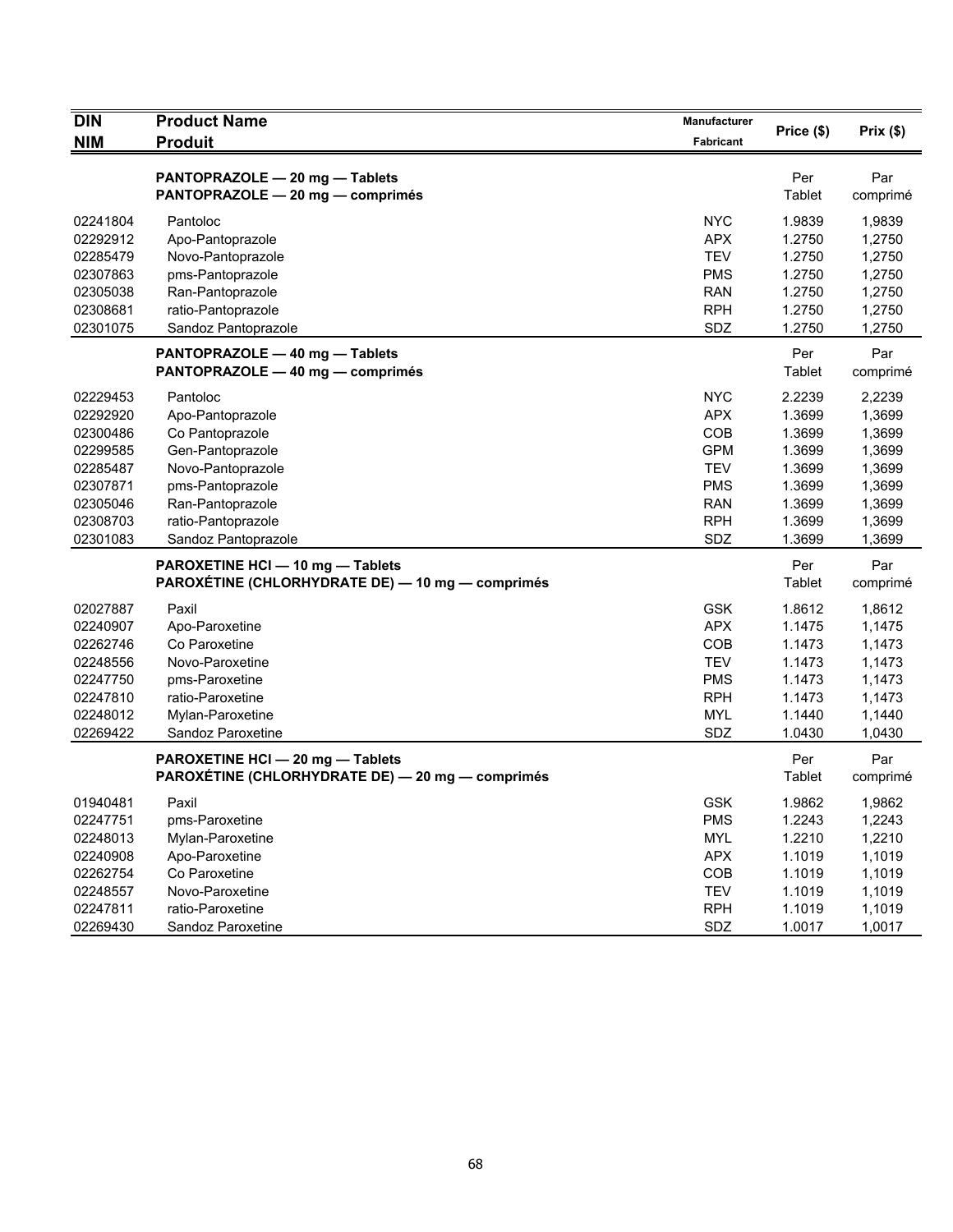| DIN<br>NIM | Product Name<br>Produit | Manufacturer<br>Fabricant | Price ($) | Prix ($) |
|---|---|---|---|---|
| | **PANTOPRAZOLE — 20 mg — Tablets**<br>**PANTOPRAZOLE — 20 mg — comprimés** | | Per Tablet | Par comprimé |
| 02241804 | Pantoloc | NYC | 1.9839 | 1,9839 |
| 02292912 | Apo-Pantoprazole | APX | 1.2750 | 1,2750 |
| 02285479 | Novo-Pantoprazole | TEV | 1.2750 | 1,2750 |
| 02307863 | pms-Pantoprazole | PMS | 1.2750 | 1,2750 |
| 02305038 | Ran-Pantoprazole | RAN | 1.2750 | 1,2750 |
| 02308681 | ratio-Pantoprazole | RPH | 1.2750 | 1,2750 |
| 02301075 | Sandoz Pantoprazole | SDZ | 1.2750 | 1,2750 |
| | **PANTOPRAZOLE — 40 mg — Tablets**<br>**PANTOPRAZOLE — 40 mg — comprimés** | | Per Tablet | Par comprimé |
| 02229453 | Pantoloc | NYC | 2.2239 | 2,2239 |
| 02292920 | Apo-Pantoprazole | APX | 1.3699 | 1,3699 |
| 02300486 | Co Pantoprazole | COB | 1.3699 | 1,3699 |
| 02299585 | Gen-Pantoprazole | GPM | 1.3699 | 1,3699 |
| 02285487 | Novo-Pantoprazole | TEV | 1.3699 | 1,3699 |
| 02307871 | pms-Pantoprazole | PMS | 1.3699 | 1,3699 |
| 02305046 | Ran-Pantoprazole | RAN | 1.3699 | 1,3699 |
| 02308703 | ratio-Pantoprazole | RPH | 1.3699 | 1,3699 |
| 02301083 | Sandoz Pantoprazole | SDZ | 1.3699 | 1,3699 |
| | **PAROXETINE HCl — 10 mg — Tablets**<br>**PAROXÉTINE (CHLORHYDRATE DE) — 10 mg — comprimés** | | Per Tablet | Par comprimé |
| 02027887 | Paxil | GSK | 1.8612 | 1,8612 |
| 02240907 | Apo-Paroxetine | APX | 1.1475 | 1,1475 |
| 02262746 | Co Paroxetine | COB | 1.1473 | 1,1473 |
| 02248556 | Novo-Paroxetine | TEV | 1.1473 | 1,1473 |
| 02247750 | pms-Paroxetine | PMS | 1.1473 | 1,1473 |
| 02247810 | ratio-Paroxetine | RPH | 1.1473 | 1,1473 |
| 02248012 | Mylan-Paroxetine | MYL | 1.1440 | 1,1440 |
| 02269422 | Sandoz Paroxetine | SDZ | 1.0430 | 1,0430 |
| | **PAROXETINE HCl — 20 mg — Tablets**<br>**PAROXÉTINE (CHLORHYDRATE DE) — 20 mg — comprimés** | | Per Tablet | Par comprimé |
| 01940481 | Paxil | GSK | 1.9862 | 1,9862 |
| 02247751 | pms-Paroxetine | PMS | 1.2243 | 1,2243 |
| 02248013 | Mylan-Paroxetine | MYL | 1.2210 | 1,2210 |
| 02240908 | Apo-Paroxetine | APX | 1.1019 | 1,1019 |
| 02262754 | Co Paroxetine | COB | 1.1019 | 1,1019 |
| 02248557 | Novo-Paroxetine | TEV | 1.1019 | 1,1019 |
| 02247811 | ratio-Paroxetine | RPH | 1.1019 | 1,1019 |
| 02269430 | Sandoz Paroxetine | SDZ | 1.0017 | 1,0017 |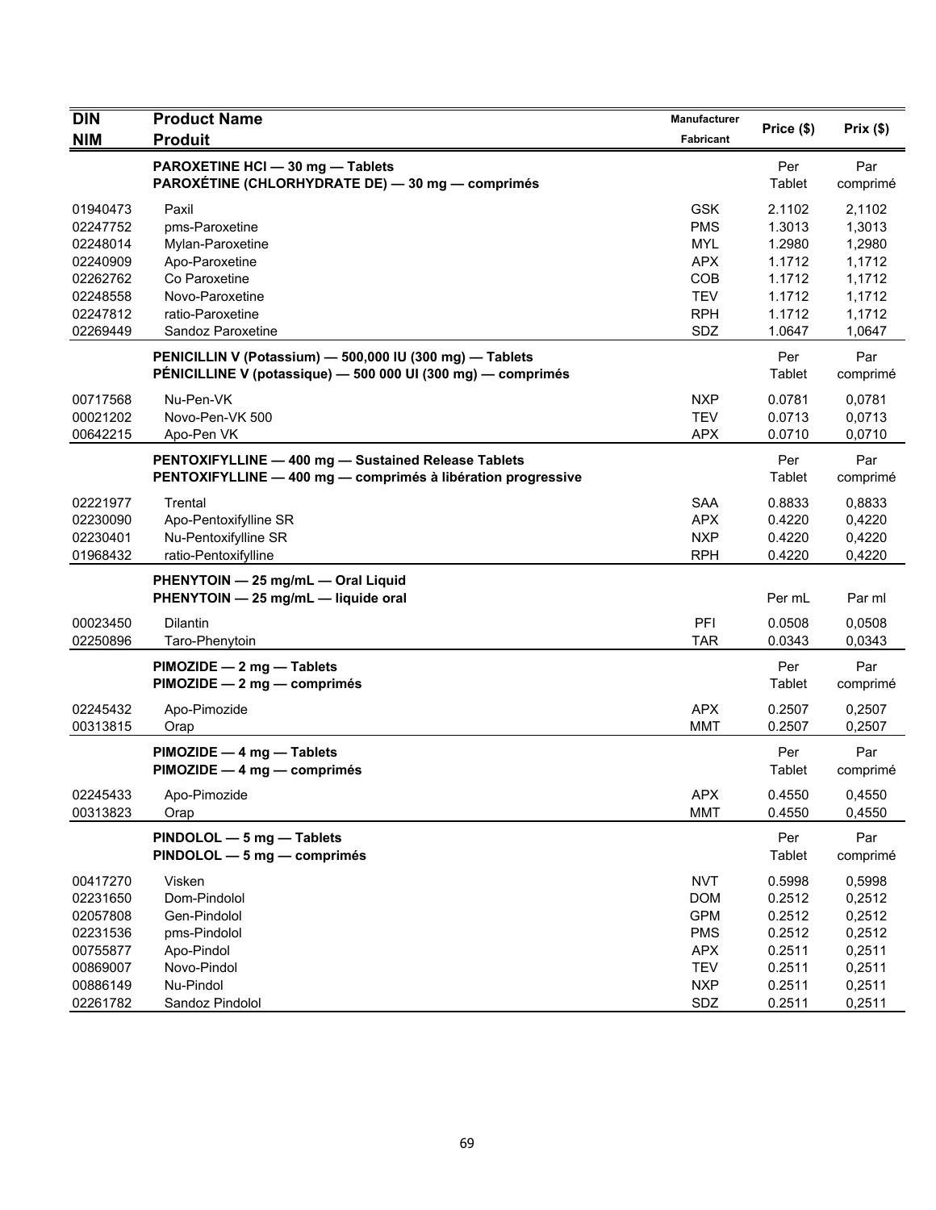| DIN<br>NIM | Product Name<br>Produit | Manufacturer<br>Fabricant | Price ($) | Prix ($) |
|---|---|---|---|---|
| | **PAROXETINE HCl — 30 mg — Tablets**<br>**PAROXÉTINE (CHLORHYDRATE DE) — 30 mg — comprimés** | | Per Tablet | Par comprimé |
| 01940473 | Paxil | GSK | 2.1102 | 2,1102 |
| 02247752 | pms-Paroxetine | PMS | 1.3013 | 1,3013 |
| 02248014 | Mylan-Paroxetine | MYL | 1.2980 | 1,2980 |
| 02240909 | Apo-Paroxetine | APX | 1.1712 | 1,1712 |
| 02262762 | Co Paroxetine | COB | 1.1712 | 1,1712 |
| 02248558 | Novo-Paroxetine | TEV | 1.1712 | 1,1712 |
| 02247812 | ratio-Paroxetine | RPH | 1.1712 | 1,1712 |
| 02269449 | Sandoz Paroxetine | SDZ | 1.0647 | 1,0647 |
| | **PENICILLIN V (Potassium) — 500,000 IU (300 mg) — Tablets**<br>**PÉNICILLINE V (potassique) — 500 000 UI (300 mg) — comprimés** | | Per Tablet | Par comprimé |
| 00717568 | Nu-Pen-VK | NXP | 0.0781 | 0,0781 |
| 00021202 | Novo-Pen-VK 500 | TEV | 0.0713 | 0,0713 |
| 00642215 | Apo-Pen VK | APX | 0.0710 | 0,0710 |
| | **PENTOXIFYLLINE — 400 mg — Sustained Release Tablets**<br>**PENTOXIFYLLINE — 400 mg — comprimés à libération progressive** | | Per Tablet | Par comprimé |
| 02221977 | Trental | SAA | 0.8833 | 0,8833 |
| 02230090 | Apo-Pentoxifylline SR | APX | 0.4220 | 0,4220 |
| 02230401 | Nu-Pentoxifylline SR | NXP | 0.4220 | 0,4220 |
| 01968432 | ratio-Pentoxifylline | RPH | 0.4220 | 0,4220 |
| | **PHENYTOIN — 25 mg/mL — Oral Liquid**<br>**PHENYTOIN — 25 mg/mL — liquide oral** | | Per mL | Par ml |
| 00023450 | Dilantin | PFI | 0.0508 | 0,0508 |
| 02250896 | Taro-Phenytoin | TAR | 0.0343 | 0,0343 |
| | **PIMOZIDE — 2 mg — Tablets**<br>**PIMOZIDE — 2 mg — comprimés** | | Per Tablet | Par comprimé |
| 02245432 | Apo-Pimozide | APX | 0.2507 | 0,2507 |
| 00313815 | Orap | MMT | 0.2507 | 0,2507 |
| | **PIMOZIDE — 4 mg — Tablets**<br>**PIMOZIDE — 4 mg — comprimés** | | Per Tablet | Par comprimé |
| 02245433 | Apo-Pimozide | APX | 0.4550 | 0,4550 |
| 00313823 | Orap | MMT | 0.4550 | 0,4550 |
| | **PINDOLOL — 5 mg — Tablets**<br>**PINDOLOL — 5 mg — comprimés** | | Per Tablet | Par comprimé |
| 00417270 | Visken | NVT | 0.5998 | 0,5998 |
| 02231650 | Dom-Pindolol | DOM | 0.2512 | 0,2512 |
| 02057808 | Gen-Pindolol | GPM | 0.2512 | 0,2512 |
| 02231536 | pms-Pindolol | PMS | 0.2512 | 0,2512 |
| 00755877 | Apo-Pindol | APX | 0.2511 | 0,2511 |
| 00869007 | Novo-Pindol | TEV | 0.2511 | 0,2511 |
| 00886149 | Nu-Pindol | NXP | 0.2511 | 0,2511 |
| 02261782 | Sandoz Pindolol | SDZ | 0.2511 | 0,2511 |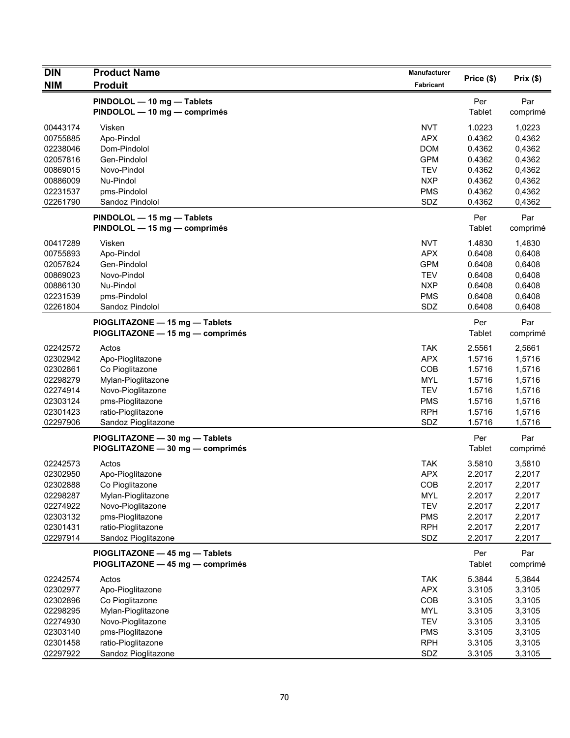| DIN<br>NIM | Product Name<br>Produit | Manufacturer<br>Fabricant | Price ($) | Prix ($) |
|---|---|---|---|---|
| | **PINDOLOL — 10 mg — Tablets**<br>**PINDOLOL — 10 mg — comprimés** | | Per Tablet | Par comprimé |
| 00443174 | Visken | NVT | 1.0223 | 1,0223 |
| 00755885 | Apo-Pindol | APX | 0.4362 | 0,4362 |
| 02238046 | Dom-Pindolol | DOM | 0.4362 | 0,4362 |
| 02057816 | Gen-Pindolol | GPM | 0.4362 | 0,4362 |
| 00869015 | Novo-Pindol | TEV | 0.4362 | 0,4362 |
| 00886009 | Nu-Pindol | NXP | 0.4362 | 0,4362 |
| 02231537 | pms-Pindolol | PMS | 0.4362 | 0,4362 |
| 02261790 | Sandoz Pindolol | SDZ | 0.4362 | 0,4362 |
| | **PINDOLOL — 15 mg — Tablets**<br>**PINDOLOL — 15 mg — comprimés** | | Per Tablet | Par comprimé |
| 00417289 | Visken | NVT | 1.4830 | 1,4830 |
| 00755893 | Apo-Pindol | APX | 0.6408 | 0,6408 |
| 02057824 | Gen-Pindolol | GPM | 0.6408 | 0,6408 |
| 00869023 | Novo-Pindol | TEV | 0.6408 | 0,6408 |
| 00886130 | Nu-Pindol | NXP | 0.6408 | 0,6408 |
| 02231539 | pms-Pindolol | PMS | 0.6408 | 0,6408 |
| 02261804 | Sandoz Pindolol | SDZ | 0.6408 | 0,6408 |
| | **PIOGLITAZONE — 15 mg — Tablets**<br>**PIOGLITAZONE — 15 mg — comprimés** | | Per Tablet | Par comprimé |
| 02242572 | Actos | TAK | 2.5561 | 2,5661 |
| 02302942 | Apo-Pioglitazone | APX | 1.5716 | 1,5716 |
| 02302861 | Co Pioglitazone | COB | 1.5716 | 1,5716 |
| 02298279 | Mylan-Pioglitazone | MYL | 1.5716 | 1,5716 |
| 02274914 | Novo-Pioglitazone | TEV | 1.5716 | 1,5716 |
| 02303124 | pms-Pioglitazone | PMS | 1.5716 | 1,5716 |
| 02301423 | ratio-Pioglitazone | RPH | 1.5716 | 1,5716 |
| 02297906 | Sandoz Pioglitazone | SDZ | 1.5716 | 1,5716 |
| | **PIOGLITAZONE — 30 mg — Tablets**<br>**PIOGLITAZONE — 30 mg — comprimés** | | Per Tablet | Par comprimé |
| 02242573 | Actos | TAK | 3.5810 | 3,5810 |
| 02302950 | Apo-Pioglitazone | APX | 2.2017 | 2,2017 |
| 02302888 | Co Pioglitazone | COB | 2.2017 | 2,2017 |
| 02298287 | Mylan-Pioglitazone | MYL | 2.2017 | 2,2017 |
| 02274922 | Novo-Pioglitazone | TEV | 2.2017 | 2,2017 |
| 02303132 | pms-Pioglitazone | PMS | 2.2017 | 2,2017 |
| 02301431 | ratio-Pioglitazone | RPH | 2.2017 | 2,2017 |
| 02297914 | Sandoz Pioglitazone | SDZ | 2.2017 | 2,2017 |
| | **PIOGLITAZONE — 45 mg — Tablets**<br>**PIOGLITAZONE — 45 mg — comprimés** | | Per Tablet | Par comprimé |
| 02242574 | Actos | TAK | 5.3844 | 5,3844 |
| 02302977 | Apo-Pioglitazone | APX | 3.3105 | 3,3105 |
| 02302896 | Co Pioglitazone | COB | 3.3105 | 3,3105 |
| 02298295 | Mylan-Pioglitazone | MYL | 3.3105 | 3,3105 |
| 02274930 | Novo-Pioglitazone | TEV | 3.3105 | 3,3105 |
| 02303140 | pms-Pioglitazone | PMS | 3.3105 | 3,3105 |
| 02301458 | ratio-Pioglitazone | RPH | 3.3105 | 3,3105 |
| 02297922 | Sandoz Pioglitazone | SDZ | 3.3105 | 3,3105 |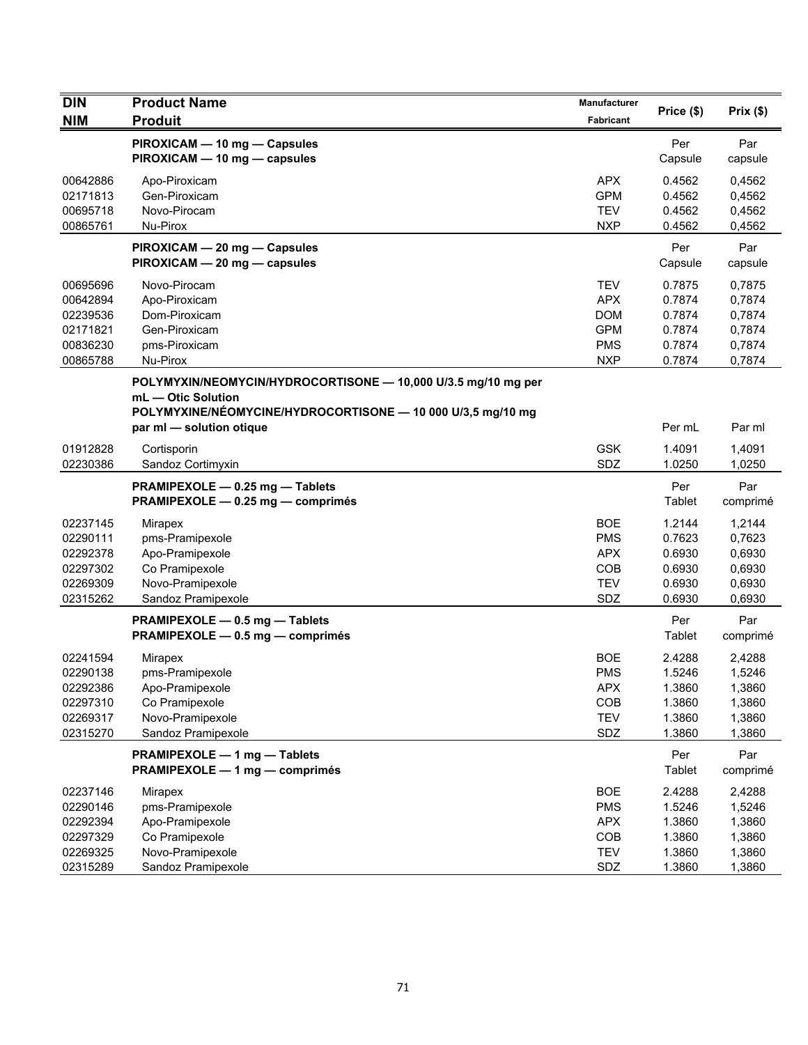| DIN<br>NIM | Product Name<br>Produit | Manufacturer<br>Fabricant | Price ($) | Prix ($) |
|---|---|---|---|---|
| | **PIROXICAM — 10 mg — Capsules**<br>**PIROXICAM — 10 mg — capsules** | | Per Capsule | Par capsule |
| 00642886 | Apo-Piroxicam | APX | 0.4562 | 0,4562 |
| 02171813 | Gen-Piroxicam | GPM | 0.4562 | 0,4562 |
| 00695718 | Novo-Pirocam | TEV | 0.4562 | 0,4562 |
| 00865761 | Nu-Pirox | NXP | 0.4562 | 0,4562 |
| | **PIROXICAM — 20 mg — Capsules**<br>**PIROXICAM — 20 mg — capsules** | | Per Capsule | Par capsule |
| 00695696 | Novo-Pirocam | TEV | 0.7875 | 0,7875 |
| 00642894 | Apo-Piroxicam | APX | 0.7874 | 0,7874 |
| 02239536 | Dom-Piroxicam | DOM | 0.7874 | 0,7874 |
| 02171821 | Gen-Piroxicam | GPM | 0.7874 | 0,7874 |
| 00836230 | pms-Piroxicam | PMS | 0.7874 | 0,7874 |
| 00865788 | Nu-Pirox | NXP | 0.7874 | 0,7874 |
| | **POLYMYXIN/NEOMYCIN/HYDROCORTISONE — 10,000 U/3.5 mg/10 mg per mL — Otic Solution**<br>**POLYMYXINE/NÉOMYCINE/HYDROCORTISONE — 10 000 U/3,5 mg/10 mg par ml — solution otique** | | Per mL | Par ml |
| 01912828 | Cortisporin | GSK | 1.4091 | 1,4091 |
| 02230386 | Sandoz Cortimyxin | SDZ | 1.0250 | 1,0250 |
| | **PRAMIPEXOLE — 0.25 mg — Tablets**<br>**PRAMIPEXOLE — 0.25 mg — comprimés** | | Per Tablet | Par comprimé |
| 02237145 | Mirapex | BOE | 1.2144 | 1,2144 |
| 02290111 | pms-Pramipexole | PMS | 0.7623 | 0,7623 |
| 02292378 | Apo-Pramipexole | APX | 0.6930 | 0,6930 |
| 02297302 | Co Pramipexole | COB | 0.6930 | 0,6930 |
| 02269309 | Novo-Pramipexole | TEV | 0.6930 | 0,6930 |
| 02315262 | Sandoz Pramipexole | SDZ | 0.6930 | 0,6930 |
| | **PRAMIPEXOLE — 0.5 mg — Tablets**<br>**PRAMIPEXOLE — 0.5 mg — comprimés** | | Per Tablet | Par comprimé |
| 02241594 | Mirapex | BOE | 2.4288 | 2,4288 |
| 02290138 | pms-Pramipexole | PMS | 1.5246 | 1,5246 |
| 02292386 | Apo-Pramipexole | APX | 1.3860 | 1,3860 |
| 02297310 | Co Pramipexole | COB | 1.3860 | 1,3860 |
| 02269317 | Novo-Pramipexole | TEV | 1.3860 | 1,3860 |
| 02315270 | Sandoz Pramipexole | SDZ | 1.3860 | 1,3860 |
| | **PRAMIPEXOLE — 1 mg — Tablets**<br>**PRAMIPEXOLE — 1 mg — comprimés** | | Per Tablet | Par comprimé |
| 02237146 | Mirapex | BOE | 2.4288 | 2,4288 |
| 02290146 | pms-Pramipexole | PMS | 1.5246 | 1,5246 |
| 02292394 | Apo-Pramipexole | APX | 1.3860 | 1,3860 |
| 02297329 | Co Pramipexole | COB | 1.3860 | 1,3860 |
| 02269325 | Novo-Pramipexole | TEV | 1.3860 | 1,3860 |
| 02315289 | Sandoz Pramipexole | SDZ | 1.3860 | 1,3860 |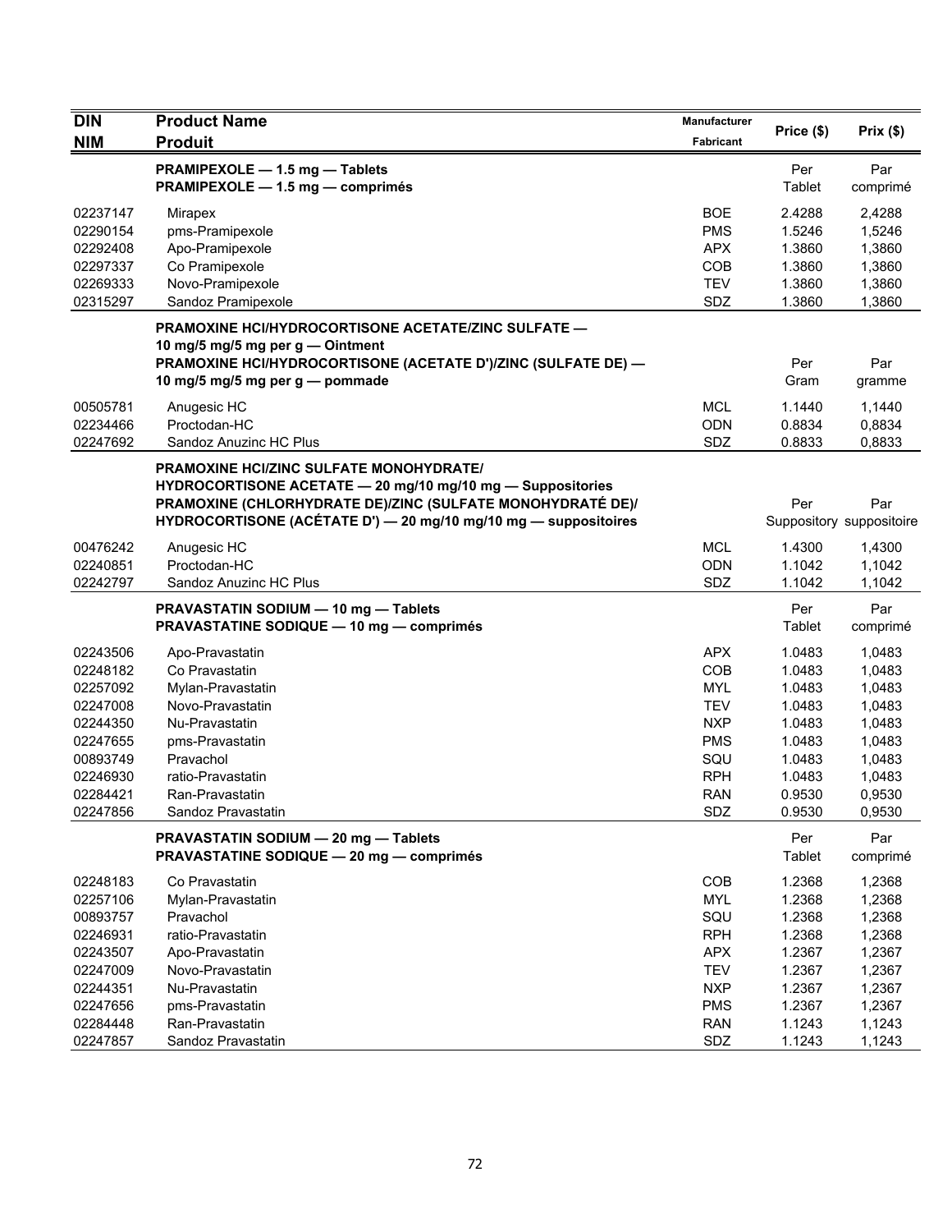| DIN<br>NIM | Product Name<br>Produit | Manufacturer<br>Fabricant | Price ($) | Prix ($) |
|---|---|---|---|---|
| | **PRAMIPEXOLE — 1.5 mg — Tablets**<br>**PRAMIPEXOLE — 1.5 mg — comprimés** | | Per Tablet | Par comprimé |
| 02237147 | Mirapex | BOE | 2.4288 | 2,4288 |
| 02290154 | pms-Pramipexole | PMS | 1.5246 | 1,5246 |
| 02292408 | Apo-Pramipexole | APX | 1.3860 | 1,3860 |
| 02297337 | Co Pramipexole | COB | 1.3860 | 1,3860 |
| 02269333 | Novo-Pramipexole | TEV | 1.3860 | 1,3860 |
| 02315297 | Sandoz Pramipexole | SDZ | 1.3860 | 1,3860 |
| | **PRAMOXINE HCl/HYDROCORTISONE ACETATE/ZINC SULFATE — 10 mg/5 mg/5 mg per g — Ointment**<br>**PRAMOXINE HCl/HYDROCORTISONE (ACETATE D')/ZINC (SULFATE DE) — 10 mg/5 mg/5 mg per g — pommade** | | Per Gram | Par gramme |
| 00505781 | Anugesic HC | MCL | 1.1440 | 1,1440 |
| 02234466 | Proctodan-HC | ODN | 0.8834 | 0,8834 |
| 02247692 | Sandoz Anuzinc HC Plus | SDZ | 0.8833 | 0,8833 |
| | **PRAMOXINE HCl/ZINC SULFATE MONOHYDRATE/ HYDROCORTISONE ACETATE — 20 mg/10 mg/10 mg — Suppositories**<br>**PRAMOXINE (CHLORHYDRATE DE)/ZINC (SULFATE MONOHYDRATÉ DE)/ HYDROCORTISONE (ACÉTATE D') — 20 mg/10 mg/10 mg — suppositoires** | | Per Suppository | Par suppositoire |
| 00476242 | Anugesic HC | MCL | 1.4300 | 1,4300 |
| 02240851 | Proctodan-HC | ODN | 1.1042 | 1,1042 |
| 02242797 | Sandoz Anuzinc HC Plus | SDZ | 1.1042 | 1,1042 |
| | **PRAVASTATIN SODIUM — 10 mg — Tablets**<br>**PRAVASTATINE SODIQUE — 10 mg — comprimés** | | Per Tablet | Par comprimé |
| 02243506 | Apo-Pravastatin | APX | 1.0483 | 1,0483 |
| 02248182 | Co Pravastatin | COB | 1.0483 | 1,0483 |
| 02257092 | Mylan-Pravastatin | MYL | 1.0483 | 1,0483 |
| 02247008 | Novo-Pravastatin | TEV | 1.0483 | 1,0483 |
| 02244350 | Nu-Pravastatin | NXP | 1.0483 | 1,0483 |
| 02247655 | pms-Pravastatin | PMS | 1.0483 | 1,0483 |
| 00893749 | Pravachol | SQU | 1.0483 | 1,0483 |
| 02246930 | ratio-Pravastatin | RPH | 1.0483 | 1,0483 |
| 02284421 | Ran-Pravastatin | RAN | 0.9530 | 0,9530 |
| 02247856 | Sandoz Pravastatin | SDZ | 0.9530 | 0,9530 |
| | **PRAVASTATIN SODIUM — 20 mg — Tablets**<br>**PRAVASTATINE SODIQUE — 20 mg — comprimés** | | Per Tablet | Par comprimé |
| 02248183 | Co Pravastatin | COB | 1.2368 | 1,2368 |
| 02257106 | Mylan-Pravastatin | MYL | 1.2368 | 1,2368 |
| 00893757 | Pravachol | SQU | 1.2368 | 1,2368 |
| 02246931 | ratio-Pravastatin | RPH | 1.2368 | 1,2368 |
| 02243507 | Apo-Pravastatin | APX | 1.2367 | 1,2367 |
| 02247009 | Novo-Pravastatin | TEV | 1.2367 | 1,2367 |
| 02244351 | Nu-Pravastatin | NXP | 1.2367 | 1,2367 |
| 02247656 | pms-Pravastatin | PMS | 1.2367 | 1,2367 |
| 02284448 | Ran-Pravastatin | RAN | 1.1243 | 1,1243 |
| 02247857 | Sandoz Pravastatin | SDZ | 1.1243 | 1,1243 |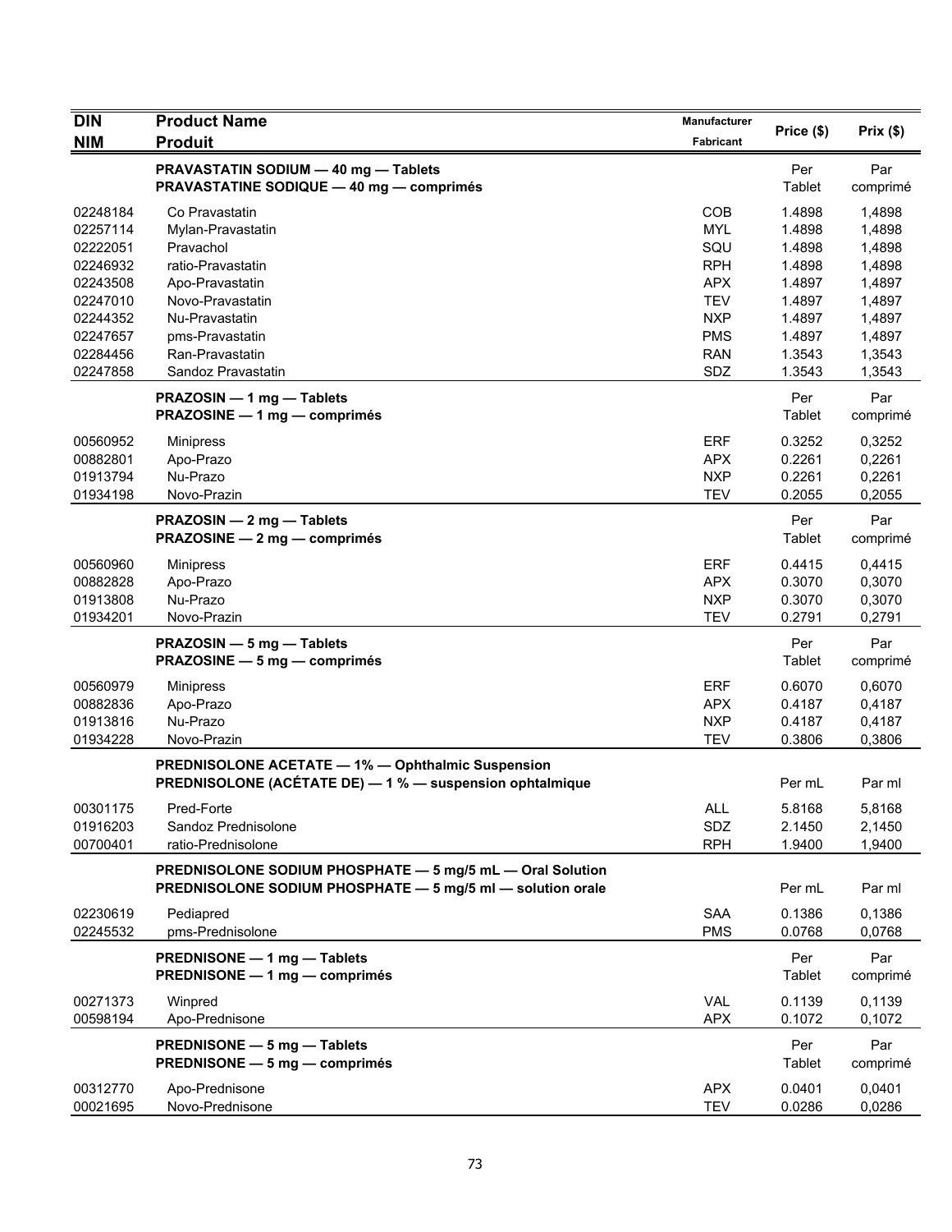| DIN<br>NIM | Product Name<br>Produit | Manufacturer<br>Fabricant | Price ($) | Prix ($) |
|---|---|---|---|---|
| | **PRAVASTATIN SODIUM — 40 mg — Tablets**<br>**PRAVASTATINE SODIQUE — 40 mg — comprimés** | | Per Tablet | Par comprimé |
| 02248184 | Co Pravastatin | COB | 1.4898 | 1,4898 |
| 02257114 | Mylan-Pravastatin | MYL | 1.4898 | 1,4898 |
| 02222051 | Pravachol | SQU | 1.4898 | 1,4898 |
| 02246932 | ratio-Pravastatin | RPH | 1.4898 | 1,4898 |
| 02243508 | Apo-Pravastatin | APX | 1.4897 | 1,4897 |
| 02247010 | Novo-Pravastatin | TEV | 1.4897 | 1,4897 |
| 02244352 | Nu-Pravastatin | NXP | 1.4897 | 1,4897 |
| 02247657 | pms-Pravastatin | PMS | 1.4897 | 1,4897 |
| 02284456 | Ran-Pravastatin | RAN | 1.3543 | 1,3543 |
| 02247858 | Sandoz Pravastatin | SDZ | 1.3543 | 1,3543 |
| | **PRAZOSIN — 1 mg — Tablets**<br>**PRAZOSINE — 1 mg — comprimés** | | Per Tablet | Par comprimé |
| 00560952 | Minipress | ERF | 0.3252 | 0,3252 |
| 00882801 | Apo-Prazo | APX | 0.2261 | 0,2261 |
| 01913794 | Nu-Prazo | NXP | 0.2261 | 0,2261 |
| 01934198 | Novo-Prazin | TEV | 0.2055 | 0,2055 |
| | **PRAZOSIN — 2 mg — Tablets**<br>**PRAZOSINE — 2 mg — comprimés** | | Per Tablet | Par comprimé |
| 00560960 | Minipress | ERF | 0.4415 | 0,4415 |
| 00882828 | Apo-Prazo | APX | 0.3070 | 0,3070 |
| 01913808 | Nu-Prazo | NXP | 0.3070 | 0,3070 |
| 01934201 | Novo-Prazin | TEV | 0.2791 | 0,2791 |
| | **PRAZOSIN — 5 mg — Tablets**<br>**PRAZOSINE — 5 mg — comprimés** | | Per Tablet | Par comprimé |
| 00560979 | Minipress | ERF | 0.6070 | 0,6070 |
| 00882836 | Apo-Prazo | APX | 0.4187 | 0,4187 |
| 01913816 | Nu-Prazo | NXP | 0.4187 | 0,4187 |
| 01934228 | Novo-Prazin | TEV | 0.3806 | 0,3806 |
| | **PREDNISOLONE ACETATE — 1% — Ophthalmic Suspension**<br>**PREDNISOLONE (ACÉTATE DE) — 1 % — suspension ophtalmique** | | Per mL | Par ml |
| 00301175 | Pred-Forte | ALL | 5.8168 | 5,8168 |
| 01916203 | Sandoz Prednisolone | SDZ | 2.1450 | 2,1450 |
| 00700401 | ratio-Prednisolone | RPH | 1.9400 | 1,9400 |
| | **PREDNISOLONE SODIUM PHOSPHATE — 5 mg/5 mL — Oral Solution**<br>**PREDNISOLONE SODIUM PHOSPHATE — 5 mg/5 ml — solution orale** | | Per mL | Par ml |
| 02230619 | Pediapred | SAA | 0.1386 | 0,1386 |
| 02245532 | pms-Prednisolone | PMS | 0.0768 | 0,0768 |
| | **PREDNISONE — 1 mg — Tablets**<br>**PREDNISONE — 1 mg — comprimés** | | Per Tablet | Par comprimé |
| 00271373 | Winpred | VAL | 0.1139 | 0,1139 |
| 00598194 | Apo-Prednisone | APX | 0.1072 | 0,1072 |
| | **PREDNISONE — 5 mg — Tablets**<br>**PREDNISONE — 5 mg — comprimés** | | Per Tablet | Par comprimé |
| 00312770 | Apo-Prednisone | APX | 0.0401 | 0,0401 |
| 00021695 | Novo-Prednisone | TEV | 0.0286 | 0,0286 |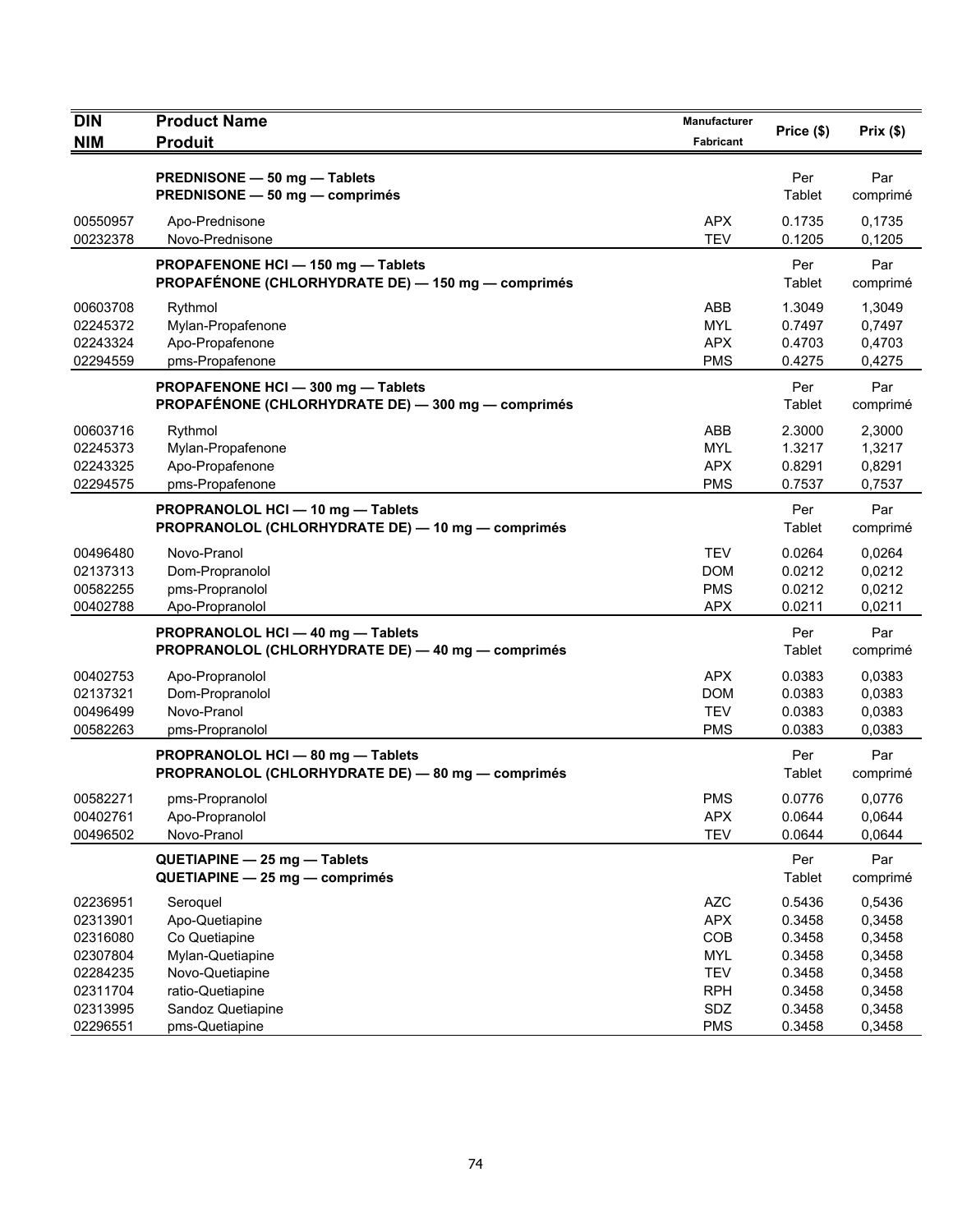| DIN<br>NIM | Product Name<br>Produit | Manufacturer<br>Fabricant | Price ($) | Prix ($) |
|---|---|---|---|---|
| | **PREDNISONE — 50 mg — Tablets**<br>**PREDNISONE — 50 mg — comprimés** | | Per Tablet | Par comprimé |
| 00550957 | Apo-Prednisone | APX | 0.1735 | 0,1735 |
| 00232378 | Novo-Prednisone | TEV | 0.1205 | 0,1205 |
| | **PROPAFENONE HCl — 150 mg — Tablets**<br>**PROPAFÉNONE (CHLORHYDRATE DE) — 150 mg — comprimés** | | Per Tablet | Par comprimé |
| 00603708 | Rythmol | ABB | 1.3049 | 1,3049 |
| 02245372 | Mylan-Propafenone | MYL | 0.7497 | 0,7497 |
| 02243324 | Apo-Propafenone | APX | 0.4703 | 0,4703 |
| 02294559 | pms-Propafenone | PMS | 0.4275 | 0,4275 |
| | **PROPAFENONE HCl — 300 mg — Tablets**<br>**PROPAFÉNONE (CHLORHYDRATE DE) — 300 mg — comprimés** | | Per Tablet | Par comprimé |
| 00603716 | Rythmol | ABB | 2.3000 | 2,3000 |
| 02245373 | Mylan-Propafenone | MYL | 1.3217 | 1,3217 |
| 02243325 | Apo-Propafenone | APX | 0.8291 | 0,8291 |
| 02294575 | pms-Propafenone | PMS | 0.7537 | 0,7537 |
| | **PROPRANOLOL HCl — 10 mg — Tablets**<br>**PROPRANOLOL (CHLORHYDRATE DE) — 10 mg — comprimés** | | Per Tablet | Par comprimé |
| 00496480 | Novo-Pranol | TEV | 0.0264 | 0,0264 |
| 02137313 | Dom-Propranolol | DOM | 0.0212 | 0,0212 |
| 00582255 | pms-Propranolol | PMS | 0.0212 | 0,0212 |
| 00402788 | Apo-Propranolol | APX | 0.0211 | 0,0211 |
| | **PROPRANOLOL HCl — 40 mg — Tablets**<br>**PROPRANOLOL (CHLORHYDRATE DE) — 40 mg — comprimés** | | Per Tablet | Par comprimé |
| 00402753 | Apo-Propranolol | APX | 0.0383 | 0,0383 |
| 02137321 | Dom-Propranolol | DOM | 0.0383 | 0,0383 |
| 00496499 | Novo-Pranol | TEV | 0.0383 | 0,0383 |
| 00582263 | pms-Propranolol | PMS | 0.0383 | 0,0383 |
| | **PROPRANOLOL HCl — 80 mg — Tablets**<br>**PROPRANOLOL (CHLORHYDRATE DE) — 80 mg — comprimés** | | Per Tablet | Par comprimé |
| 00582271 | pms-Propranolol | PMS | 0.0776 | 0,0776 |
| 00402761 | Apo-Propranolol | APX | 0.0644 | 0,0644 |
| 00496502 | Novo-Pranol | TEV | 0.0644 | 0,0644 |
| | **QUETIAPINE — 25 mg — Tablets**<br>**QUETIAPINE — 25 mg — comprimés** | | Per Tablet | Par comprimé |
| 02236951 | Seroquel | AZC | 0.5436 | 0,5436 |
| 02313901 | Apo-Quetiapine | APX | 0.3458 | 0,3458 |
| 02316080 | Co Quetiapine | COB | 0.3458 | 0,3458 |
| 02307804 | Mylan-Quetiapine | MYL | 0.3458 | 0,3458 |
| 02284235 | Novo-Quetiapine | TEV | 0.3458 | 0,3458 |
| 02311704 | ratio-Quetiapine | RPH | 0.3458 | 0,3458 |
| 02313995 | Sandoz Quetiapine | SDZ | 0.3458 | 0,3458 |
| 02296551 | pms-Quetiapine | PMS | 0.3458 | 0,3458 |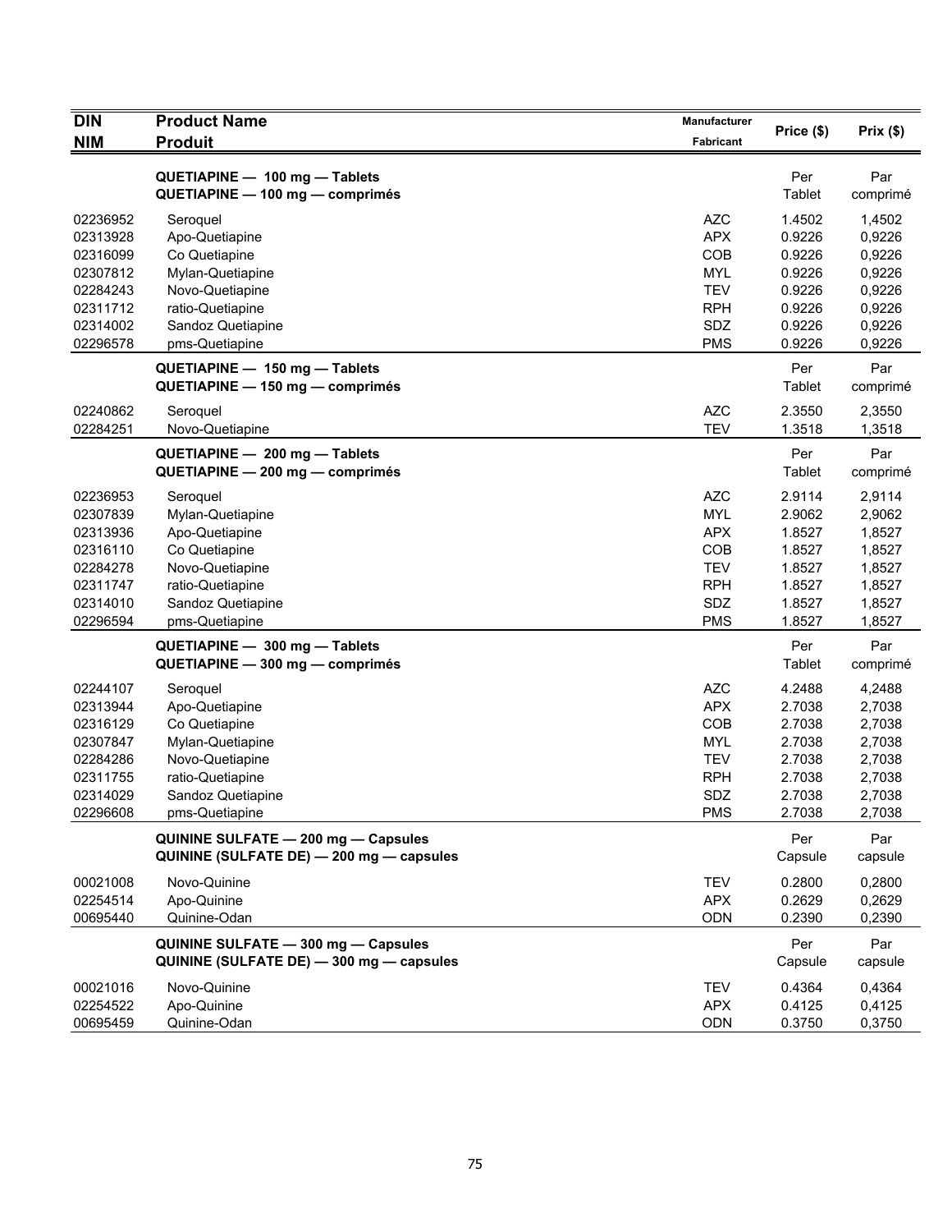| DIN<br>NIM | Product Name<br>Produit | Manufacturer<br>Fabricant | Price ($) | Prix ($) |
|---|---|---|---|---|
| | **QUETIAPINE — 100 mg — Tablets**<br>**QUETIAPINE — 100 mg — comprimés** | | Per Tablet | Par comprimé |
| 02236952 | Seroquel | AZC | 1.4502 | 1,4502 |
| 02313928 | Apo-Quetiapine | APX | 0.9226 | 0,9226 |
| 02316099 | Co Quetiapine | COB | 0.9226 | 0,9226 |
| 02307812 | Mylan-Quetiapine | MYL | 0.9226 | 0,9226 |
| 02284243 | Novo-Quetiapine | TEV | 0.9226 | 0,9226 |
| 02311712 | ratio-Quetiapine | RPH | 0.9226 | 0,9226 |
| 02314002 | Sandoz Quetiapine | SDZ | 0.9226 | 0,9226 |
| 02296578 | pms-Quetiapine | PMS | 0.9226 | 0,9226 |
| | **QUETIAPINE — 150 mg — Tablets**<br>**QUETIAPINE — 150 mg — comprimés** | | Per Tablet | Par comprimé |
| 02240862 | Seroquel | AZC | 2.3550 | 2,3550 |
| 02284251 | Novo-Quetiapine | TEV | 1.3518 | 1,3518 |
| | **QUETIAPINE — 200 mg — Tablets**<br>**QUETIAPINE — 200 mg — comprimés** | | Per Tablet | Par comprimé |
| 02236953 | Seroquel | AZC | 2.9114 | 2,9114 |
| 02307839 | Mylan-Quetiapine | MYL | 2.9062 | 2,9062 |
| 02313936 | Apo-Quetiapine | APX | 1.8527 | 1,8527 |
| 02316110 | Co Quetiapine | COB | 1.8527 | 1,8527 |
| 02284278 | Novo-Quetiapine | TEV | 1.8527 | 1,8527 |
| 02311747 | ratio-Quetiapine | RPH | 1.8527 | 1,8527 |
| 02314010 | Sandoz Quetiapine | SDZ | 1.8527 | 1,8527 |
| 02296594 | pms-Quetiapine | PMS | 1.8527 | 1,8527 |
| | **QUETIAPINE — 300 mg — Tablets**<br>**QUETIAPINE — 300 mg — comprimés** | | Per Tablet | Par comprimé |
| 02244107 | Seroquel | AZC | 4.2488 | 4,2488 |
| 02313944 | Apo-Quetiapine | APX | 2.7038 | 2,7038 |
| 02316129 | Co Quetiapine | COB | 2.7038 | 2,7038 |
| 02307847 | Mylan-Quetiapine | MYL | 2.7038 | 2,7038 |
| 02284286 | Novo-Quetiapine | TEV | 2.7038 | 2,7038 |
| 02311755 | ratio-Quetiapine | RPH | 2.7038 | 2,7038 |
| 02314029 | Sandoz Quetiapine | SDZ | 2.7038 | 2,7038 |
| 02296608 | pms-Quetiapine | PMS | 2.7038 | 2,7038 |
| | **QUININE SULFATE — 200 mg — Capsules**<br>**QUININE (SULFATE DE) — 200 mg — capsules** | | Per Capsule | Par capsule |
| 00021008 | Novo-Quinine | TEV | 0.2800 | 0,2800 |
| 02254514 | Apo-Quinine | APX | 0.2629 | 0,2629 |
| 00695440 | Quinine-Odan | ODN | 0.2390 | 0,2390 |
| | **QUININE SULFATE — 300 mg — Capsules**<br>**QUININE (SULFATE DE) — 300 mg — capsules** | | Per Capsule | Par capsule |
| 00021016 | Novo-Quinine | TEV | 0.4364 | 0,4364 |
| 02254522 | Apo-Quinine | APX | 0.4125 | 0,4125 |
| 00695459 | Quinine-Odan | ODN | 0.3750 | 0,3750 |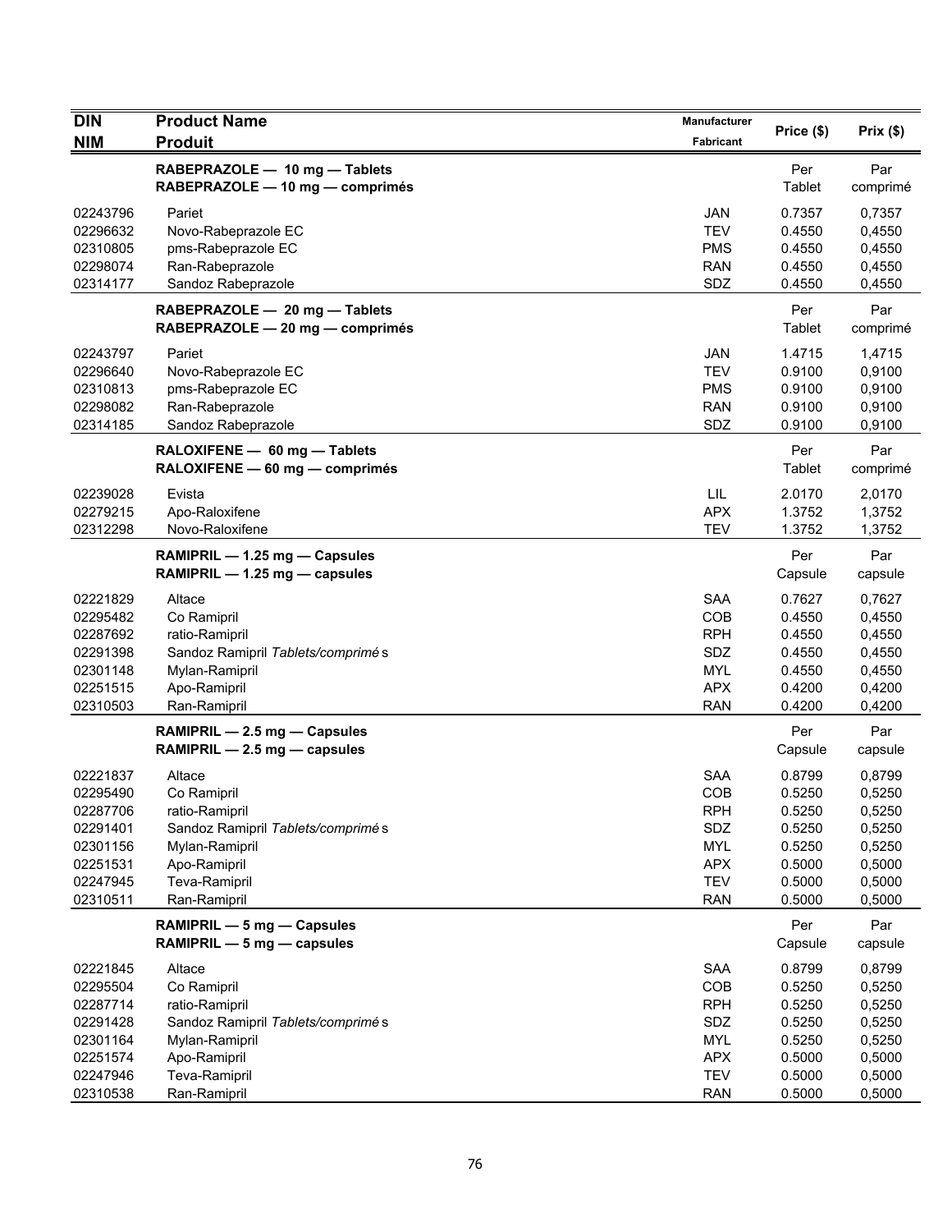| DIN<br>NIM | Product Name<br>Produit | Manufacturer<br>Fabricant | Price ($) | Prix ($) |
|---|---|---|---|---|
| | **RABEPRAZOLE — 10 mg — Tablets**<br>**RABEPRAZOLE — 10 mg — comprimés** | | Per Tablet | Par comprimé |
| 02243796 | Pariet | JAN | 0.7357 | 0,7357 |
| 02296632 | Novo-Rabeprazole EC | TEV | 0.4550 | 0,4550 |
| 02310805 | pms-Rabeprazole EC | PMS | 0.4550 | 0,4550 |
| 02298074 | Ran-Rabeprazole | RAN | 0.4550 | 0,4550 |
| 02314177 | Sandoz Rabeprazole | SDZ | 0.4550 | 0,4550 |
| | **RABEPRAZOLE — 20 mg — Tablets**<br>**RABEPRAZOLE — 20 mg — comprimés** | | Per Tablet | Par comprimé |
| 02243797 | Pariet | JAN | 1.4715 | 1,4715 |
| 02296640 | Novo-Rabeprazole EC | TEV | 0.9100 | 0,9100 |
| 02310813 | pms-Rabeprazole EC | PMS | 0.9100 | 0,9100 |
| 02298082 | Ran-Rabeprazole | RAN | 0.9100 | 0,9100 |
| 02314185 | Sandoz Rabeprazole | SDZ | 0.9100 | 0,9100 |
| | **RALOXIFENE — 60 mg — Tablets**<br>**RALOXIFENE — 60 mg — comprimés** | | Per Tablet | Par comprimé |
| 02239028 | Evista | LIL | 2.0170 | 2,0170 |
| 02279215 | Apo-Raloxifene | APX | 1.3752 | 1,3752 |
| 02312298 | Novo-Raloxifene | TEV | 1.3752 | 1,3752 |
| | **RAMIPRIL — 1.25 mg — Capsules**<br>**RAMIPRIL — 1.25 mg — capsules** | | Per Capsule | Par capsule |
| 02221829 | Altace | SAA | 0.7627 | 0,7627 |
| 02295482 | Co Ramipril | COB | 0.4550 | 0,4550 |
| 02287692 | ratio-Ramipril | RPH | 0.4550 | 0,4550 |
| 02291398 | Sandoz Ramipril *Tablets/comprimés* | SDZ | 0.4550 | 0,4550 |
| 02301148 | Mylan-Ramipril | MYL | 0.4550 | 0,4550 |
| 02251515 | Apo-Ramipril | APX | 0.4200 | 0,4200 |
| 02310503 | Ran-Ramipril | RAN | 0.4200 | 0,4200 |
| | **RAMIPRIL — 2.5 mg — Capsules**<br>**RAMIPRIL — 2.5 mg — capsules** | | Per Capsule | Par capsule |
| 02221837 | Altace | SAA | 0.8799 | 0,8799 |
| 02295490 | Co Ramipril | COB | 0.5250 | 0,5250 |
| 02287706 | ratio-Ramipril | RPH | 0.5250 | 0,5250 |
| 02291401 | Sandoz Ramipril *Tablets/comprimés* | SDZ | 0.5250 | 0,5250 |
| 02301156 | Mylan-Ramipril | MYL | 0.5250 | 0,5250 |
| 02251531 | Apo-Ramipril | APX | 0.5000 | 0,5000 |
| 02247945 | Teva-Ramipril | TEV | 0.5000 | 0,5000 |
| 02310511 | Ran-Ramipril | RAN | 0.5000 | 0,5000 |
| | **RAMIPRIL — 5 mg — Capsules**<br>**RAMIPRIL — 5 mg — capsules** | | Per Capsule | Par capsule |
| 02221845 | Altace | SAA | 0.8799 | 0,8799 |
| 02295504 | Co Ramipril | COB | 0.5250 | 0,5250 |
| 02287714 | ratio-Ramipril | RPH | 0.5250 | 0,5250 |
| 02291428 | Sandoz Ramipril *Tablets/comprimés* | SDZ | 0.5250 | 0,5250 |
| 02301164 | Mylan-Ramipril | MYL | 0.5250 | 0,5250 |
| 02251574 | Apo-Ramipril | APX | 0.5000 | 0,5000 |
| 02247946 | Teva-Ramipril | TEV | 0.5000 | 0,5000 |
| 02310538 | Ran-Ramipril | RAN | 0.5000 | 0,5000 |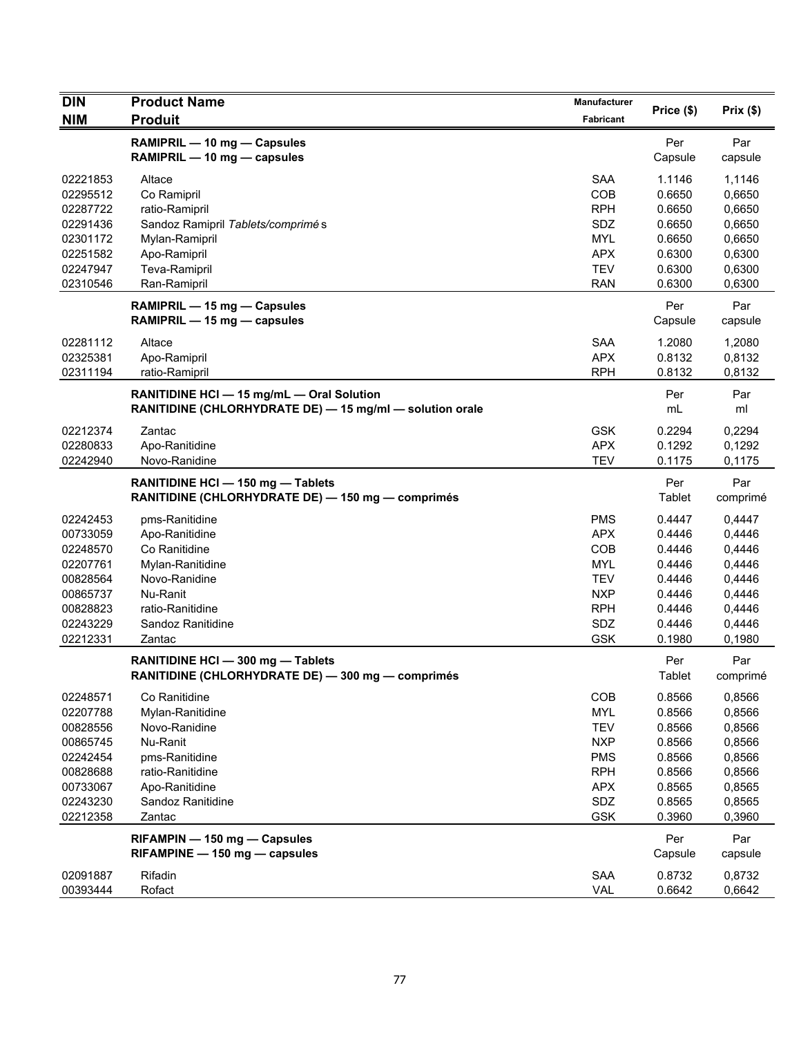| DIN<br>NIM | Product Name<br>Produit | Manufacturer<br>Fabricant | Price ($) | Prix ($) |
|---|---|---|---|---|
| | **RAMIPRIL — 10 mg — Capsules**<br>**RAMIPRIL — 10 mg — capsules** | | Per<br>Capsule | Par<br>capsule |
| 02221853 | Altace | SAA | 1.1146 | 1,1146 |
| 02295512 | Co Ramipril | COB | 0.6650 | 0,6650 |
| 02287722 | ratio-Ramipril | RPH | 0.6650 | 0,6650 |
| 02291436 | Sandoz Ramipril *Tablets/comprimés* | SDZ | 0.6650 | 0,6650 |
| 02301172 | Mylan-Ramipril | MYL | 0.6650 | 0,6650 |
| 02251582 | Apo-Ramipril | APX | 0.6300 | 0,6300 |
| 02247947 | Teva-Ramipril | TEV | 0.6300 | 0,6300 |
| 02310546 | Ran-Ramipril | RAN | 0.6300 | 0,6300 |
| | **RAMIPRIL — 15 mg — Capsules**<br>**RAMIPRIL — 15 mg — capsules** | | Per<br>Capsule | Par<br>capsule |
| 02281112 | Altace | SAA | 1.2080 | 1,2080 |
| 02325381 | Apo-Ramipril | APX | 0.8132 | 0,8132 |
| 02311194 | ratio-Ramipril | RPH | 0.8132 | 0,8132 |
| | **RANITIDINE HCl — 15 mg/mL — Oral Solution**<br>**RANITIDINE (CHLORHYDRATE DE) — 15 mg/ml — solution orale** | | Per<br>mL | Par<br>ml |
| 02212374 | Zantac | GSK | 0.2294 | 0,2294 |
| 02280833 | Apo-Ranitidine | APX | 0.1292 | 0,1292 |
| 02242940 | Novo-Ranidine | TEV | 0.1175 | 0,1175 |
| | **RANITIDINE HCl — 150 mg — Tablets**<br>**RANITIDINE (CHLORHYDRATE DE) — 150 mg — comprimés** | | Per<br>Tablet | Par<br>comprimé |
| 02242453 | pms-Ranitidine | PMS | 0.4447 | 0,4447 |
| 00733059 | Apo-Ranitidine | APX | 0.4446 | 0,4446 |
| 02248570 | Co Ranitidine | COB | 0.4446 | 0,4446 |
| 02207761 | Mylan-Ranitidine | MYL | 0.4446 | 0,4446 |
| 00828564 | Novo-Ranidine | TEV | 0.4446 | 0,4446 |
| 00865737 | Nu-Ranit | NXP | 0.4446 | 0,4446 |
| 00828823 | ratio-Ranitidine | RPH | 0.4446 | 0,4446 |
| 02243229 | Sandoz Ranitidine | SDZ | 0.4446 | 0,4446 |
| 02212331 | Zantac | GSK | 0.1980 | 0,1980 |
| | **RANITIDINE HCl — 300 mg — Tablets**<br>**RANITIDINE (CHLORHYDRATE DE) — 300 mg — comprimés** | | Per<br>Tablet | Par<br>comprimé |
| 02248571 | Co Ranitidine | COB | 0.8566 | 0,8566 |
| 02207788 | Mylan-Ranitidine | MYL | 0.8566 | 0,8566 |
| 00828556 | Novo-Ranidine | TEV | 0.8566 | 0,8566 |
| 00865745 | Nu-Ranit | NXP | 0.8566 | 0,8566 |
| 02242454 | pms-Ranitidine | PMS | 0.8566 | 0,8566 |
| 00828688 | ratio-Ranitidine | RPH | 0.8566 | 0,8566 |
| 00733067 | Apo-Ranitidine | APX | 0.8565 | 0,8565 |
| 02243230 | Sandoz Ranitidine | SDZ | 0.8565 | 0,8565 |
| 02212358 | Zantac | GSK | 0.3960 | 0,3960 |
| | **RIFAMPIN — 150 mg — Capsules**<br>**RIFAMPINE — 150 mg — capsules** | | Per<br>Capsule | Par<br>capsule |
| 02091887 | Rifadin | SAA | 0.8732 | 0,8732 |
| 00393444 | Rofact | VAL | 0.6642 | 0,6642 |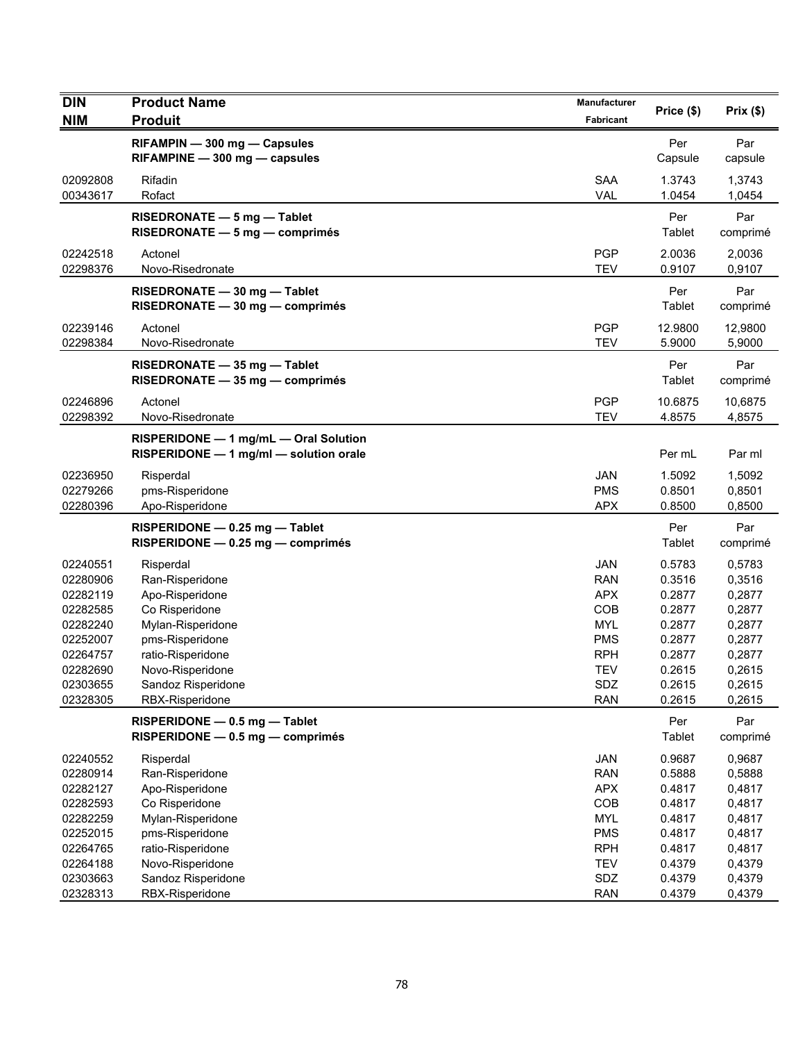| DIN<br>NIM | Product Name<br>Produit | Manufacturer<br>Fabricant | Price ($) | Prix ($) |
|---|---|---|---|---|
| | **RIFAMPIN — 300 mg — Capsules**<br>**RIFAMPINE — 300 mg — capsules** | | Per Capsule | Par capsule |
| 02092808 | Rifadin | SAA | 1.3743 | 1,3743 |
| 00343617 | Rofact | VAL | 1.0454 | 1,0454 |
| | **RISEDRONATE — 5 mg — Tablet**<br>**RISEDRONATE — 5 mg — comprimés** | | Per Tablet | Par comprimé |
| 02242518 | Actonel | PGP | 2.0036 | 2,0036 |
| 02298376 | Novo-Risedronate | TEV | 0.9107 | 0,9107 |
| | **RISEDRONATE — 30 mg — Tablet**<br>**RISEDRONATE — 30 mg — comprimés** | | Per Tablet | Par comprimé |
| 02239146 | Actonel | PGP | 12.9800 | 12,9800 |
| 02298384 | Novo-Risedronate | TEV | 5.9000 | 5,9000 |
| | **RISEDRONATE — 35 mg — Tablet**<br>**RISEDRONATE — 35 mg — comprimés** | | Per Tablet | Par comprimé |
| 02246896 | Actonel | PGP | 10.6875 | 10,6875 |
| 02298392 | Novo-Risedronate | TEV | 4.8575 | 4,8575 |
| | **RISPERIDONE — 1 mg/mL — Oral Solution**<br>**RISPERIDONE — 1 mg/ml — solution orale** | | Per mL | Par ml |
| 02236950 | Risperdal | JAN | 1.5092 | 1,5092 |
| 02279266 | pms-Risperidone | PMS | 0.8501 | 0,8501 |
| 02280396 | Apo-Risperidone | APX | 0.8500 | 0,8500 |
| | **RISPERIDONE — 0.25 mg — Tablet**<br>**RISPERIDONE — 0.25 mg — comprimés** | | Per Tablet | Par comprimé |
| 02240551 | Risperdal | JAN | 0.5783 | 0,5783 |
| 02280906 | Ran-Risperidone | RAN | 0.3516 | 0,3516 |
| 02282119 | Apo-Risperidone | APX | 0.2877 | 0,2877 |
| 02282585 | Co Risperidone | COB | 0.2877 | 0,2877 |
| 02282240 | Mylan-Risperidone | MYL | 0.2877 | 0,2877 |
| 02252007 | pms-Risperidone | PMS | 0.2877 | 0,2877 |
| 02264757 | ratio-Risperidone | RPH | 0.2877 | 0,2877 |
| 02282690 | Novo-Risperidone | TEV | 0.2615 | 0,2615 |
| 02303655 | Sandoz Risperidone | SDZ | 0.2615 | 0,2615 |
| 02328305 | RBX-Risperidone | RAN | 0.2615 | 0,2615 |
| | **RISPERIDONE — 0.5 mg — Tablet**<br>**RISPERIDONE — 0.5 mg — comprimés** | | Per Tablet | Par comprimé |
| 02240552 | Risperdal | JAN | 0.9687 | 0,9687 |
| 02280914 | Ran-Risperidone | RAN | 0.5888 | 0,5888 |
| 02282127 | Apo-Risperidone | APX | 0.4817 | 0,4817 |
| 02282593 | Co Risperidone | COB | 0.4817 | 0,4817 |
| 02282259 | Mylan-Risperidone | MYL | 0.4817 | 0,4817 |
| 02252015 | pms-Risperidone | PMS | 0.4817 | 0,4817 |
| 02264765 | ratio-Risperidone | RPH | 0.4817 | 0,4817 |
| 02264188 | Novo-Risperidone | TEV | 0.4379 | 0,4379 |
| 02303663 | Sandoz Risperidone | SDZ | 0.4379 | 0,4379 |
| 02328313 | RBX-Risperidone | RAN | 0.4379 | 0,4379 |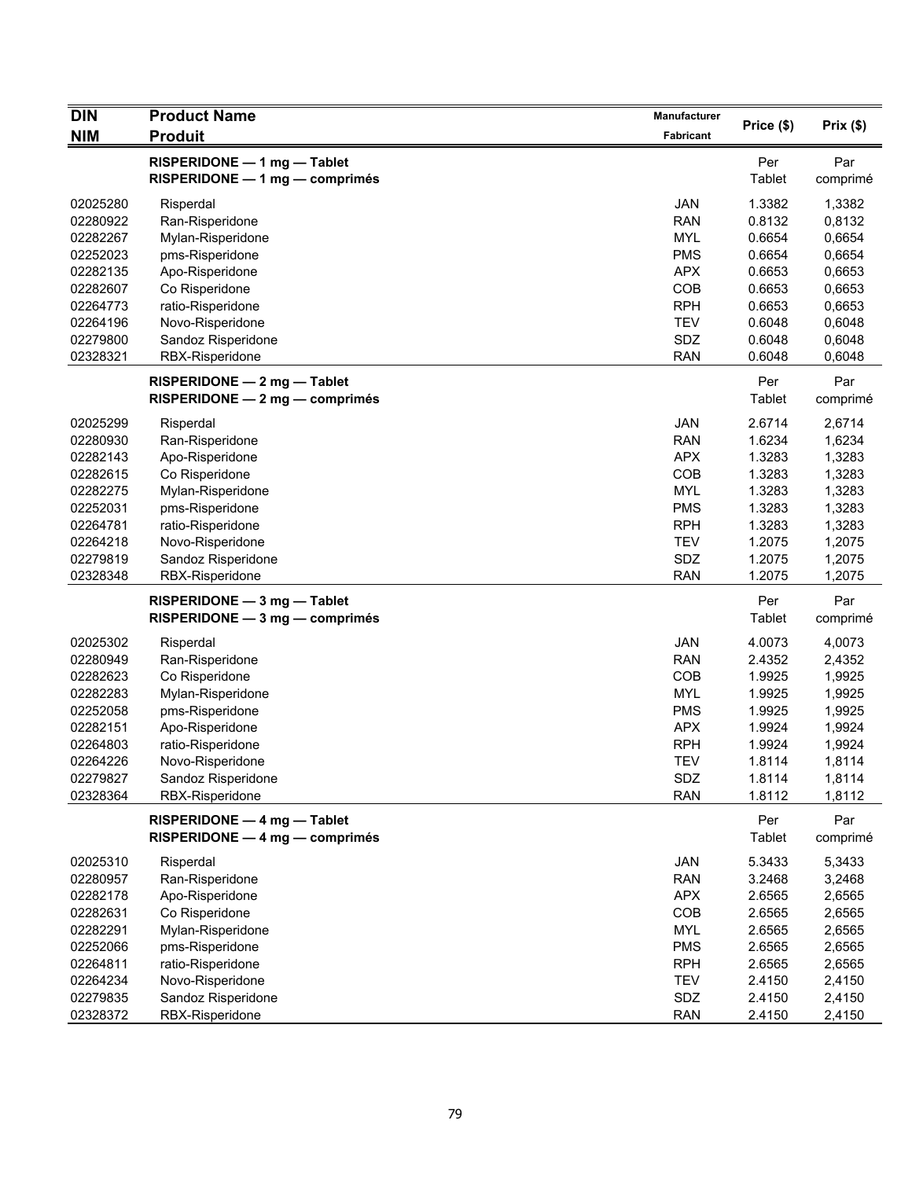| DIN<br>NIM | Product Name<br>Produit | Manufacturer<br>Fabricant | Price ($) | Prix ($) |
|---|---|---|---|---|
| | **RISPERIDONE — 1 mg — Tablet**<br>**RISPERIDONE — 1 mg — comprimés** | | Per<br>Tablet | Par<br>comprimé |
| 02025280 | Risperdal | JAN | 1.3382 | 1,3382 |
| 02280922 | Ran-Risperidone | RAN | 0.8132 | 0,8132 |
| 02282267 | Mylan-Risperidone | MYL | 0.6654 | 0,6654 |
| 02252023 | pms-Risperidone | PMS | 0.6654 | 0,6654 |
| 02282135 | Apo-Risperidone | APX | 0.6653 | 0,6653 |
| 02282607 | Co Risperidone | COB | 0.6653 | 0,6653 |
| 02264773 | ratio-Risperidone | RPH | 0.6653 | 0,6653 |
| 02264196 | Novo-Risperidone | TEV | 0.6048 | 0,6048 |
| 02279800 | Sandoz Risperidone | SDZ | 0.6048 | 0,6048 |
| 02328321 | RBX-Risperidone | RAN | 0.6048 | 0,6048 |
| | **RISPERIDONE — 2 mg — Tablet**<br>**RISPERIDONE — 2 mg — comprimés** | | Per<br>Tablet | Par<br>comprimé |
| 02025299 | Risperdal | JAN | 2.6714 | 2,6714 |
| 02280930 | Ran-Risperidone | RAN | 1.6234 | 1,6234 |
| 02282143 | Apo-Risperidone | APX | 1.3283 | 1,3283 |
| 02282615 | Co Risperidone | COB | 1.3283 | 1,3283 |
| 02282275 | Mylan-Risperidone | MYL | 1.3283 | 1,3283 |
| 02252031 | pms-Risperidone | PMS | 1.3283 | 1,3283 |
| 02264781 | ratio-Risperidone | RPH | 1.3283 | 1,3283 |
| 02264218 | Novo-Risperidone | TEV | 1.2075 | 1,2075 |
| 02279819 | Sandoz Risperidone | SDZ | 1.2075 | 1,2075 |
| 02328348 | RBX-Risperidone | RAN | 1.2075 | 1,2075 |
| | **RISPERIDONE — 3 mg — Tablet**<br>**RISPERIDONE — 3 mg — comprimés** | | Per<br>Tablet | Par<br>comprimé |
| 02025302 | Risperdal | JAN | 4.0073 | 4,0073 |
| 02280949 | Ran-Risperidone | RAN | 2.4352 | 2,4352 |
| 02282623 | Co Risperidone | COB | 1.9925 | 1,9925 |
| 02282283 | Mylan-Risperidone | MYL | 1.9925 | 1,9925 |
| 02252058 | pms-Risperidone | PMS | 1.9925 | 1,9925 |
| 02282151 | Apo-Risperidone | APX | 1.9924 | 1,9924 |
| 02264803 | ratio-Risperidone | RPH | 1.9924 | 1,9924 |
| 02264226 | Novo-Risperidone | TEV | 1.8114 | 1,8114 |
| 02279827 | Sandoz Risperidone | SDZ | 1.8114 | 1,8114 |
| 02328364 | RBX-Risperidone | RAN | 1.8112 | 1,8112 |
| | **RISPERIDONE — 4 mg — Tablet**<br>**RISPERIDONE — 4 mg — comprimés** | | Per<br>Tablet | Par<br>comprimé |
| 02025310 | Risperdal | JAN | 5.3433 | 5,3433 |
| 02280957 | Ran-Risperidone | RAN | 3.2468 | 3,2468 |
| 02282178 | Apo-Risperidone | APX | 2.6565 | 2,6565 |
| 02282631 | Co Risperidone | COB | 2.6565 | 2,6565 |
| 02282291 | Mylan-Risperidone | MYL | 2.6565 | 2,6565 |
| 02252066 | pms-Risperidone | PMS | 2.6565 | 2,6565 |
| 02264811 | ratio-Risperidone | RPH | 2.6565 | 2,6565 |
| 02264234 | Novo-Risperidone | TEV | 2.4150 | 2,4150 |
| 02279835 | Sandoz Risperidone | SDZ | 2.4150 | 2,4150 |
| 02328372 | RBX-Risperidone | RAN | 2.4150 | 2,4150 |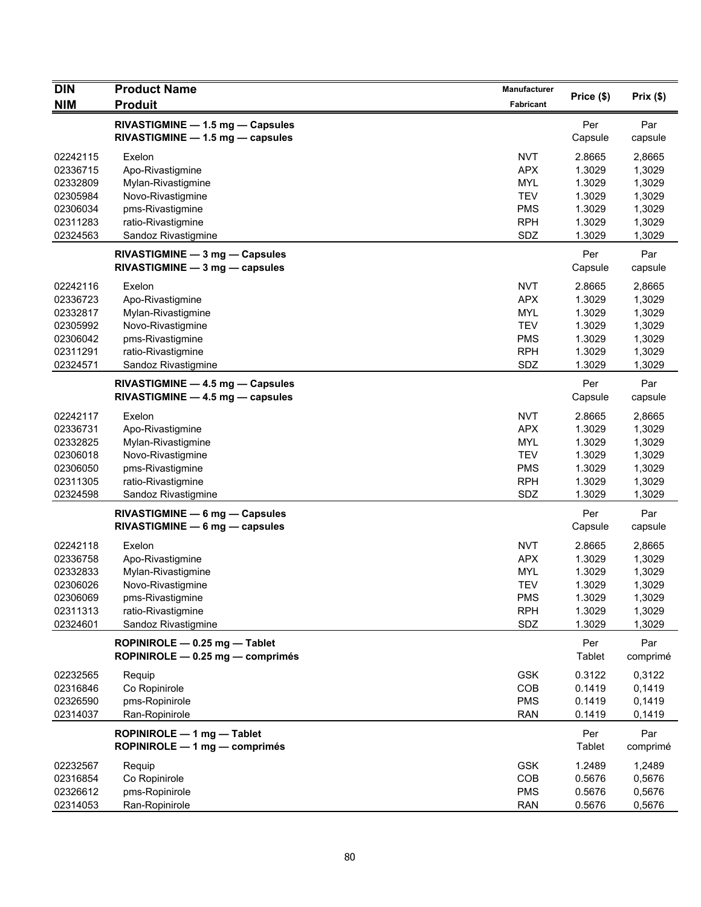| DIN<br>NIM | Product Name<br>Produit | Manufacturer<br>Fabricant | Price ($) | Prix ($) |
|---|---|---|---|---|
| | **RIVASTIGMINE — 1.5 mg — Capsules**<br>**RIVASTIGMINE — 1.5 mg — capsules** | | Per Capsule | Par capsule |
| 02242115 | Exelon | NVT | 2.8665 | 2,8665 |
| 02336715 | Apo-Rivastigmine | APX | 1.3029 | 1,3029 |
| 02332809 | Mylan-Rivastigmine | MYL | 1.3029 | 1,3029 |
| 02305984 | Novo-Rivastigmine | TEV | 1.3029 | 1,3029 |
| 02306034 | pms-Rivastigmine | PMS | 1.3029 | 1,3029 |
| 02311283 | ratio-Rivastigmine | RPH | 1.3029 | 1,3029 |
| 02324563 | Sandoz Rivastigmine | SDZ | 1.3029 | 1,3029 |
| | **RIVASTIGMINE — 3 mg — Capsules**<br>**RIVASTIGMINE — 3 mg — capsules** | | Per Capsule | Par capsule |
| 02242116 | Exelon | NVT | 2.8665 | 2,8665 |
| 02336723 | Apo-Rivastigmine | APX | 1.3029 | 1,3029 |
| 02332817 | Mylan-Rivastigmine | MYL | 1.3029 | 1,3029 |
| 02305992 | Novo-Rivastigmine | TEV | 1.3029 | 1,3029 |
| 02306042 | pms-Rivastigmine | PMS | 1.3029 | 1,3029 |
| 02311291 | ratio-Rivastigmine | RPH | 1.3029 | 1,3029 |
| 02324571 | Sandoz Rivastigmine | SDZ | 1.3029 | 1,3029 |
| | **RIVASTIGMINE — 4.5 mg — Capsules**<br>**RIVASTIGMINE — 4.5 mg — capsules** | | Per Capsule | Par capsule |
| 02242117 | Exelon | NVT | 2.8665 | 2,8665 |
| 02336731 | Apo-Rivastigmine | APX | 1.3029 | 1,3029 |
| 02332825 | Mylan-Rivastigmine | MYL | 1.3029 | 1,3029 |
| 02306018 | Novo-Rivastigmine | TEV | 1.3029 | 1,3029 |
| 02306050 | pms-Rivastigmine | PMS | 1.3029 | 1,3029 |
| 02311305 | ratio-Rivastigmine | RPH | 1.3029 | 1,3029 |
| 02324598 | Sandoz Rivastigmine | SDZ | 1.3029 | 1,3029 |
| | **RIVASTIGMINE — 6 mg — Capsules**<br>**RIVASTIGMINE — 6 mg — capsules** | | Per Capsule | Par capsule |
| 02242118 | Exelon | NVT | 2.8665 | 2,8665 |
| 02336758 | Apo-Rivastigmine | APX | 1.3029 | 1,3029 |
| 02332833 | Mylan-Rivastigmine | MYL | 1.3029 | 1,3029 |
| 02306026 | Novo-Rivastigmine | TEV | 1.3029 | 1,3029 |
| 02306069 | pms-Rivastigmine | PMS | 1.3029 | 1,3029 |
| 02311313 | ratio-Rivastigmine | RPH | 1.3029 | 1,3029 |
| 02324601 | Sandoz Rivastigmine | SDZ | 1.3029 | 1,3029 |
| | **ROPINIROLE — 0.25 mg — Tablet**<br>**ROPINIROLE — 0.25 mg — comprimés** | | Per Tablet | Par comprimé |
| 02232565 | Requip | GSK | 0.3122 | 0,3122 |
| 02316846 | Co Ropinirole | COB | 0.1419 | 0,1419 |
| 02326590 | pms-Ropinirole | PMS | 0.1419 | 0,1419 |
| 02314037 | Ran-Ropinirole | RAN | 0.1419 | 0,1419 |
| | **ROPINIROLE — 1 mg — Tablet**<br>**ROPINIROLE — 1 mg — comprimés** | | Per Tablet | Par comprimé |
| 02232567 | Requip | GSK | 1.2489 | 1,2489 |
| 02316854 | Co Ropinirole | COB | 0.5676 | 0,5676 |
| 02326612 | pms-Ropinirole | PMS | 0.5676 | 0,5676 |
| 02314053 | Ran-Ropinirole | RAN | 0.5676 | 0,5676 |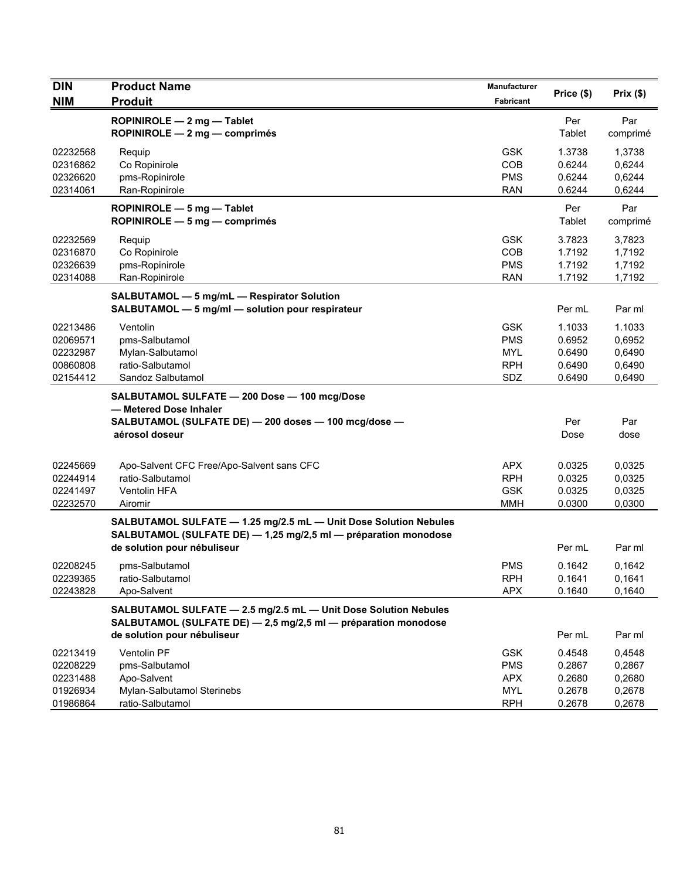| DIN<br>NIM | Product Name<br>Produit | Manufacturer<br>Fabricant | Price ($) | Prix ($) |
|---|---|---|---|---|
| | **ROPINIROLE — 2 mg — Tablet**<br>**ROPINIROLE — 2 mg — comprimés** | | Per Tablet | Par comprimé |
| 02232568 | Requip | GSK | 1.3738 | 1,3738 |
| 02316862 | Co Ropinirole | COB | 0.6244 | 0,6244 |
| 02326620 | pms-Ropinirole | PMS | 0.6244 | 0,6244 |
| 02314061 | Ran-Ropinirole | RAN | 0.6244 | 0,6244 |
| | **ROPINIROLE — 5 mg — Tablet**<br>**ROPINIROLE — 5 mg — comprimés** | | Per Tablet | Par comprimé |
| 02232569 | Requip | GSK | 3.7823 | 3,7823 |
| 02316870 | Co Ropinirole | COB | 1.7192 | 1,7192 |
| 02326639 | pms-Ropinirole | PMS | 1.7192 | 1,7192 |
| 02314088 | Ran-Ropinirole | RAN | 1.7192 | 1,7192 |
| | **SALBUTAMOL — 5 mg/mL — Respirator Solution**<br>**SALBUTAMOL — 5 mg/ml — solution pour respirateur** | | Per mL | Par ml |
| 02213486 | Ventolin | GSK | 1.1033 | 1.1033 |
| 02069571 | pms-Salbutamol | PMS | 0.6952 | 0,6952 |
| 02232987 | Mylan-Salbutamol | MYL | 0.6490 | 0,6490 |
| 00860808 | ratio-Salbutamol | RPH | 0.6490 | 0,6490 |
| 02154412 | Sandoz Salbutamol | SDZ | 0.6490 | 0,6490 |
| | **SALBUTAMOL SULFATE — 200 Dose — 100 mcg/Dose — Metered Dose Inhaler**<br>**SALBUTAMOL (SULFATE DE) — 200 doses — 100 mcg/dose — aérosol doseur** | | Per Dose | Par dose |
| 02245669 | Apo-Salvent CFC Free/Apo-Salvent sans CFC | APX | 0.0325 | 0,0325 |
| 02244914 | ratio-Salbutamol | RPH | 0.0325 | 0,0325 |
| 02241497 | Ventolin HFA | GSK | 0.0325 | 0,0325 |
| 02232570 | Airomir | MMH | 0.0300 | 0,0300 |
| | **SALBUTAMOL SULFATE — 1.25 mg/2.5 mL — Unit Dose Solution Nebules**<br>**SALBUTAMOL (SULFATE DE) — 1,25 mg/2,5 ml — préparation monodose de solution pour nébuliseur** | | Per mL | Par ml |
| 02208245 | pms-Salbutamol | PMS | 0.1642 | 0,1642 |
| 02239365 | ratio-Salbutamol | RPH | 0.1641 | 0,1641 |
| 02243828 | Apo-Salvent | APX | 0.1640 | 0,1640 |
| | **SALBUTAMOL SULFATE — 2.5 mg/2.5 mL — Unit Dose Solution Nebules**<br>**SALBUTAMOL (SULFATE DE) — 2,5 mg/2,5 ml — préparation monodose de solution pour nébuliseur** | | Per mL | Par ml |
| 02213419 | Ventolin PF | GSK | 0.4548 | 0,4548 |
| 02208229 | pms-Salbutamol | PMS | 0.2867 | 0,2867 |
| 02231488 | Apo-Salvent | APX | 0.2680 | 0,2680 |
| 01926934 | Mylan-Salbutamol Sterinebs | MYL | 0.2678 | 0,2678 |
| 01986864 | ratio-Salbutamol | RPH | 0.2678 | 0,2678 |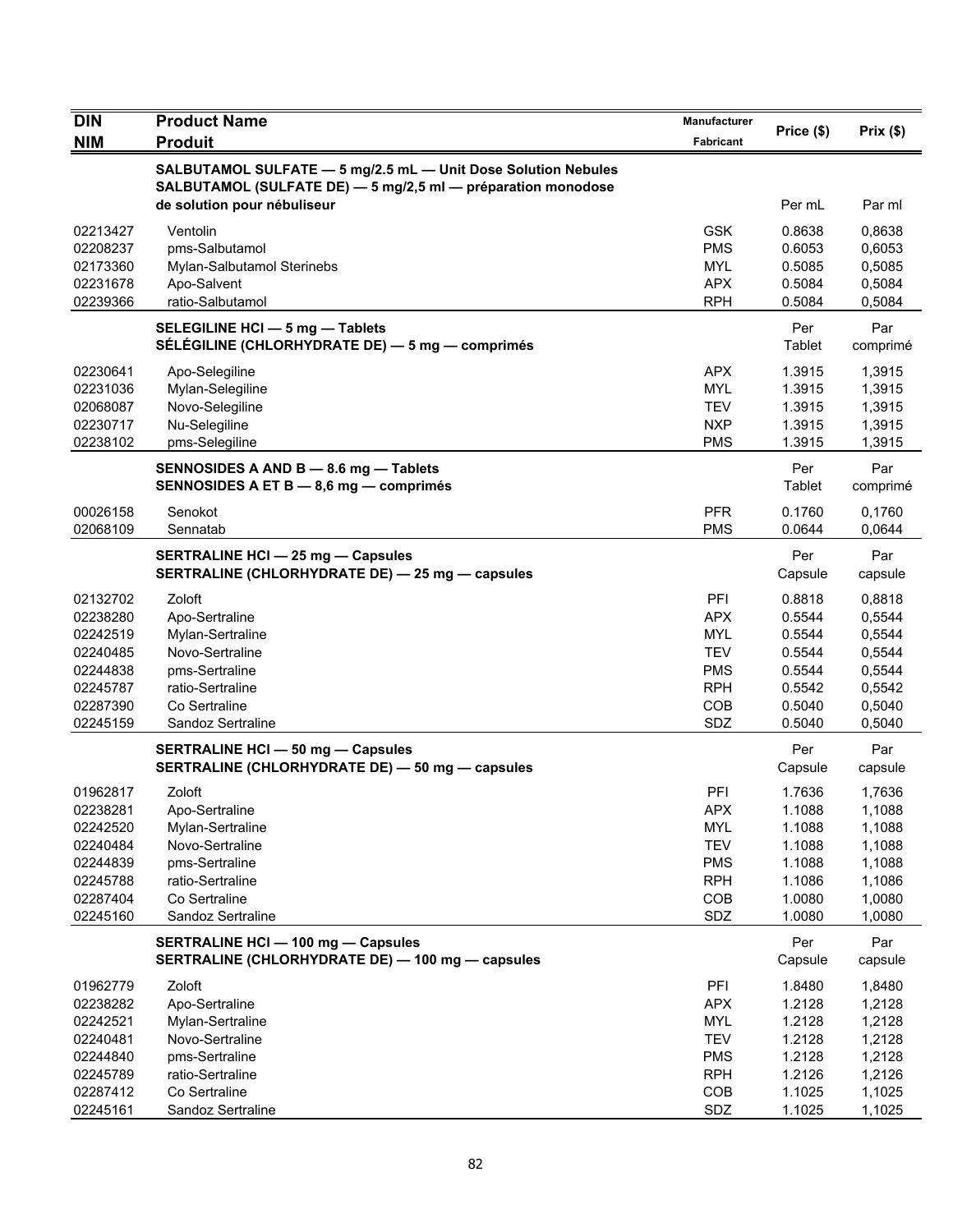| DIN<br>NIM | Product Name<br>Produit | Manufacturer<br>Fabricant | Price ($) | Prix ($) |
|---|---|---|---|---|
| | **SALBUTAMOL SULFATE — 5 mg/2.5 mL — Unit Dose Solution Nebules**<br>**SALBUTAMOL (SULFATE DE) — 5 mg/2,5 ml — préparation monodose de solution pour nébuliseur** | | Per mL | Par ml |
| 02213427 | Ventolin | GSK | 0.8638 | 0,8638 |
| 02208237 | pms-Salbutamol | PMS | 0.6053 | 0,6053 |
| 02173360 | Mylan-Salbutamol Sterinebs | MYL | 0.5085 | 0,5085 |
| 02231678 | Apo-Salvent | APX | 0.5084 | 0,5084 |
| 02239366 | ratio-Salbutamol | RPH | 0.5084 | 0,5084 |
| | **SELEGILINE HCl — 5 mg — Tablets**<br>**SÉLÉGILINE (CHLORHYDRATE DE) — 5 mg — comprimés** | | Per Tablet | Par comprimé |
| 02230641 | Apo-Selegiline | APX | 1.3915 | 1,3915 |
| 02231036 | Mylan-Selegiline | MYL | 1.3915 | 1,3915 |
| 02068087 | Novo-Selegiline | TEV | 1.3915 | 1,3915 |
| 02230717 | Nu-Selegiline | NXP | 1.3915 | 1,3915 |
| 02238102 | pms-Selegiline | PMS | 1.3915 | 1,3915 |
| | **SENNOSIDES A AND B — 8.6 mg — Tablets**<br>**SENNOSIDES A ET B — 8,6 mg — comprimés** | | Per Tablet | Par comprimé |
| 00026158 | Senokot | PFR | 0.1760 | 0,1760 |
| 02068109 | Sennatab | PMS | 0.0644 | 0,0644 |
| | **SERTRALINE HCl — 25 mg — Capsules**<br>**SERTRALINE (CHLORHYDRATE DE) — 25 mg — capsules** | | Per Capsule | Par capsule |
| 02132702 | Zoloft | PFI | 0.8818 | 0,8818 |
| 02238280 | Apo-Sertraline | APX | 0.5544 | 0,5544 |
| 02242519 | Mylan-Sertraline | MYL | 0.5544 | 0,5544 |
| 02240485 | Novo-Sertraline | TEV | 0.5544 | 0,5544 |
| 02244838 | pms-Sertraline | PMS | 0.5544 | 0,5544 |
| 02245787 | ratio-Sertraline | RPH | 0.5542 | 0,5542 |
| 02287390 | Co Sertraline | COB | 0.5040 | 0,5040 |
| 02245159 | Sandoz Sertraline | SDZ | 0.5040 | 0,5040 |
| | **SERTRALINE HCl — 50 mg — Capsules**<br>**SERTRALINE (CHLORHYDRATE DE) — 50 mg — capsules** | | Per Capsule | Par capsule |
| 01962817 | Zoloft | PFI | 1.7636 | 1,7636 |
| 02238281 | Apo-Sertraline | APX | 1.1088 | 1,1088 |
| 02242520 | Mylan-Sertraline | MYL | 1.1088 | 1,1088 |
| 02240484 | Novo-Sertraline | TEV | 1.1088 | 1,1088 |
| 02244839 | pms-Sertraline | PMS | 1.1088 | 1,1088 |
| 02245788 | ratio-Sertraline | RPH | 1.1086 | 1,1086 |
| 02287404 | Co Sertraline | COB | 1.0080 | 1,0080 |
| 02245160 | Sandoz Sertraline | SDZ | 1.0080 | 1,0080 |
| | **SERTRALINE HCl — 100 mg — Capsules**<br>**SERTRALINE (CHLORHYDRATE DE) — 100 mg — capsules** | | Per Capsule | Par capsule |
| 01962779 | Zoloft | PFI | 1.8480 | 1,8480 |
| 02238282 | Apo-Sertraline | APX | 1.2128 | 1,2128 |
| 02242521 | Mylan-Sertraline | MYL | 1.2128 | 1,2128 |
| 02240481 | Novo-Sertraline | TEV | 1.2128 | 1,2128 |
| 02244840 | pms-Sertraline | PMS | 1.2128 | 1,2128 |
| 02245789 | ratio-Sertraline | RPH | 1.2126 | 1,2126 |
| 02287412 | Co Sertraline | COB | 1.1025 | 1,1025 |
| 02245161 | Sandoz Sertraline | SDZ | 1.1025 | 1,1025 |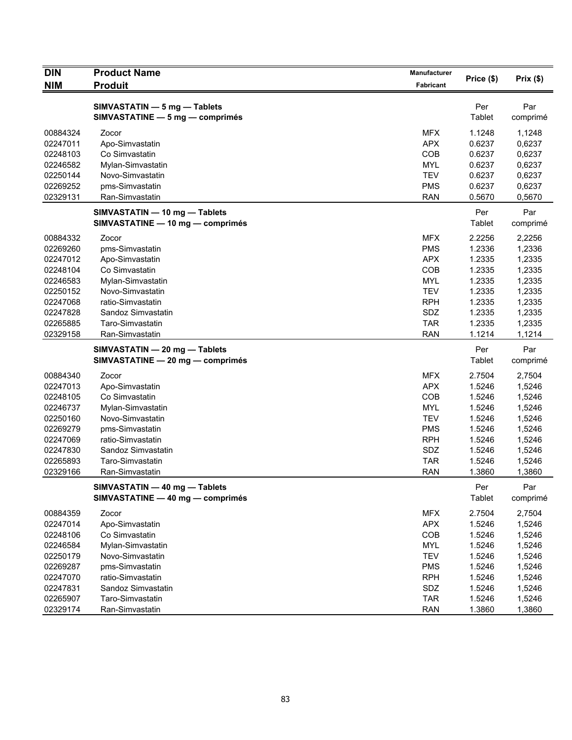| DIN<br>NIM | Product Name<br>Produit | Manufacturer<br>Fabricant | Price ($) | Prix ($) |
|---|---|---|---|---|
| | **SIMVASTATIN — 5 mg — Tablets**<br>**SIMVASTATINE — 5 mg — comprimés** | | Per Tablet | Par comprimé |
| 00884324 | Zocor | MFX | 1.1248 | 1,1248 |
| 02247011 | Apo-Simvastatin | APX | 0.6237 | 0,6237 |
| 02248103 | Co Simvastatin | COB | 0.6237 | 0,6237 |
| 02246582 | Mylan-Simvastatin | MYL | 0.6237 | 0,6237 |
| 02250144 | Novo-Simvastatin | TEV | 0.6237 | 0,6237 |
| 02269252 | pms-Simvastatin | PMS | 0.6237 | 0,6237 |
| 02329131 | Ran-Simvastatin | RAN | 0.5670 | 0,5670 |
| | **SIMVASTATIN — 10 mg — Tablets**<br>**SIMVASTATINE — 10 mg — comprimés** | | Per Tablet | Par comprimé |
| 00884332 | Zocor | MFX | 2.2256 | 2,2256 |
| 02269260 | pms-Simvastatin | PMS | 1.2336 | 1,2336 |
| 02247012 | Apo-Simvastatin | APX | 1.2335 | 1,2335 |
| 02248104 | Co Simvastatin | COB | 1.2335 | 1,2335 |
| 02246583 | Mylan-Simvastatin | MYL | 1.2335 | 1,2335 |
| 02250152 | Novo-Simvastatin | TEV | 1.2335 | 1,2335 |
| 02247068 | ratio-Simvastatin | RPH | 1.2335 | 1,2335 |
| 02247828 | Sandoz Simvastatin | SDZ | 1.2335 | 1,2335 |
| 02265885 | Taro-Simvastatin | TAR | 1.2335 | 1,2335 |
| 02329158 | Ran-Simvastatin | RAN | 1.1214 | 1,1214 |
| | **SIMVASTATIN — 20 mg — Tablets**<br>**SIMVASTATINE — 20 mg — comprimés** | | Per Tablet | Par comprimé |
| 00884340 | Zocor | MFX | 2.7504 | 2,7504 |
| 02247013 | Apo-Simvastatin | APX | 1.5246 | 1,5246 |
| 02248105 | Co Simvastatin | COB | 1.5246 | 1,5246 |
| 02246737 | Mylan-Simvastatin | MYL | 1.5246 | 1,5246 |
| 02250160 | Novo-Simvastatin | TEV | 1.5246 | 1,5246 |
| 02269279 | pms-Simvastatin | PMS | 1.5246 | 1,5246 |
| 02247069 | ratio-Simvastatin | RPH | 1.5246 | 1,5246 |
| 02247830 | Sandoz Simvastatin | SDZ | 1.5246 | 1,5246 |
| 02265893 | Taro-Simvastatin | TAR | 1.5246 | 1,5246 |
| 02329166 | Ran-Simvastatin | RAN | 1.3860 | 1,3860 |
| | **SIMVASTATIN — 40 mg — Tablets**<br>**SIMVASTATINE — 40 mg — comprimés** | | Per Tablet | Par comprimé |
| 00884359 | Zocor | MFX | 2.7504 | 2,7504 |
| 02247014 | Apo-Simvastatin | APX | 1.5246 | 1,5246 |
| 02248106 | Co Simvastatin | COB | 1.5246 | 1,5246 |
| 02246584 | Mylan-Simvastatin | MYL | 1.5246 | 1,5246 |
| 02250179 | Novo-Simvastatin | TEV | 1.5246 | 1,5246 |
| 02269287 | pms-Simvastatin | PMS | 1.5246 | 1,5246 |
| 02247070 | ratio-Simvastatin | RPH | 1.5246 | 1,5246 |
| 02247831 | Sandoz Simvastatin | SDZ | 1.5246 | 1,5246 |
| 02265907 | Taro-Simvastatin | TAR | 1.5246 | 1,5246 |
| 02329174 | Ran-Simvastatin | RAN | 1.3860 | 1,3860 |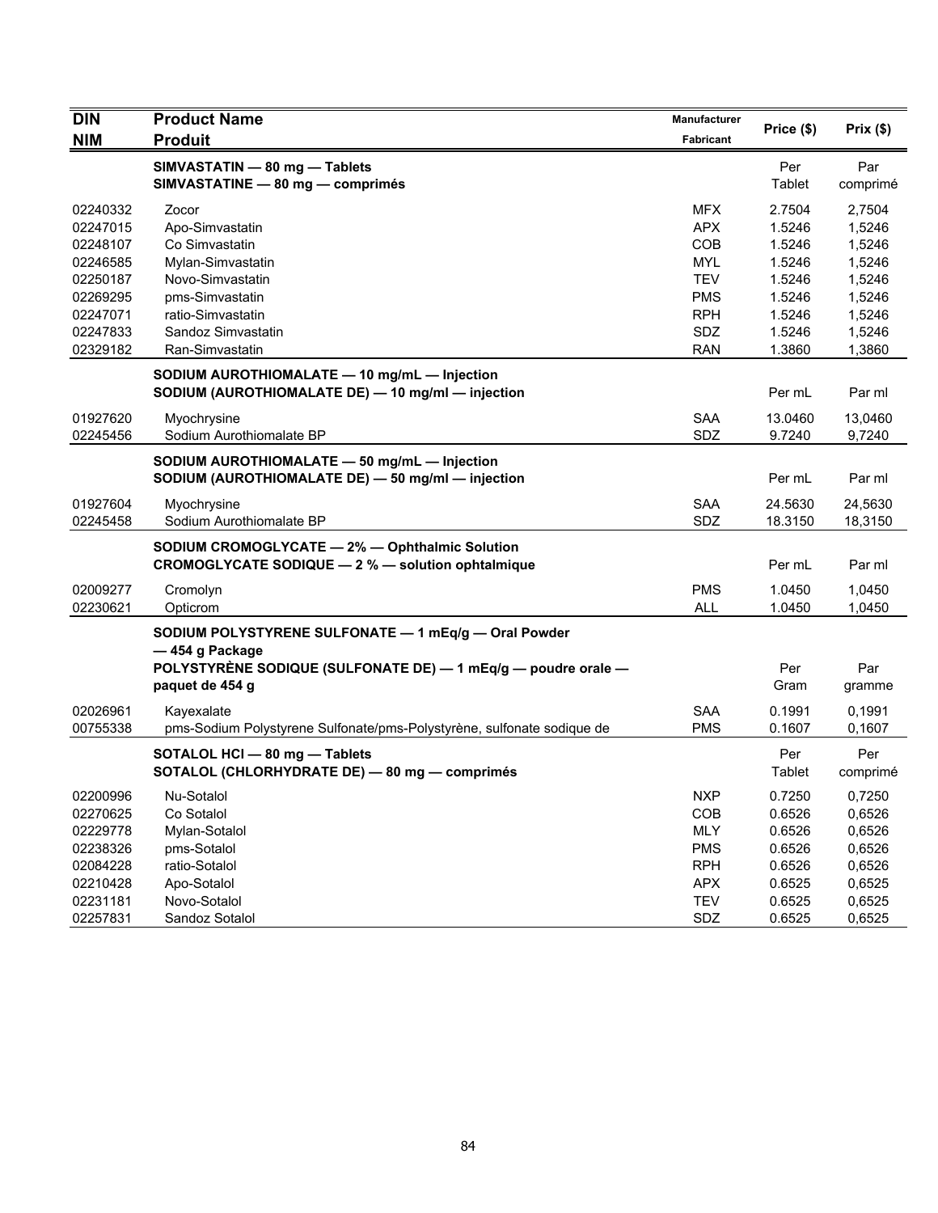| DIN<br>NIM | Product Name<br>Produit | Manufacturer<br>Fabricant | Price ($) | Prix ($) |
|---|---|---|---|---|
| | **SIMVASTATIN — 80 mg — Tablets**<br>**SIMVASTATINE — 80 mg — comprimés** | | Per Tablet | Par comprimé |
| 02240332 | Zocor | MFX | 2.7504 | 2,7504 |
| 02247015 | Apo-Simvastatin | APX | 1.5246 | 1,5246 |
| 02248107 | Co Simvastatin | COB | 1.5246 | 1,5246 |
| 02246585 | Mylan-Simvastatin | MYL | 1.5246 | 1,5246 |
| 02250187 | Novo-Simvastatin | TEV | 1.5246 | 1,5246 |
| 02269295 | pms-Simvastatin | PMS | 1.5246 | 1,5246 |
| 02247071 | ratio-Simvastatin | RPH | 1.5246 | 1,5246 |
| 02247833 | Sandoz Simvastatin | SDZ | 1.5246 | 1,5246 |
| 02329182 | Ran-Simvastatin | RAN | 1.3860 | 1,3860 |
| | **SODIUM AUROTHIOMALATE — 10 mg/mL — Injection**<br>**SODIUM (AUROTHIOMALATE DE) — 10 mg/ml — injection** | | Per mL | Par ml |
| 01927620 | Myochrysine | SAA | 13.0460 | 13,0460 |
| 02245456 | Sodium Aurothiomalate BP | SDZ | 9.7240 | 9,7240 |
| | **SODIUM AUROTHIOMALATE — 50 mg/mL — Injection**<br>**SODIUM (AUROTHIOMALATE DE) — 50 mg/ml — injection** | | Per mL | Par ml |
| 01927604 | Myochrysine | SAA | 24.5630 | 24,5630 |
| 02245458 | Sodium Aurothiomalate BP | SDZ | 18.3150 | 18,3150 |
| | **SODIUM CROMOGLYCATE — 2% — Ophthalmic Solution**<br>**CROMOGLYCATE SODIQUE — 2 % — solution ophtalmique** | | Per mL | Par ml |
| 02009277 | Cromolyn | PMS | 1.0450 | 1,0450 |
| 02230621 | Opticrom | ALL | 1.0450 | 1,0450 |
| | **SODIUM POLYSTYRENE SULFONATE — 1 mEq/g — Oral Powder — 454 g Package**<br>**POLYSTYRÈNE SODIQUE (SULFONATE DE) — 1 mEq/g — poudre orale — paquet de 454 g** | | Per Gram | Par gramme |
| 02026961 | Kayexalate | SAA | 0.1991 | 0,1991 |
| 00755338 | pms-Sodium Polystyrene Sulfonate/pms-Polystyrène, sulfonate sodique de | PMS | 0.1607 | 0,1607 |
| | **SOTALOL HCl — 80 mg — Tablets**<br>**SOTALOL (CHLORHYDRATE DE) — 80 mg — comprimés** | | Per Tablet | Per comprimé |
| 02200996 | Nu-Sotalol | NXP | 0.7250 | 0,7250 |
| 02270625 | Co Sotalol | COB | 0.6526 | 0,6526 |
| 02229778 | Mylan-Sotalol | MLY | 0.6526 | 0,6526 |
| 02238326 | pms-Sotalol | PMS | 0.6526 | 0,6526 |
| 02084228 | ratio-Sotalol | RPH | 0.6526 | 0,6526 |
| 02210428 | Apo-Sotalol | APX | 0.6525 | 0,6525 |
| 02231181 | Novo-Sotalol | TEV | 0.6525 | 0,6525 |
| 02257831 | Sandoz Sotalol | SDZ | 0.6525 | 0,6525 |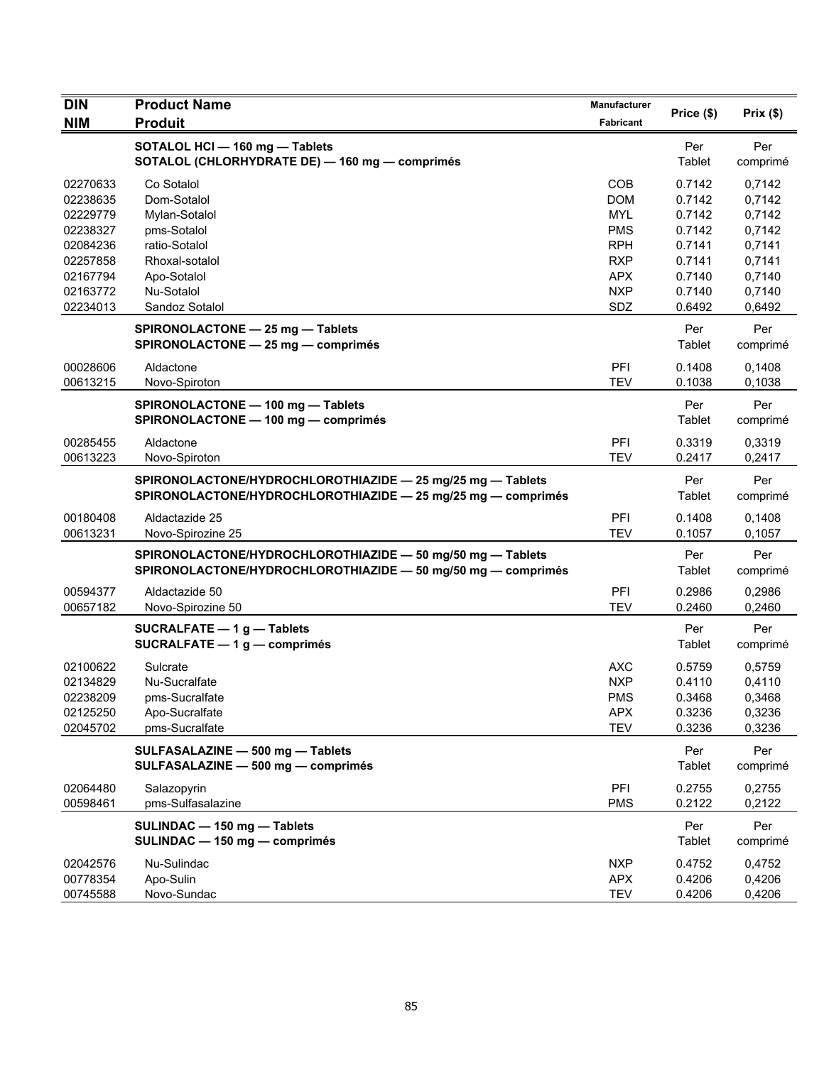| DIN<br>NIM | Product Name<br>Produit | Manufacturer<br>Fabricant | Price ($) | Prix ($) |
|---|---|---|---|---|
| | **SOTALOL HCl — 160 mg — Tablets**<br>**SOTALOL (CHLORHYDRATE DE) — 160 mg — comprimés** | | Per Tablet | Per comprimé |
| 02270633 | Co Sotalol | COB | 0.7142 | 0,7142 |
| 02238635 | Dom-Sotalol | DOM | 0.7142 | 0,7142 |
| 02229779 | Mylan-Sotalol | MYL | 0.7142 | 0,7142 |
| 02238327 | pms-Sotalol | PMS | 0.7142 | 0,7142 |
| 02084236 | ratio-Sotalol | RPH | 0.7141 | 0,7141 |
| 02257858 | Rhoxal-sotalol | RXP | 0.7141 | 0,7141 |
| 02167794 | Apo-Sotalol | APX | 0.7140 | 0,7140 |
| 02163772 | Nu-Sotalol | NXP | 0.7140 | 0,7140 |
| 02234013 | Sandoz Sotalol | SDZ | 0.6492 | 0,6492 |
| | **SPIRONOLACTONE — 25 mg — Tablets**<br>**SPIRONOLACTONE — 25 mg — comprimés** | | Per Tablet | Per comprimé |
| 00028606 | Aldactone | PFI | 0.1408 | 0,1408 |
| 00613215 | Novo-Spiroton | TEV | 0.1038 | 0,1038 |
| | **SPIRONOLACTONE — 100 mg — Tablets**<br>**SPIRONOLACTONE — 100 mg — comprimés** | | Per Tablet | Per comprimé |
| 00285455 | Aldactone | PFI | 0.3319 | 0,3319 |
| 00613223 | Novo-Spiroton | TEV | 0.2417 | 0,2417 |
| | **SPIRONOLACTONE/HYDROCHLOROTHIAZIDE — 25 mg/25 mg — Tablets**<br>**SPIRONOLACTONE/HYDROCHLOROTHIAZIDE — 25 mg/25 mg — comprimés** | | Per Tablet | Per comprimé |
| 00180408 | Aldactazide 25 | PFI | 0.1408 | 0,1408 |
| 00613231 | Novo-Spirozine 25 | TEV | 0.1057 | 0,1057 |
| | **SPIRONOLACTONE/HYDROCHLOROTHIAZIDE — 50 mg/50 mg — Tablets**<br>**SPIRONOLACTONE/HYDROCHLOROTHIAZIDE — 50 mg/50 mg — comprimés** | | Per Tablet | Per comprimé |
| 00594377 | Aldactazide 50 | PFI | 0.2986 | 0,2986 |
| 00657182 | Novo-Spirozine 50 | TEV | 0.2460 | 0,2460 |
| | **SUCRALFATE — 1 g — Tablets**<br>**SUCRALFATE — 1 g — comprimés** | | Per Tablet | Per comprimé |
| 02100622 | Sulcrate | AXC | 0.5759 | 0,5759 |
| 02134829 | Nu-Sucralfate | NXP | 0.4110 | 0,4110 |
| 02238209 | pms-Sucralfate | PMS | 0.3468 | 0,3468 |
| 02125250 | Apo-Sucralfate | APX | 0.3236 | 0,3236 |
| 02045702 | pms-Sucralfate | TEV | 0.3236 | 0,3236 |
| | **SULFASALAZINE — 500 mg — Tablets**<br>**SULFASALAZINE — 500 mg — comprimés** | | Per Tablet | Per comprimé |
| 02064480 | Salazopyrin | PFI | 0.2755 | 0,2755 |
| 00598461 | pms-Sulfasalazine | PMS | 0.2122 | 0,2122 |
| | **SULINDAC — 150 mg — Tablets**<br>**SULINDAC — 150 mg — comprimés** | | Per Tablet | Per comprimé |
| 02042576 | Nu-Sulindac | NXP | 0.4752 | 0,4752 |
| 00778354 | Apo-Sulin | APX | 0.4206 | 0,4206 |
| 00745588 | Novo-Sundac | TEV | 0.4206 | 0,4206 |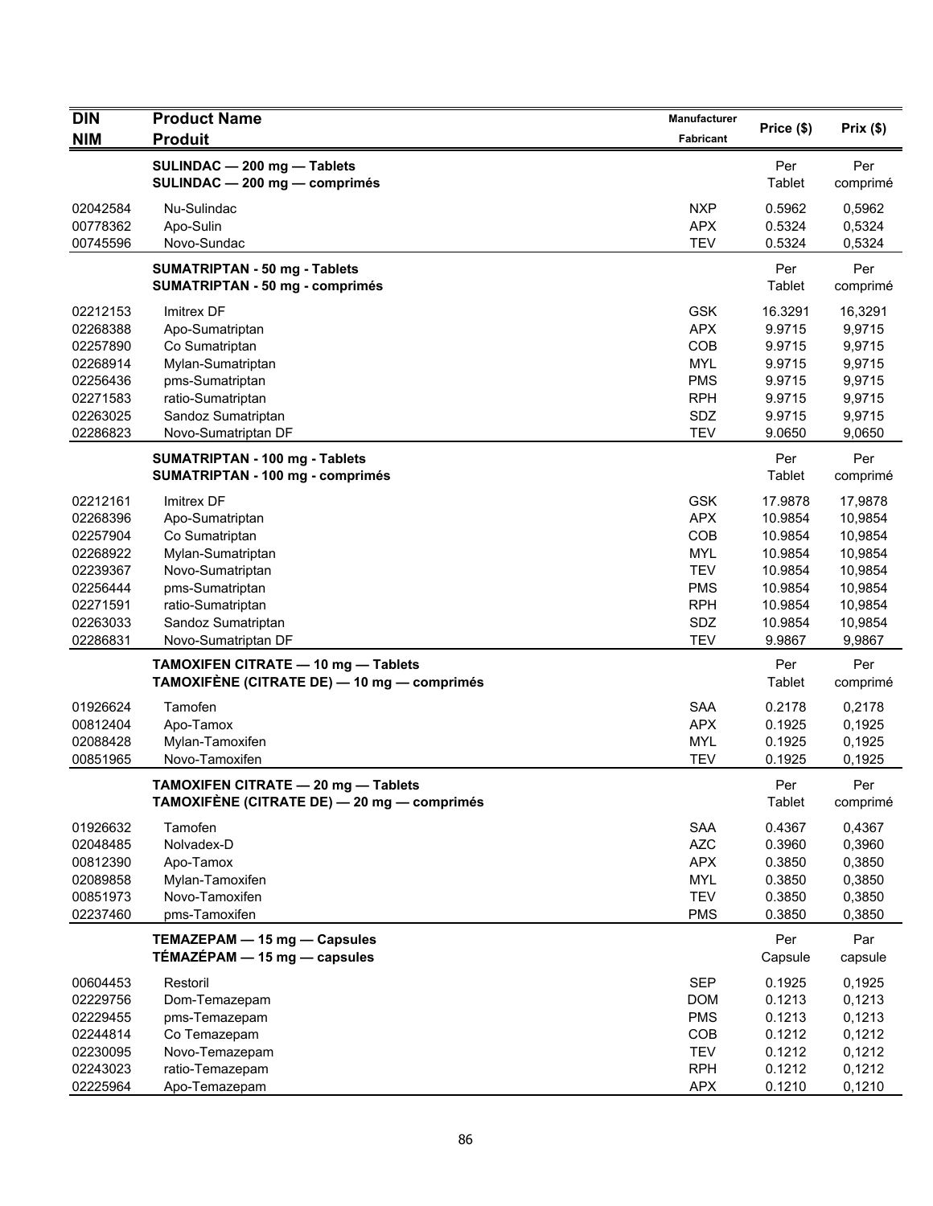| DIN<br>NIM | Product Name<br>Produit | Manufacturer<br>Fabricant | Price ($) | Prix ($) |
|---|---|---|---|---|
| | **SULINDAC — 200 mg — Tablets**<br>**SULINDAC — 200 mg — comprimés** | | Per<br>Tablet | Per<br>comprimé |
| 02042584 | Nu-Sulindac | NXP | 0.5962 | 0,5962 |
| 00778362 | Apo-Sulin | APX | 0.5324 | 0,5324 |
| 00745596 | Novo-Sundac | TEV | 0.5324 | 0,5324 |
| | **SUMATRIPTAN - 50 mg - Tablets**<br>**SUMATRIPTAN - 50 mg - comprimés** | | Per<br>Tablet | Per<br>comprimé |
| 02212153 | Imitrex DF | GSK | 16.3291 | 16,3291 |
| 02268388 | Apo-Sumatriptan | APX | 9.9715 | 9,9715 |
| 02257890 | Co Sumatriptan | COB | 9.9715 | 9,9715 |
| 02268914 | Mylan-Sumatriptan | MYL | 9.9715 | 9,9715 |
| 02256436 | pms-Sumatriptan | PMS | 9.9715 | 9,9715 |
| 02271583 | ratio-Sumatriptan | RPH | 9.9715 | 9,9715 |
| 02263025 | Sandoz Sumatriptan | SDZ | 9.9715 | 9,9715 |
| 02286823 | Novo-Sumatriptan DF | TEV | 9.0650 | 9,0650 |
| | **SUMATRIPTAN - 100 mg - Tablets**<br>**SUMATRIPTAN - 100 mg - comprimés** | | Per<br>Tablet | Per<br>comprimé |
| 02212161 | Imitrex DF | GSK | 17.9878 | 17,9878 |
| 02268396 | Apo-Sumatriptan | APX | 10.9854 | 10,9854 |
| 02257904 | Co Sumatriptan | COB | 10.9854 | 10,9854 |
| 02268922 | Mylan-Sumatriptan | MYL | 10.9854 | 10,9854 |
| 02239367 | Novo-Sumatriptan | TEV | 10.9854 | 10,9854 |
| 02256444 | pms-Sumatriptan | PMS | 10.9854 | 10,9854 |
| 02271591 | ratio-Sumatriptan | RPH | 10.9854 | 10,9854 |
| 02263033 | Sandoz Sumatriptan | SDZ | 10.9854 | 10,9854 |
| 02286831 | Novo-Sumatriptan DF | TEV | 9.9867 | 9,9867 |
| | **TAMOXIFEN CITRATE — 10 mg — Tablets**<br>**TAMOXIFÈNE (CITRATE DE) — 10 mg — comprimés** | | Per<br>Tablet | Per<br>comprimé |
| 01926624 | Tamofen | SAA | 0.2178 | 0,2178 |
| 00812404 | Apo-Tamox | APX | 0.1925 | 0,1925 |
| 02088428 | Mylan-Tamoxifen | MYL | 0.1925 | 0,1925 |
| 00851965 | Novo-Tamoxifen | TEV | 0.1925 | 0,1925 |
| | **TAMOXIFEN CITRATE — 20 mg — Tablets**<br>**TAMOXIFÈNE (CITRATE DE) — 20 mg — comprimés** | | Per<br>Tablet | Per<br>comprimé |
| 01926632 | Tamofen | SAA | 0.4367 | 0,4367 |
| 02048485 | Nolvadex-D | AZC | 0.3960 | 0,3960 |
| 00812390 | Apo-Tamox | APX | 0.3850 | 0,3850 |
| 02089858 | Mylan-Tamoxifen | MYL | 0.3850 | 0,3850 |
| 00851973 | Novo-Tamoxifen | TEV | 0.3850 | 0,3850 |
| 02237460 | pms-Tamoxifen | PMS | 0.3850 | 0,3850 |
| | **TEMAZEPAM — 15 mg — Capsules**<br>**TÉMAZÉPAM — 15 mg — capsules** | | Per<br>Capsule | Par<br>capsule |
| 00604453 | Restoril | SEP | 0.1925 | 0,1925 |
| 02229756 | Dom-Temazepam | DOM | 0.1213 | 0,1213 |
| 02229455 | pms-Temazepam | PMS | 0.1213 | 0,1213 |
| 02244814 | Co Temazepam | COB | 0.1212 | 0,1212 |
| 02230095 | Novo-Temazepam | TEV | 0.1212 | 0,1212 |
| 02243023 | ratio-Temazepam | RPH | 0.1212 | 0,1212 |
| 02225964 | Apo-Temazepam | APX | 0.1210 | 0,1210 |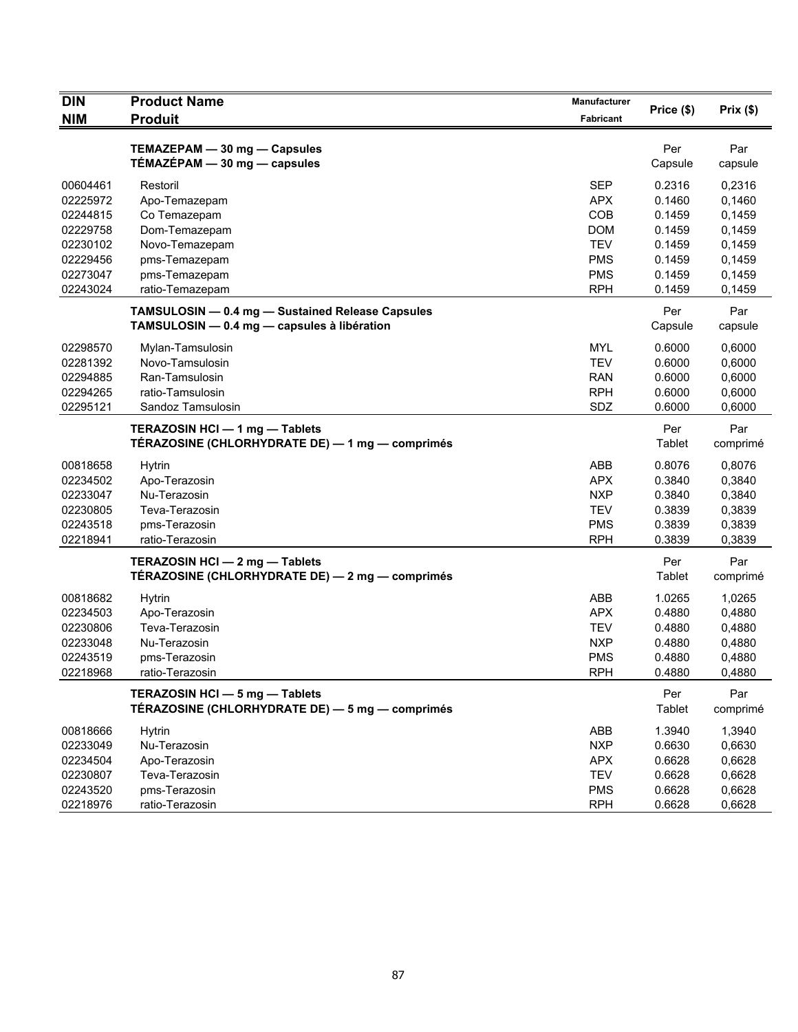| DIN<br>NIM | Product Name<br>Produit | Manufacturer<br>Fabricant | Price ($) | Prix ($) |
|---|---|---|---|---|
| | **TEMAZEPAM — 30 mg — Capsules**<br>**TÉMAZÉPAM — 30 mg — capsules** | | Per Capsule | Par capsule |
| 00604461 | Restoril | SEP | 0.2316 | 0,2316 |
| 02225972 | Apo-Temazepam | APX | 0.1460 | 0,1460 |
| 02244815 | Co Temazepam | COB | 0.1459 | 0,1459 |
| 02229758 | Dom-Temazepam | DOM | 0.1459 | 0,1459 |
| 02230102 | Novo-Temazepam | TEV | 0.1459 | 0,1459 |
| 02229456 | pms-Temazepam | PMS | 0.1459 | 0,1459 |
| 02273047 | pms-Temazepam | PMS | 0.1459 | 0,1459 |
| 02243024 | ratio-Temazepam | RPH | 0.1459 | 0,1459 |
| | **TAMSULOSIN — 0.4 mg — Sustained Release Capsules**<br>**TAMSULOSIN — 0.4 mg — capsules à libération** | | Per Capsule | Par capsule |
| 02298570 | Mylan-Tamsulosin | MYL | 0.6000 | 0,6000 |
| 02281392 | Novo-Tamsulosin | TEV | 0.6000 | 0,6000 |
| 02294885 | Ran-Tamsulosin | RAN | 0.6000 | 0,6000 |
| 02294265 | ratio-Tamsulosin | RPH | 0.6000 | 0,6000 |
| 02295121 | Sandoz Tamsulosin | SDZ | 0.6000 | 0,6000 |
| | **TERAZOSIN HCl — 1 mg — Tablets**<br>**TÉRAZOSINE (CHLORHYDRATE DE) — 1 mg — comprimés** | | Per Tablet | Par comprimé |
| 00818658 | Hytrin | ABB | 0.8076 | 0,8076 |
| 02234502 | Apo-Terazosin | APX | 0.3840 | 0,3840 |
| 02233047 | Nu-Terazosin | NXP | 0.3840 | 0,3840 |
| 02230805 | Teva-Terazosin | TEV | 0.3839 | 0,3839 |
| 02243518 | pms-Terazosin | PMS | 0.3839 | 0,3839 |
| 02218941 | ratio-Terazosin | RPH | 0.3839 | 0,3839 |
| | **TERAZOSIN HCl — 2 mg — Tablets**<br>**TÉRAZOSINE (CHLORHYDRATE DE) — 2 mg — comprimés** | | Per Tablet | Par comprimé |
| 00818682 | Hytrin | ABB | 1.0265 | 1,0265 |
| 02234503 | Apo-Terazosin | APX | 0.4880 | 0,4880 |
| 02230806 | Teva-Terazosin | TEV | 0.4880 | 0,4880 |
| 02233048 | Nu-Terazosin | NXP | 0.4880 | 0,4880 |
| 02243519 | pms-Terazosin | PMS | 0.4880 | 0,4880 |
| 02218968 | ratio-Terazosin | RPH | 0.4880 | 0,4880 |
| | **TERAZOSIN HCl — 5 mg — Tablets**<br>**TÉRAZOSINE (CHLORHYDRATE DE) — 5 mg — comprimés** | | Per Tablet | Par comprimé |
| 00818666 | Hytrin | ABB | 1.3940 | 1,3940 |
| 02233049 | Nu-Terazosin | NXP | 0.6630 | 0,6630 |
| 02234504 | Apo-Terazosin | APX | 0.6628 | 0,6628 |
| 02230807 | Teva-Terazosin | TEV | 0.6628 | 0,6628 |
| 02243520 | pms-Terazosin | PMS | 0.6628 | 0,6628 |
| 02218976 | ratio-Terazosin | RPH | 0.6628 | 0,6628 |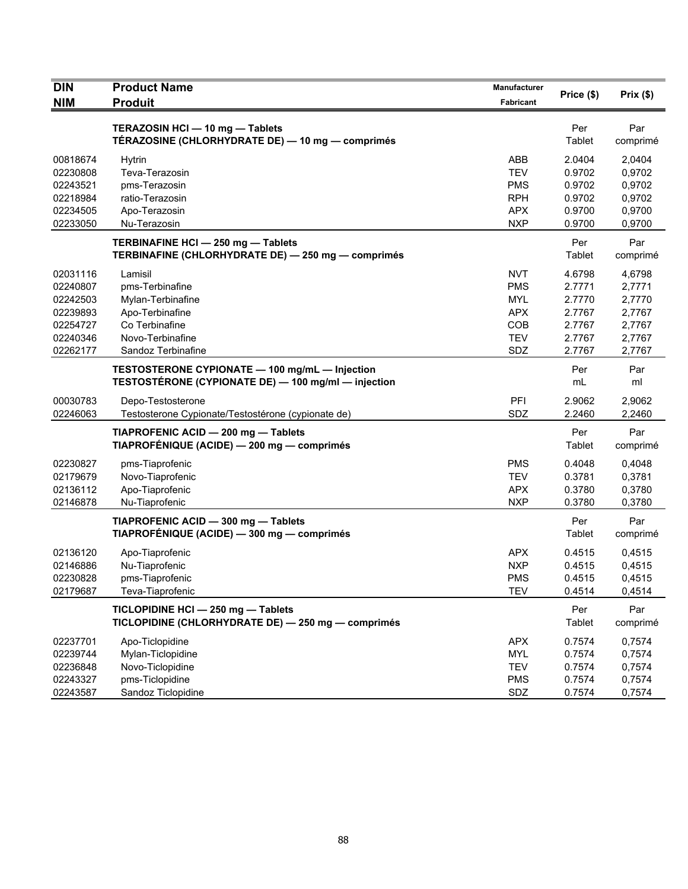| DIN<br>NIM | Product Name<br>Produit | Manufacturer<br>Fabricant | Price ($) | Prix ($) |
|---|---|---|---|---|
| | **TERAZOSIN HCl — 10 mg — Tablets**<br>**TÉRAZOSINE (CHLORHYDRATE DE) — 10 mg — comprimés** | | Per<br>Tablet | Par<br>comprimé |
| 00818674 | Hytrin | ABB | 2.0404 | 2,0404 |
| 02230808 | Teva-Terazosin | TEV | 0.9702 | 0,9702 |
| 02243521 | pms-Terazosin | PMS | 0.9702 | 0,9702 |
| 02218984 | ratio-Terazosin | RPH | 0.9702 | 0,9702 |
| 02234505 | Apo-Terazosin | APX | 0.9700 | 0,9700 |
| 02233050 | Nu-Terazosin | NXP | 0.9700 | 0,9700 |
| | **TERBINAFINE HCl — 250 mg — Tablets**<br>**TERBINAFINE (CHLORHYDRATE DE) — 250 mg — comprimés** | | Per<br>Tablet | Par<br>comprimé |
| 02031116 | Lamisil | NVT | 4.6798 | 4,6798 |
| 02240807 | pms-Terbinafine | PMS | 2.7771 | 2,7771 |
| 02242503 | Mylan-Terbinafine | MYL | 2.7770 | 2,7770 |
| 02239893 | Apo-Terbinafine | APX | 2.7767 | 2,7767 |
| 02254727 | Co Terbinafine | COB | 2.7767 | 2,7767 |
| 02240346 | Novo-Terbinafine | TEV | 2.7767 | 2,7767 |
| 02262177 | Sandoz Terbinafine | SDZ | 2.7767 | 2,7767 |
| | **TESTOSTERONE CYPIONATE — 100 mg/mL — Injection**<br>**TESTOSTÉRONE (CYPIONATE DE) — 100 mg/ml — injection** | | Per<br>mL | Par<br>ml |
| 00030783 | Depo-Testosterone | PFI | 2.9062 | 2,9062 |
| 02246063 | Testosterone Cypionate/Testostérone (cypionate de) | SDZ | 2.2460 | 2,2460 |
| | **TIAPROFENIC ACID — 200 mg — Tablets**<br>**TIAPROFÉNIQUE (ACIDE) — 200 mg — comprimés** | | Per<br>Tablet | Par<br>comprimé |
| 02230827 | pms-Tiaprofenic | PMS | 0.4048 | 0,4048 |
| 02179679 | Novo-Tiaprofenic | TEV | 0.3781 | 0,3781 |
| 02136112 | Apo-Tiaprofenic | APX | 0.3780 | 0,3780 |
| 02146878 | Nu-Tiaprofenic | NXP | 0.3780 | 0,3780 |
| | **TIAPROFENIC ACID — 300 mg — Tablets**<br>**TIAPROFÉNIQUE (ACIDE) — 300 mg — comprimés** | | Per<br>Tablet | Par<br>comprimé |
| 02136120 | Apo-Tiaprofenic | APX | 0.4515 | 0,4515 |
| 02146886 | Nu-Tiaprofenic | NXP | 0.4515 | 0,4515 |
| 02230828 | pms-Tiaprofenic | PMS | 0.4515 | 0,4515 |
| 02179687 | Teva-Tiaprofenic | TEV | 0.4514 | 0,4514 |
| | **TICLOPIDINE HCl — 250 mg — Tablets**<br>**TICLOPIDINE (CHLORHYDRATE DE) — 250 mg — comprimés** | | Per<br>Tablet | Par<br>comprimé |
| 02237701 | Apo-Ticlopidine | APX | 0.7574 | 0,7574 |
| 02239744 | Mylan-Ticlopidine | MYL | 0.7574 | 0,7574 |
| 02236848 | Novo-Ticlopidine | TEV | 0.7574 | 0,7574 |
| 02243327 | pms-Ticlopidine | PMS | 0.7574 | 0,7574 |
| 02243587 | Sandoz Ticlopidine | SDZ | 0.7574 | 0,7574 |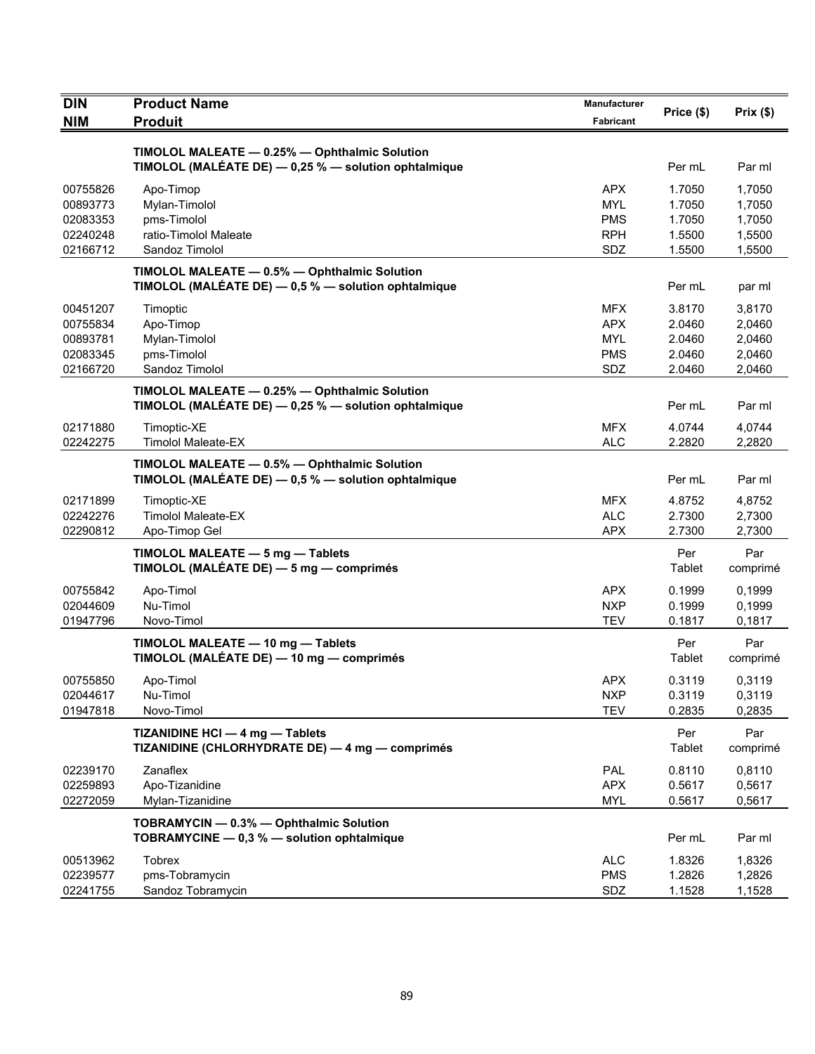| DIN<br>NIM | Product Name<br>Produit | Manufacturer<br>Fabricant | Price ($) | Prix ($) |
|---|---|---|---|---|
| | **TIMOLOL MALEATE — 0.25% — Ophthalmic Solution**<br>**TIMOLOL (MALÉATE DE) — 0,25 % — solution ophtalmique** | | Per mL | Par ml |
| 00755826 | Apo-Timop | APX | 1.7050 | 1,7050 |
| 00893773 | Mylan-Timolol | MYL | 1.7050 | 1,7050 |
| 02083353 | pms-Timolol | PMS | 1.7050 | 1,7050 |
| 02240248 | ratio-Timolol Maleate | RPH | 1.5500 | 1,5500 |
| 02166712 | Sandoz Timolol | SDZ | 1.5500 | 1,5500 |
| | **TIMOLOL MALEATE — 0.5% — Ophthalmic Solution**<br>**TIMOLOL (MALÉATE DE) — 0,5 % — solution ophtalmique** | | Per mL | par ml |
| 00451207 | Timoptic | MFX | 3.8170 | 3,8170 |
| 00755834 | Apo-Timop | APX | 2.0460 | 2,0460 |
| 00893781 | Mylan-Timolol | MYL | 2.0460 | 2,0460 |
| 02083345 | pms-Timolol | PMS | 2.0460 | 2,0460 |
| 02166720 | Sandoz Timolol | SDZ | 2.0460 | 2,0460 |
| | **TIMOLOL MALEATE — 0.25% — Ophthalmic Solution**<br>**TIMOLOL (MALÉATE DE) — 0,25 % — solution ophtalmique** | | Per mL | Par ml |
| 02171880 | Timoptic-XE | MFX | 4.0744 | 4,0744 |
| 02242275 | Timolol Maleate-EX | ALC | 2.2820 | 2,2820 |
| | **TIMOLOL MALEATE — 0.5% — Ophthalmic Solution**<br>**TIMOLOL (MALÉATE DE) — 0,5 % — solution ophtalmique** | | Per mL | Par ml |
| 02171899 | Timoptic-XE | MFX | 4.8752 | 4,8752 |
| 02242276 | Timolol Maleate-EX | ALC | 2.7300 | 2,7300 |
| 02290812 | Apo-Timop Gel | APX | 2.7300 | 2,7300 |
| | **TIMOLOL MALEATE — 5 mg — Tablets**<br>**TIMOLOL (MALÉATE DE) — 5 mg — comprimés** | | Per Tablet | Par comprimé |
| 00755842 | Apo-Timol | APX | 0.1999 | 0,1999 |
| 02044609 | Nu-Timol | NXP | 0.1999 | 0,1999 |
| 01947796 | Novo-Timol | TEV | 0.1817 | 0,1817 |
| | **TIMOLOL MALEATE — 10 mg — Tablets**<br>**TIMOLOL (MALÉATE DE) — 10 mg — comprimés** | | Per Tablet | Par comprimé |
| 00755850 | Apo-Timol | APX | 0.3119 | 0,3119 |
| 02044617 | Nu-Timol | NXP | 0.3119 | 0,3119 |
| 01947818 | Novo-Timol | TEV | 0.2835 | 0,2835 |
| | **TIZANIDINE HCl — 4 mg — Tablets**<br>**TIZANIDINE (CHLORHYDRATE DE) — 4 mg — comprimés** | | Per Tablet | Par comprimé |
| 02239170 | Zanaflex | PAL | 0.8110 | 0,8110 |
| 02259893 | Apo-Tizanidine | APX | 0.5617 | 0,5617 |
| 02272059 | Mylan-Tizanidine | MYL | 0.5617 | 0,5617 |
| | **TOBRAMYCIN — 0.3% — Ophthalmic Solution**<br>**TOBRAMYCINE — 0,3 % — solution ophtalmique** | | Per mL | Par ml |
| 00513962 | Tobrex | ALC | 1.8326 | 1,8326 |
| 02239577 | pms-Tobramycin | PMS | 1.2826 | 1,2826 |
| 02241755 | Sandoz Tobramycin | SDZ | 1.1528 | 1,1528 |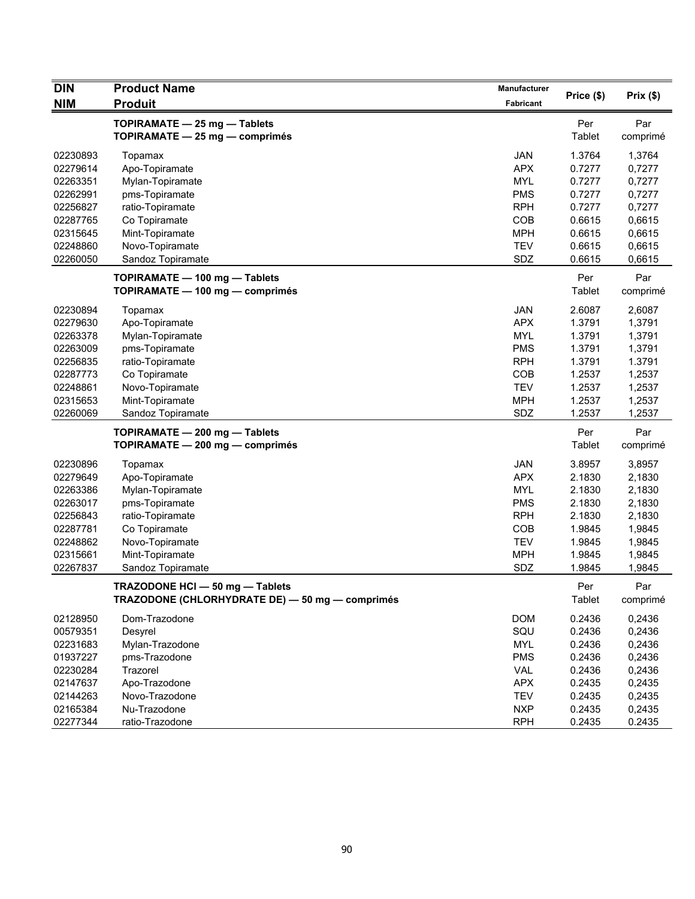| DIN<br>NIM | Product Name<br>Produit | Manufacturer<br>Fabricant | Price ($) | Prix ($) |
|---|---|---|---|---|
| | **TOPIRAMATE — 25 mg — Tablets**<br>**TOPIRAMATE — 25 mg — comprimés** | | Per Tablet | Par comprimé |
| 02230893 | Topamax | JAN | 1.3764 | 1,3764 |
| 02279614 | Apo-Topiramate | APX | 0.7277 | 0,7277 |
| 02263351 | Mylan-Topiramate | MYL | 0.7277 | 0,7277 |
| 02262991 | pms-Topiramate | PMS | 0.7277 | 0,7277 |
| 02256827 | ratio-Topiramate | RPH | 0.7277 | 0,7277 |
| 02287765 | Co Topiramate | COB | 0.6615 | 0,6615 |
| 02315645 | Mint-Topiramate | MPH | 0.6615 | 0,6615 |
| 02248860 | Novo-Topiramate | TEV | 0.6615 | 0,6615 |
| 02260050 | Sandoz Topiramate | SDZ | 0.6615 | 0,6615 |
| | **TOPIRAMATE — 100 mg — Tablets**<br>**TOPIRAMATE — 100 mg — comprimés** | | Per Tablet | Par comprimé |
| 02230894 | Topamax | JAN | 2.6087 | 2,6087 |
| 02279630 | Apo-Topiramate | APX | 1.3791 | 1,3791 |
| 02263378 | Mylan-Topiramate | MYL | 1.3791 | 1,3791 |
| 02263009 | pms-Topiramate | PMS | 1.3791 | 1,3791 |
| 02256835 | ratio-Topiramate | RPH | 1.3791 | 1.3791 |
| 02287773 | Co Topiramate | COB | 1.2537 | 1,2537 |
| 02248861 | Novo-Topiramate | TEV | 1.2537 | 1,2537 |
| 02315653 | Mint-Topiramate | MPH | 1.2537 | 1,2537 |
| 02260069 | Sandoz Topiramate | SDZ | 1.2537 | 1,2537 |
| | **TOPIRAMATE — 200 mg — Tablets**<br>**TOPIRAMATE — 200 mg — comprimés** | | Per Tablet | Par comprimé |
| 02230896 | Topamax | JAN | 3.8957 | 3,8957 |
| 02279649 | Apo-Topiramate | APX | 2.1830 | 2,1830 |
| 02263386 | Mylan-Topiramate | MYL | 2.1830 | 2,1830 |
| 02263017 | pms-Topiramate | PMS | 2.1830 | 2,1830 |
| 02256843 | ratio-Topiramate | RPH | 2.1830 | 2,1830 |
| 02287781 | Co Topiramate | COB | 1.9845 | 1,9845 |
| 02248862 | Novo-Topiramate | TEV | 1.9845 | 1,9845 |
| 02315661 | Mint-Topiramate | MPH | 1.9845 | 1,9845 |
| 02267837 | Sandoz Topiramate | SDZ | 1.9845 | 1,9845 |
| | **TRAZODONE HCl — 50 mg — Tablets**<br>**TRAZODONE (CHLORHYDRATE DE) — 50 mg — comprimés** | | Per Tablet | Par comprimé |
| 02128950 | Dom-Trazodone | DOM | 0.2436 | 0,2436 |
| 00579351 | Desyrel | SQU | 0.2436 | 0,2436 |
| 02231683 | Mylan-Trazodone | MYL | 0.2436 | 0,2436 |
| 01937227 | pms-Trazodone | PMS | 0.2436 | 0,2436 |
| 02230284 | Trazorel | VAL | 0.2436 | 0,2436 |
| 02147637 | Apo-Trazodone | APX | 0.2435 | 0,2435 |
| 02144263 | Novo-Trazodone | TEV | 0.2435 | 0,2435 |
| 02165384 | Nu-Trazodone | NXP | 0.2435 | 0,2435 |
| 02277344 | ratio-Trazodone | RPH | 0.2435 | 0.2435 |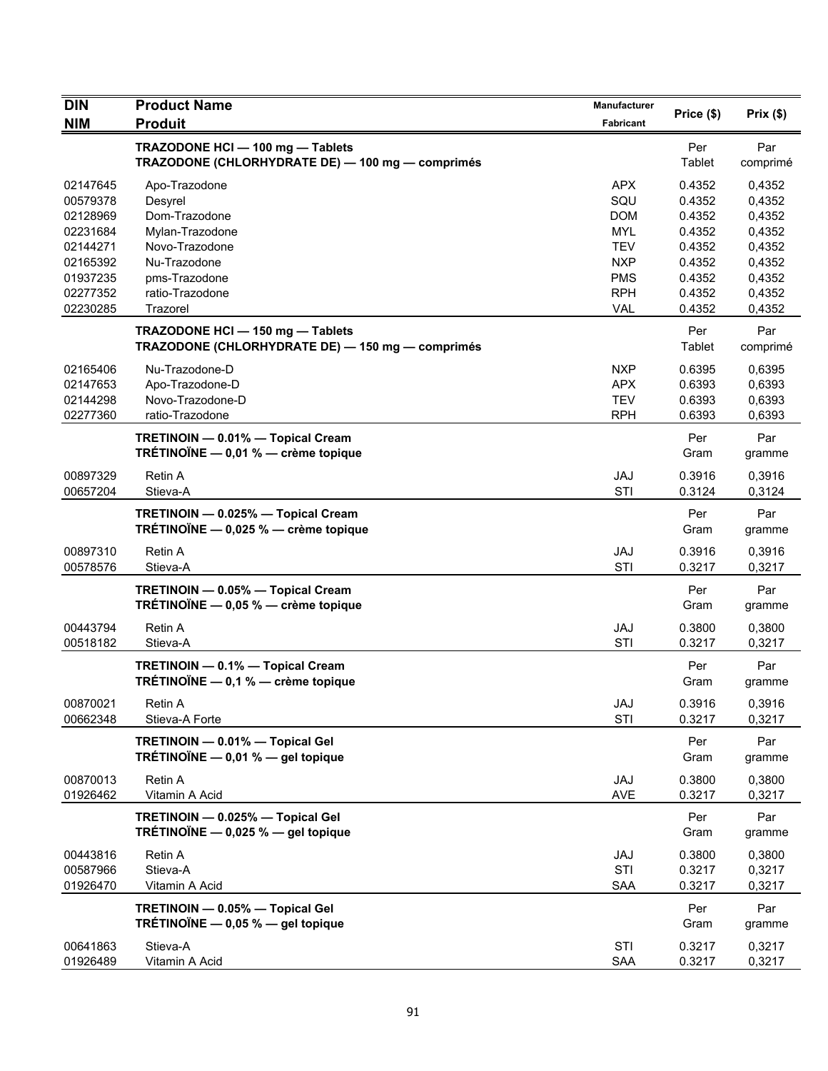| DIN<br>NIM | Product Name<br>Produit | Manufacturer<br>Fabricant | Price ($) | Prix ($) |
|---|---|---|---|---|
| | **TRAZODONE HCl — 100 mg — Tablets**<br>**TRAZODONE (CHLORHYDRATE DE) — 100 mg — comprimés** | | Per<br>Tablet | Par<br>comprimé |
| 02147645 | Apo-Trazodone | APX | 0.4352 | 0,4352 |
| 00579378 | Desyrel | SQU | 0.4352 | 0,4352 |
| 02128969 | Dom-Trazodone | DOM | 0.4352 | 0,4352 |
| 02231684 | Mylan-Trazodone | MYL | 0.4352 | 0,4352 |
| 02144271 | Novo-Trazodone | TEV | 0.4352 | 0,4352 |
| 02165392 | Nu-Trazodone | NXP | 0.4352 | 0,4352 |
| 01937235 | pms-Trazodone | PMS | 0.4352 | 0,4352 |
| 02277352 | ratio-Trazodone | RPH | 0.4352 | 0,4352 |
| 02230285 | Trazorel | VAL | 0.4352 | 0,4352 |
| | **TRAZODONE HCl — 150 mg — Tablets**<br>**TRAZODONE (CHLORHYDRATE DE) — 150 mg — comprimés** | | Per<br>Tablet | Par<br>comprimé |
| 02165406 | Nu-Trazodone-D | NXP | 0.6395 | 0,6395 |
| 02147653 | Apo-Trazodone-D | APX | 0.6393 | 0,6393 |
| 02144298 | Novo-Trazodone-D | TEV | 0.6393 | 0,6393 |
| 02277360 | ratio-Trazodone | RPH | 0.6393 | 0,6393 |
| | **TRETINOIN — 0.01% — Topical Cream**<br>**TRÉTINOÏNE — 0,01 % — crème topique** | | Per<br>Gram | Par<br>gramme |
| 00897329 | Retin A | JAJ | 0.3916 | 0,3916 |
| 00657204 | Stieva-A | STI | 0.3124 | 0,3124 |
| | **TRETINOIN — 0.025% — Topical Cream**<br>**TRÉTINOÏNE — 0,025 % — crème topique** | | Per<br>Gram | Par<br>gramme |
| 00897310 | Retin A | JAJ | 0.3916 | 0,3916 |
| 00578576 | Stieva-A | STI | 0.3217 | 0,3217 |
| | **TRETINOIN — 0.05% — Topical Cream**<br>**TRÉTINOÏNE — 0,05 % — crème topique** | | Per<br>Gram | Par<br>gramme |
| 00443794 | Retin A | JAJ | 0.3800 | 0,3800 |
| 00518182 | Stieva-A | STI | 0.3217 | 0,3217 |
| | **TRETINOIN — 0.1% — Topical Cream**<br>**TRÉTINOÏNE — 0,1 % — crème topique** | | Per<br>Gram | Par<br>gramme |
| 00870021 | Retin A | JAJ | 0.3916 | 0,3916 |
| 00662348 | Stieva-A Forte | STI | 0.3217 | 0,3217 |
| | **TRETINOIN — 0.01% — Topical Gel**<br>**TRÉTINOÏNE — 0,01 % — gel topique** | | Per<br>Gram | Par<br>gramme |
| 00870013 | Retin A | JAJ | 0.3800 | 0,3800 |
| 01926462 | Vitamin A Acid | AVE | 0.3217 | 0,3217 |
| | **TRETINOIN — 0.025% — Topical Gel**<br>**TRÉTINOÏNE — 0,025 % — gel topique** | | Per<br>Gram | Par<br>gramme |
| 00443816 | Retin A | JAJ | 0.3800 | 0,3800 |
| 00587966 | Stieva-A | STI | 0.3217 | 0,3217 |
| 01926470 | Vitamin A Acid | SAA | 0.3217 | 0,3217 |
| | **TRETINOIN — 0.05% — Topical Gel**<br>**TRÉTINOÏNE — 0,05 % — gel topique** | | Per<br>Gram | Par<br>gramme |
| 00641863 | Stieva-A | STI | 0.3217 | 0,3217 |
| 01926489 | Vitamin A Acid | SAA | 0.3217 | 0,3217 |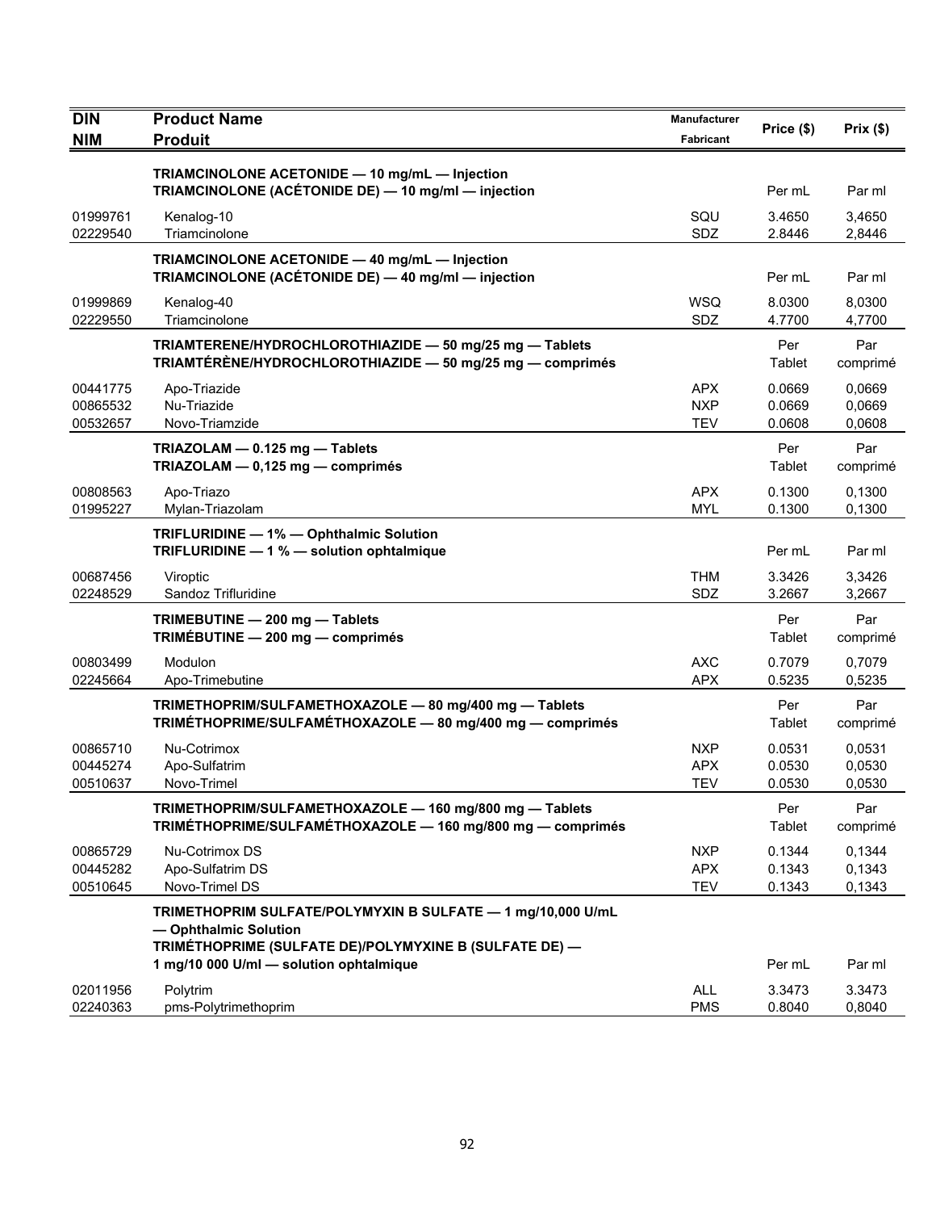| DIN<br>NIM | Product Name<br>Produit | Manufacturer<br>Fabricant | Price ($) | Prix ($) |
|---|---|---|---|---|
| | **TRIAMCINOLONE ACETONIDE — 10 mg/mL — Injection**<br>**TRIAMCINOLONE (ACÉTONIDE DE) — 10 mg/ml — injection** | | Per mL | Par ml |
| 01999761 | Kenalog-10 | SQU | 3.4650 | 3,4650 |
| 02229540 | Triamcinolone | SDZ | 2.8446 | 2,8446 |
| | **TRIAMCINOLONE ACETONIDE — 40 mg/mL — Injection**<br>**TRIAMCINOLONE (ACÉTONIDE DE) — 40 mg/ml — injection** | | Per mL | Par ml |
| 01999869 | Kenalog-40 | WSQ | 8.0300 | 8,0300 |
| 02229550 | Triamcinolone | SDZ | 4.7700 | 4,7700 |
| | **TRIAMTERENE/HYDROCHLOROTHIAZIDE — 50 mg/25 mg — Tablets**<br>**TRIAMTÉRÈNE/HYDROCHLOROTHIAZIDE — 50 mg/25 mg — comprimés** | | Per Tablet | Par comprimé |
| 00441775 | Apo-Triazide | APX | 0.0669 | 0,0669 |
| 00865532 | Nu-Triazide | NXP | 0.0669 | 0,0669 |
| 00532657 | Novo-Triamzide | TEV | 0.0608 | 0,0608 |
| | **TRIAZOLAM — 0.125 mg — Tablets**<br>**TRIAZOLAM — 0,125 mg — comprimés** | | Per Tablet | Par comprimé |
| 00808563 | Apo-Triazo | APX | 0.1300 | 0,1300 |
| 01995227 | Mylan-Triazolam | MYL | 0.1300 | 0,1300 |
| | **TRIFLURIDINE — 1% — Ophthalmic Solution**<br>**TRIFLURIDINE — 1 % — solution ophtalmique** | | Per mL | Par ml |
| 00687456 | Viroptic | THM | 3.3426 | 3,3426 |
| 02248529 | Sandoz Trifluridine | SDZ | 3.2667 | 3,2667 |
| | **TRIMEBUTINE — 200 mg — Tablets**<br>**TRIMÉBUTINE — 200 mg — comprimés** | | Per Tablet | Par comprimé |
| 00803499 | Modulon | AXC | 0.7079 | 0,7079 |
| 02245664 | Apo-Trimebutine | APX | 0.5235 | 0,5235 |
| | **TRIMETHOPRIM/SULFAMETHOXAZOLE — 80 mg/400 mg — Tablets**<br>**TRIMÉTHOPRIME/SULFAMÉTHOXAZOLE — 80 mg/400 mg — comprimés** | | Per Tablet | Par comprimé |
| 00865710 | Nu-Cotrimox | NXP | 0.0531 | 0,0531 |
| 00445274 | Apo-Sulfatrim | APX | 0.0530 | 0,0530 |
| 00510637 | Novo-Trimel | TEV | 0.0530 | 0,0530 |
| | **TRIMETHOPRIM/SULFAMETHOXAZOLE — 160 mg/800 mg — Tablets**<br>**TRIMÉTHOPRIME/SULFAMÉTHOXAZOLE — 160 mg/800 mg — comprimés** | | Per Tablet | Par comprimé |
| 00865729 | Nu-Cotrimox DS | NXP | 0.1344 | 0,1344 |
| 00445282 | Apo-Sulfatrim DS | APX | 0.1343 | 0,1343 |
| 00510645 | Novo-Trimel DS | TEV | 0.1343 | 0,1343 |
| | **TRIMETHOPRIM SULFATE/POLYMYXIN B SULFATE — 1 mg/10,000 U/mL — Ophthalmic Solution**<br>**TRIMÉTHOPRIME (SULFATE DE)/POLYMYXINE B (SULFATE DE) — 1 mg/10 000 U/ml — solution ophtalmique** | | Per mL | Par ml |
| 02011956 | Polytrim | ALL | 3.3473 | 3.3473 |
| 02240363 | pms-Polytrimethoprim | PMS | 0.8040 | 0,8040 |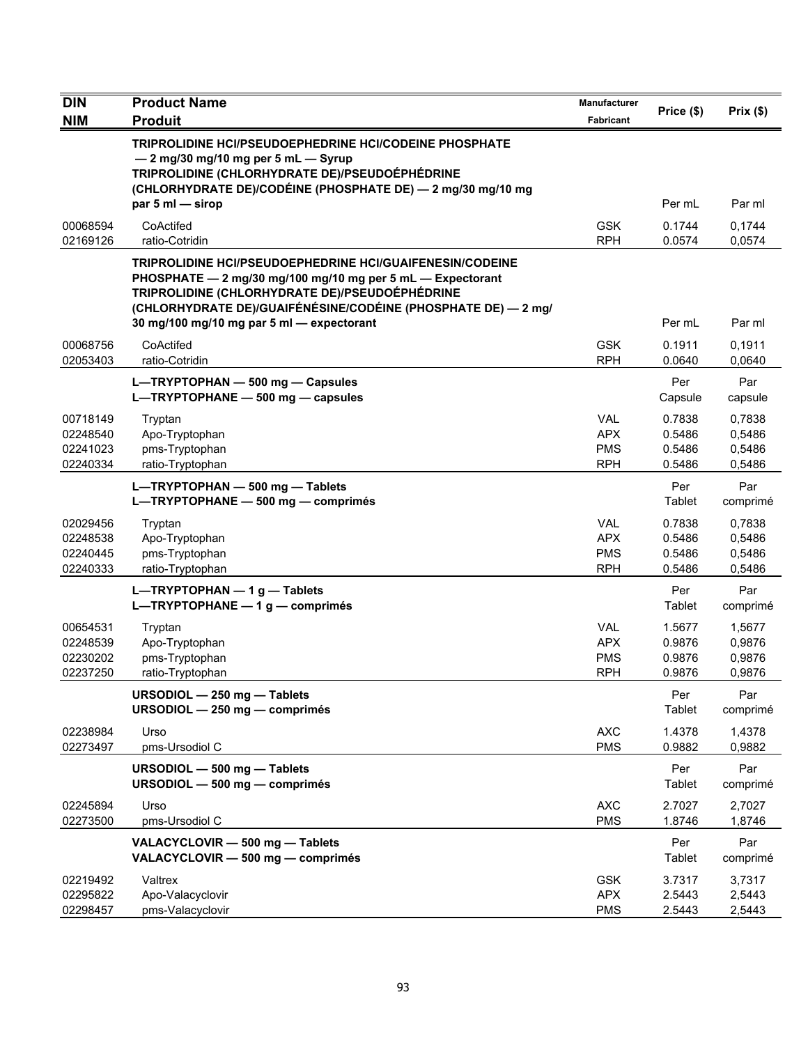| DIN<br>NIM | Product Name<br>Produit | Manufacturer<br>Fabricant | Price ($) | Prix ($) |
|---|---|---|---|---|
| | **TRIPROLIDINE HCl/PSEUDOEPHEDRINE HCl/CODEINE PHOSPHATE — 2 mg/30 mg/10 mg per 5 mL — Syrup**<br>**TRIPROLIDINE (CHLORHYDRATE DE)/PSEUDOÉPHÉDRINE (CHLORHYDRATE DE)/CODÉINE (PHOSPHATE DE) — 2 mg/30 mg/10 mg par 5 ml — sirop** | | Per mL | Par ml |
| 00068594 | CoActifed | GSK | 0.1744 | 0,1744 |
| 02169126 | ratio-Cotridin | RPH | 0.0574 | 0,0574 |
| | **TRIPROLIDINE HCl/PSEUDOEPHEDRINE HCl/GUAIFENESIN/CODEINE PHOSPHATE — 2 mg/30 mg/100 mg/10 mg per 5 mL — Expectorant**<br>**TRIPROLIDINE (CHLORHYDRATE DE)/PSEUDOÉPHÉDRINE (CHLORHYDRATE DE)/GUAIFÉNÉSINE/CODÉINE (PHOSPHATE DE) — 2 mg/30 mg/100 mg/10 mg par 5 ml — expectorant** | | Per mL | Par ml |
| 00068756 | CoActifed | GSK | 0.1911 | 0,1911 |
| 02053403 | ratio-Cotridin | RPH | 0.0640 | 0,0640 |
| | **L—TRYPTOPHAN — 500 mg — Capsules**<br>**L—TRYPTOPHANE — 500 mg — capsules** | | Per Capsule | Par capsule |
| 00718149 | Tryptan | VAL | 0.7838 | 0,7838 |
| 02248540 | Apo-Tryptophan | APX | 0.5486 | 0,5486 |
| 02241023 | pms-Tryptophan | PMS | 0.5486 | 0,5486 |
| 02240334 | ratio-Tryptophan | RPH | 0.5486 | 0,5486 |
| | **L—TRYPTOPHAN — 500 mg — Tablets**<br>**L—TRYPTOPHANE — 500 mg — comprimés** | | Per Tablet | Par comprimé |
| 02029456 | Tryptan | VAL | 0.7838 | 0,7838 |
| 02248538 | Apo-Tryptophan | APX | 0.5486 | 0,5486 |
| 02240445 | pms-Tryptophan | PMS | 0.5486 | 0,5486 |
| 02240333 | ratio-Tryptophan | RPH | 0.5486 | 0,5486 |
| | **L—TRYPTOPHAN — 1 g — Tablets**<br>**L—TRYPTOPHANE — 1 g — comprimés** | | Per Tablet | Par comprimé |
| 00654531 | Tryptan | VAL | 1.5677 | 1,5677 |
| 02248539 | Apo-Tryptophan | APX | 0.9876 | 0,9876 |
| 02230202 | pms-Tryptophan | PMS | 0.9876 | 0,9876 |
| 02237250 | ratio-Tryptophan | RPH | 0.9876 | 0,9876 |
| | **URSODIOL — 250 mg — Tablets**<br>**URSODIOL — 250 mg — comprimés** | | Per Tablet | Par comprimé |
| 02238984 | Urso | AXC | 1.4378 | 1,4378 |
| 02273497 | pms-Ursodiol C | PMS | 0.9882 | 0,9882 |
| | **URSODIOL — 500 mg — Tablets**<br>**URSODIOL — 500 mg — comprimés** | | Per Tablet | Par comprimé |
| 02245894 | Urso | AXC | 2.7027 | 2,7027 |
| 02273500 | pms-Ursodiol C | PMS | 1.8746 | 1,8746 |
| | **VALACYCLOVIR — 500 mg — Tablets**<br>**VALACYCLOVIR — 500 mg — comprimés** | | Per Tablet | Par comprimé |
| 02219492 | Valtrex | GSK | 3.7317 | 3,7317 |
| 02295822 | Apo-Valacyclovir | APX | 2.5443 | 2,5443 |
| 02298457 | pms-Valacyclovir | PMS | 2.5443 | 2,5443 |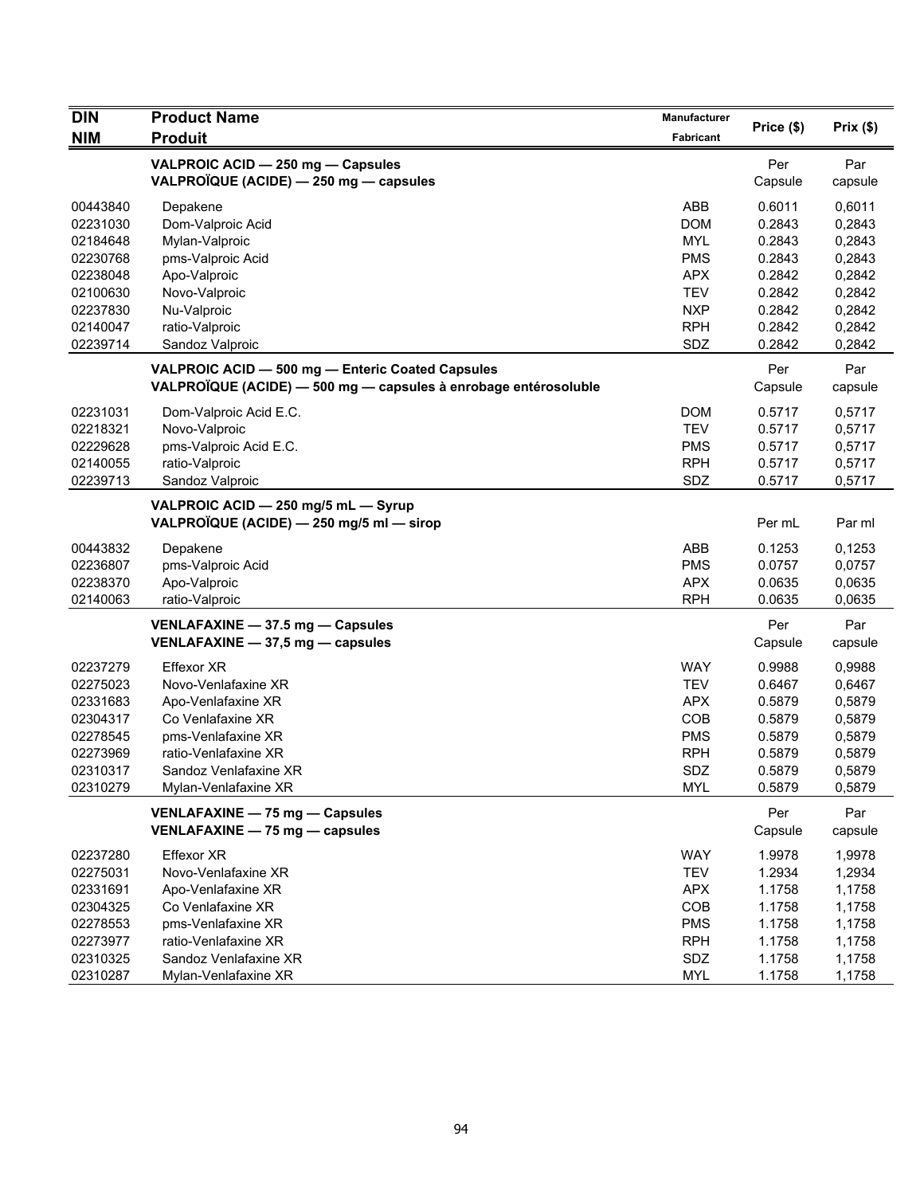| DIN<br>NIM | Product Name<br>Produit | Manufacturer<br>Fabricant | Price ($) | Prix ($) |
|---|---|---|---|---|
| | **VALPROIC ACID — 250 mg — Capsules**<br>**VALPROÏQUE (ACIDE) — 250 mg — capsules** | | Per Capsule | Par capsule |
| 00443840 | Depakene | ABB | 0.6011 | 0,6011 |
| 02231030 | Dom-Valproic Acid | DOM | 0.2843 | 0,2843 |
| 02184648 | Mylan-Valproic | MYL | 0.2843 | 0,2843 |
| 02230768 | pms-Valproic Acid | PMS | 0.2843 | 0,2843 |
| 02238048 | Apo-Valproic | APX | 0.2842 | 0,2842 |
| 02100630 | Novo-Valproic | TEV | 0.2842 | 0,2842 |
| 02237830 | Nu-Valproic | NXP | 0.2842 | 0,2842 |
| 02140047 | ratio-Valproic | RPH | 0.2842 | 0,2842 |
| 02239714 | Sandoz Valproic | SDZ | 0.2842 | 0,2842 |
| | **VALPROIC ACID — 500 mg — Enteric Coated Capsules**<br>**VALPROÏQUE (ACIDE) — 500 mg — capsules à enrobage entérosoluble** | | Per Capsule | Par capsule |
| 02231031 | Dom-Valproic Acid E.C. | DOM | 0.5717 | 0,5717 |
| 02218321 | Novo-Valproic | TEV | 0.5717 | 0,5717 |
| 02229628 | pms-Valproic Acid E.C. | PMS | 0.5717 | 0,5717 |
| 02140055 | ratio-Valproic | RPH | 0.5717 | 0,5717 |
| 02239713 | Sandoz Valproic | SDZ | 0.5717 | 0,5717 |
| | **VALPROIC ACID — 250 mg/5 mL — Syrup**<br>**VALPROÏQUE (ACIDE) — 250 mg/5 ml — sirop** | | Per mL | Par ml |
| 00443832 | Depakene | ABB | 0.1253 | 0,1253 |
| 02236807 | pms-Valproic Acid | PMS | 0.0757 | 0,0757 |
| 02238370 | Apo-Valproic | APX | 0.0635 | 0,0635 |
| 02140063 | ratio-Valproic | RPH | 0.0635 | 0,0635 |
| | **VENLAFAXINE — 37.5 mg — Capsules**<br>**VENLAFAXINE — 37,5 mg — capsules** | | Per Capsule | Par capsule |
| 02237279 | Effexor XR | WAY | 0.9988 | 0,9988 |
| 02275023 | Novo-Venlafaxine XR | TEV | 0.6467 | 0,6467 |
| 02331683 | Apo-Venlafaxine XR | APX | 0.5879 | 0,5879 |
| 02304317 | Co Venlafaxine XR | COB | 0.5879 | 0,5879 |
| 02278545 | pms-Venlafaxine XR | PMS | 0.5879 | 0,5879 |
| 02273969 | ratio-Venlafaxine XR | RPH | 0.5879 | 0,5879 |
| 02310317 | Sandoz Venlafaxine XR | SDZ | 0.5879 | 0,5879 |
| 02310279 | Mylan-Venlafaxine XR | MYL | 0.5879 | 0,5879 |
| | **VENLAFAXINE — 75 mg — Capsules**<br>**VENLAFAXINE — 75 mg — capsules** | | Per Capsule | Par capsule |
| 02237280 | Effexor XR | WAY | 1.9978 | 1,9978 |
| 02275031 | Novo-Venlafaxine XR | TEV | 1.2934 | 1,2934 |
| 02331691 | Apo-Venlafaxine XR | APX | 1.1758 | 1,1758 |
| 02304325 | Co Venlafaxine XR | COB | 1.1758 | 1,1758 |
| 02278553 | pms-Venlafaxine XR | PMS | 1.1758 | 1,1758 |
| 02273977 | ratio-Venlafaxine XR | RPH | 1.1758 | 1,1758 |
| 02310325 | Sandoz Venlafaxine XR | SDZ | 1.1758 | 1,1758 |
| 02310287 | Mylan-Venlafaxine XR | MYL | 1.1758 | 1,1758 |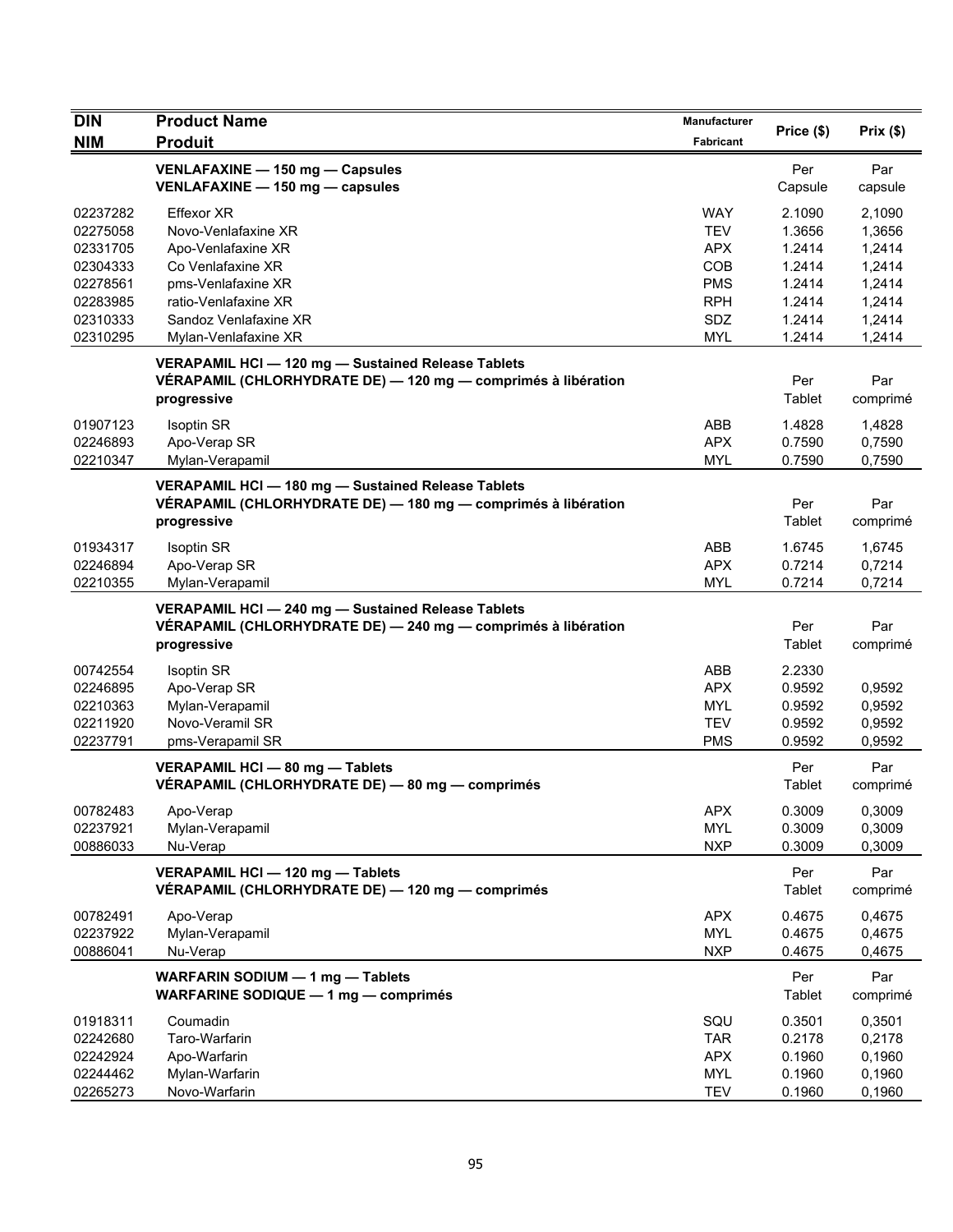| DIN<br>NIM | Product Name<br>Produit | Manufacturer<br>Fabricant | Price ($) | Prix ($) |
|---|---|---|---|---|
| | **VENLAFAXINE — 150 mg — Capsules**<br>**VENLAFAXINE — 150 mg — capsules** | | Per Capsule | Par capsule |
| 02237282 | Effexor XR | WAY | 2.1090 | 2,1090 |
| 02275058 | Novo-Venlafaxine XR | TEV | 1.3656 | 1,3656 |
| 02331705 | Apo-Venlafaxine XR | APX | 1.2414 | 1,2414 |
| 02304333 | Co Venlafaxine XR | COB | 1.2414 | 1,2414 |
| 02278561 | pms-Venlafaxine XR | PMS | 1.2414 | 1,2414 |
| 02283985 | ratio-Venlafaxine XR | RPH | 1.2414 | 1,2414 |
| 02310333 | Sandoz Venlafaxine XR | SDZ | 1.2414 | 1,2414 |
| 02310295 | Mylan-Venlafaxine XR | MYL | 1.2414 | 1,2414 |
| | **VERAPAMIL HCl — 120 mg — Sustained Release Tablets**<br>**VÉRAPAMIL (CHLORHYDRATE DE) — 120 mg — comprimés à libération progressive** | | Per Tablet | Par comprimé |
| 01907123 | Isoptin SR | ABB | 1.4828 | 1,4828 |
| 02246893 | Apo-Verap SR | APX | 0.7590 | 0,7590 |
| 02210347 | Mylan-Verapamil | MYL | 0.7590 | 0,7590 |
| | **VERAPAMIL HCl — 180 mg — Sustained Release Tablets**<br>**VÉRAPAMIL (CHLORHYDRATE DE) — 180 mg — comprimés à libération progressive** | | Per Tablet | Par comprimé |
| 01934317 | Isoptin SR | ABB | 1.6745 | 1,6745 |
| 02246894 | Apo-Verap SR | APX | 0.7214 | 0,7214 |
| 02210355 | Mylan-Verapamil | MYL | 0.7214 | 0,7214 |
| | **VERAPAMIL HCl — 240 mg — Sustained Release Tablets**<br>**VÉRAPAMIL (CHLORHYDRATE DE) — 240 mg — comprimés à libération progressive** | | Per Tablet | Par comprimé |
| 00742554 | Isoptin SR | ABB | 2.2330 | |
| 02246895 | Apo-Verap SR | APX | 0.9592 | 0,9592 |
| 02210363 | Mylan-Verapamil | MYL | 0.9592 | 0,9592 |
| 02211920 | Novo-Veramil SR | TEV | 0.9592 | 0,9592 |
| 02237791 | pms-Verapamil SR | PMS | 0.9592 | 0,9592 |
| | **VERAPAMIL HCl — 80 mg — Tablets**<br>**VÉRAPAMIL (CHLORHYDRATE DE) — 80 mg — comprimés** | | Per Tablet | Par comprimé |
| 00782483 | Apo-Verap | APX | 0.3009 | 0,3009 |
| 02237921 | Mylan-Verapamil | MYL | 0.3009 | 0,3009 |
| 00886033 | Nu-Verap | NXP | 0.3009 | 0,3009 |
| | **VERAPAMIL HCl — 120 mg — Tablets**<br>**VÉRAPAMIL (CHLORHYDRATE DE) — 120 mg — comprimés** | | Per Tablet | Par comprimé |
| 00782491 | Apo-Verap | APX | 0.4675 | 0,4675 |
| 02237922 | Mylan-Verapamil | MYL | 0.4675 | 0,4675 |
| 00886041 | Nu-Verap | NXP | 0.4675 | 0,4675 |
| | **WARFARIN SODIUM — 1 mg — Tablets**<br>**WARFARINE SODIQUE — 1 mg — comprimés** | | Per Tablet | Par comprimé |
| 01918311 | Coumadin | SQU | 0.3501 | 0,3501 |
| 02242680 | Taro-Warfarin | TAR | 0.2178 | 0,2178 |
| 02242924 | Apo-Warfarin | APX | 0.1960 | 0,1960 |
| 02244462 | Mylan-Warfarin | MYL | 0.1960 | 0,1960 |
| 02265273 | Novo-Warfarin | TEV | 0.1960 | 0,1960 |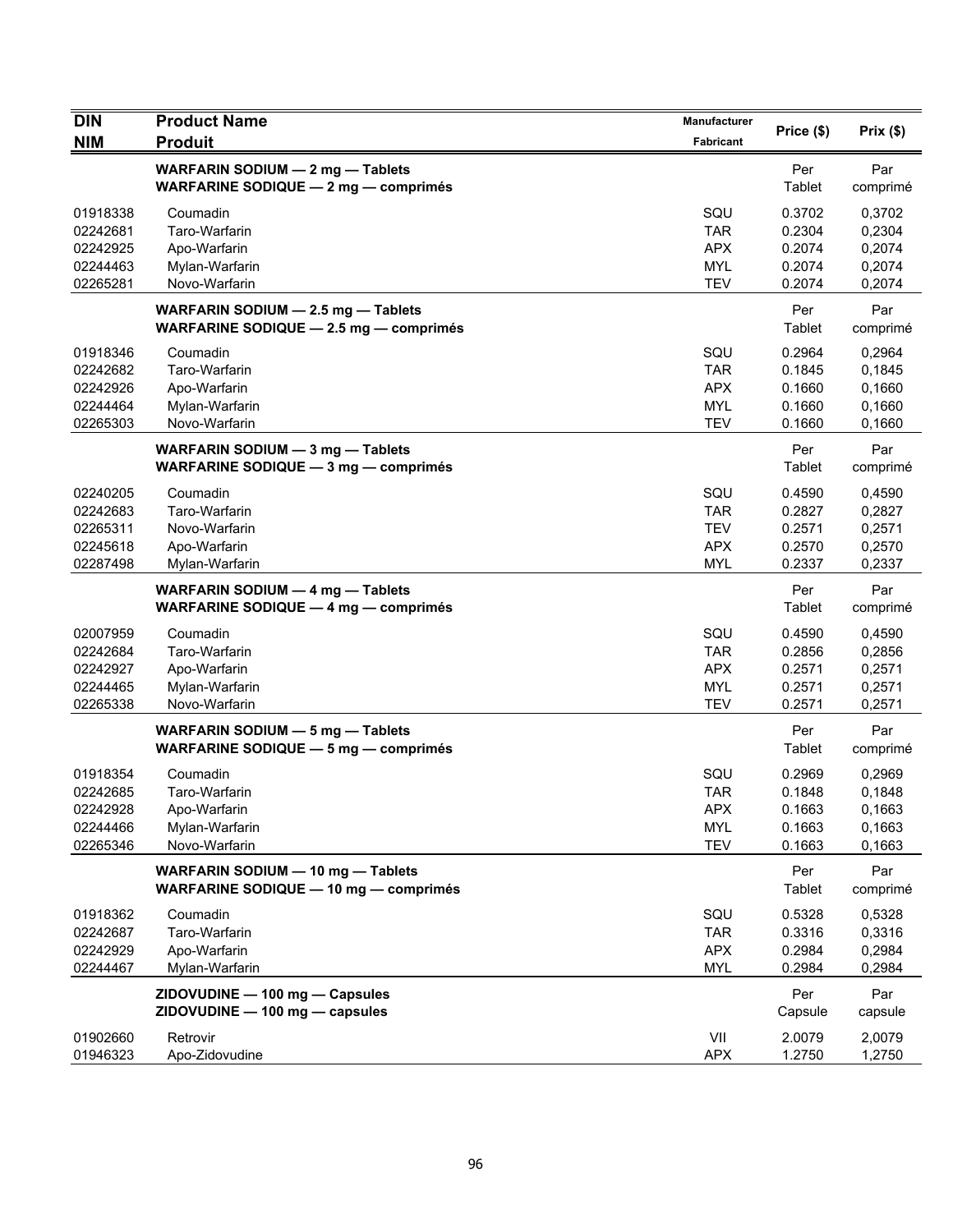| DIN<br>NIM | Product Name<br>Produit | Manufacturer<br>Fabricant | Price ($) | Prix ($) |
|---|---|---|---|---|
| | **WARFARIN SODIUM — 2 mg — Tablets**<br>**WARFARINE SODIQUE — 2 mg — comprimés** | | Per Tablet | Par comprimé |
| 01918338 | Coumadin | SQU | 0.3702 | 0,3702 |
| 02242681 | Taro-Warfarin | TAR | 0.2304 | 0,2304 |
| 02242925 | Apo-Warfarin | APX | 0.2074 | 0,2074 |
| 02244463 | Mylan-Warfarin | MYL | 0.2074 | 0,2074 |
| 02265281 | Novo-Warfarin | TEV | 0.2074 | 0,2074 |
| | **WARFARIN SODIUM — 2.5 mg — Tablets**<br>**WARFARINE SODIQUE — 2.5 mg — comprimés** | | Per Tablet | Par comprimé |
| 01918346 | Coumadin | SQU | 0.2964 | 0,2964 |
| 02242682 | Taro-Warfarin | TAR | 0.1845 | 0,1845 |
| 02242926 | Apo-Warfarin | APX | 0.1660 | 0,1660 |
| 02244464 | Mylan-Warfarin | MYL | 0.1660 | 0,1660 |
| 02265303 | Novo-Warfarin | TEV | 0.1660 | 0,1660 |
| | **WARFARIN SODIUM — 3 mg — Tablets**<br>**WARFARINE SODIQUE — 3 mg — comprimés** | | Per Tablet | Par comprimé |
| 02240205 | Coumadin | SQU | 0.4590 | 0,4590 |
| 02242683 | Taro-Warfarin | TAR | 0.2827 | 0,2827 |
| 02265311 | Novo-Warfarin | TEV | 0.2571 | 0,2571 |
| 02245618 | Apo-Warfarin | APX | 0.2570 | 0,2570 |
| 02287498 | Mylan-Warfarin | MYL | 0.2337 | 0,2337 |
| | **WARFARIN SODIUM — 4 mg — Tablets**<br>**WARFARINE SODIQUE — 4 mg — comprimés** | | Per Tablet | Par comprimé |
| 02007959 | Coumadin | SQU | 0.4590 | 0,4590 |
| 02242684 | Taro-Warfarin | TAR | 0.2856 | 0,2856 |
| 02242927 | Apo-Warfarin | APX | 0.2571 | 0,2571 |
| 02244465 | Mylan-Warfarin | MYL | 0.2571 | 0,2571 |
| 02265338 | Novo-Warfarin | TEV | 0.2571 | 0,2571 |
| | **WARFARIN SODIUM — 5 mg — Tablets**<br>**WARFARINE SODIQUE — 5 mg — comprimés** | | Per Tablet | Par comprimé |
| 01918354 | Coumadin | SQU | 0.2969 | 0,2969 |
| 02242685 | Taro-Warfarin | TAR | 0.1848 | 0,1848 |
| 02242928 | Apo-Warfarin | APX | 0.1663 | 0,1663 |
| 02244466 | Mylan-Warfarin | MYL | 0.1663 | 0,1663 |
| 02265346 | Novo-Warfarin | TEV | 0.1663 | 0,1663 |
| | **WARFARIN SODIUM — 10 mg — Tablets**<br>**WARFARINE SODIQUE — 10 mg — comprimés** | | Per Tablet | Par comprimé |
| 01918362 | Coumadin | SQU | 0.5328 | 0,5328 |
| 02242687 | Taro-Warfarin | TAR | 0.3316 | 0,3316 |
| 02242929 | Apo-Warfarin | APX | 0.2984 | 0,2984 |
| 02244467 | Mylan-Warfarin | MYL | 0.2984 | 0,2984 |
| | **ZIDOVUDINE — 100 mg — Capsules**<br>**ZIDOVUDINE — 100 mg — capsules** | | Per Capsule | Par capsule |
| 01902660 | Retrovir | VII | 2.0079 | 2,0079 |
| 01946323 | Apo-Zidovudine | APX | 1.2750 | 1,2750 |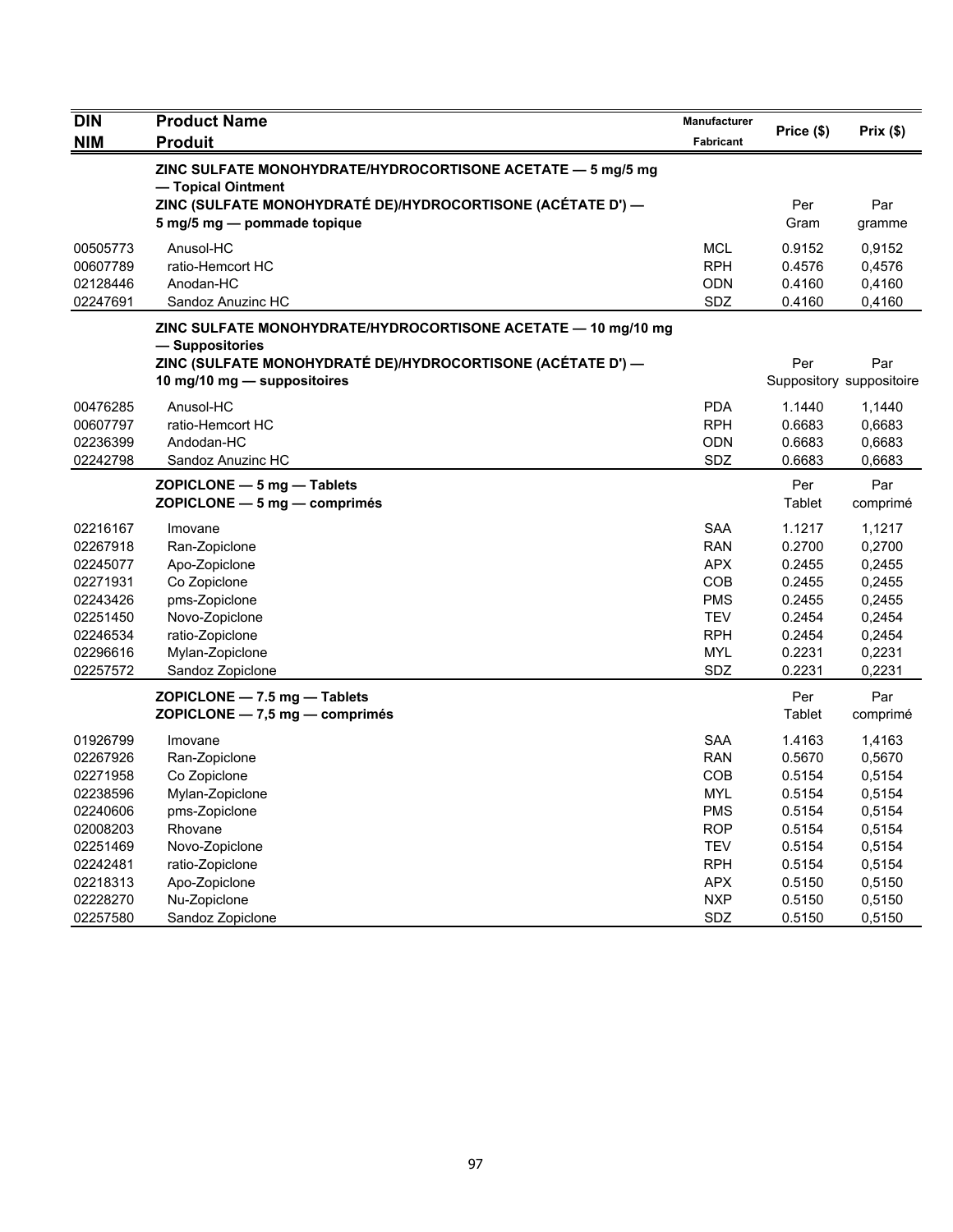| DIN<br>NIM | Product Name<br>Produit | Manufacturer<br>Fabricant | Price ($) | Prix ($) |
|---|---|---|---|---|
| | **ZINC SULFATE MONOHYDRATE/HYDROCORTISONE ACETATE — 5 mg/5 mg — Topical Ointment**<br>**ZINC (SULFATE MONOHYDRATÉ DE)/HYDROCORTISONE (ACÉTATE D') — 5 mg/5 mg — pommade topique** | | Per Gram | Par gramme |
| 00505773 | Anusol-HC | MCL | 0.9152 | 0,9152 |
| 00607789 | ratio-Hemcort HC | RPH | 0.4576 | 0,4576 |
| 02128446 | Anodan-HC | ODN | 0.4160 | 0,4160 |
| 02247691 | Sandoz Anuzinc HC | SDZ | 0.4160 | 0,4160 |
| | **ZINC SULFATE MONOHYDRATE/HYDROCORTISONE ACETATE — 10 mg/10 mg — Suppositories**<br>**ZINC (SULFATE MONOHYDRATÉ DE)/HYDROCORTISONE (ACÉTATE D') — 10 mg/10 mg — suppositoires** | | Per Suppository | Par suppositoire |
| 00476285 | Anusol-HC | PDA | 1.1440 | 1,1440 |
| 00607797 | ratio-Hemcort HC | RPH | 0.6683 | 0,6683 |
| 02236399 | Andodan-HC | ODN | 0.6683 | 0,6683 |
| 02242798 | Sandoz Anuzinc HC | SDZ | 0.6683 | 0,6683 |
| | **ZOPICLONE — 5 mg — Tablets**<br>**ZOPICLONE — 5 mg — comprimés** | | Per Tablet | Par comprimé |
| 02216167 | Imovane | SAA | 1.1217 | 1,1217 |
| 02267918 | Ran-Zopiclone | RAN | 0.2700 | 0,2700 |
| 02245077 | Apo-Zopiclone | APX | 0.2455 | 0,2455 |
| 02271931 | Co Zopiclone | COB | 0.2455 | 0,2455 |
| 02243426 | pms-Zopiclone | PMS | 0.2455 | 0,2455 |
| 02251450 | Novo-Zopiclone | TEV | 0.2454 | 0,2454 |
| 02246534 | ratio-Zopiclone | RPH | 0.2454 | 0,2454 |
| 02296616 | Mylan-Zopiclone | MYL | 0.2231 | 0,2231 |
| 02257572 | Sandoz Zopiclone | SDZ | 0.2231 | 0,2231 |
| | **ZOPICLONE — 7.5 mg — Tablets**<br>**ZOPICLONE — 7,5 mg — comprimés** | | Per Tablet | Par comprimé |
| 01926799 | Imovane | SAA | 1.4163 | 1,4163 |
| 02267926 | Ran-Zopiclone | RAN | 0.5670 | 0,5670 |
| 02271958 | Co Zopiclone | COB | 0.5154 | 0,5154 |
| 02238596 | Mylan-Zopiclone | MYL | 0.5154 | 0,5154 |
| 02240606 | pms-Zopiclone | PMS | 0.5154 | 0,5154 |
| 02008203 | Rhovane | ROP | 0.5154 | 0,5154 |
| 02251469 | Novo-Zopiclone | TEV | 0.5154 | 0,5154 |
| 02242481 | ratio-Zopiclone | RPH | 0.5154 | 0,5154 |
| 02218313 | Apo-Zopiclone | APX | 0.5150 | 0,5150 |
| 02228270 | Nu-Zopiclone | NXP | 0.5150 | 0,5150 |
| 02257580 | Sandoz Zopiclone | SDZ | 0.5150 | 0,5150 |